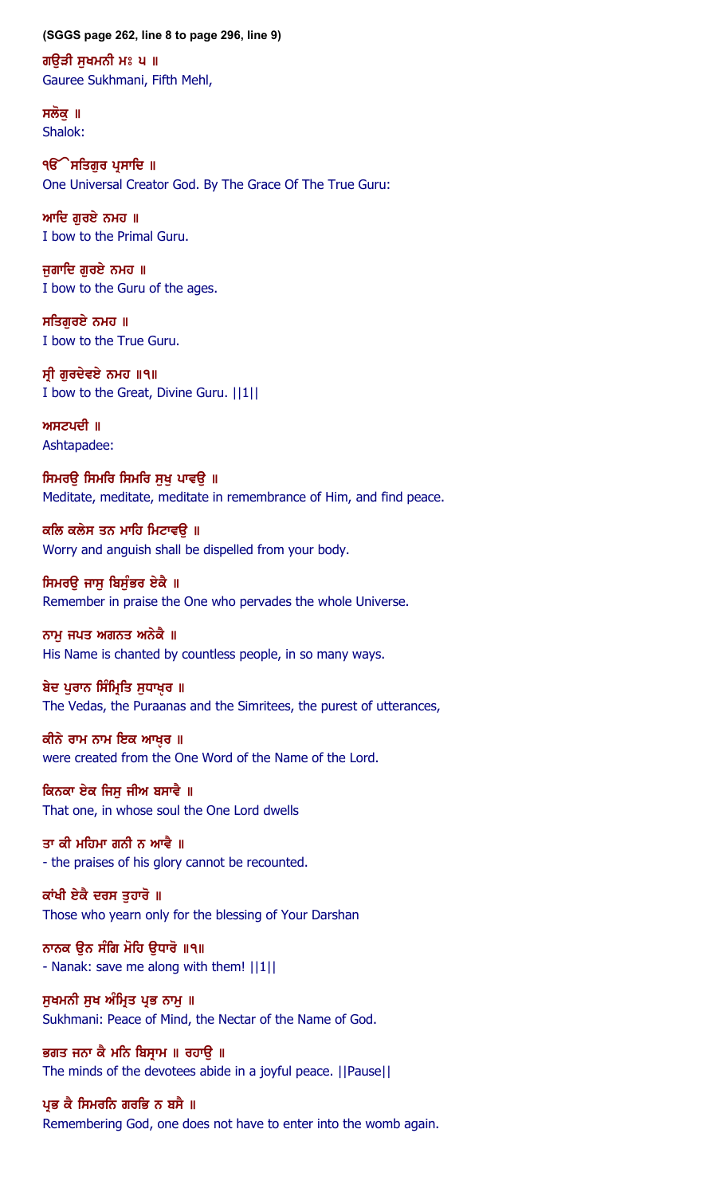**(SGGS page 262, line 8 to page 296, line 9)**

**ਗਉੜੀ ਸੁਖਮਨੀ ਮਃ ੫ ॥**
Gauree Sukhmani, Fifth Mehl,

**ਸਲੋਕੁ ॥**
Shalok:

**ੴ ਸਤਿਗੁਰ ਪ੍ਰਸਾਦਿ ॥**
One Universal Creator God. By The Grace Of The True Guru:

**ਆਦਿ ਗੁਰਏ ਨਮਹ ॥**
I bow to the Primal Guru.

**ਜੁਗਾਦਿ ਗੁਰਏ ਨਮਹ ॥**
I bow to the Guru of the ages.

**ਸਤਿਗੁਰਏ ਨਮਹ ॥**
I bow to the True Guru.

**ਸ੍ਰੀ ਗੁਰਦੇਵਏ ਨਮਹ ॥੧॥**
I bow to the Great, Divine Guru. ||1||

**ਅਸਟਪਦੀ ॥**
Ashtapadee:

**ਸਿਮਰਉ ਸਿਮਰਿ ਸਿਮਰਿ ਸੁਖੁ ਪਾਵਉ ॥**
Meditate, meditate, meditate in remembrance of Him, and find peace.

**ਕਲਿ ਕਲੇਸ ਤਨ ਮਾਹਿ ਮਿਟਾਵਉ ॥**
Worry and anguish shall be dispelled from your body.

**ਸਿਮਰਉ ਜਾਸੁ ਬਿਸੁੰਭਰ ਏਕੈ ॥**
Remember in praise the One who pervades the whole Universe.

**ਨਾਮੁ ਜਪਤ ਅਗਨਤ ਅਨੇਕੈ ॥**
His Name is chanted by countless people, in so many ways.

**ਬੇਦ ਪੁਰਾਨ ਸਿੰਮ੍ਰਿਤਿ ਸੁਧਾਖ੍ਹਰ ॥**
The Vedas, the Puraanas and the Simritees, the purest of utterances,

**ਕੀਨੇ ਰਾਮ ਨਾਮ ਇਕ ਆਖ੍ਹਰ ॥**
were created from the One Word of the Name of the Lord.

**ਕਿਨਕਾ ਏਕ ਜਿਸੁ ਜੀਅ ਬਸਾਵੈ ॥**
That one, in whose soul the One Lord dwells

**ਤਾ ਕੀ ਮਹਿਮਾ ਗਨੀ ਨ ਆਵੈ ॥**
- the praises of his glory cannot be recounted.

**ਕਾਂਖੀ ਏਕੈ ਦਰਸ ਤੁਹਾਰੋ ॥**
Those who yearn only for the blessing of Your Darshan

**ਨਾਨਕ ਉਨ ਸੰਗਿ ਮੋਹਿ ਉਧਾਰੋ ॥੧॥**
- Nanak: save me along with them! ||1||

**ਸੁਖਮਨੀ ਸੁਖ ਅੰਮ੍ਰਿਤ ਪ੍ਰਭ ਨਾਮੁ ॥**
Sukhmani: Peace of Mind, the Nectar of the Name of God.

**ਭਗਤ ਜਨਾ ਕੈ ਮਨਿ ਬਿਸ੍ਰਾਮ ॥ ਰਹਾਉ ॥**
The minds of the devotees abide in a joyful peace. ||Pause||

**ਪ੍ਰਭ ਕੈ ਸਿਮਰਨਿ ਗਰਭਿ ਨ ਬਸੈ ॥**
Remembering God, one does not have to enter into the womb again.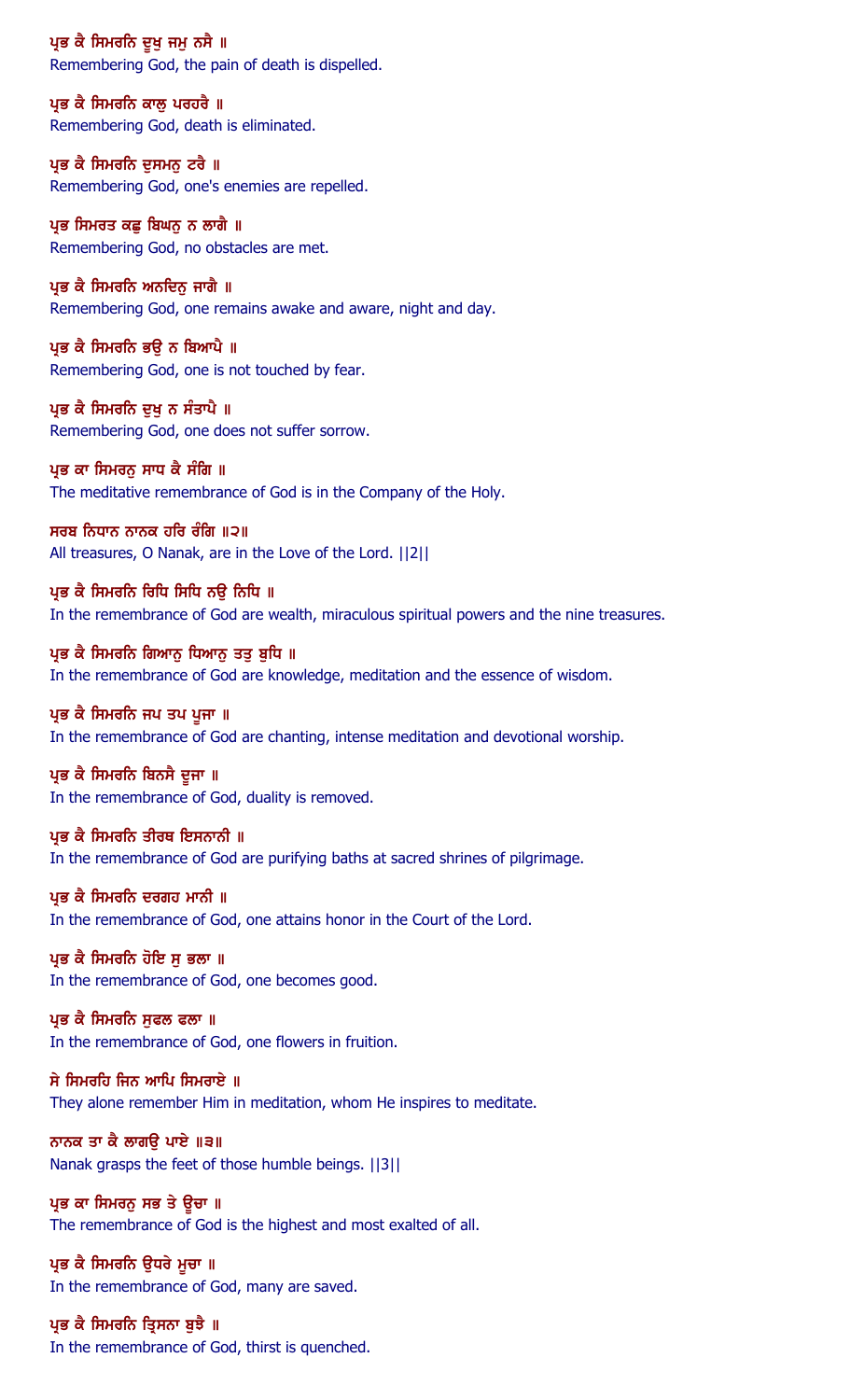ਪ੍ਰਭ ਕੈ ਸਿਮਰਨਿ ਦੂਖੁ ਜਮੁ ਨਸੈ ॥
Remembering God, the pain of death is dispelled.

ਪ੍ਰਭ ਕੈ ਸਿਮਰਨਿ ਕਾਲੁ ਪਰਹਰੈ ॥
Remembering God, death is eliminated.

ਪ੍ਰਭ ਕੈ ਸਿਮਰਨਿ ਦੁਸਮਨੁ ਟਰੈ ॥
Remembering God, one's enemies are repelled.

ਪ੍ਰਭ ਸਿਮਰਤ ਕਛੁ ਬਿਘਨੁ ਨ ਲਾਗੈ ॥
Remembering God, no obstacles are met.

ਪ੍ਰਭ ਕੈ ਸਿਮਰਨਿ ਅਨਦਿਨੁ ਜਾਗੈ ॥
Remembering God, one remains awake and aware, night and day.

ਪ੍ਰਭ ਕੈ ਸਿਮਰਨਿ ਭਉ ਨ ਬਿਆਪੈ ॥
Remembering God, one is not touched by fear.

ਪ੍ਰਭ ਕੈ ਸਿਮਰਨਿ ਦੁਖੁ ਨ ਸੰਤਾਪੈ ॥
Remembering God, one does not suffer sorrow.

ਪ੍ਰਭ ਕਾ ਸਿਮਰਨੁ ਸਾਧ ਕੈ ਸੰਗਿ ॥
The meditative remembrance of God is in the Company of the Holy.

ਸਰਬ ਨਿਧਾਨ ਨਾਨਕ ਹਰਿ ਰੰਗਿ ॥੨॥
All treasures, O Nanak, are in the Love of the Lord. ||2||

ਪ੍ਰਭ ਕੈ ਸਿਮਰਨਿ ਰਿਧਿ ਸਿਧਿ ਨਉ ਨਿਧਿ ॥
In the remembrance of God are wealth, miraculous spiritual powers and the nine treasures.

ਪ੍ਰਭ ਕੈ ਸਿਮਰਨਿ ਗਿਆਨੁ ਧਿਆਨੁ ਤਤੁ ਬੁਧਿ ॥
In the remembrance of God are knowledge, meditation and the essence of wisdom.

ਪ੍ਰਭ ਕੈ ਸਿਮਰਨਿ ਜਪ ਤਪ ਪੂਜਾ ॥
In the remembrance of God are chanting, intense meditation and devotional worship.

ਪ੍ਰਭ ਕੈ ਸਿਮਰਨਿ ਬਿਨਸੈ ਦੂਜਾ ॥
In the remembrance of God, duality is removed.

ਪ੍ਰਭ ਕੈ ਸਿਮਰਨਿ ਤੀਰਥ ਇਸਨਾਨੀ ॥
In the remembrance of God are purifying baths at sacred shrines of pilgrimage.

ਪ੍ਰਭ ਕੈ ਸਿਮਰਨਿ ਦਰਗਹ ਮਾਨੀ ॥
In the remembrance of God, one attains honor in the Court of the Lord.

ਪ੍ਰਭ ਕੈ ਸਿਮਰਨਿ ਹੋਇ ਸੁ ਭਲਾ ॥
In the remembrance of God, one becomes good.

ਪ੍ਰਭ ਕੈ ਸਿਮਰਨਿ ਸੁਫਲ ਫਲਾ ॥
In the remembrance of God, one flowers in fruition.

ਸੇ ਸਿਮਰਹਿ ਜਿਨ ਆਪਿ ਸਿਮਰਾਏ ॥
They alone remember Him in meditation, whom He inspires to meditate.

ਨਾਨਕ ਤਾ ਕੈ ਲਾਗਉ ਪਾਏ ॥੩॥
Nanak grasps the feet of those humble beings. ||3||

ਪ੍ਰਭ ਕਾ ਸਿਮਰਨੁ ਸਭ ਤੇ ਊਚਾ ॥
The remembrance of God is the highest and most exalted of all.

ਪ੍ਰਭ ਕੈ ਸਿਮਰਨਿ ਉਧਰੇ ਮੂਚਾ ॥
In the remembrance of God, many are saved.

ਪ੍ਰਭ ਕੈ ਸਿਮਰਨਿ ਤ੍ਰਿਸਨਾ ਬੁਝੈ ॥
In the remembrance of God, thirst is quenched.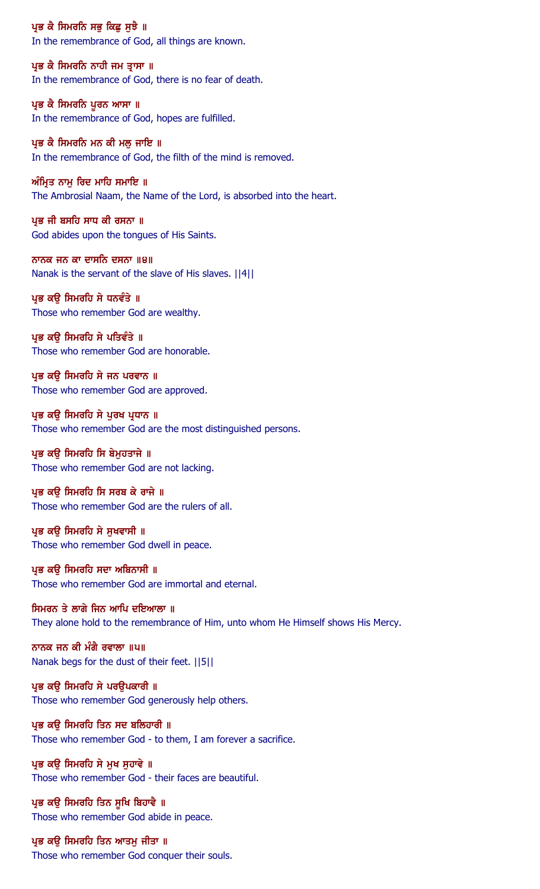ਪ੍ਰਭ ਕੈ ਸਿਮਰਨਿ ਸਭੁ ਕਿਛੁ ਸੁਝੈ ॥
In the remembrance of God, all things are known.

ਪ੍ਰਭ ਕੈ ਸਿਮਰਨਿ ਨਾਹੀ ਜਮ ਤ੍ਰਾਸਾ ॥
In the remembrance of God, there is no fear of death.

ਪ੍ਰਭ ਕੈ ਸਿਮਰਨਿ ਪੂਰਨ ਆਸਾ ॥
In the remembrance of God, hopes are fulfilled.

ਪ੍ਰਭ ਕੈ ਸਿਮਰਨਿ ਮਨ ਕੀ ਮਲੁ ਜਾਇ ॥
In the remembrance of God, the filth of the mind is removed.

ਅੰਮ੍ਰਿਤ ਨਾਮੁ ਰਿਦ ਮਾਹਿ ਸਮਾਇ ॥
The Ambrosial Naam, the Name of the Lord, is absorbed into the heart.

ਪ੍ਰਭ ਜੀ ਬਸਹਿ ਸਾਧ ਕੀ ਰਸਨਾ ॥
God abides upon the tongues of His Saints.

ਨਾਨਕ ਜਨ ਕਾ ਦਾਸਨਿ ਦਸਨਾ ॥੪॥
Nanak is the servant of the slave of His slaves. ||4||

ਪ੍ਰਭ ਕਉ ਸਿਮਰਹਿ ਸੇ ਧਨਵੰਤੇ ॥
Those who remember God are wealthy.

ਪ੍ਰਭ ਕਉ ਸਿਮਰਹਿ ਸੇ ਪਤਿਵੰਤੇ ॥
Those who remember God are honorable.

ਪ੍ਰਭ ਕਉ ਸਿਮਰਹਿ ਸੇ ਜਨ ਪਰਵਾਨ ॥
Those who remember God are approved.

ਪ੍ਰਭ ਕਉ ਸਿਮਰਹਿ ਸੇ ਪੁਰਖ ਪ੍ਰਧਾਨ ॥
Those who remember God are the most distinguished persons.

ਪ੍ਰਭ ਕਉ ਸਿਮਰਹਿ ਸਿ ਬੇਮੁਹਤਾਜੇ ॥
Those who remember God are not lacking.

ਪ੍ਰਭ ਕਉ ਸਿਮਰਹਿ ਸਿ ਸਰਬ ਕੇ ਰਾਜੇ ॥
Those who remember God are the rulers of all.

ਪ੍ਰਭ ਕਉ ਸਿਮਰਹਿ ਸੇ ਸੁਖਵਾਸੀ ॥
Those who remember God dwell in peace.

ਪ੍ਰਭ ਕਉ ਸਿਮਰਹਿ ਸਦਾ ਅਬਿਨਾਸੀ ॥
Those who remember God are immortal and eternal.

ਸਿਮਰਨ ਤੇ ਲਾਗੇ ਜਿਨ ਆਪਿ ਦਇਆਲਾ ॥
They alone hold to the remembrance of Him, unto whom He Himself shows His Mercy.

ਨਾਨਕ ਜਨ ਕੀ ਮੰਗੈ ਰਵਾਲਾ ॥੫॥
Nanak begs for the dust of their feet. ||5||

ਪ੍ਰਭ ਕਉ ਸਿਮਰਹਿ ਸੇ ਪਰਉਪਕਾਰੀ ॥
Those who remember God generously help others.

ਪ੍ਰਭ ਕਉ ਸਿਮਰਹਿ ਤਿਨ ਸਦ ਬਲਿਹਾਰੀ ॥
Those who remember God - to them, I am forever a sacrifice.

ਪ੍ਰਭ ਕਉ ਸਿਮਰਹਿ ਸੇ ਮੁਖ ਸੁਹਾਵੇ ॥
Those who remember God - their faces are beautiful.

ਪ੍ਰਭ ਕਉ ਸਿਮਰਹਿ ਤਿਨ ਸੂਖਿ ਬਿਹਾਵੈ ॥
Those who remember God abide in peace.

ਪ੍ਰਭ ਕਉ ਸਿਮਰਹਿ ਤਿਨ ਆਤਮੁ ਜੀਤਾ ॥
Those who remember God conquer their souls.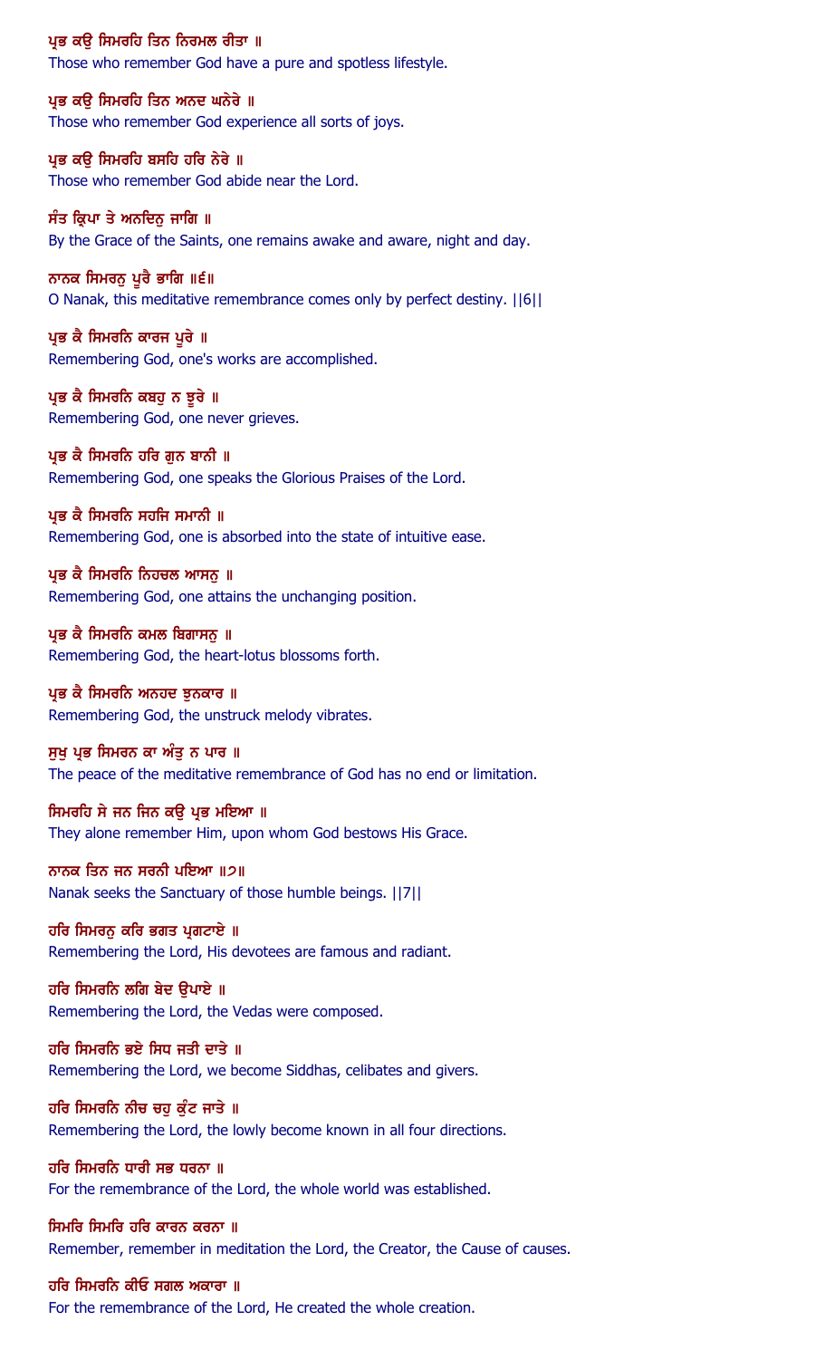ਪ੍ਰਭ ਕਉ ਸਿਮਰਹਿ ਤਿਨ ਨਿਰਮਲ ਰੀਤਾ ॥
Those who remember God have a pure and spotless lifestyle.

ਪ੍ਰਭ ਕਉ ਸਿਮਰਹਿ ਤਿਨ ਅਨਦ ਘਨੇਰੇ ॥
Those who remember God experience all sorts of joys.

ਪ੍ਰਭ ਕਉ ਸਿਮਰਹਿ ਬਸਹਿ ਹਰਿ ਨੇਰੇ ॥
Those who remember God abide near the Lord.

ਸੰਤ ਕ੍ਰਿਪਾ ਤੇ ਅਨਦਿਨੁ ਜਾਗਿ ॥
By the Grace of the Saints, one remains awake and aware, night and day.

ਨਾਨਕ ਸਿਮਰਨੁ ਪੂਰੈ ਭਾਗਿ ॥੬॥
O Nanak, this meditative remembrance comes only by perfect destiny. ||6||

ਪ੍ਰਭ ਕੈ ਸਿਮਰਨਿ ਕਾਰਜ ਪੂਰੇ ॥
Remembering God, one's works are accomplished.

ਪ੍ਰਭ ਕੈ ਸਿਮਰਨਿ ਕਬਹੁ ਨ ਝੂਰੇ ॥
Remembering God, one never grieves.

ਪ੍ਰਭ ਕੈ ਸਿਮਰਨਿ ਹਰਿ ਗੁਨ ਬਾਨੀ ॥
Remembering God, one speaks the Glorious Praises of the Lord.

ਪ੍ਰਭ ਕੈ ਸਿਮਰਨਿ ਸਹਜਿ ਸਮਾਨੀ ॥
Remembering God, one is absorbed into the state of intuitive ease.

ਪ੍ਰਭ ਕੈ ਸਿਮਰਨਿ ਨਿਹਚਲ ਆਸਨੁ ॥
Remembering God, one attains the unchanging position.

ਪ੍ਰਭ ਕੈ ਸਿਮਰਨਿ ਕਮਲ ਬਿਗਾਸਨੁ ॥
Remembering God, the heart-lotus blossoms forth.

ਪ੍ਰਭ ਕੈ ਸਿਮਰਨਿ ਅਨਹਦ ਝੁਨਕਾਰ ॥
Remembering God, the unstruck melody vibrates.

ਸੁਖੁ ਪ੍ਰਭ ਸਿਮਰਨ ਕਾ ਅੰਤੁ ਨ ਪਾਰ ॥
The peace of the meditative remembrance of God has no end or limitation.

ਸਿਮਰਹਿ ਸੇ ਜਨ ਜਿਨ ਕਉ ਪ੍ਰਭ ਮਇਆ ॥
They alone remember Him, upon whom God bestows His Grace.

ਨਾਨਕ ਤਿਨ ਜਨ ਸਰਨੀ ਪਇਆ ॥੭॥
Nanak seeks the Sanctuary of those humble beings. ||7||

ਹਰਿ ਸਿਮਰਨੁ ਕਰਿ ਭਗਤ ਪ੍ਰਗਟਾਏ ॥
Remembering the Lord, His devotees are famous and radiant.

ਹਰਿ ਸਿਮਰਨਿ ਲਗਿ ਬੇਦ ਉਪਾਏ ॥
Remembering the Lord, the Vedas were composed.

ਹਰਿ ਸਿਮਰਨਿ ਭਏ ਸਿਧ ਜਤੀ ਦਾਤੇ ॥
Remembering the Lord, we become Siddhas, celibates and givers.

ਹਰਿ ਸਿਮਰਨਿ ਨੀਚ ਚਹੁ ਕੁੰਟ ਜਾਤੇ ॥
Remembering the Lord, the lowly become known in all four directions.

ਹਰਿ ਸਿਮਰਨਿ ਧਾਰੀ ਸਭ ਧਰਨਾ ॥
For the remembrance of the Lord, the whole world was established.

ਸਿਮਰਿ ਸਿਮਰਿ ਹਰਿ ਕਾਰਨ ਕਰਨਾ ॥
Remember, remember in meditation the Lord, the Creator, the Cause of causes.

ਹਰਿ ਸਿਮਰਨਿ ਕੀਓ ਸਗਲ ਅਕਾਰਾ ॥
For the remembrance of the Lord, He created the whole creation.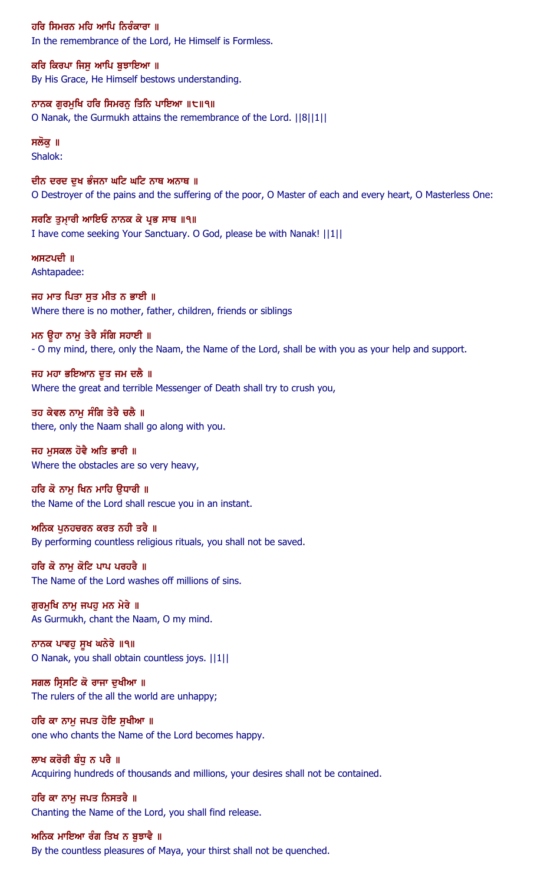ਹਰਿ ਸਿਮਰਨ ਮਹਿ ਆਪਿ ਨਿਰੰਕਾਰਾ ॥
In the remembrance of the Lord, He Himself is Formless.

ਕਰਿ ਕਿਰਪਾ ਜਿਸੁ ਆਪਿ ਬੁਝਾਇਆ ॥
By His Grace, He Himself bestows understanding.

ਨਾਨਕ ਗੁਰਮੁਖਿ ਹਰਿ ਸਿਮਰਨੁ ਤਿਨਿ ਪਾਇਆ ॥੮॥੧॥
O Nanak, the Gurmukh attains the remembrance of the Lord. ||8||1||

ਸਲੋਕੁ ॥
Shalok:

ਦੀਨ ਦਰਦ ਦੁਖ ਭੰਜਨਾ ਘਟਿ ਘਟਿ ਨਾਥ ਅਨਾਥ ॥
O Destroyer of the pains and the suffering of the poor, O Master of each and every heart, O Masterless One:

ਸਰਣਿ ਤੁਮ੍ਾਰੀ ਆਇਓ ਨਾਨਕ ਕੇ ਪ੍ਰਭ ਸਾਥ ॥੧॥
I have come seeking Your Sanctuary. O God, please be with Nanak! ||1||

ਅਸਟਪਦੀ ॥
Ashtapadee:

ਜਹ ਮਾਤ ਪਿਤਾ ਸੁਤ ਮੀਤ ਨ ਭਾਈ ॥
Where there is no mother, father, children, friends or siblings

ਮਨ ਊਹਾ ਨਾਮੁ ਤੇਰੈ ਸੰਗਿ ਸਹਾਈ ॥
- O my mind, there, only the Naam, the Name of the Lord, shall be with you as your help and support.

ਜਹ ਮਹਾ ਭਇਆਨ ਦੂਤ ਜਮ ਦਲੈ ॥
Where the great and terrible Messenger of Death shall try to crush you,

ਤਹ ਕੇਵਲ ਨਾਮੁ ਸੰਗਿ ਤੇਰੈ ਚਲੈ ॥
there, only the Naam shall go along with you.

ਜਹ ਮੁਸਕਲ ਹੋਵੈ ਅਤਿ ਭਾਰੀ ॥
Where the obstacles are so very heavy,

ਹਰਿ ਕੋ ਨਾਮੁ ਖਿਨ ਮਾਹਿ ਉਧਾਰੀ ॥
the Name of the Lord shall rescue you in an instant.

ਅਨਿਕ ਪੁਨਹਚਰਨ ਕਰਤ ਨਹੀ ਤਰੈ ॥
By performing countless religious rituals, you shall not be saved.

ਹਰਿ ਕੋ ਨਾਮੁ ਕੋਟਿ ਪਾਪ ਪਰਹਰੈ ॥
The Name of the Lord washes off millions of sins.

ਗੁਰਮੁਖਿ ਨਾਮੁ ਜਪਹੁ ਮਨ ਮੇਰੇ ॥
As Gurmukh, chant the Naam, O my mind.

ਨਾਨਕ ਪਾਵਹੁ ਸੂਖ ਘਨੇਰੇ ॥੧॥
O Nanak, you shall obtain countless joys. ||1||

ਸਗਲ ਸ੍ਰਿਸਟਿ ਕੋ ਰਾਜਾ ਦੁਖੀਆ ॥
The rulers of the all the world are unhappy;

ਹਰਿ ਕਾ ਨਾਮੁ ਜਪਤ ਹੋਇ ਸੁਖੀਆ ॥
one who chants the Name of the Lord becomes happy.

ਲਾਖ ਕਰੋਰੀ ਬੰਧੁ ਨ ਪਰੈ ॥
Acquiring hundreds of thousands and millions, your desires shall not be contained.

ਹਰਿ ਕਾ ਨਾਮੁ ਜਪਤ ਨਿਸਤਰੈ ॥
Chanting the Name of the Lord, you shall find release.

ਅਨਿਕ ਮਾਇਆ ਰੰਗ ਤਿਖ ਨ ਬੁਝਾਵੈ ॥
By the countless pleasures of Maya, your thirst shall not be quenched.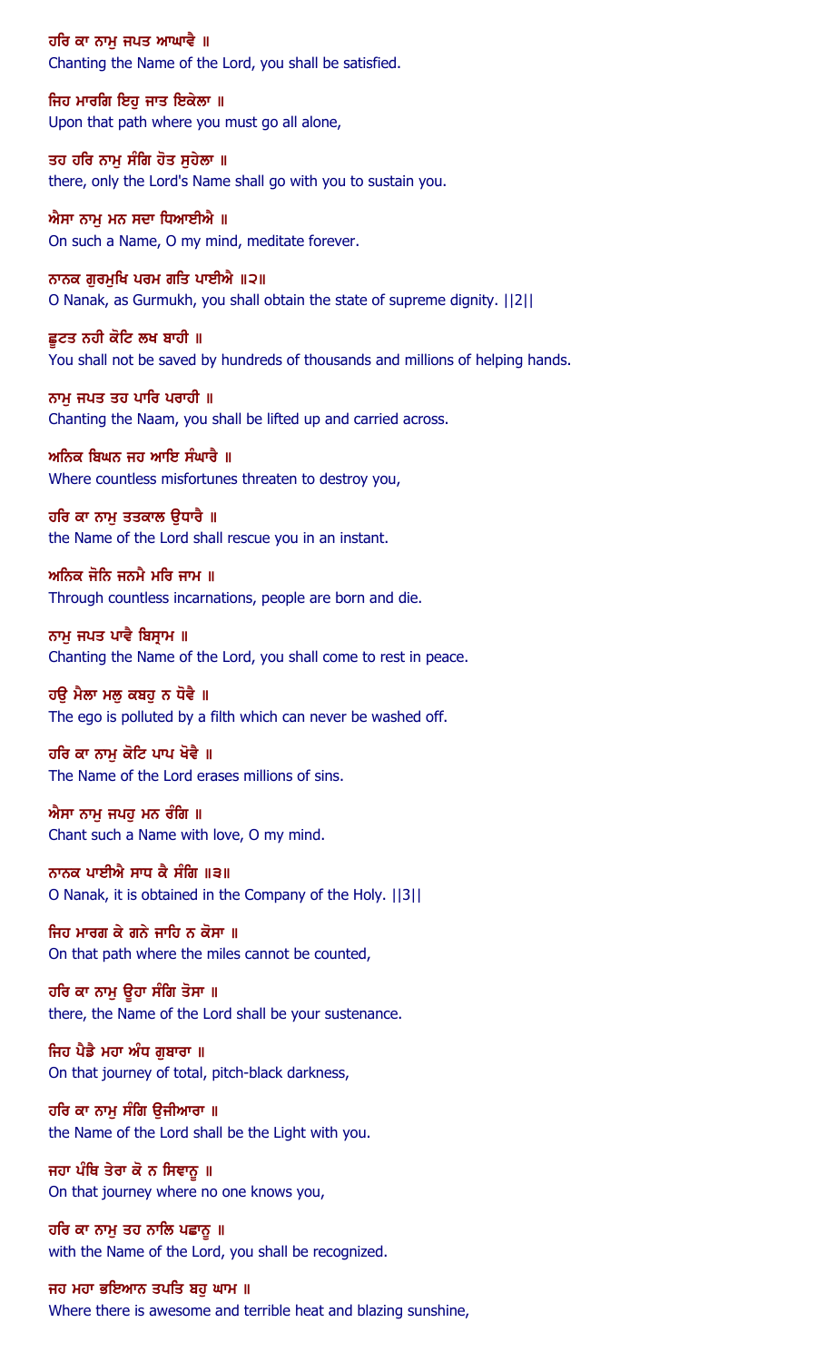ਹਰਿ ਕਾ ਨਾਮੁ ਜਪਤ ਆਘਾਵੈ ॥
Chanting the Name of the Lord, you shall be satisfied.

ਜਿਹ ਮਾਰਗਿ ਇਹੁ ਜਾਤ ਇਕੇਲਾ ॥
Upon that path where you must go all alone,

ਤਹ ਹਰਿ ਨਾਮੁ ਸੰਗਿ ਹੋਤ ਸੁਹੇਲਾ ॥
there, only the Lord's Name shall go with you to sustain you.

ਐਸਾ ਨਾਮੁ ਮਨ ਸਦਾ ਧਿਆਈਐ ॥
On such a Name, O my mind, meditate forever.

ਨਾਨਕ ਗੁਰਮੁਖਿ ਪਰਮ ਗਤਿ ਪਾਈਐ ॥੨॥
O Nanak, as Gurmukh, you shall obtain the state of supreme dignity. ||2||

ਛੂਟਤ ਨਹੀ ਕੋਟਿ ਲਖ ਬਾਹੀ ॥
You shall not be saved by hundreds of thousands and millions of helping hands.

ਨਾਮੁ ਜਪਤ ਤਹ ਪਾਰਿ ਪਰਾਹੀ ॥
Chanting the Naam, you shall be lifted up and carried across.

ਅਨਿਕ ਬਿਘਨ ਜਹ ਆਇ ਸੰਘਾਰੈ ॥
Where countless misfortunes threaten to destroy you,

ਹਰਿ ਕਾ ਨਾਮੁ ਤਤਕਾਲ ਉਧਾਰੈ ॥
the Name of the Lord shall rescue you in an instant.

ਅਨਿਕ ਜੋਨਿ ਜਨਮੈ ਮਰਿ ਜਾਮ ॥
Through countless incarnations, people are born and die.

ਨਾਮੁ ਜਪਤ ਪਾਵੈ ਬਿਸ੍ਰਾਮ ॥
Chanting the Name of the Lord, you shall come to rest in peace.

ਹਉ ਮੈਲਾ ਮਲੁ ਕਬਹੁ ਨ ਧੋਵੈ ॥
The ego is polluted by a filth which can never be washed off.

ਹਰਿ ਕਾ ਨਾਮੁ ਕੋਟਿ ਪਾਪ ਖੋਵੈ ॥
The Name of the Lord erases millions of sins.

ਐਸਾ ਨਾਮੁ ਜਪਹੁ ਮਨ ਰੰਗਿ ॥
Chant such a Name with love, O my mind.

ਨਾਨਕ ਪਾਈਐ ਸਾਧ ਕੈ ਸੰਗਿ ॥੩॥
O Nanak, it is obtained in the Company of the Holy. ||3||

ਜਿਹ ਮਾਰਗ ਕੇ ਗਨੇ ਜਾਹਿ ਨ ਕੋਸਾ ॥
On that path where the miles cannot be counted,

ਹਰਿ ਕਾ ਨਾਮੁ ਊਹਾ ਸੰਗਿ ਤੋਸਾ ॥
there, the Name of the Lord shall be your sustenance.

ਜਿਹ ਪੈਡੈ ਮਹਾ ਅੰਧ ਗੁਬਾਰਾ ॥
On that journey of total, pitch-black darkness,

ਹਰਿ ਕਾ ਨਾਮੁ ਸੰਗਿ ਉਜੀਆਰਾ ॥
the Name of the Lord shall be the Light with you.

ਜਹਾ ਪੰਥਿ ਤੇਰਾ ਕੋ ਨ ਸਿਞਾਨੂ ॥
On that journey where no one knows you,

ਹਰਿ ਕਾ ਨਾਮੁ ਤਹ ਨਾਲਿ ਪਛਾਨੂ ॥
with the Name of the Lord, you shall be recognized.

ਜਹ ਮਹਾ ਭਇਆਨ ਤਪਤਿ ਬਹੁ ਘਾਮ ॥
Where there is awesome and terrible heat and blazing sunshine,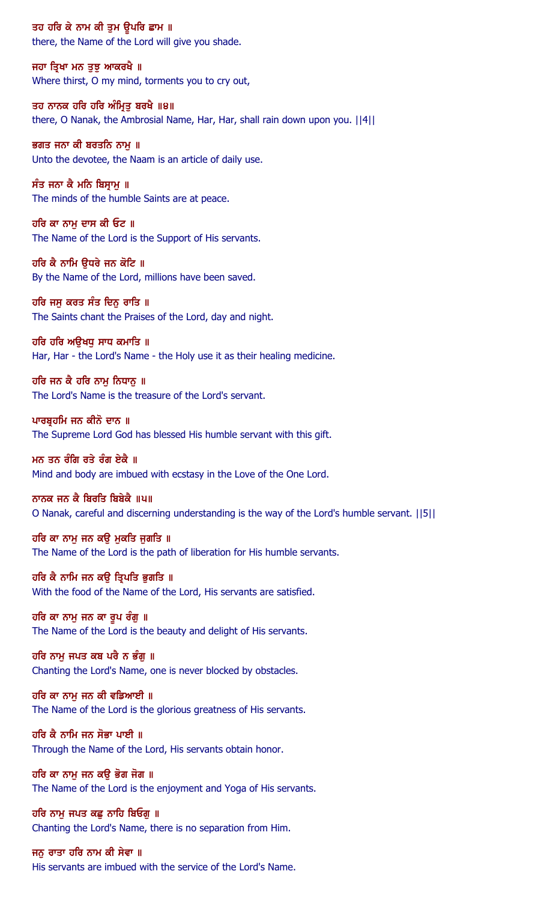ਤਹ ਹਰਿ ਕੇ ਨਾਮ ਕੀ ਤੁਮ ਊਪਰਿ ਛਾਮ ॥
there, the Name of the Lord will give you shade.

ਜਹਾ ਤ੍ਰਿਖਾ ਮਨ ਤੁਝੁ ਆਕਰਖੈ ॥
Where thirst, O my mind, torments you to cry out,

ਤਹ ਨਾਨਕ ਹਰਿ ਹਰਿ ਅੰਮ੍ਰਿਤੁ ਬਰਖੈ ॥੪॥
there, O Nanak, the Ambrosial Name, Har, Har, shall rain down upon you. ||4||

ਭਗਤ ਜਨਾ ਕੀ ਬਰਤਨਿ ਨਾਮੁ ॥
Unto the devotee, the Naam is an article of daily use.

ਸੰਤ ਜਨਾ ਕੈ ਮਨਿ ਬਿਸ੍ਰਾਮੁ ॥
The minds of the humble Saints are at peace.

ਹਰਿ ਕਾ ਨਾਮੁ ਦਾਸ ਕੀ ਓਟ ॥
The Name of the Lord is the Support of His servants.

ਹਰਿ ਕੈ ਨਾਮਿ ਉਧਰੇ ਜਨ ਕੋਟਿ ॥
By the Name of the Lord, millions have been saved.

ਹਰਿ ਜਸੁ ਕਰਤ ਸੰਤ ਦਿਨੁ ਰਾਤਿ ॥
The Saints chant the Praises of the Lord, day and night.

ਹਰਿ ਹਰਿ ਅਉਖਧੁ ਸਾਧ ਕਮਾਤਿ ॥
Har, Har - the Lord's Name - the Holy use it as their healing medicine.

ਹਰਿ ਜਨ ਕੈ ਹਰਿ ਨਾਮੁ ਨਿਧਾਨੁ ॥
The Lord's Name is the treasure of the Lord's servant.

ਪਾਰਬ੍ਰਹਮਿ ਜਨ ਕੀਨੋ ਦਾਨ ॥
The Supreme Lord God has blessed His humble servant with this gift.

ਮਨ ਤਨ ਰੰਗਿ ਰਤੇ ਰੰਗ ਏਕੈ ॥
Mind and body are imbued with ecstasy in the Love of the One Lord.

ਨਾਨਕ ਜਨ ਕੈ ਬਿਰਤਿ ਬਿਬੇਕੈ ॥੫॥
O Nanak, careful and discerning understanding is the way of the Lord's humble servant. ||5||

ਹਰਿ ਕਾ ਨਾਮੁ ਜਨ ਕਉ ਮੁਕਤਿ ਜੁਗਤਿ ॥
The Name of the Lord is the path of liberation for His humble servants.

ਹਰਿ ਕੈ ਨਾਮਿ ਜਨ ਕਉ ਤ੍ਰਿਪਤਿ ਭੁਗਤਿ ॥
With the food of the Name of the Lord, His servants are satisfied.

ਹਰਿ ਕਾ ਨਾਮੁ ਜਨ ਕਾ ਰੂਪ ਰੰਗੁ ॥
The Name of the Lord is the beauty and delight of His servants.

ਹਰਿ ਨਾਮੁ ਜਪਤ ਕਬ ਪਰੈ ਨ ਭੰਗੁ ॥
Chanting the Lord's Name, one is never blocked by obstacles.

ਹਰਿ ਕਾ ਨਾਮੁ ਜਨ ਕੀ ਵਡਿਆਈ ॥
The Name of the Lord is the glorious greatness of His servants.

ਹਰਿ ਕੈ ਨਾਮਿ ਜਨ ਸੋਭਾ ਪਾਈ ॥
Through the Name of the Lord, His servants obtain honor.

ਹਰਿ ਕਾ ਨਾਮੁ ਜਨ ਕਉ ਭੋਗ ਜੋਗ ॥
The Name of the Lord is the enjoyment and Yoga of His servants.

ਹਰਿ ਨਾਮੁ ਜਪਤ ਕਛੁ ਨਾਹਿ ਬਿਓਗੁ ॥
Chanting the Lord's Name, there is no separation from Him.

ਜਨੁ ਰਾਤਾ ਹਰਿ ਨਾਮ ਕੀ ਸੇਵਾ ॥
His servants are imbued with the service of the Lord's Name.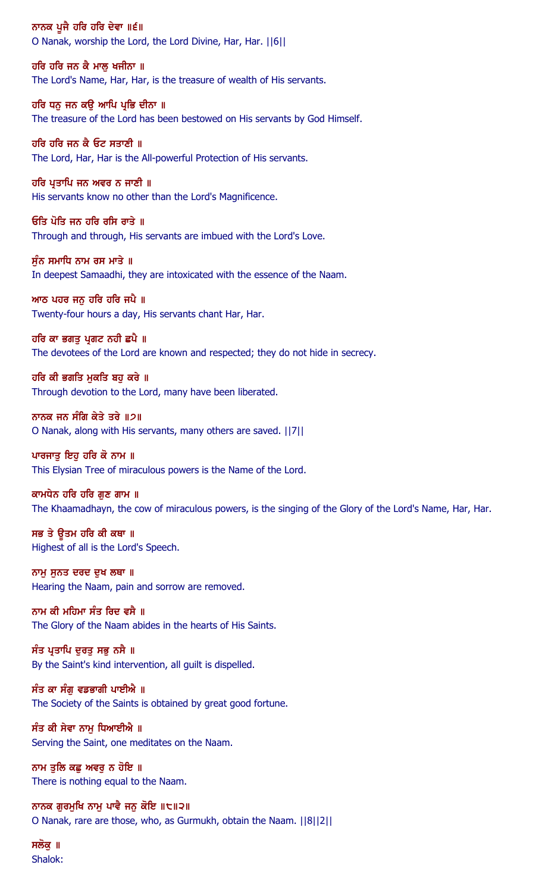ਨਾਨਕ ਪੂਜੈ ਹਰਿ ਹਰਿ ਦੇਵਾ ॥੬॥
O Nanak, worship the Lord, the Lord Divine, Har, Har. ||6||

ਹਰਿ ਹਰਿ ਜਨ ਕੈ ਮਾਲੁ ਖਜੀਨਾ ॥
The Lord's Name, Har, Har, is the treasure of wealth of His servants.

ਹਰਿ ਧਨੁ ਜਨ ਕਉ ਆਪਿ ਪ੍ਰਭਿ ਦੀਨਾ ॥
The treasure of the Lord has been bestowed on His servants by God Himself.

ਹਰਿ ਹਰਿ ਜਨ ਕੈ ਓਟ ਸਤਾਣੀ ॥
The Lord, Har, Har is the All-powerful Protection of His servants.

ਹਰਿ ਪ੍ਰਤਾਪਿ ਜਨ ਅਵਰ ਨ ਜਾਣੀ ॥
His servants know no other than the Lord's Magnificence.

ਓਤਿ ਪੋਤਿ ਜਨ ਹਰਿ ਰਸਿ ਰਾਤੇ ॥
Through and through, His servants are imbued with the Lord's Love.

ਸੁੰਨ ਸਮਾਧਿ ਨਾਮ ਰਸ ਮਾਤੇ ॥
In deepest Samaadhi, they are intoxicated with the essence of the Naam.

ਆਠ ਪਹਰ ਜਨੁ ਹਰਿ ਹਰਿ ਜਪੈ ॥
Twenty-four hours a day, His servants chant Har, Har.

ਹਰਿ ਕਾ ਭਗਤੁ ਪ੍ਰਗਟ ਨਹੀ ਛਪੈ ॥
The devotees of the Lord are known and respected; they do not hide in secrecy.

ਹਰਿ ਕੀ ਭਗਤਿ ਮੁਕਤਿ ਬਹੁ ਕਰੇ ॥
Through devotion to the Lord, many have been liberated.

ਨਾਨਕ ਜਨ ਸੰਗਿ ਕੇਤੇ ਤਰੇ ॥੭॥
O Nanak, along with His servants, many others are saved. ||7||

ਪਾਰਜਾਤੁ ਇਹੁ ਹਰਿ ਕੋ ਨਾਮ ॥
This Elysian Tree of miraculous powers is the Name of the Lord.

ਕਾਮਧੇਨ ਹਰਿ ਹਰਿ ਗੁਣ ਗਾਮ ॥
The Khaamadhayn, the cow of miraculous powers, is the singing of the Glory of the Lord's Name, Har, Har.

ਸਭ ਤੇ ਊਤਮ ਹਰਿ ਕੀ ਕਥਾ ॥
Highest of all is the Lord's Speech.

ਨਾਮੁ ਸੁਨਤ ਦਰਦ ਦੁਖ ਲਥਾ ॥
Hearing the Naam, pain and sorrow are removed.

ਨਾਮ ਕੀ ਮਹਿਮਾ ਸੰਤ ਰਿਦ ਵਸੈ ॥
The Glory of the Naam abides in the hearts of His Saints.

ਸੰਤ ਪ੍ਰਤਾਪਿ ਦੁਰਤੁ ਸਭੁ ਨਸੈ ॥
By the Saint's kind intervention, all guilt is dispelled.

ਸੰਤ ਕਾ ਸੰਗੁ ਵਡਭਾਗੀ ਪਾਈਐ ॥
The Society of the Saints is obtained by great good fortune.

ਸੰਤ ਕੀ ਸੇਵਾ ਨਾਮੁ ਧਿਆਈਐ ॥
Serving the Saint, one meditates on the Naam.

ਨਾਮ ਤੁਲਿ ਕਛੁ ਅਵਰੁ ਨ ਹੋਇ ॥
There is nothing equal to the Naam.

ਨਾਨਕ ਗੁਰਮੁਖਿ ਨਾਮੁ ਪਾਵੈ ਜਨੁ ਕੋਇ ॥੮॥੨॥
O Nanak, rare are those, who, as Gurmukh, obtain the Naam. ||8||2||

ਸਲੋਕੁ ॥
Shalok: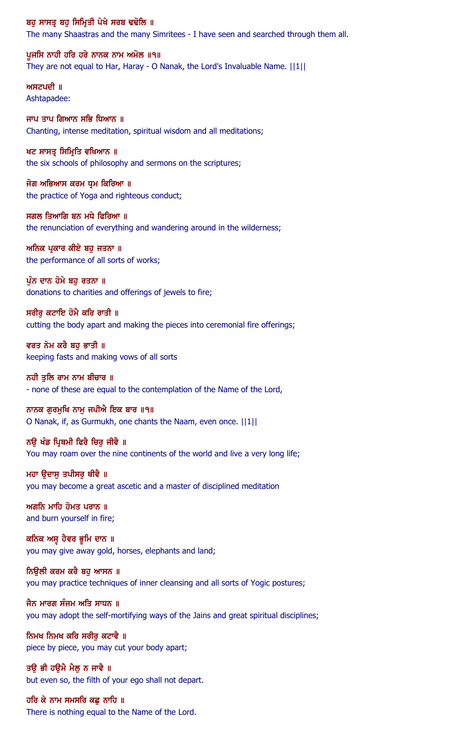ਬਹੁ ਸਾਸਤ੍ਰ ਬਹੁ ਸਿਮ੍ਰਿਤੀ ਪੇਖੇ ਸਰਬ ਢਢੋਲਿ ॥
The many Shaastras and the many Simritees - I have seen and searched through them all.

ਪੂਜਸਿ ਨਾਹੀ ਹਰਿ ਹਰੇ ਨਾਨਕ ਨਾਮ ਅਮੋਲ ॥੧॥
They are not equal to Har, Haray - O Nanak, the Lord's Invaluable Name. ||1||

ਅਸਟਪਦੀ ॥
Ashtapadee:

ਜਾਪ ਤਾਪ ਗਿਆਨ ਸਭਿ ਧਿਆਨ ॥
Chanting, intense meditation, spiritual wisdom and all meditations;

ਖਟ ਸਾਸਤ੍ਰ ਸਿਮ੍ਰਿਤਿ ਵਖਿਆਨ ॥
the six schools of philosophy and sermons on the scriptures;

ਜੋਗ ਅਭਿਆਸ ਕਰਮ ਧ੍ਰਮ ਕਿਰਿਆ ॥
the practice of Yoga and righteous conduct;

ਸਗਲ ਤਿਆਗਿ ਬਨ ਮਧੇ ਫਿਰਿਆ ॥
the renunciation of everything and wandering around in the wilderness;

ਅਨਿਕ ਪ੍ਰਕਾਰ ਕੀਏ ਬਹੁ ਜਤਨਾ ॥
the performance of all sorts of works;

ਪੁੰਨ ਦਾਨ ਹੋਮੇ ਬਹੁ ਰਤਨਾ ॥
donations to charities and offerings of jewels to fire;

ਸਰੀਰੁ ਕਟਾਇ ਹੋਮੈ ਕਰਿ ਰਾਤੀ ॥
cutting the body apart and making the pieces into ceremonial fire offerings;

ਵਰਤ ਨੇਮ ਕਰੈ ਬਹੁ ਭਾਤੀ ॥
keeping fasts and making vows of all sorts

ਨਹੀ ਤੁਲਿ ਰਾਮ ਨਾਮ ਬੀਚਾਰ ॥
- none of these are equal to the contemplation of the Name of the Lord,

ਨਾਨਕ ਗੁਰਮੁਖਿ ਨਾਮੁ ਜਪੀਐ ਇਕ ਬਾਰ ॥੧॥
O Nanak, if, as Gurmukh, one chants the Naam, even once. ||1||

ਨਉ ਖੰਡ ਪ੍ਰਿਥਮੀ ਫਿਰੈ ਚਿਰੁ ਜੀਵੈ ॥
You may roam over the nine continents of the world and live a very long life;

ਮਹਾ ਉਦਾਸੁ ਤਪੀਸਰੁ ਥੀਵੈ ॥
you may become a great ascetic and a master of disciplined meditation

ਅਗਨਿ ਮਾਹਿ ਹੋਮਤ ਪਰਾਨ ॥
and burn yourself in fire;

ਕਨਿਕ ਅਸ੍ਵ ਹੈਵਰ ਭੂਮਿ ਦਾਨ ॥
you may give away gold, horses, elephants and land;

ਨਿਉਲੀ ਕਰਮ ਕਰੈ ਬਹੁ ਆਸਨ ॥
you may practice techniques of inner cleansing and all sorts of Yogic postures;

ਜੈਨ ਮਾਰਗ ਸੰਜਮ ਅਤਿ ਸਾਧਨ ॥
you may adopt the self-mortifying ways of the Jains and great spiritual disciplines;

ਨਿਮਖ ਨਿਮਖ ਕਰਿ ਸਰੀਰੁ ਕਟਾਵੈ ॥
piece by piece, you may cut your body apart;

ਤਉ ਭੀ ਹਉਮੈ ਮੈਲੁ ਨ ਜਾਵੈ ॥
but even so, the filth of your ego shall not depart.

ਹਰਿ ਕੇ ਨਾਮ ਸਮਸਰਿ ਕਛੁ ਨਾਹਿ ॥
There is nothing equal to the Name of the Lord.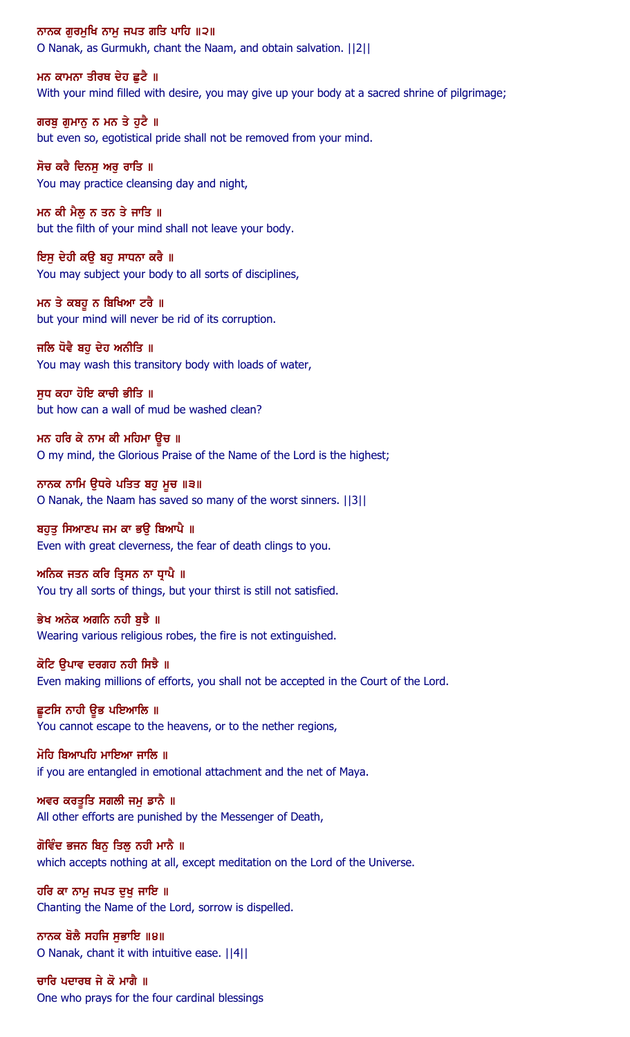ਨਾਨਕ ਗੁਰਮੁਖਿ ਨਾਮੁ ਜਪਤ ਗਤਿ ਪਾਹਿ ॥੨॥
O Nanak, as Gurmukh, chant the Naam, and obtain salvation. ||2||

ਮਨ ਕਾਮਨਾ ਤੀਰਥ ਦੇਹ ਛੁਟੈ ॥
With your mind filled with desire, you may give up your body at a sacred shrine of pilgrimage;

ਗਰਬੁ ਗੁਮਾਨੁ ਨ ਮਨ ਤੇ ਹੁਟੈ ॥
but even so, egotistical pride shall not be removed from your mind.

ਸੋਚ ਕਰੈ ਦਿਨਸੁ ਅਰੁ ਰਾਤਿ ॥
You may practice cleansing day and night,

ਮਨ ਕੀ ਮੈਲੁ ਨ ਤਨ ਤੇ ਜਾਤਿ ॥
but the filth of your mind shall not leave your body.

ਇਸੁ ਦੇਹੀ ਕਉ ਬਹੁ ਸਾਧਨਾ ਕਰੈ ॥
You may subject your body to all sorts of disciplines,

ਮਨ ਤੇ ਕਬਹੂ ਨ ਬਿਖਿਆ ਟਰੈ ॥
but your mind will never be rid of its corruption.

ਜਲਿ ਧੋਵੈ ਬਹੁ ਦੇਹ ਅਨੀਤਿ ॥
You may wash this transitory body with loads of water,

ਸੁਧ ਕਹਾ ਹੋਇ ਕਾਚੀ ਭੀਤਿ ॥
but how can a wall of mud be washed clean?

ਮਨ ਹਰਿ ਕੇ ਨਾਮ ਕੀ ਮਹਿਮਾ ਊਚ ॥
O my mind, the Glorious Praise of the Name of the Lord is the highest;

ਨਾਨਕ ਨਾਮਿ ਉਧਰੇ ਪਤਿਤ ਬਹੁ ਮੂਚ ॥੩॥
O Nanak, the Naam has saved so many of the worst sinners. ||3||

ਬਹੁਤੁ ਸਿਆਣਪ ਜਮ ਕਾ ਭਉ ਬਿਆਪੈ ॥
Even with great cleverness, the fear of death clings to you.

ਅਨਿਕ ਜਤਨ ਕਰਿ ਤ੍ਰਿਸਨ ਨਾ ਧ੍ਰਾਪੈ ॥
You try all sorts of things, but your thirst is still not satisfied.

ਭੇਖ ਅਨੇਕ ਅਗਨਿ ਨਹੀ ਬੁਝੈ ॥
Wearing various religious robes, the fire is not extinguished.

ਕੋਟਿ ਉਪਾਵ ਦਰਗਹ ਨਹੀ ਸਿਝੈ ॥
Even making millions of efforts, you shall not be accepted in the Court of the Lord.

ਛੂਟਸਿ ਨਾਹੀ ਊਭ ਪਇਆਲਿ ॥
You cannot escape to the heavens, or to the nether regions,

ਮੋਹਿ ਬਿਆਪਹਿ ਮਾਇਆ ਜਾਲਿ ॥
if you are entangled in emotional attachment and the net of Maya.

ਅਵਰ ਕਰਤੂਤਿ ਸਗਲੀ ਜਮੁ ਡਾਨੈ ॥
All other efforts are punished by the Messenger of Death,

ਗੋਵਿੰਦ ਭਜਨ ਬਿਨੁ ਤਿਲੁ ਨਹੀ ਮਾਨੈ ॥
which accepts nothing at all, except meditation on the Lord of the Universe.

ਹਰਿ ਕਾ ਨਾਮੁ ਜਪਤ ਦੁਖੁ ਜਾਇ ॥
Chanting the Name of the Lord, sorrow is dispelled.

ਨਾਨਕ ਬੋਲੈ ਸਹਜਿ ਸੁਭਾਇ ॥੪॥
O Nanak, chant it with intuitive ease. ||4||

ਚਾਰਿ ਪਦਾਰਥ ਜੇ ਕੋ ਮਾਗੈ ॥
One who prays for the four cardinal blessings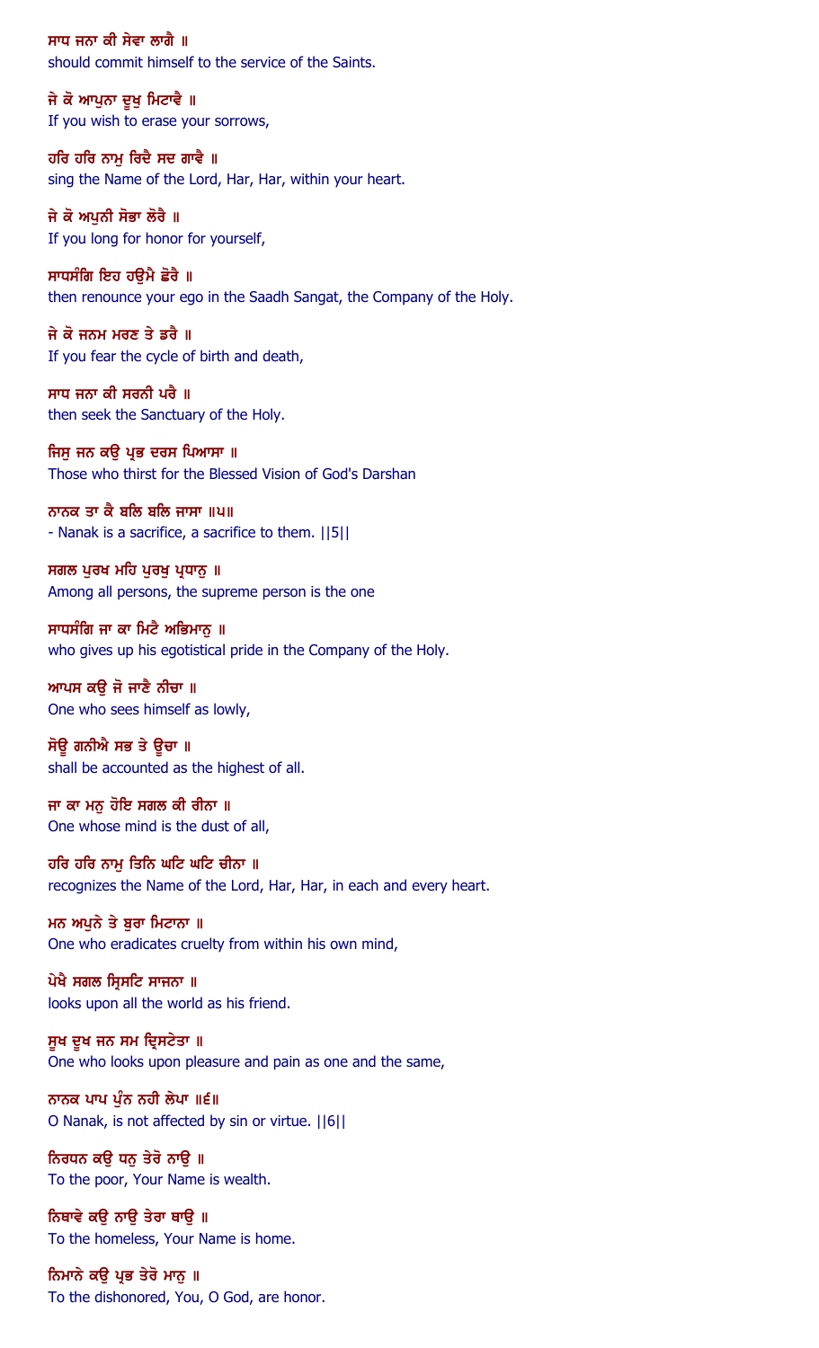ਸਾਧ ਜਨਾ ਕੀ ਸੇਵਾ ਲਾਗੈ ॥
should commit himself to the service of the Saints.

ਜੇ ਕੋ ਆਪੁਨਾ ਦੂਖੁ ਮਿਟਾਵੈ ॥
If you wish to erase your sorrows,

ਹਰਿ ਹਰਿ ਨਾਮੁ ਰਿਦੈ ਸਦ ਗਾਵੈ ॥
sing the Name of the Lord, Har, Har, within your heart.

ਜੇ ਕੋ ਅਪੁਨੀ ਸੋਭਾ ਲੋਰੈ ॥
If you long for honor for yourself,

ਸਾਧਸੰਗਿ ਇਹ ਹਉਮੈ ਛੋਰੈ ॥
then renounce your ego in the Saadh Sangat, the Company of the Holy.

ਜੇ ਕੋ ਜਨਮ ਮਰਣ ਤੇ ਡਰੈ ॥
If you fear the cycle of birth and death,

ਸਾਧ ਜਨਾ ਕੀ ਸਰਨੀ ਪਰੈ ॥
then seek the Sanctuary of the Holy.

ਜਿਸੁ ਜਨ ਕਉ ਪ੍ਰਭ ਦਰਸ ਪਿਆਸਾ ॥
Those who thirst for the Blessed Vision of God's Darshan

ਨਾਨਕ ਤਾ ਕੈ ਬਲਿ ਬਲਿ ਜਾਸਾ ॥੫॥
- Nanak is a sacrifice, a sacrifice to them. ||5||

ਸਗਲ ਪੁਰਖ ਮਹਿ ਪੁਰਖੁ ਪ੍ਰਧਾਨੁ ॥
Among all persons, the supreme person is the one

ਸਾਧਸੰਗਿ ਜਾ ਕਾ ਮਿਟੈ ਅਭਿਮਾਨੁ ॥
who gives up his egotistical pride in the Company of the Holy.

ਆਪਸ ਕਉ ਜੋ ਜਾਣੈ ਨੀਚਾ ॥
One who sees himself as lowly,

ਸੋਊ ਗਨੀਐ ਸਭ ਤੇ ਊਚਾ ॥
shall be accounted as the highest of all.

ਜਾ ਕਾ ਮਨੁ ਹੋਇ ਸਗਲ ਕੀ ਰੀਨਾ ॥
One whose mind is the dust of all,

ਹਰਿ ਹਰਿ ਨਾਮੁ ਤਿਨਿ ਘਟਿ ਘਟਿ ਚੀਨਾ ॥
recognizes the Name of the Lord, Har, Har, in each and every heart.

ਮਨ ਅਪੁਨੇ ਤੇ ਬੁਰਾ ਮਿਟਾਨਾ ॥
One who eradicates cruelty from within his own mind,

ਪੇਖੈ ਸਗਲ ਸ੍ਰਿਸਟਿ ਸਾਜਨਾ ॥
looks upon all the world as his friend.

ਸੂਖ ਦੂਖ ਜਨ ਸਮ ਦ੍ਰਿਸਟੇਤਾ ॥
One who looks upon pleasure and pain as one and the same,

ਨਾਨਕ ਪਾਪ ਪੁੰਨ ਨਹੀ ਲੇਪਾ ॥੬॥
O Nanak, is not affected by sin or virtue. ||6||

ਨਿਰਧਨ ਕਉ ਧਨੁ ਤੇਰੋ ਨਾਉ ॥
To the poor, Your Name is wealth.

ਨਿਥਾਵੇ ਕਉ ਨਾਉ ਤੇਰਾ ਥਾਉ ॥
To the homeless, Your Name is home.

ਨਿਮਾਨੇ ਕਉ ਪ੍ਰਭ ਤੇਰੋ ਮਾਨੁ ॥
To the dishonored, You, O God, are honor.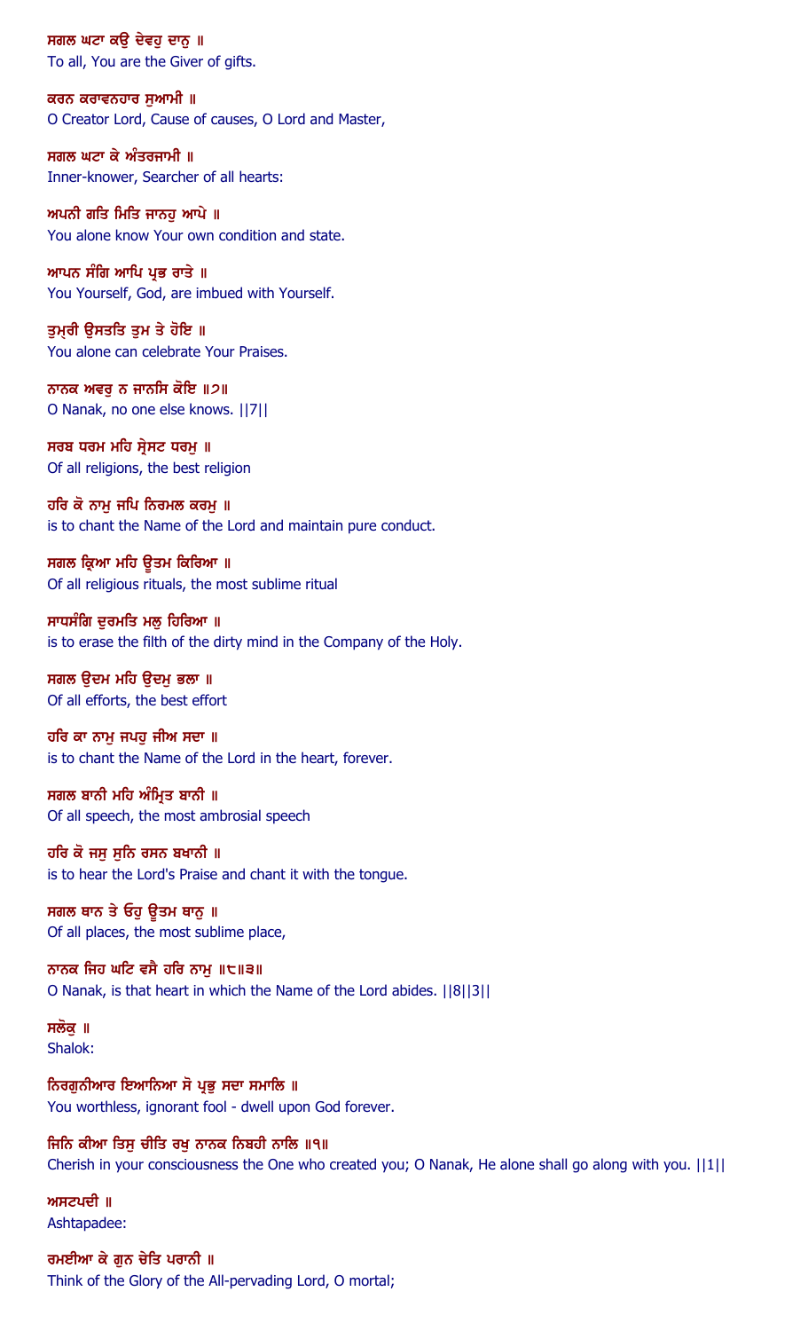ਸਗਲ ਘਟਾ ਕਉ ਦੇਵਹੁ ਦਾਨੁ ॥
To all, You are the Giver of gifts.

ਕਰਨ ਕਰਾਵਨਹਾਰ ਸੁਆਮੀ ॥
O Creator Lord, Cause of causes, O Lord and Master,

ਸਗਲ ਘਟਾ ਕੇ ਅੰਤਰਜਾਮੀ ॥
Inner-knower, Searcher of all hearts:

ਅਪਨੀ ਗਤਿ ਮਿਤਿ ਜਾਨਹੁ ਆਪੇ ॥
You alone know Your own condition and state.

ਆਪਨ ਸੰਗਿ ਆਪਿ ਪ੍ਰਭ ਰਾਤੇ ॥
You Yourself, God, are imbued with Yourself.

ਤੁਮ੍ਹਰੀ ਉਸਤਤਿ ਤੁਮ ਤੇ ਹੋਇ ॥
You alone can celebrate Your Praises.

ਨਾਨਕ ਅਵਰੁ ਨ ਜਾਨਸਿ ਕੋਇ ॥੭॥
O Nanak, no one else knows. ||7||

ਸਰਬ ਧਰਮ ਮਹਿ ਸ੍ਰੇਸਟ ਧਰਮੁ ॥
Of all religions, the best religion

ਹਰਿ ਕੋ ਨਾਮੁ ਜਪਿ ਨਿਰਮਲ ਕਰਮੁ ॥
is to chant the Name of the Lord and maintain pure conduct.

ਸਗਲ ਕ੍ਰਿਆ ਮਹਿ ਊਤਮ ਕਿਰਿਆ ॥
Of all religious rituals, the most sublime ritual

ਸਾਧਸੰਗਿ ਦੁਰਮਤਿ ਮਲੁ ਹਿਰਿਆ ॥
is to erase the filth of the dirty mind in the Company of the Holy.

ਸਗਲ ਉਦਮ ਮਹਿ ਉਦਮੁ ਭਲਾ ॥
Of all efforts, the best effort

ਹਰਿ ਕਾ ਨਾਮੁ ਜਪਹੁ ਜੀਅ ਸਦਾ ॥
is to chant the Name of the Lord in the heart, forever.

ਸਗਲ ਬਾਨੀ ਮਹਿ ਅੰਮ੍ਰਿਤ ਬਾਨੀ ॥
Of all speech, the most ambrosial speech

ਹਰਿ ਕੋ ਜਸੁ ਸੁਨਿ ਰਸਨ ਬਖਾਨੀ ॥
is to hear the Lord's Praise and chant it with the tongue.

ਸਗਲ ਥਾਨ ਤੇ ਓਹੁ ਊਤਮ ਥਾਨੁ ॥
Of all places, the most sublime place,

ਨਾਨਕ ਜਿਹ ਘਟਿ ਵਸੈ ਹਰਿ ਨਾਮੁ ॥੮॥੩॥
O Nanak, is that heart in which the Name of the Lord abides. ||8||3||

ਸਲੋਕੁ ॥
Shalok:

ਨਿਰਗੁਨੀਆਰ ਇਆਨਿਆ ਸੋ ਪ੍ਰਭੁ ਸਦਾ ਸਮਾਲਿ ॥
You worthless, ignorant fool - dwell upon God forever.

ਜਿਨਿ ਕੀਆ ਤਿਸੁ ਚੀਤਿ ਰਖੁ ਨਾਨਕ ਨਿਬਹੀ ਨਾਲਿ ॥੧॥
Cherish in your consciousness the One who created you; O Nanak, He alone shall go along with you. ||1||

ਅਸਟਪਦੀ ॥
Ashtapadee:

ਰਮਈਆ ਕੇ ਗੁਨ ਚੇਤਿ ਪਰਾਨੀ ॥
Think of the Glory of the All-pervading Lord, O mortal;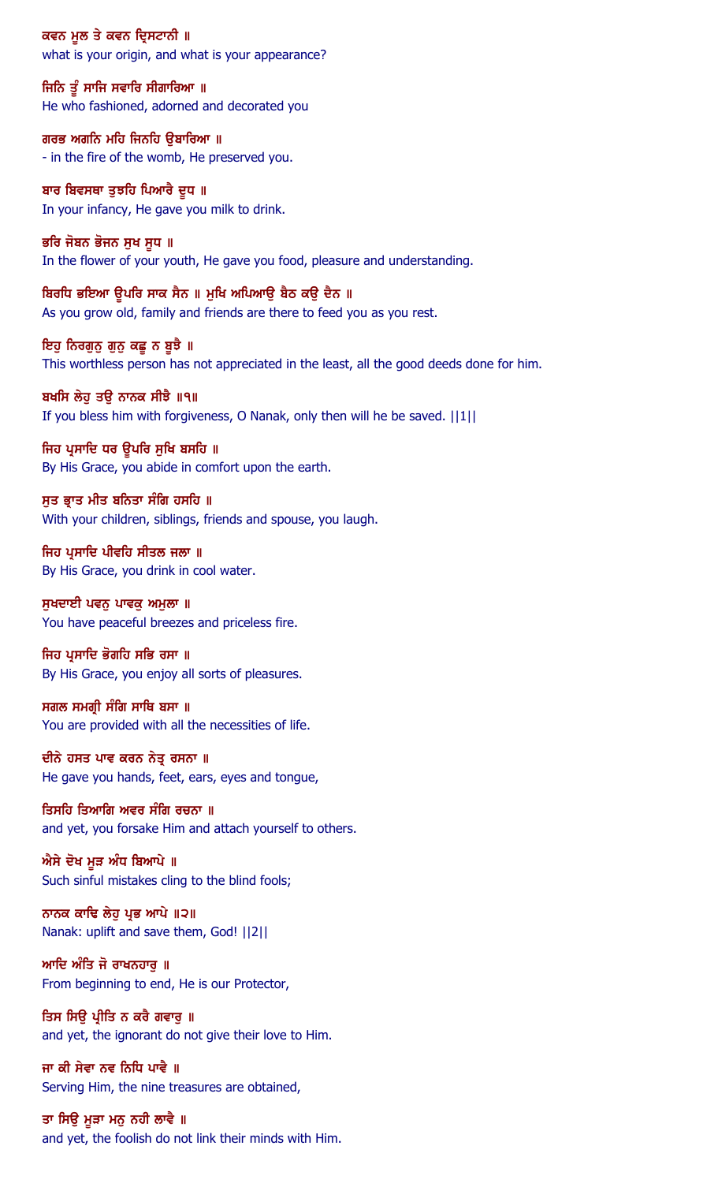ਕਵਨ ਮੂਲ ਤੇ ਕਵਨ ਦ੍ਰਿਸਟਾਨੀ ॥
what is your origin, and what is your appearance?

ਜਿਨਿ ਤੂੰ ਸਾਜਿ ਸਵਾਰਿ ਸੀਗਾਰਿਆ ॥
He who fashioned, adorned and decorated you

ਗਰਭ ਅਗਨਿ ਮਹਿ ਜਿਨਹਿ ਉਬਾਰਿਆ ॥
- in the fire of the womb, He preserved you.

ਬਾਰ ਬਿਵਸਥਾ ਤੁਝਹਿ ਪਿਆਰੈ ਦੂਧ ॥
In your infancy, He gave you milk to drink.

ਭਰਿ ਜੋਬਨ ਭੋਜਨ ਸੁਖ ਸੂਧ ॥
In the flower of your youth, He gave you food, pleasure and understanding.

ਬਿਰਧਿ ਭਇਆ ਊਪਰਿ ਸਾਕ ਸੈਨ ॥ ਮੁਖਿ ਅਪਿਆਉ ਬੈਠ ਕਉ ਦੈਨ ॥
As you grow old, family and friends are there to feed you as you rest.

ਇਹੁ ਨਿਰਗੁਨੁ ਗੁਨੁ ਕਛੂ ਨ ਬੂਝੈ ॥
This worthless person has not appreciated in the least, all the good deeds done for him.

ਬਖਸਿ ਲੇਹੁ ਤਉ ਨਾਨਕ ਸੀਝੈ ॥੧॥
If you bless him with forgiveness, O Nanak, only then will he be saved. ||1||

ਜਿਹ ਪ੍ਰਸਾਦਿ ਧਰ ਊਪਰਿ ਸੁਖਿ ਬਸਹਿ ॥
By His Grace, you abide in comfort upon the earth.

ਸੁਤ ਭ੍ਰਾਤ ਮੀਤ ਬਨਿਤਾ ਸੰਗਿ ਹਸਹਿ ॥
With your children, siblings, friends and spouse, you laugh.

ਜਿਹ ਪ੍ਰਸਾਦਿ ਪੀਵਹਿ ਸੀਤਲ ਜਲਾ ॥
By His Grace, you drink in cool water.

ਸੁਖਦਾਈ ਪਵਨੁ ਪਾਵਕੁ ਅਮੁਲਾ ॥
You have peaceful breezes and priceless fire.

ਜਿਹ ਪ੍ਰਸਾਦਿ ਭੋਗਹਿ ਸਭਿ ਰਸਾ ॥
By His Grace, you enjoy all sorts of pleasures.

ਸਗਲ ਸਮਗ੍ਰੀ ਸੰਗਿ ਸਾਥਿ ਬਸਾ ॥
You are provided with all the necessities of life.

ਦੀਨੇ ਹਸਤ ਪਾਵ ਕਰਨ ਨੇਤ੍ਰ ਰਸਨਾ ॥
He gave you hands, feet, ears, eyes and tongue,

ਤਿਸਹਿ ਤਿਆਗਿ ਅਵਰ ਸੰਗਿ ਰਚਨਾ ॥
and yet, you forsake Him and attach yourself to others.

ਐਸੇ ਦੋਖ ਮੂੜ ਅੰਧ ਬਿਆਪੇ ॥
Such sinful mistakes cling to the blind fools;

ਨਾਨਕ ਕਾਢਿ ਲੇਹੁ ਪ੍ਰਭ ਆਪੇ ॥੨॥
Nanak: uplift and save them, God! ||2||

ਆਦਿ ਅੰਤਿ ਜੋ ਰਾਖਨਹਾਰੁ ॥
From beginning to end, He is our Protector,

ਤਿਸ ਸਿਉ ਪ੍ਰੀਤਿ ਨ ਕਰੈ ਗਵਾਰੁ ॥
and yet, the ignorant do not give their love to Him.

ਜਾ ਕੀ ਸੇਵਾ ਨਵ ਨਿਧਿ ਪਾਵੈ ॥
Serving Him, the nine treasures are obtained,

ਤਾ ਸਿਉ ਮੂੜਾ ਮਨੁ ਨਹੀ ਲਾਵੈ ॥
and yet, the foolish do not link their minds with Him.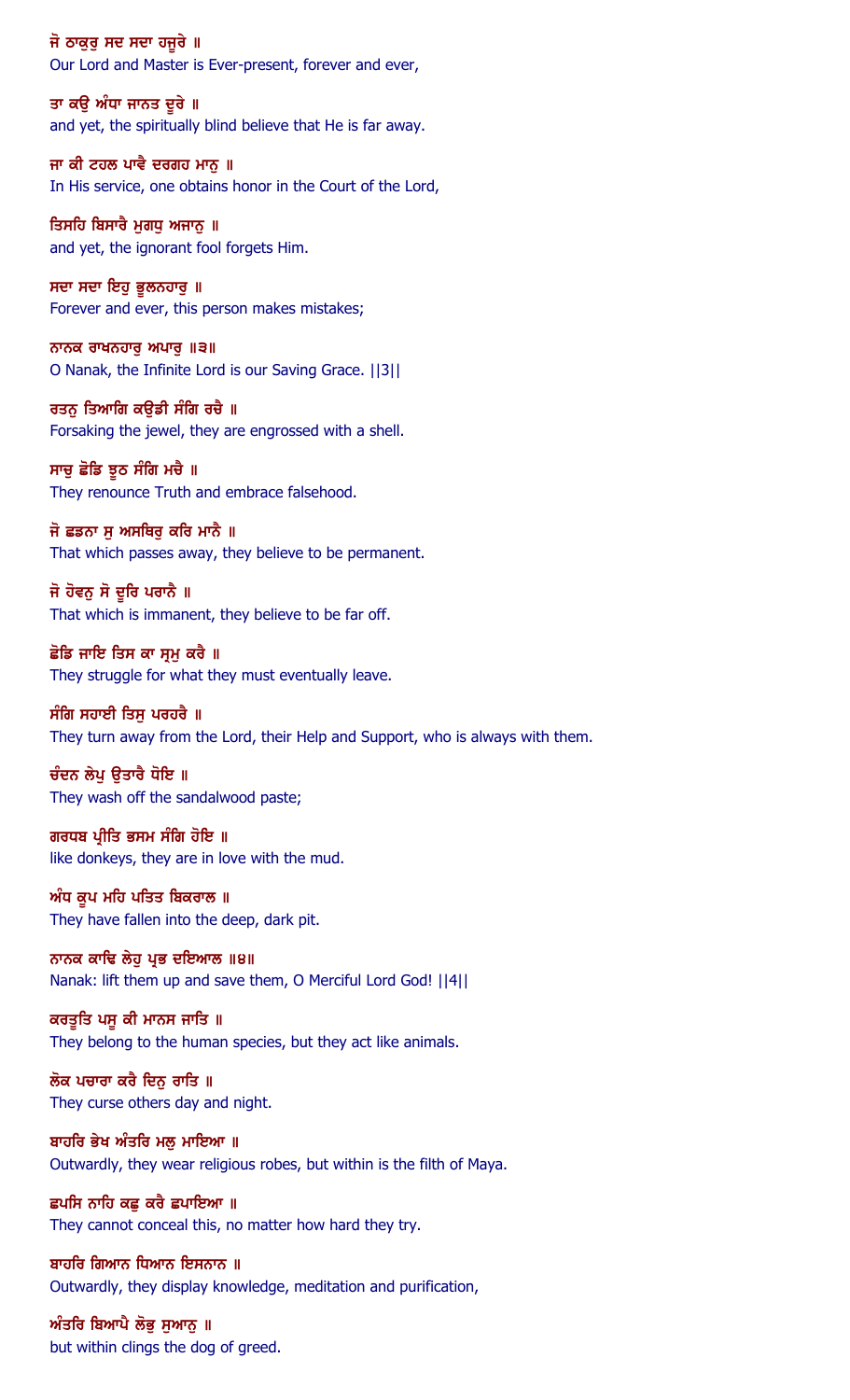ਜੋ ਠਾਕੁਰੁ ਸਦ ਸਦਾ ਹਜੂਰੇ ॥
Our Lord and Master is Ever-present, forever and ever,

ਤਾ ਕਉ ਅੰਧਾ ਜਾਨਤ ਦੂਰੇ ॥
and yet, the spiritually blind believe that He is far away.

ਜਾ ਕੀ ਟਹਲ ਪਾਵੈ ਦਰਗਹ ਮਾਨੁ ॥
In His service, one obtains honor in the Court of the Lord,

ਤਿਸਹਿ ਬਿਸਾਰੈ ਮੁਗਧੁ ਅਜਾਨੁ ॥
and yet, the ignorant fool forgets Him.

ਸਦਾ ਸਦਾ ਇਹੁ ਭੂਲਨਹਾਰੁ ॥
Forever and ever, this person makes mistakes;

ਨਾਨਕ ਰਾਖਨਹਾਰੁ ਅਪਾਰੁ ॥੩॥
O Nanak, the Infinite Lord is our Saving Grace. ||3||

ਰਤਨੁ ਤਿਆਗਿ ਕਉਡੀ ਸੰਗਿ ਰਚੈ ॥
Forsaking the jewel, they are engrossed with a shell.

ਸਾਚੁ ਛੋਡਿ ਝੂਠ ਸੰਗਿ ਮਚੈ ॥
They renounce Truth and embrace falsehood.

ਜੋ ਛਡਨਾ ਸੁ ਅਸਥਿਰੁ ਕਰਿ ਮਾਨੈ ॥
That which passes away, they believe to be permanent.

ਜੋ ਹੋਵਨੁ ਸੋ ਦੂਰਿ ਪਰਾਨੈ ॥
That which is immanent, they believe to be far off.

ਛੋਡਿ ਜਾਇ ਤਿਸ ਕਾ ਸ੍ਰਮੁ ਕਰੈ ॥
They struggle for what they must eventually leave.

ਸੰਗਿ ਸਹਾਈ ਤਿਸੁ ਪਰਹਰੈ ॥
They turn away from the Lord, their Help and Support, who is always with them.

ਚੰਦਨ ਲੇਪੁ ਉਤਾਰੈ ਧੋਇ ॥
They wash off the sandalwood paste;

ਗਰਧਬ ਪ੍ਰੀਤਿ ਭਸਮ ਸੰਗਿ ਹੋਇ ॥
like donkeys, they are in love with the mud.

ਅੰਧ ਕੂਪ ਮਹਿ ਪਤਿਤ ਬਿਕਰਾਲ ॥
They have fallen into the deep, dark pit.

ਨਾਨਕ ਕਾਢਿ ਲੇਹੁ ਪ੍ਰਭ ਦਇਆਲ ॥੪॥
Nanak: lift them up and save them, O Merciful Lord God! ||4||

ਕਰਤੂਤਿ ਪਸੂ ਕੀ ਮਾਨਸ ਜਾਤਿ ॥
They belong to the human species, but they act like animals.

ਲੋਕ ਪਚਾਰਾ ਕਰੈ ਦਿਨੁ ਰਾਤਿ ॥
They curse others day and night.

ਬਾਹਰਿ ਭੇਖ ਅੰਤਰਿ ਮਲੁ ਮਾਇਆ ॥
Outwardly, they wear religious robes, but within is the filth of Maya.

ਛਪਸਿ ਨਾਹਿ ਕਛੁ ਕਰੈ ਛਪਾਇਆ ॥
They cannot conceal this, no matter how hard they try.

ਬਾਹਰਿ ਗਿਆਨ ਧਿਆਨ ਇਸਨਾਨ ॥
Outwardly, they display knowledge, meditation and purification,

ਅੰਤਰਿ ਬਿਆਪੈ ਲੋਭੁ ਸੁਆਨੁ ॥
but within clings the dog of greed.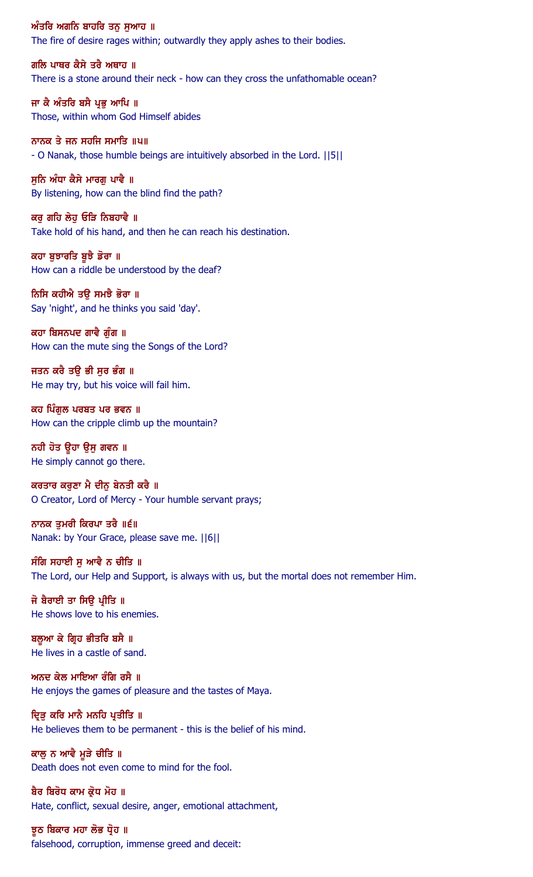ਅੰਤਰਿ ਅਗਨਿ ਬਾਹਰਿ ਤਨੁ ਸੁਆਹ ॥
The fire of desire rages within; outwardly they apply ashes to their bodies.

ਗਲਿ ਪਾਥਰ ਕੈਸੇ ਤਰੈ ਅਥਾਹ ॥
There is a stone around their neck - how can they cross the unfathomable ocean?

ਜਾ ਕੈ ਅੰਤਰਿ ਬਸੈ ਪ੍ਰਭੁ ਆਪਿ ॥
Those, within whom God Himself abides

ਨਾਨਕ ਤੇ ਜਨ ਸਹਜਿ ਸਮਾਤਿ ॥੫॥
- O Nanak, those humble beings are intuitively absorbed in the Lord. ||5||

ਸੁਨਿ ਅੰਧਾ ਕੈਸੇ ਮਾਰਗੁ ਪਾਵੈ ॥
By listening, how can the blind find the path?

ਕਰੁ ਗਹਿ ਲੇਹੁ ਓੜਿ ਨਿਬਹਾਵੈ ॥
Take hold of his hand, and then he can reach his destination.

ਕਹਾ ਬੁਝਾਰਤਿ ਬੂਝੈ ਡੋਰਾ ॥
How can a riddle be understood by the deaf?

ਨਿਸਿ ਕਹੀਐ ਤਉ ਸਮਝੈ ਭੋਰਾ ॥
Say 'night', and he thinks you said 'day'.

ਕਹਾ ਬਿਸਨਪਦ ਗਾਵੈ ਗੁੰਗ ॥
How can the mute sing the Songs of the Lord?

ਜਤਨ ਕਰੈ ਤਉ ਭੀ ਸੁਰ ਭੰਗ ॥
He may try, but his voice will fail him.

ਕਹ ਪਿੰਗੁਲ ਪਰਬਤ ਪਰ ਭਵਨ ॥
How can the cripple climb up the mountain?

ਨਹੀ ਹੋਤ ਊਹਾ ਉਸੁ ਗਵਨ ॥
He simply cannot go there.

ਕਰਤਾਰ ਕਰੁਣਾ ਮੈ ਦੀਨੁ ਬੇਨਤੀ ਕਰੈ ॥
O Creator, Lord of Mercy - Your humble servant prays;

ਨਾਨਕ ਤੁਮਰੀ ਕਿਰਪਾ ਤਰੈ ॥੬॥
Nanak: by Your Grace, please save me. ||6||

ਸੰਗਿ ਸਹਾਈ ਸੁ ਆਵੈ ਨ ਚੀਤਿ ॥
The Lord, our Help and Support, is always with us, but the mortal does not remember Him.

ਜੋ ਬੈਰਾਈ ਤਾ ਸਿਉ ਪ੍ਰੀਤਿ ॥
He shows love to his enemies.

ਬਲੂਆ ਕੇ ਗ੍ਰਿਹ ਭੀਤਰਿ ਬਸੈ ॥
He lives in a castle of sand.

ਅਨਦ ਕੇਲ ਮਾਇਆ ਰੰਗਿ ਰਸੈ ॥
He enjoys the games of pleasure and the tastes of Maya.

ਦ੍ਰਿੜੁ ਕਰਿ ਮਾਨੈ ਮਨਹਿ ਪ੍ਰਤੀਤਿ ॥
He believes them to be permanent - this is the belief of his mind.

ਕਾਲੁ ਨ ਆਵੈ ਮੂੜੇ ਚੀਤਿ ॥
Death does not even come to mind for the fool.

ਬੈਰ ਬਿਰੋਧ ਕਾਮ ਕ੍ਰੋਧ ਮੋਹ ॥
Hate, conflict, sexual desire, anger, emotional attachment,

ਝੂਠ ਬਿਕਾਰ ਮਹਾ ਲੋਭ ਧ੍ਰੋਹ ॥
falsehood, corruption, immense greed and deceit: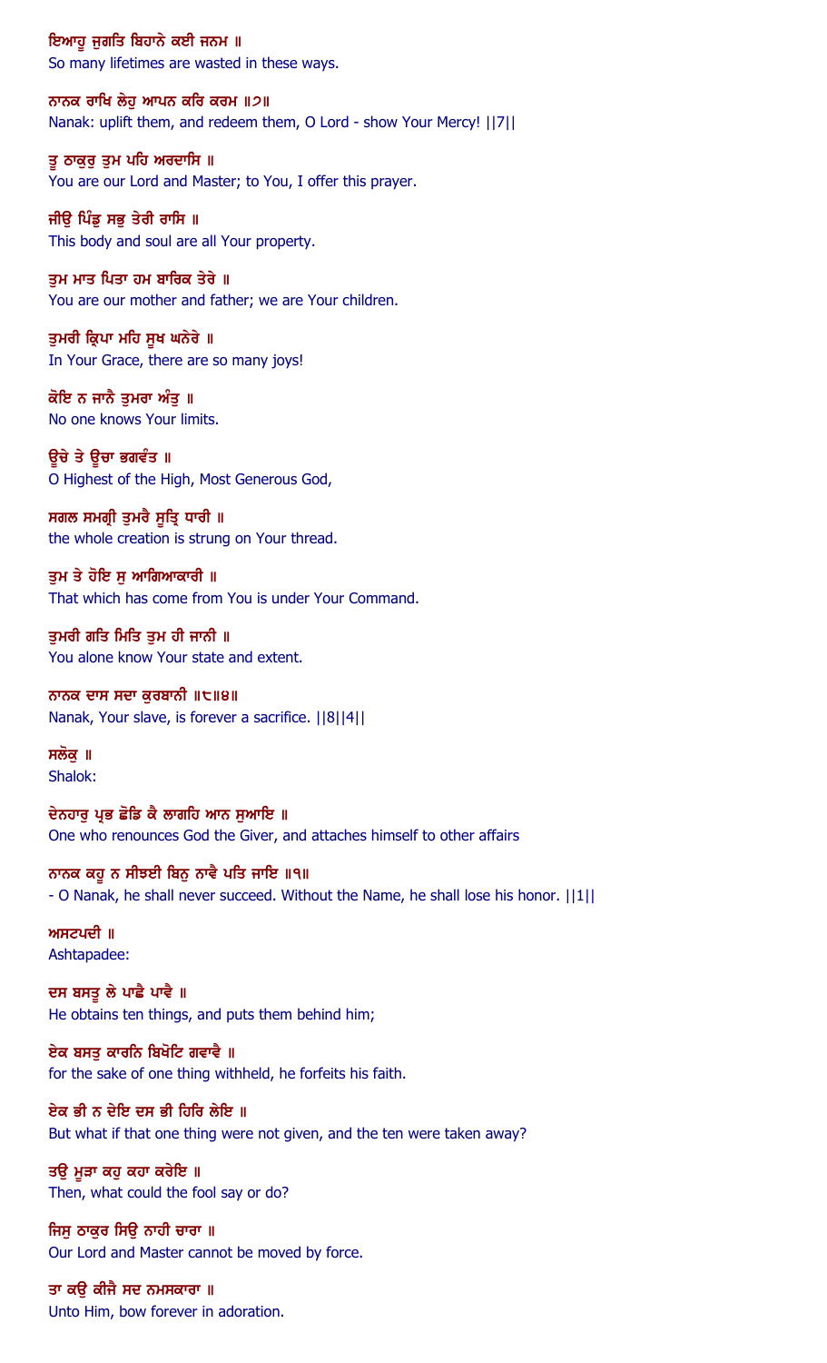ਇਆਹੂ ਜੁਗਤਿ ਬਿਹਾਨੇ ਕਈ ਜਨਮ ॥
So many lifetimes are wasted in these ways.

ਨਾਨਕ ਰਾਖਿ ਲੇਹੁ ਆਪਨ ਕਰਿ ਕਰਮ ॥੭॥
Nanak: uplift them, and redeem them, O Lord - show Your Mercy! ||7||

ਤੂ ਠਾਕੁਰੁ ਤੁਮ ਪਹਿ ਅਰਦਾਸਿ ॥
You are our Lord and Master; to You, I offer this prayer.

ਜੀਉ ਪਿੰਡੁ ਸਭੁ ਤੇਰੀ ਰਾਸਿ ॥
This body and soul are all Your property.

ਤੁਮ ਮਾਤ ਪਿਤਾ ਹਮ ਬਾਰਿਕ ਤੇਰੇ ॥
You are our mother and father; we are Your children.

ਤੁਮਰੀ ਕ੍ਰਿਪਾ ਮਹਿ ਸੂਖ ਘਨੇਰੇ ॥
In Your Grace, there are so many joys!

ਕੋਇ ਨ ਜਾਨੈ ਤੁਮਰਾ ਅੰਤੁ ॥
No one knows Your limits.

ਊਚੇ ਤੇ ਊਚਾ ਭਗਵੰਤ ॥
O Highest of the High, Most Generous God,

ਸਗਲ ਸਮਗ੍ਰੀ ਤੁਮਰੈ ਸੂਤ੍ਰਿ ਧਾਰੀ ॥
the whole creation is strung on Your thread.

ਤੁਮ ਤੇ ਹੋਇ ਸੁ ਆਗਿਆਕਾਰੀ ॥
That which has come from You is under Your Command.

ਤੁਮਰੀ ਗਤਿ ਮਿਤਿ ਤੁਮ ਹੀ ਜਾਨੀ ॥
You alone know Your state and extent.

ਨਾਨਕ ਦਾਸ ਸਦਾ ਕੁਰਬਾਨੀ ॥੮॥੪॥
Nanak, Your slave, is forever a sacrifice. ||8||4||

ਸਲੋਕੁ ॥
Shalok:

ਦੇਨਹਾਰੁ ਪ੍ਰਭ ਛੋਡਿ ਕੈ ਲਾਗਹਿ ਆਨ ਸੁਆਇ ॥
One who renounces God the Giver, and attaches himself to other affairs

ਨਾਨਕ ਕਹੂ ਨ ਸੀਝਈ ਬਿਨੁ ਨਾਵੈ ਪਤਿ ਜਾਇ ॥੧॥
- O Nanak, he shall never succeed. Without the Name, he shall lose his honor. ||1||

ਅਸਟਪਦੀ ॥
Ashtapadee:

ਦਸ ਬਸਤੂ ਲੇ ਪਾਛੈ ਪਾਵੈ ॥
He obtains ten things, and puts them behind him;

ਏਕ ਬਸਤੁ ਕਾਰਨਿ ਬਿਖੋਟਿ ਗਵਾਵੈ ॥
for the sake of one thing withheld, he forfeits his faith.

ਏਕ ਭੀ ਨ ਦੇਇ ਦਸ ਭੀ ਹਿਰਿ ਲੇਇ ॥
But what if that one thing were not given, and the ten were taken away?

ਤਉ ਮੂੜਾ ਕਹੁ ਕਹਾ ਕਰੇਇ ॥
Then, what could the fool say or do?

ਜਿਸੁ ਠਾਕੁਰ ਸਿਉ ਨਾਹੀ ਚਾਰਾ ॥
Our Lord and Master cannot be moved by force.

ਤਾ ਕਉ ਕੀਜੈ ਸਦ ਨਮਸਕਾਰਾ ॥
Unto Him, bow forever in adoration.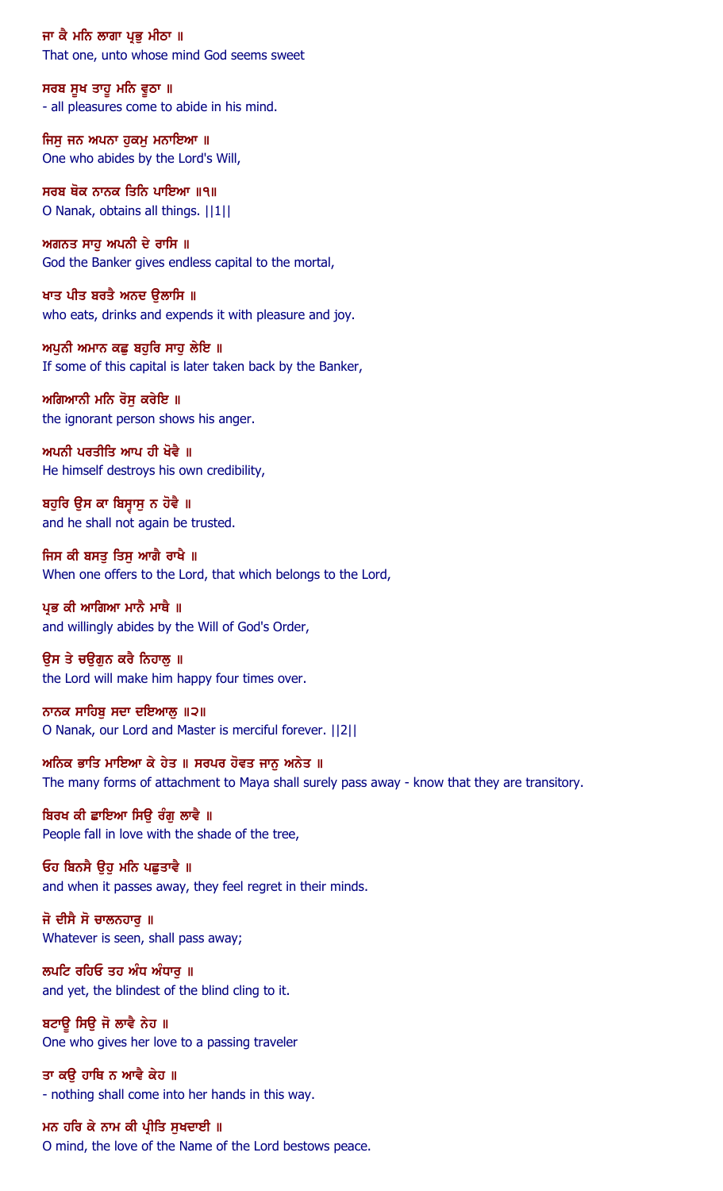ਜਾ ਕੈ ਮਨਿ ਲਾਗਾ ਪ੍ਰਭੁ ਮੀਠਾ ॥
That one, unto whose mind God seems sweet

ਸਰਬ ਸੂਖ ਤਾਹੂ ਮਨਿ ਵੂਠਾ ॥
- all pleasures come to abide in his mind.

ਜਿਸੁ ਜਨ ਅਪਨਾ ਹੁਕਮੁ ਮਨਾਇਆ ॥
One who abides by the Lord's Will,

ਸਰਬ ਥੋਕ ਨਾਨਕ ਤਿਨਿ ਪਾਇਆ ॥੧॥
O Nanak, obtains all things. ||1||

ਅਗਨਤ ਸਾਹੁ ਅਪਨੀ ਦੇ ਰਾਸਿ ॥
God the Banker gives endless capital to the mortal,

ਖਾਤ ਪੀਤ ਬਰਤੈ ਅਨਦ ਉਲਾਸਿ ॥
who eats, drinks and expends it with pleasure and joy.

ਅਪੁਨੀ ਅਮਾਨ ਕਛੁ ਬਹੁਰਿ ਸਾਹੁ ਲੇਇ ॥
If some of this capital is later taken back by the Banker,

ਅਗਿਆਨੀ ਮਨਿ ਰੋਸੁ ਕਰੇਇ ॥
the ignorant person shows his anger.

ਅਪਨੀ ਪਰਤੀਤਿ ਆਪ ਹੀ ਖੋਵੈ ॥
He himself destroys his own credibility,

ਬਹੁਰਿ ਉਸ ਕਾ ਬਿਸ੍ਵਾਸੁ ਨ ਹੋਵੈ ॥
and he shall not again be trusted.

ਜਿਸ ਕੀ ਬਸਤੁ ਤਿਸੁ ਆਗੈ ਰਾਖੈ ॥
When one offers to the Lord, that which belongs to the Lord,

ਪ੍ਰਭ ਕੀ ਆਗਿਆ ਮਾਨੈ ਮਾਥੈ ॥
and willingly abides by the Will of God's Order,

ਉਸ ਤੇ ਚਉਗੁਨ ਕਰੈ ਨਿਹਾਲੁ ॥
the Lord will make him happy four times over.

ਨਾਨਕ ਸਾਹਿਬੁ ਸਦਾ ਦਇਆਲੁ ॥੨॥
O Nanak, our Lord and Master is merciful forever. ||2||

ਅਨਿਕ ਭਾਤਿ ਮਾਇਆ ਕੇ ਹੇਤ ॥ ਸਰਪਰ ਹੋਵਤ ਜਾਨੁ ਅਨੇਤ ॥
The many forms of attachment to Maya shall surely pass away - know that they are transitory.

ਬਿਰਖ ਕੀ ਛਾਇਆ ਸਿਉ ਰੰਗੁ ਲਾਵੈ ॥
People fall in love with the shade of the tree,

ਓਹ ਬਿਨਸੈ ਉਹੁ ਮਨਿ ਪਛੁਤਾਵੈ ॥
and when it passes away, they feel regret in their minds.

ਜੋ ਦੀਸੈ ਸੋ ਚਾਲਨਹਾਰੁ ॥
Whatever is seen, shall pass away;

ਲਪਟਿ ਰਹਿਓ ਤਹ ਅੰਧ ਅੰਧਾਰੁ ॥
and yet, the blindest of the blind cling to it.

ਬਟਾਊ ਸਿਉ ਜੋ ਲਾਵੈ ਨੇਹ ॥
One who gives her love to a passing traveler

ਤਾ ਕਉ ਹਾਥਿ ਨ ਆਵੈ ਕੇਹ ॥
- nothing shall come into her hands in this way.

ਮਨ ਹਰਿ ਕੇ ਨਾਮ ਕੀ ਪ੍ਰੀਤਿ ਸੁਖਦਾਈ ॥
O mind, the love of the Name of the Lord bestows peace.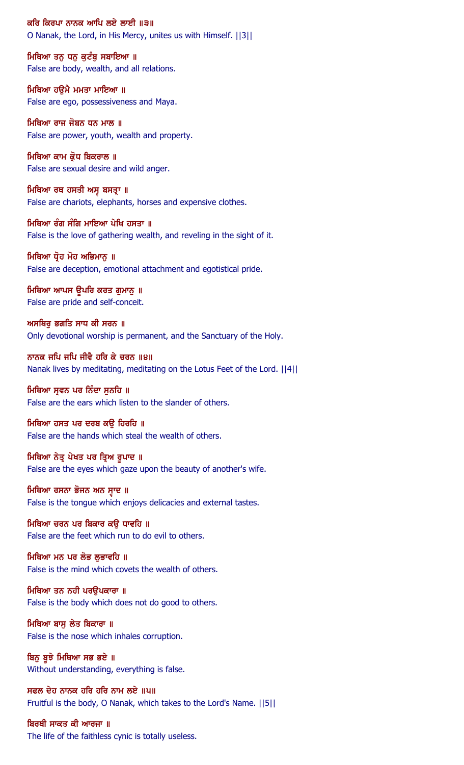ਕਰਿ ਕਿਰਪਾ ਨਾਨਕ ਆਪਿ ਲਏ ਲਾਈ ॥੩॥
O Nanak, the Lord, in His Mercy, unites us with Himself. ||3||

ਮਿਥਿਆ ਤਨੁ ਧਨੁ ਕੁਟੰਬੁ ਸਬਾਇਆ ॥
False are body, wealth, and all relations.

ਮਿਥਿਆ ਹਉਮੈ ਮਮਤਾ ਮਾਇਆ ॥
False are ego, possessiveness and Maya.

ਮਿਥਿਆ ਰਾਜ ਜੋਬਨ ਧਨ ਮਾਲ ॥
False are power, youth, wealth and property.

ਮਿਥਿਆ ਕਾਮ ਕ੍ਰੋਧ ਬਿਕਰਾਲ ॥
False are sexual desire and wild anger.

ਮਿਥਿਆ ਰਥ ਹਸਤੀ ਅਸ੍ਵ ਬਸਤ੍ਰਾ ॥
False are chariots, elephants, horses and expensive clothes.

ਮਿਥਿਆ ਰੰਗ ਸੰਗਿ ਮਾਇਆ ਪੇਖਿ ਹਸਤਾ ॥
False is the love of gathering wealth, and reveling in the sight of it.

ਮਿਥਿਆ ਧ੍ਰੋਹ ਮੋਹ ਅਭਿਮਾਨੁ ॥
False are deception, emotional attachment and egotistical pride.

ਮਿਥਿਆ ਆਪਸ ਊਪਰਿ ਕਰਤ ਗੁਮਾਨੁ ॥
False are pride and self-conceit.

ਅਸਥਿਰੁ ਭਗਤਿ ਸਾਧ ਕੀ ਸਰਨ ॥
Only devotional worship is permanent, and the Sanctuary of the Holy.

ਨਾਨਕ ਜਪਿ ਜਪਿ ਜੀਵੈ ਹਰਿ ਕੇ ਚਰਨ ॥੪॥
Nanak lives by meditating, meditating on the Lotus Feet of the Lord. ||4||

ਮਿਥਿਆ ਸ੍ਰਵਨ ਪਰ ਨਿੰਦਾ ਸੁਨਹਿ ॥
False are the ears which listen to the slander of others.

ਮਿਥਿਆ ਹਸਤ ਪਰ ਦਰਬ ਕਉ ਹਿਰਹਿ ॥
False are the hands which steal the wealth of others.

ਮਿਥਿਆ ਨੇਤ੍ਰ ਪੇਖਤ ਪਰ ਤ੍ਰਿਅ ਰੂਪਾਦ ॥
False are the eyes which gaze upon the beauty of another's wife.

ਮਿਥਿਆ ਰਸਨਾ ਭੋਜਨ ਅਨ ਸ੍ਵਾਦ ॥
False is the tongue which enjoys delicacies and external tastes.

ਮਿਥਿਆ ਚਰਨ ਪਰ ਬਿਕਾਰ ਕਉ ਧਾਵਹਿ ॥
False are the feet which run to do evil to others.

ਮਿਥਿਆ ਮਨ ਪਰ ਲੋਭ ਲੁਭਾਵਹਿ ॥
False is the mind which covets the wealth of others.

ਮਿਥਿਆ ਤਨ ਨਹੀ ਪਰਉਪਕਾਰਾ ॥
False is the body which does not do good to others.

ਮਿਥਿਆ ਬਾਸੁ ਲੇਤ ਬਿਕਾਰਾ ॥
False is the nose which inhales corruption.

ਬਿਨੁ ਬੂਝੇ ਮਿਥਿਆ ਸਭ ਭਏ ॥
Without understanding, everything is false.

ਸਫਲ ਦੇਹ ਨਾਨਕ ਹਰਿ ਹਰਿ ਨਾਮ ਲਏ ॥੫॥
Fruitful is the body, O Nanak, which takes to the Lord's Name. ||5||

ਬਿਰਥੀ ਸਾਕਤ ਕੀ ਆਰਜਾ ॥
The life of the faithless cynic is totally useless.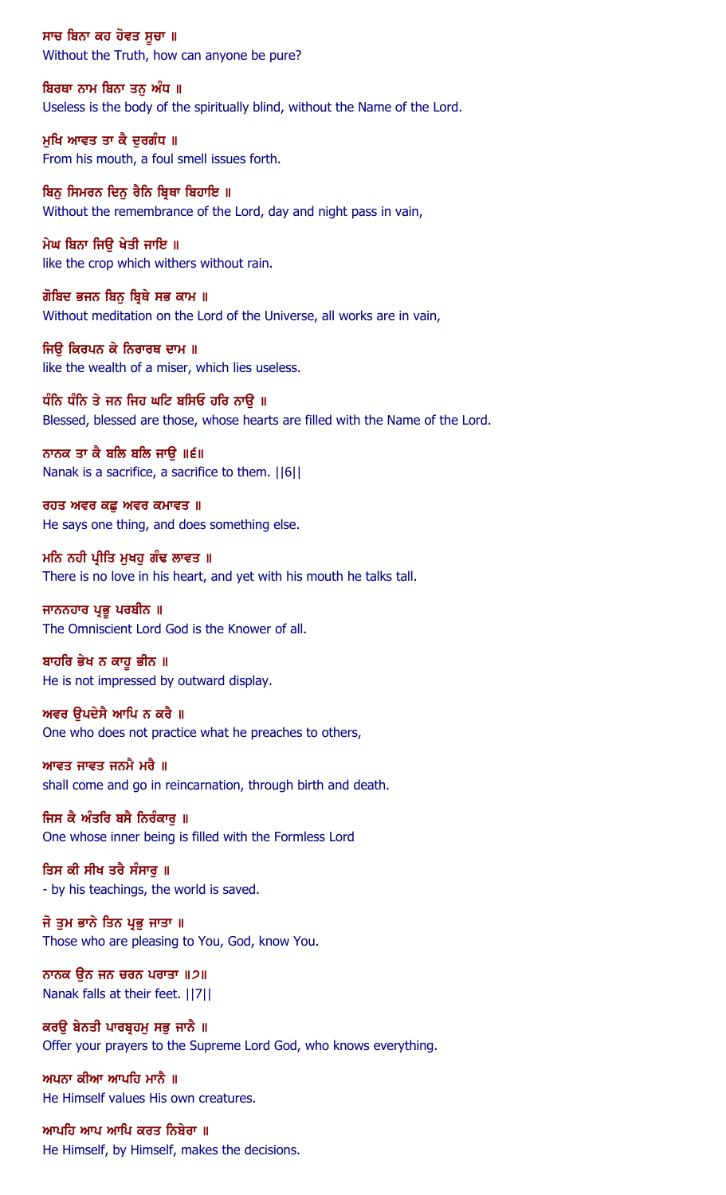ਸਾਚ ਬਿਨਾ ਕਹ ਹੋਵਤ ਸੂਚਾ ॥
Without the Truth, how can anyone be pure?

ਬਿਰਥਾ ਨਾਮ ਬਿਨਾ ਤਨੁ ਅੰਧ ॥
Useless is the body of the spiritually blind, without the Name of the Lord.

ਮੁਖਿ ਆਵਤ ਤਾ ਕੈ ਦੁਰਗੰਧ ॥
From his mouth, a foul smell issues forth.

ਬਿਨੁ ਸਿਮਰਨ ਦਿਨੁ ਰੈਨਿ ਬ੍ਰਿਥਾ ਬਿਹਾਇ ॥
Without the remembrance of the Lord, day and night pass in vain,

ਮੇਘ ਬਿਨਾ ਜਿਉ ਖੇਤੀ ਜਾਇ ॥
like the crop which withers without rain.

ਗੋਬਿਦ ਭਜਨ ਬਿਨੁ ਬ੍ਰਿਥੇ ਸਭ ਕਾਮ ॥
Without meditation on the Lord of the Universe, all works are in vain,

ਜਿਉ ਕਿਰਪਨ ਕੇ ਨਿਰਾਰਥ ਦਾਮ ॥
like the wealth of a miser, which lies useless.

ਧੰਨਿ ਧੰਨਿ ਤੇ ਜਨ ਜਿਹ ਘਟਿ ਬਸਿਓ ਹਰਿ ਨਾਉ ॥
Blessed, blessed are those, whose hearts are filled with the Name of the Lord.

ਨਾਨਕ ਤਾ ਕੈ ਬਲਿ ਬਲਿ ਜਾਉ ॥੬॥
Nanak is a sacrifice, a sacrifice to them. ||6||

ਰਹਤ ਅਵਰ ਕਛੁ ਅਵਰ ਕਮਾਵਤ ॥
He says one thing, and does something else.

ਮਨਿ ਨਹੀ ਪ੍ਰੀਤਿ ਮੁਖਹੁ ਗੰਢ ਲਾਵਤ ॥
There is no love in his heart, and yet with his mouth he talks tall.

ਜਾਨਨਹਾਰ ਪ੍ਰਭੂ ਪਰਬੀਨ ॥
The Omniscient Lord God is the Knower of all.

ਬਾਹਰਿ ਭੇਖ ਨ ਕਾਹੂ ਭੀਨ ॥
He is not impressed by outward display.

ਅਵਰ ਉਪਦੇਸੈ ਆਪਿ ਨ ਕਰੈ ॥
One who does not practice what he preaches to others,

ਆਵਤ ਜਾਵਤ ਜਨਮੈ ਮਰੈ ॥
shall come and go in reincarnation, through birth and death.

ਜਿਸ ਕੈ ਅੰਤਰਿ ਬਸੈ ਨਿਰੰਕਾਰੁ ॥
One whose inner being is filled with the Formless Lord

ਤਿਸ ਕੀ ਸੀਖ ਤਰੈ ਸੰਸਾਰੁ ॥
- by his teachings, the world is saved.

ਜੋ ਤੁਮ ਭਾਨੇ ਤਿਨ ਪ੍ਰਭੁ ਜਾਤਾ ॥
Those who are pleasing to You, God, know You.

ਨਾਨਕ ਉਨ ਜਨ ਚਰਨ ਪਰਾਤਾ ॥੭॥
Nanak falls at their feet. ||7||

ਕਰਉ ਬੇਨਤੀ ਪਾਰਬ੍ਰਹਮੁ ਸਭੁ ਜਾਨੈ ॥
Offer your prayers to the Supreme Lord God, who knows everything.

ਅਪਨਾ ਕੀਆ ਆਪਹਿ ਮਾਨੈ ॥
He Himself values His own creatures.

ਆਪਹਿ ਆਪ ਆਪਿ ਕਰਤ ਨਿਬੇਰਾ ॥
He Himself, by Himself, makes the decisions.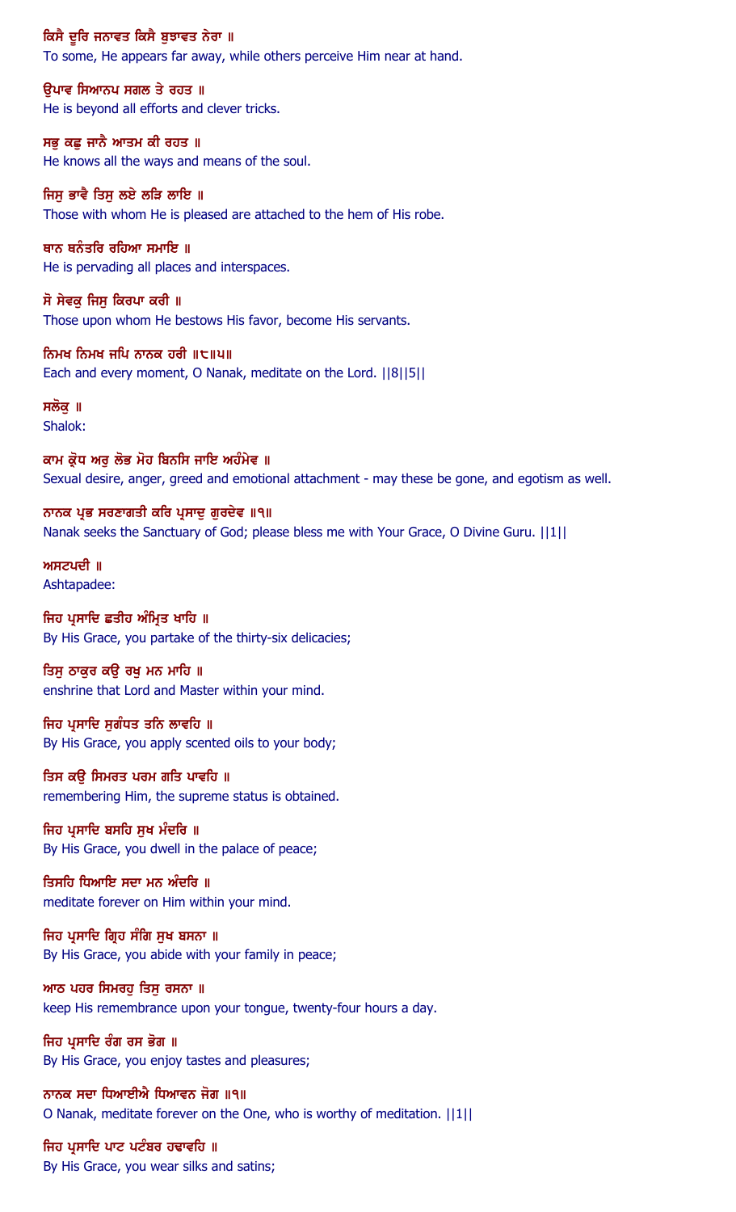ਕਿਸੈ ਦੂਰਿ ਜਨਾਵਤ ਕਿਸੈ ਬੁਝਾਵਤ ਨੇਰਾ ॥
To some, He appears far away, while others perceive Him near at hand.

ਉਪਾਵ ਸਿਆਨਪ ਸਗਲ ਤੇ ਰਹਤ ॥
He is beyond all efforts and clever tricks.

ਸਭੁ ਕਛੁ ਜਾਨੈ ਆਤਮ ਕੀ ਰਹਤ ॥
He knows all the ways and means of the soul.

ਜਿਸੁ ਭਾਵੈ ਤਿਸੁ ਲਏ ਲੜਿ ਲਾਇ ॥
Those with whom He is pleased are attached to the hem of His robe.

ਥਾਨ ਥਨੰਤਰਿ ਰਹਿਆ ਸਮਾਇ ॥
He is pervading all places and interspaces.

ਸੋ ਸੇਵਕੁ ਜਿਸੁ ਕਿਰਪਾ ਕਰੀ ॥
Those upon whom He bestows His favor, become His servants.

ਨਿਮਖ ਨਿਮਖ ਜਪਿ ਨਾਨਕ ਹਰੀ ॥੮॥੫॥
Each and every moment, O Nanak, meditate on the Lord. ||8||5||

ਸਲੋਕੁ ॥
Shalok:

ਕਾਮ ਕ੍ਰੋਧ ਅਰੁ ਲੋਭ ਮੋਹ ਬਿਨਸਿ ਜਾਇ ਅਹੰਮੇਵ ॥
Sexual desire, anger, greed and emotional attachment - may these be gone, and egotism as well.

ਨਾਨਕ ਪ੍ਰਭ ਸਰਣਾਗਤੀ ਕਰਿ ਪ੍ਰਸਾਦੁ ਗੁਰਦੇਵ ॥੧॥
Nanak seeks the Sanctuary of God; please bless me with Your Grace, O Divine Guru. ||1||

ਅਸਟਪਦੀ ॥
Ashtapadee:

ਜਿਹ ਪ੍ਰਸਾਦਿ ਛਤੀਹ ਅੰਮ੍ਰਿਤ ਖਾਹਿ ॥
By His Grace, you partake of the thirty-six delicacies;

ਤਿਸੁ ਠਾਕੁਰ ਕਉ ਰਖੁ ਮਨ ਮਾਹਿ ॥
enshrine that Lord and Master within your mind.

ਜਿਹ ਪ੍ਰਸਾਦਿ ਸੁਗੰਧਤ ਤਨਿ ਲਾਵਹਿ ॥
By His Grace, you apply scented oils to your body;

ਤਿਸ ਕਉ ਸਿਮਰਤ ਪਰਮ ਗਤਿ ਪਾਵਹਿ ॥
remembering Him, the supreme status is obtained.

ਜਿਹ ਪ੍ਰਸਾਦਿ ਬਸਹਿ ਸੁਖ ਮੰਦਰਿ ॥
By His Grace, you dwell in the palace of peace;

ਤਿਸਹਿ ਧਿਆਇ ਸਦਾ ਮਨ ਅੰਦਰਿ ॥
meditate forever on Him within your mind.

ਜਿਹ ਪ੍ਰਸਾਦਿ ਗ੍ਰਿਹ ਸੰਗਿ ਸੁਖ ਬਸਨਾ ॥
By His Grace, you abide with your family in peace;

ਆਠ ਪਹਰ ਸਿਮਰਹੁ ਤਿਸੁ ਰਸਨਾ ॥
keep His remembrance upon your tongue, twenty-four hours a day.

ਜਿਹ ਪ੍ਰਸਾਦਿ ਰੰਗ ਰਸ ਭੋਗ ॥
By His Grace, you enjoy tastes and pleasures;

ਨਾਨਕ ਸਦਾ ਧਿਆਈਐ ਧਿਆਵਨ ਜੋਗ ॥੧॥
O Nanak, meditate forever on the One, who is worthy of meditation. ||1||

ਜਿਹ ਪ੍ਰਸਾਦਿ ਪਾਟ ਪਟੰਬਰ ਹਢਾਵਹਿ ॥
By His Grace, you wear silks and satins;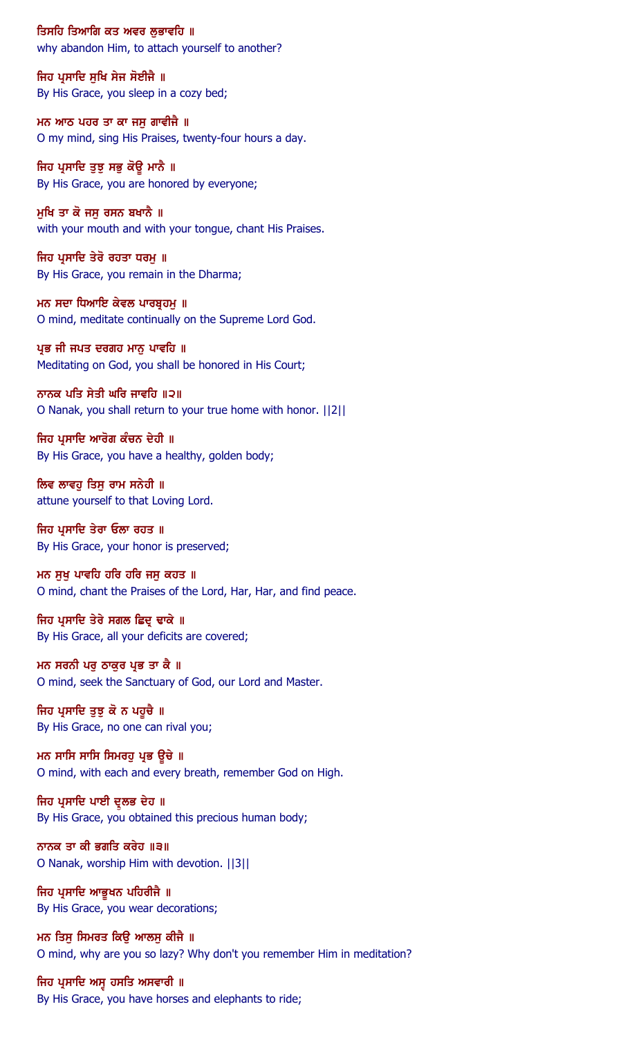ਤਿਸਹਿ ਤਿਆਗਿ ਕਤ ਅਵਰ ਲੁਭਾਵਹਿ ॥
why abandon Him, to attach yourself to another?

ਜਿਹ ਪ੍ਰਸਾਦਿ ਸੁਖਿ ਸੇਜ ਸੋਈਜੈ ॥
By His Grace, you sleep in a cozy bed;

ਮਨ ਆਠ ਪਹਰ ਤਾ ਕਾ ਜਸੁ ਗਾਵੀਜੈ ॥
O my mind, sing His Praises, twenty-four hours a day.

ਜਿਹ ਪ੍ਰਸਾਦਿ ਤੁਝੁ ਸਭੁ ਕੋਊ ਮਾਨੈ ॥
By His Grace, you are honored by everyone;

ਮੁਖਿ ਤਾ ਕੋ ਜਸੁ ਰਸਨ ਬਖਾਨੈ ॥
with your mouth and with your tongue, chant His Praises.

ਜਿਹ ਪ੍ਰਸਾਦਿ ਤੇਰੋ ਰਹਤਾ ਧਰਮੁ ॥
By His Grace, you remain in the Dharma;

ਮਨ ਸਦਾ ਧਿਆਇ ਕੇਵਲ ਪਾਰਬ੍ਰਹਮੁ ॥
O mind, meditate continually on the Supreme Lord God.

ਪ੍ਰਭ ਜੀ ਜਪਤ ਦਰਗਹ ਮਾਨੁ ਪਾਵਹਿ ॥
Meditating on God, you shall be honored in His Court;

ਨਾਨਕ ਪਤਿ ਸੇਤੀ ਘਰਿ ਜਾਵਹਿ ॥੨॥
O Nanak, you shall return to your true home with honor. ||2||

ਜਿਹ ਪ੍ਰਸਾਦਿ ਆਰੋਗ ਕੰਚਨ ਦੇਹੀ ॥
By His Grace, you have a healthy, golden body;

ਲਿਵ ਲਾਵਹੁ ਤਿਸੁ ਰਾਮ ਸਨੇਹੀ ॥
attune yourself to that Loving Lord.

ਜਿਹ ਪ੍ਰਸਾਦਿ ਤੇਰਾ ਓਲਾ ਰਹਤ ॥
By His Grace, your honor is preserved;

ਮਨ ਸੁਖੁ ਪਾਵਹਿ ਹਰਿ ਹਰਿ ਜਸੁ ਕਹਤ ॥
O mind, chant the Praises of the Lord, Har, Har, and find peace.

ਜਿਹ ਪ੍ਰਸਾਦਿ ਤੇਰੇ ਸਗਲ ਛਿਦ੍ਰ ਢਾਕੇ ॥
By His Grace, all your deficits are covered;

ਮਨ ਸਰਨੀ ਪਰੁ ਠਾਕੁਰ ਪ੍ਰਭ ਤਾ ਕੈ ॥
O mind, seek the Sanctuary of God, our Lord and Master.

ਜਿਹ ਪ੍ਰਸਾਦਿ ਤੁਝੁ ਕੋ ਨ ਪਹੂਚੈ ॥
By His Grace, no one can rival you;

ਮਨ ਸਾਸਿ ਸਾਸਿ ਸਿਮਰਹੁ ਪ੍ਰਭ ਊਚੇ ॥
O mind, with each and every breath, remember God on High.

ਜਿਹ ਪ੍ਰਸਾਦਿ ਪਾਈ ਦ੍ਰੁਲਭ ਦੇਹ ॥
By His Grace, you obtained this precious human body;

ਨਾਨਕ ਤਾ ਕੀ ਭਗਤਿ ਕਰੇਹ ॥੩॥
O Nanak, worship Him with devotion. ||3||

ਜਿਹ ਪ੍ਰਸਾਦਿ ਆਭੂਖਨ ਪਹਿਰੀਜੈ ॥
By His Grace, you wear decorations;

ਮਨ ਤਿਸੁ ਸਿਮਰਤ ਕਿਉ ਆਲਸੁ ਕੀਜੈ ॥
O mind, why are you so lazy? Why don't you remember Him in meditation?

ਜਿਹ ਪ੍ਰਸਾਦਿ ਅਸ੍ਵ ਹਸਤਿ ਅਸਵਾਰੀ ॥
By His Grace, you have horses and elephants to ride;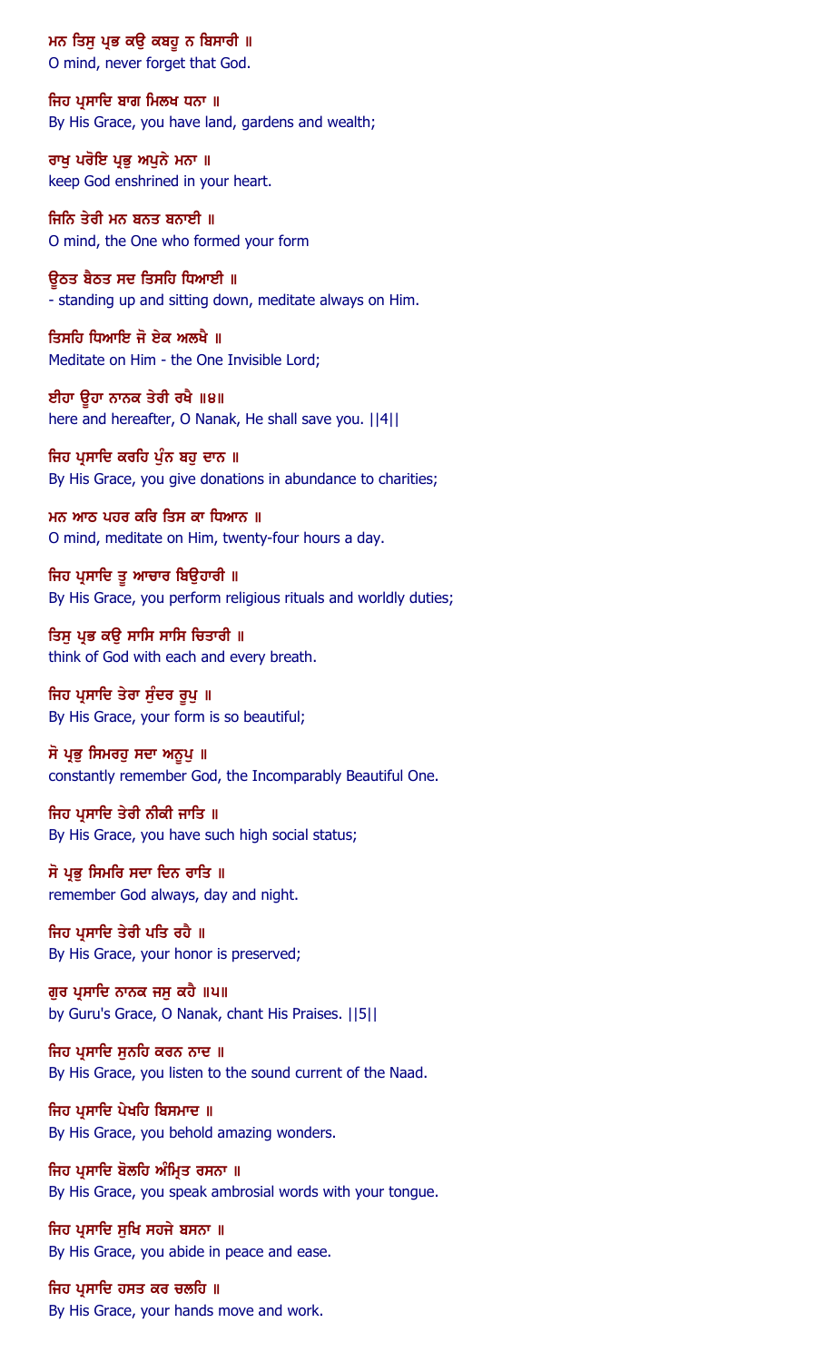ਮਨ ਤਿਸੁ ਪ੍ਰਭ ਕਉ ਕਬਹੂ ਨ ਬਿਸਾਰੀ ॥
O mind, never forget that God.

ਜਿਹ ਪ੍ਰਸਾਦਿ ਬਾਗ ਮਿਲਖ ਧਨਾ ॥
By His Grace, you have land, gardens and wealth;

ਰਾਖੁ ਪਰੋਇ ਪ੍ਰਭੁ ਅਪੁਨੇ ਮਨਾ ॥
keep God enshrined in your heart.

ਜਿਨਿ ਤੇਰੀ ਮਨ ਬਨਤ ਬਨਾਈ ॥
O mind, the One who formed your form

ਊਠਤ ਬੈਠਤ ਸਦ ਤਿਸਹਿ ਧਿਆਈ ॥
- standing up and sitting down, meditate always on Him.

ਤਿਸਹਿ ਧਿਆਇ ਜੋ ਏਕ ਅਲਖੈ ॥
Meditate on Him - the One Invisible Lord;

ਈਹਾ ਊਹਾ ਨਾਨਕ ਤੇਰੀ ਰਖੈ ॥੪॥
here and hereafter, O Nanak, He shall save you. ||4||

ਜਿਹ ਪ੍ਰਸਾਦਿ ਕਰਹਿ ਪੁੰਨ ਬਹੁ ਦਾਨ ॥
By His Grace, you give donations in abundance to charities;

ਮਨ ਆਠ ਪਹਰ ਕਰਿ ਤਿਸ ਕਾ ਧਿਆਨ ॥
O mind, meditate on Him, twenty-four hours a day.

ਜਿਹ ਪ੍ਰਸਾਦਿ ਤੂ ਆਚਾਰ ਬਿਉਹਾਰੀ ॥
By His Grace, you perform religious rituals and worldly duties;

ਤਿਸੁ ਪ੍ਰਭ ਕਉ ਸਾਸਿ ਸਾਸਿ ਚਿਤਾਰੀ ॥
think of God with each and every breath.

ਜਿਹ ਪ੍ਰਸਾਦਿ ਤੇਰਾ ਸੁੰਦਰ ਰੂਪੁ ॥
By His Grace, your form is so beautiful;

ਸੋ ਪ੍ਰਭੁ ਸਿਮਰਹੁ ਸਦਾ ਅਨੂਪੁ ॥
constantly remember God, the Incomparably Beautiful One.

ਜਿਹ ਪ੍ਰਸਾਦਿ ਤੇਰੀ ਨੀਕੀ ਜਾਤਿ ॥
By His Grace, you have such high social status;

ਸੋ ਪ੍ਰਭੁ ਸਿਮਰਿ ਸਦਾ ਦਿਨ ਰਾਤਿ ॥
remember God always, day and night.

ਜਿਹ ਪ੍ਰਸਾਦਿ ਤੇਰੀ ਪਤਿ ਰਹੈ ॥
By His Grace, your honor is preserved;

ਗੁਰ ਪ੍ਰਸਾਦਿ ਨਾਨਕ ਜਸੁ ਕਹੈ ॥੫॥
by Guru's Grace, O Nanak, chant His Praises. ||5||

ਜਿਹ ਪ੍ਰਸਾਦਿ ਸੁਨਹਿ ਕਰਨ ਨਾਦ ॥
By His Grace, you listen to the sound current of the Naad.

ਜਿਹ ਪ੍ਰਸਾਦਿ ਪੇਖਹਿ ਬਿਸਮਾਦ ॥
By His Grace, you behold amazing wonders.

ਜਿਹ ਪ੍ਰਸਾਦਿ ਬੋਲਹਿ ਅੰਮ੍ਰਿਤ ਰਸਨਾ ॥
By His Grace, you speak ambrosial words with your tongue.

ਜਿਹ ਪ੍ਰਸਾਦਿ ਸੁਖਿ ਸਹਜੇ ਬਸਨਾ ॥
By His Grace, you abide in peace and ease.

ਜਿਹ ਪ੍ਰਸਾਦਿ ਹਸਤ ਕਰ ਚਲਹਿ ॥
By His Grace, your hands move and work.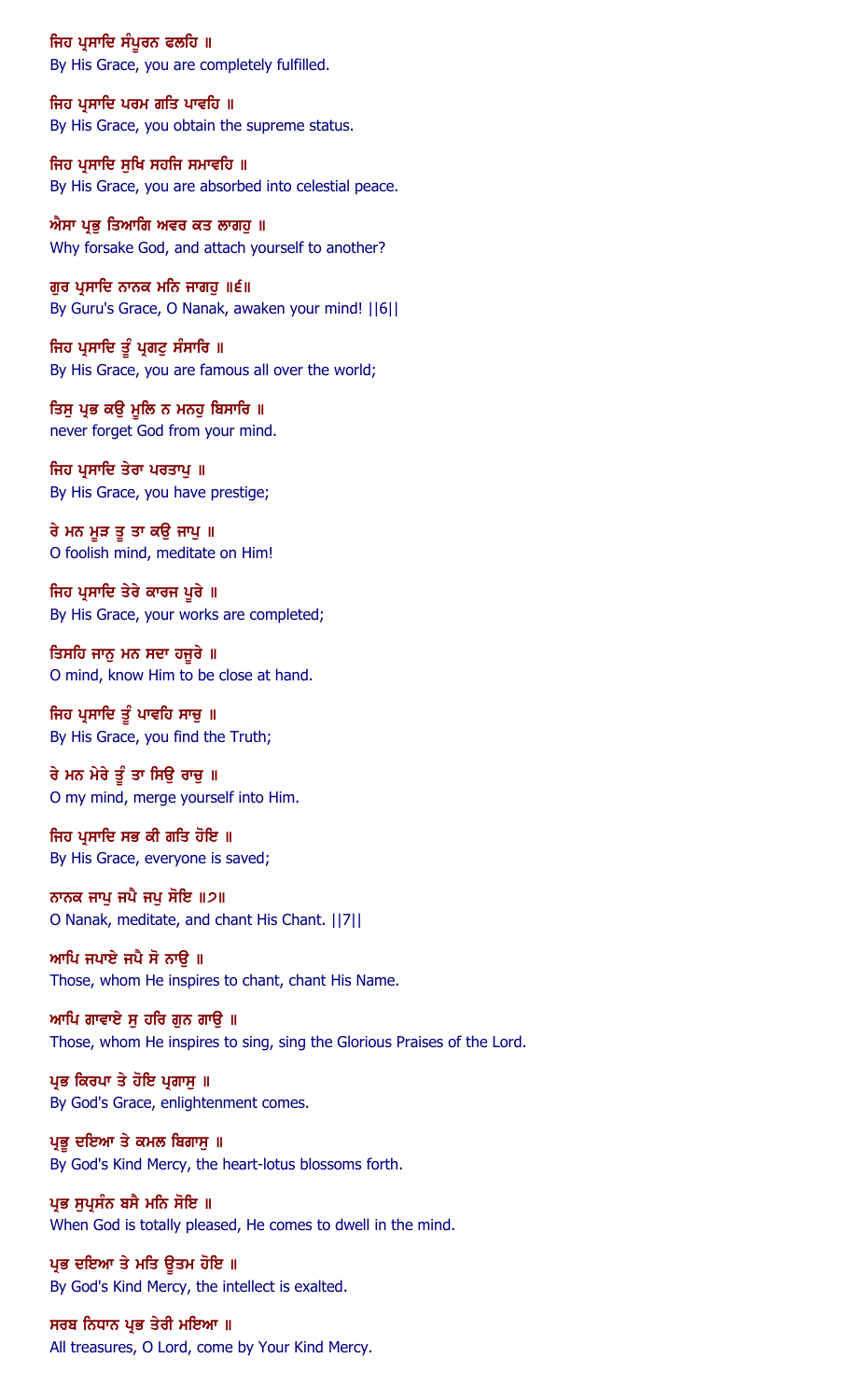ਜਿਹ ਪ੍ਰਸਾਦਿ ਸੰਪੂਰਨ ਫਲਹਿ ॥
By His Grace, you are completely fulfilled.

ਜਿਹ ਪ੍ਰਸਾਦਿ ਪਰਮ ਗਤਿ ਪਾਵਹਿ ॥
By His Grace, you obtain the supreme status.

ਜਿਹ ਪ੍ਰਸਾਦਿ ਸੁਖਿ ਸਹਜਿ ਸਮਾਵਹਿ ॥
By His Grace, you are absorbed into celestial peace.

ਐਸਾ ਪ੍ਰਭੁ ਤਿਆਗਿ ਅਵਰ ਕਤ ਲਾਗਹੁ ॥
Why forsake God, and attach yourself to another?

ਗੁਰ ਪ੍ਰਸਾਦਿ ਨਾਨਕ ਮਨਿ ਜਾਗਹੁ ॥੬॥
By Guru's Grace, O Nanak, awaken your mind! ||6||

ਜਿਹ ਪ੍ਰਸਾਦਿ ਤੂੰ ਪ੍ਰਗਟੁ ਸੰਸਾਰਿ ॥
By His Grace, you are famous all over the world;

ਤਿਸੁ ਪ੍ਰਭ ਕਉ ਮੂਲਿ ਨ ਮਨਹੁ ਬਿਸਾਰਿ ॥
never forget God from your mind.

ਜਿਹ ਪ੍ਰਸਾਦਿ ਤੇਰਾ ਪਰਤਾਪੁ ॥
By His Grace, you have prestige;

ਰੇ ਮਨ ਮੂੜ ਤੂ ਤਾ ਕਉ ਜਾਪੁ ॥
O foolish mind, meditate on Him!

ਜਿਹ ਪ੍ਰਸਾਦਿ ਤੇਰੇ ਕਾਰਜ ਪੂਰੇ ॥
By His Grace, your works are completed;

ਤਿਸਹਿ ਜਾਨੁ ਮਨ ਸਦਾ ਹਜੂਰੇ ॥
O mind, know Him to be close at hand.

ਜਿਹ ਪ੍ਰਸਾਦਿ ਤੂੰ ਪਾਵਹਿ ਸਾਚੁ ॥
By His Grace, you find the Truth;

ਰੇ ਮਨ ਮੇਰੇ ਤੂੰ ਤਾ ਸਿਉ ਰਾਚੁ ॥
O my mind, merge yourself into Him.

ਜਿਹ ਪ੍ਰਸਾਦਿ ਸਭ ਕੀ ਗਤਿ ਹੋਇ ॥
By His Grace, everyone is saved;

ਨਾਨਕ ਜਾਪੁ ਜਪੈ ਜਪੁ ਸੋਇ ॥੭॥
O Nanak, meditate, and chant His Chant. ||7||

ਆਪਿ ਜਪਾਏ ਜਪੈ ਸੋ ਨਾਉ ॥
Those, whom He inspires to chant, chant His Name.

ਆਪਿ ਗਾਵਾਏ ਸੁ ਹਰਿ ਗੁਨ ਗਾਉ ॥
Those, whom He inspires to sing, sing the Glorious Praises of the Lord.

ਪ੍ਰਭ ਕਿਰਪਾ ਤੇ ਹੋਇ ਪ੍ਰਗਾਸੁ ॥
By God's Grace, enlightenment comes.

ਪ੍ਰਭੂ ਦਇਆ ਤੇ ਕਮਲ ਬਿਗਾਸੁ ॥
By God's Kind Mercy, the heart-lotus blossoms forth.

ਪ੍ਰਭ ਸੁਪ੍ਰਸੰਨ ਬਸੈ ਮਨਿ ਸੋਇ ॥
When God is totally pleased, He comes to dwell in the mind.

ਪ੍ਰਭ ਦਇਆ ਤੇ ਮਤਿ ਊਤਮ ਹੋਇ ॥
By God's Kind Mercy, the intellect is exalted.

ਸਰਬ ਨਿਧਾਨ ਪ੍ਰਭ ਤੇਰੀ ਮਇਆ ॥
All treasures, O Lord, come by Your Kind Mercy.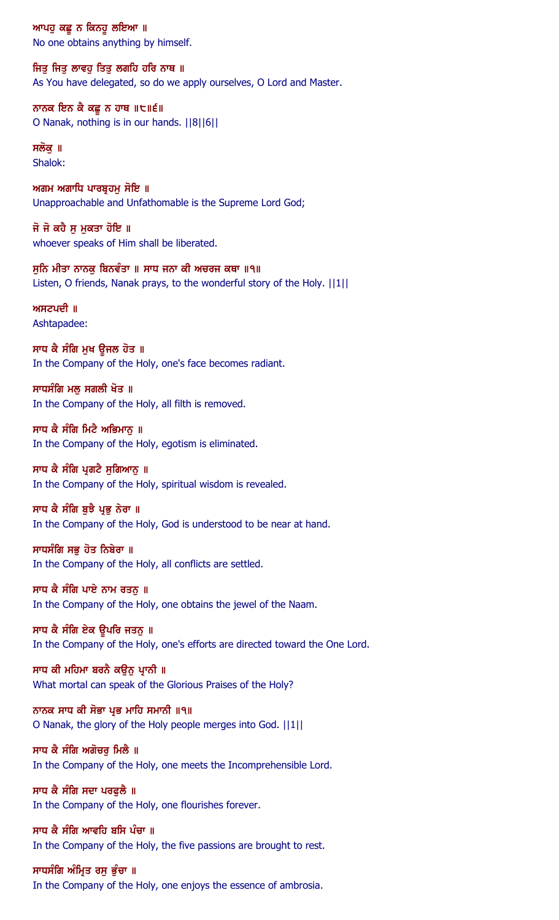ਆਪਹੁ ਕਛੂ ਨ ਕਿਨਹੂ ਲਇਆ ॥
No one obtains anything by himself.

ਜਿਤੁ ਜਿਤੁ ਲਾਵਹੁ ਤਿਤੁ ਲਗਹਿ ਹਰਿ ਨਾਥ ॥
As You have delegated, so do we apply ourselves, O Lord and Master.

ਨਾਨਕ ਇਨ ਕੈ ਕਛੂ ਨ ਹਾਥ ॥੮॥੬॥
O Nanak, nothing is in our hands. ||8||6||

ਸਲੋਕੁ ॥
Shalok:

ਅਗਮ ਅਗਾਧਿ ਪਾਰਬ੍ਰਹਮੁ ਸੋਇ ॥
Unapproachable and Unfathomable is the Supreme Lord God;

ਜੋ ਜੋ ਕਹੈ ਸੁ ਮੁਕਤਾ ਹੋਇ ॥
whoever speaks of Him shall be liberated.

ਸੁਨਿ ਮੀਤਾ ਨਾਨਕੁ ਬਿਨਵੰਤਾ ॥ ਸਾਧ ਜਨਾ ਕੀ ਅਚਰਜ ਕਥਾ ॥੧॥
Listen, O friends, Nanak prays, to the wonderful story of the Holy. ||1||

ਅਸਟਪਦੀ ॥
Ashtapadee:

ਸਾਧ ਕੈ ਸੰਗਿ ਮੁਖ ਊਜਲ ਹੋਤ ॥
In the Company of the Holy, one's face becomes radiant.

ਸਾਧਸੰਗਿ ਮਲੁ ਸਗਲੀ ਖੋਤ ॥
In the Company of the Holy, all filth is removed.

ਸਾਧ ਕੈ ਸੰਗਿ ਮਿਟੈ ਅਭਿਮਾਨੁ ॥
In the Company of the Holy, egotism is eliminated.

ਸਾਧ ਕੈ ਸੰਗਿ ਪ੍ਰਗਟੈ ਸੁਗਿਆਨੁ ॥
In the Company of the Holy, spiritual wisdom is revealed.

ਸਾਧ ਕੈ ਸੰਗਿ ਬੁਝੈ ਪ੍ਰਭੁ ਨੇਰਾ ॥
In the Company of the Holy, God is understood to be near at hand.

ਸਾਧਸੰਗਿ ਸਭੁ ਹੋਤ ਨਿਬੇਰਾ ॥
In the Company of the Holy, all conflicts are settled.

ਸਾਧ ਕੈ ਸੰਗਿ ਪਾਏ ਨਾਮ ਰਤਨੁ ॥
In the Company of the Holy, one obtains the jewel of the Naam.

ਸਾਧ ਕੈ ਸੰਗਿ ਏਕ ਊਪਰਿ ਜਤਨੁ ॥
In the Company of the Holy, one's efforts are directed toward the One Lord.

ਸਾਧ ਕੀ ਮਹਿਮਾ ਬਰਨੈ ਕਉਨੁ ਪ੍ਰਾਨੀ ॥
What mortal can speak of the Glorious Praises of the Holy?

ਨਾਨਕ ਸਾਧ ਕੀ ਸੋਭਾ ਪ੍ਰਭ ਮਾਹਿ ਸਮਾਨੀ ॥੧॥
O Nanak, the glory of the Holy people merges into God. ||1||

ਸਾਧ ਕੈ ਸੰਗਿ ਅਗੋਚਰੁ ਮਿਲੈ ॥
In the Company of the Holy, one meets the Incomprehensible Lord.

ਸਾਧ ਕੈ ਸੰਗਿ ਸਦਾ ਪਰਫੁਲੈ ॥
In the Company of the Holy, one flourishes forever.

ਸਾਧ ਕੈ ਸੰਗਿ ਆਵਹਿ ਬਸਿ ਪੰਚਾ ॥
In the Company of the Holy, the five passions are brought to rest.

ਸਾਧਸੰਗਿ ਅੰਮ੍ਰਿਤ ਰਸੁ ਭੁੰਚਾ ॥
In the Company of the Holy, one enjoys the essence of ambrosia.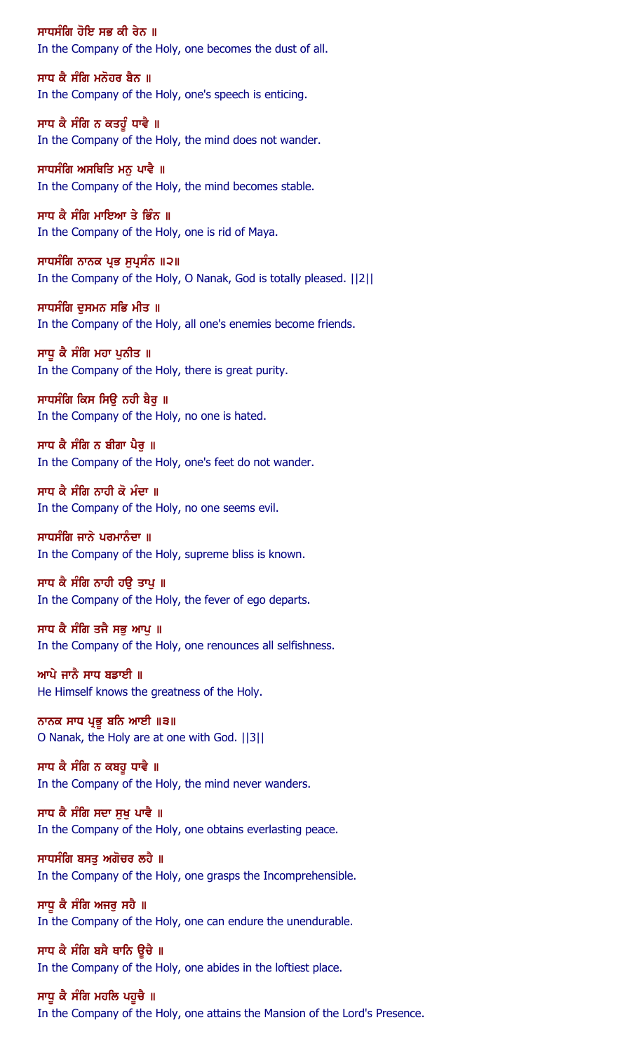ਸਾਧਸੰਗਿ ਹੋਇ ਸਭ ਕੀ ਰੇਨ ॥
In the Company of the Holy, one becomes the dust of all.

ਸਾਧ ਕੈ ਸੰਗਿ ਮਨੋਹਰ ਬੈਨ ॥
In the Company of the Holy, one's speech is enticing.

ਸਾਧ ਕੈ ਸੰਗਿ ਨ ਕਤਹੂੰ ਧਾਵੈ ॥
In the Company of the Holy, the mind does not wander.

ਸਾਧਸੰਗਿ ਅਸਥਿਤਿ ਮਨੁ ਪਾਵੈ ॥
In the Company of the Holy, the mind becomes stable.

ਸਾਧ ਕੈ ਸੰਗਿ ਮਾਇਆ ਤੇ ਭਿੰਨ ॥
In the Company of the Holy, one is rid of Maya.

ਸਾਧਸੰਗਿ ਨਾਨਕ ਪ੍ਰਭ ਸੁਪ੍ਰਸੰਨ ॥੨॥
In the Company of the Holy, O Nanak, God is totally pleased. ||2||

ਸਾਧਸੰਗਿ ਦੁਸਮਨ ਸਭਿ ਮੀਤ ॥
In the Company of the Holy, all one's enemies become friends.

ਸਾਧੂ ਕੈ ਸੰਗਿ ਮਹਾ ਪੁਨੀਤ ॥
In the Company of the Holy, there is great purity.

ਸਾਧਸੰਗਿ ਕਿਸ ਸਿਉ ਨਹੀ ਬੈਰੁ ॥
In the Company of the Holy, no one is hated.

ਸਾਧ ਕੈ ਸੰਗਿ ਨ ਬੀਗਾ ਪੈਰੁ ॥
In the Company of the Holy, one's feet do not wander.

ਸਾਧ ਕੈ ਸੰਗਿ ਨਾਹੀ ਕੋ ਮੰਦਾ ॥
In the Company of the Holy, no one seems evil.

ਸਾਧਸੰਗਿ ਜਾਨੇ ਪਰਮਾਨੰਦਾ ॥
In the Company of the Holy, supreme bliss is known.

ਸਾਧ ਕੈ ਸੰਗਿ ਨਾਹੀ ਹਉ ਤਾਪੁ ॥
In the Company of the Holy, the fever of ego departs.

ਸਾਧ ਕੈ ਸੰਗਿ ਤਜੈ ਸਭੁ ਆਪੁ ॥
In the Company of the Holy, one renounces all selfishness.

ਆਪੇ ਜਾਨੈ ਸਾਧ ਬਡਾਈ ॥
He Himself knows the greatness of the Holy.

ਨਾਨਕ ਸਾਧ ਪ੍ਰਭੂ ਬਨਿ ਆਈ ॥੩॥
O Nanak, the Holy are at one with God. ||3||

ਸਾਧ ਕੈ ਸੰਗਿ ਨ ਕਬਹੂ ਧਾਵੈ ॥
In the Company of the Holy, the mind never wanders.

ਸਾਧ ਕੈ ਸੰਗਿ ਸਦਾ ਸੁਖੁ ਪਾਵੈ ॥
In the Company of the Holy, one obtains everlasting peace.

ਸਾਧਸੰਗਿ ਬਸਤੁ ਅਗੋਚਰ ਲਹੈ ॥
In the Company of the Holy, one grasps the Incomprehensible.

ਸਾਧੂ ਕੈ ਸੰਗਿ ਅਜਰੁ ਸਹੈ ॥
In the Company of the Holy, one can endure the unendurable.

ਸਾਧ ਕੈ ਸੰਗਿ ਬਸੈ ਥਾਨਿ ਊਚੈ ॥
In the Company of the Holy, one abides in the loftiest place.

ਸਾਧੂ ਕੈ ਸੰਗਿ ਮਹਲਿ ਪਹੂਚੈ ॥
In the Company of the Holy, one attains the Mansion of the Lord's Presence.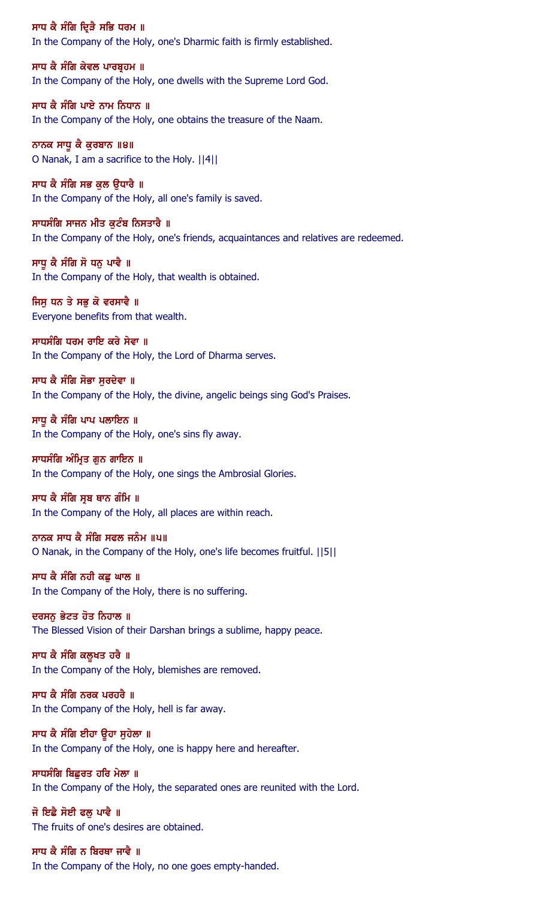ਸਾਧ ਕੈ ਸੰਗਿ ਦ੍ਰਿੜੈ ਸਭਿ ਧਰਮ ॥
In the Company of the Holy, one's Dharmic faith is firmly established.

ਸਾਧ ਕੈ ਸੰਗਿ ਕੇਵਲ ਪਾਰਬ੍ਰਹਮ ॥
In the Company of the Holy, one dwells with the Supreme Lord God.

ਸਾਧ ਕੈ ਸੰਗਿ ਪਾਏ ਨਾਮ ਨਿਧਾਨ ॥
In the Company of the Holy, one obtains the treasure of the Naam.

ਨਾਨਕ ਸਾਧੂ ਕੈ ਕੁਰਬਾਨ ॥੪॥
O Nanak, I am a sacrifice to the Holy. ||4||

ਸਾਧ ਕੈ ਸੰਗਿ ਸਭ ਕੁਲ ਉਧਾਰੈ ॥
In the Company of the Holy, all one's family is saved.

ਸਾਧਸੰਗਿ ਸਾਜਨ ਮੀਤ ਕੁਟੰਬ ਨਿਸਤਾਰੈ ॥
In the Company of the Holy, one's friends, acquaintances and relatives are redeemed.

ਸਾਧੂ ਕੈ ਸੰਗਿ ਸੋ ਧਨੁ ਪਾਵੈ ॥
In the Company of the Holy, that wealth is obtained.

ਜਿਸੁ ਧਨ ਤੇ ਸਭੁ ਕੋ ਵਰਸਾਵੈ ॥
Everyone benefits from that wealth.

ਸਾਧਸੰਗਿ ਧਰਮ ਰਾਇ ਕਰੇ ਸੇਵਾ ॥
In the Company of the Holy, the Lord of Dharma serves.

ਸਾਧ ਕੈ ਸੰਗਿ ਸੋਭਾ ਸੁਰਦੇਵਾ ॥
In the Company of the Holy, the divine, angelic beings sing God's Praises.

ਸਾਧੂ ਕੈ ਸੰਗਿ ਪਾਪ ਪਲਾਇਨ ॥
In the Company of the Holy, one's sins fly away.

ਸਾਧਸੰਗਿ ਅੰਮ੍ਰਿਤ ਗੁਨ ਗਾਇਨ ॥
In the Company of the Holy, one sings the Ambrosial Glories.

ਸਾਧ ਕੈ ਸੰਗਿ ਸ੍ਰਬ ਥਾਨ ਗੰਮਿ ॥
In the Company of the Holy, all places are within reach.

ਨਾਨਕ ਸਾਧ ਕੈ ਸੰਗਿ ਸਫਲ ਜਨੰਮ ॥੫॥
O Nanak, in the Company of the Holy, one's life becomes fruitful. ||5||

ਸਾਧ ਕੈ ਸੰਗਿ ਨਹੀ ਕਛੁ ਘਾਲ ॥
In the Company of the Holy, there is no suffering.

ਦਰਸਨੁ ਭੇਟਤ ਹੋਤ ਨਿਹਾਲ ॥
The Blessed Vision of their Darshan brings a sublime, happy peace.

ਸਾਧ ਕੈ ਸੰਗਿ ਕਲੂਖਤ ਹਰੈ ॥
In the Company of the Holy, blemishes are removed.

ਸਾਧ ਕੈ ਸੰਗਿ ਨਰਕ ਪਰਹਰੈ ॥
In the Company of the Holy, hell is far away.

ਸਾਧ ਕੈ ਸੰਗਿ ਈਹਾ ਊਹਾ ਸੁਹੇਲਾ ॥
In the Company of the Holy, one is happy here and hereafter.

ਸਾਧਸੰਗਿ ਬਿਛੁਰਤ ਹਰਿ ਮੇਲਾ ॥
In the Company of the Holy, the separated ones are reunited with the Lord.

ਜੋ ਇਛੈ ਸੋਈ ਫਲੁ ਪਾਵੈ ॥
The fruits of one's desires are obtained.

ਸਾਧ ਕੈ ਸੰਗਿ ਨ ਬਿਰਥਾ ਜਾਵੈ ॥
In the Company of the Holy, no one goes empty-handed.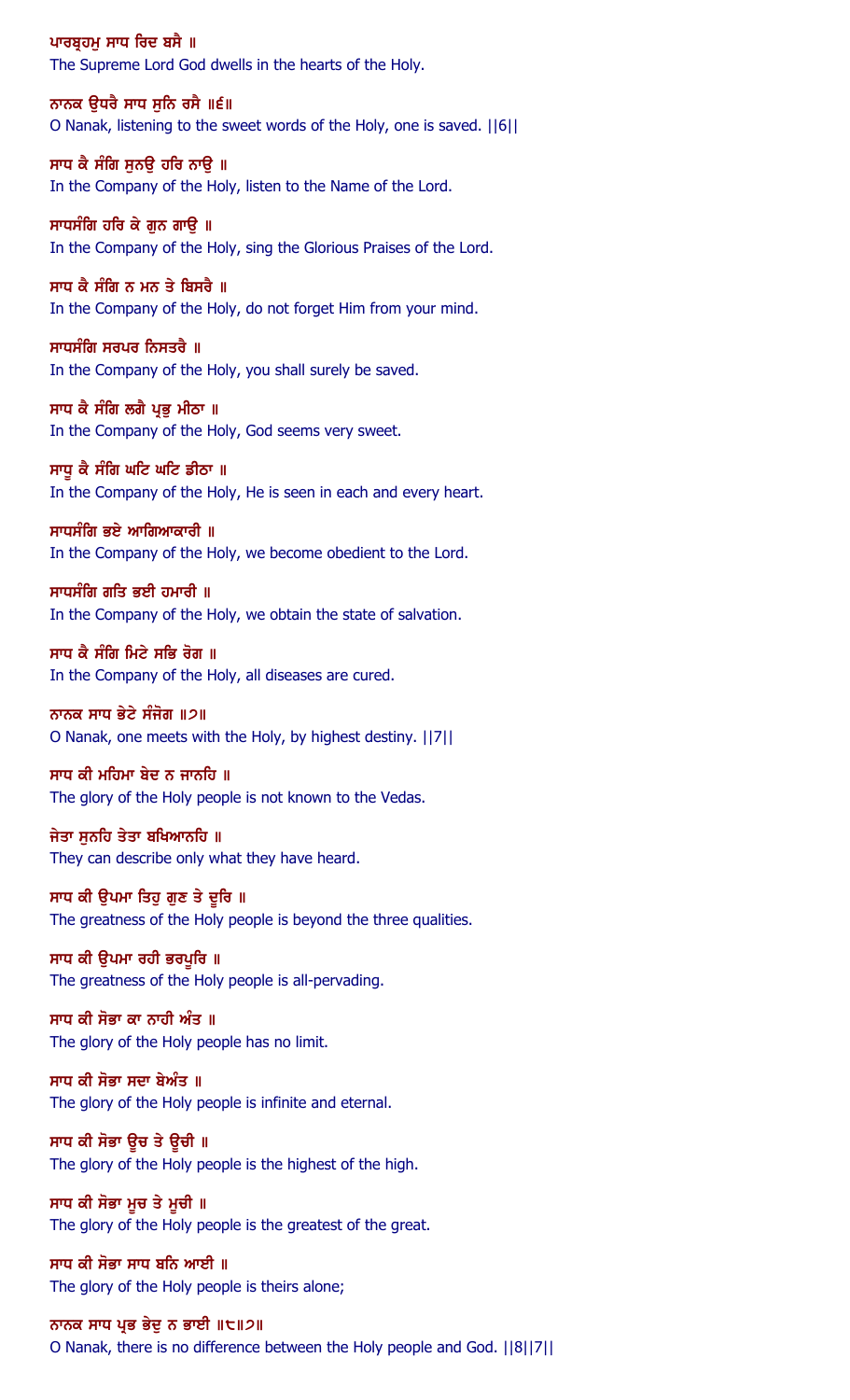ਪਾਰਬ੍ਰਹਮੁ ਸਾਧ ਰਿਦ ਬਸੈ ॥
The Supreme Lord God dwells in the hearts of the Holy.

ਨਾਨਕ ਉਧਰੈ ਸਾਧ ਸੁਨਿ ਰਸੈ ॥੬॥
O Nanak, listening to the sweet words of the Holy, one is saved. ||6||

ਸਾਧ ਕੈ ਸੰਗਿ ਸੁਨਉ ਹਰਿ ਨਾਉ ॥
In the Company of the Holy, listen to the Name of the Lord.

ਸਾਧਸੰਗਿ ਹਰਿ ਕੇ ਗੁਨ ਗਾਉ ॥
In the Company of the Holy, sing the Glorious Praises of the Lord.

ਸਾਧ ਕੈ ਸੰਗਿ ਨ ਮਨ ਤੇ ਬਿਸਰੈ ॥
In the Company of the Holy, do not forget Him from your mind.

ਸਾਧਸੰਗਿ ਸਰਪਰ ਨਿਸਤਰੈ ॥
In the Company of the Holy, you shall surely be saved.

ਸਾਧ ਕੈ ਸੰਗਿ ਲਗੈ ਪ੍ਰਭੁ ਮੀਠਾ ॥
In the Company of the Holy, God seems very sweet.

ਸਾਧੂ ਕੈ ਸੰਗਿ ਘਟਿ ਘਟਿ ਡੀਠਾ ॥
In the Company of the Holy, He is seen in each and every heart.

ਸਾਧਸੰਗਿ ਭਏ ਆਗਿਆਕਾਰੀ ॥
In the Company of the Holy, we become obedient to the Lord.

ਸਾਧਸੰਗਿ ਗਤਿ ਭਈ ਹਮਾਰੀ ॥
In the Company of the Holy, we obtain the state of salvation.

ਸਾਧ ਕੈ ਸੰਗਿ ਮਿਟੇ ਸਭਿ ਰੋਗ ॥
In the Company of the Holy, all diseases are cured.

ਨਾਨਕ ਸਾਧ ਭੇਟੇ ਸੰਜੋਗ ॥੭॥
O Nanak, one meets with the Holy, by highest destiny. ||7||

ਸਾਧ ਕੀ ਮਹਿਮਾ ਬੇਦ ਨ ਜਾਨਹਿ ॥
The glory of the Holy people is not known to the Vedas.

ਜੇਤਾ ਸੁਨਹਿ ਤੇਤਾ ਬਖਿਆਨਹਿ ॥
They can describe only what they have heard.

ਸਾਧ ਕੀ ਉਪਮਾ ਤਿਹੁ ਗੁਣ ਤੇ ਦੂਰਿ ॥
The greatness of the Holy people is beyond the three qualities.

ਸਾਧ ਕੀ ਉਪਮਾ ਰਹੀ ਭਰਪੂਰਿ ॥
The greatness of the Holy people is all-pervading.

ਸਾਧ ਕੀ ਸੋਭਾ ਕਾ ਨਾਹੀ ਅੰਤ ॥
The glory of the Holy people has no limit.

ਸਾਧ ਕੀ ਸੋਭਾ ਸਦਾ ਬੇਅੰਤ ॥
The glory of the Holy people is infinite and eternal.

ਸਾਧ ਕੀ ਸੋਭਾ ਊਚ ਤੇ ਊਚੀ ॥
The glory of the Holy people is the highest of the high.

ਸਾਧ ਕੀ ਸੋਭਾ ਮੂਚ ਤੇ ਮੂਚੀ ॥
The glory of the Holy people is the greatest of the great.

ਸਾਧ ਕੀ ਸੋਭਾ ਸਾਧ ਬਨਿ ਆਈ ॥
The glory of the Holy people is theirs alone;

ਨਾਨਕ ਸਾਧ ਪ੍ਰਭ ਭੇਦੁ ਨ ਭਾਈ ॥੮॥੭॥
O Nanak, there is no difference between the Holy people and God. ||8||7||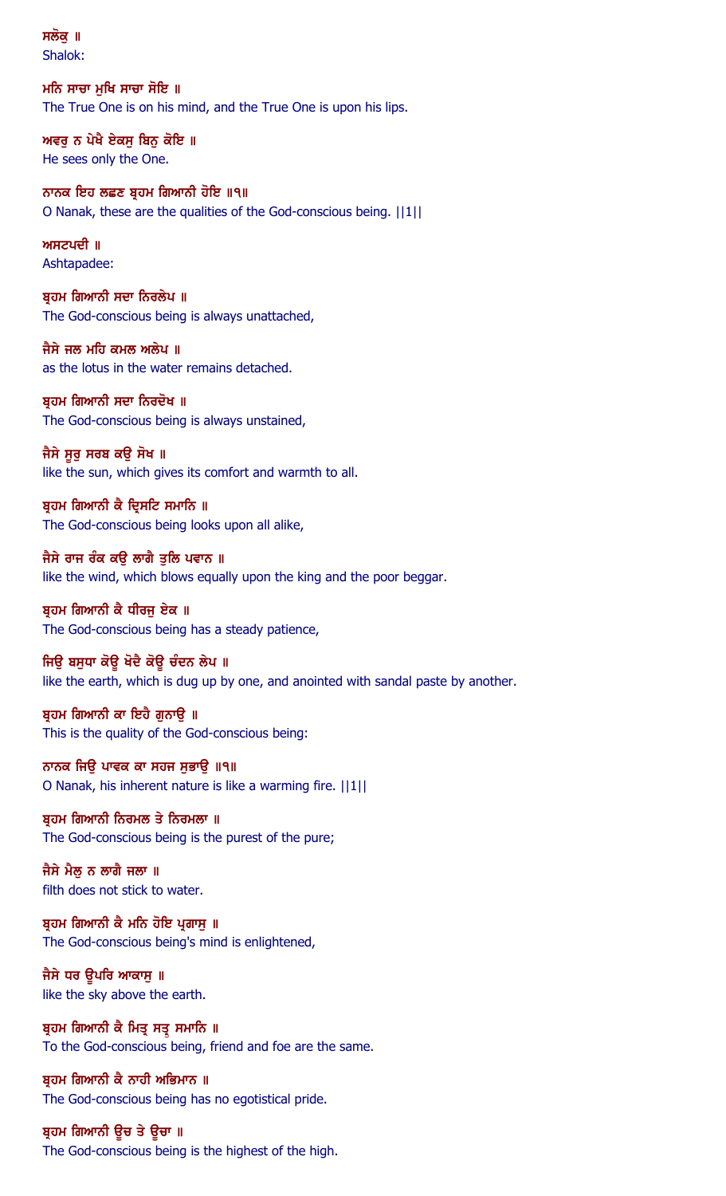ਸਲੋਕੁ ॥
Shalok:

ਮਨਿ ਸਾਚਾ ਮੁਖਿ ਸਾਚਾ ਸੋਇ ॥
The True One is on his mind, and the True One is upon his lips.

ਅਵਰੁ ਨ ਪੇਖੈ ਏਕਸੁ ਬਿਨੁ ਕੋਇ ॥
He sees only the One.

ਨਾਨਕ ਇਹ ਲਛਣ ਬ੍ਰਹਮ ਗਿਆਨੀ ਹੋਇ ॥੧॥
O Nanak, these are the qualities of the God-conscious being. ||1||

ਅਸਟਪਦੀ ॥
Ashtapadee:

ਬ੍ਰਹਮ ਗਿਆਨੀ ਸਦਾ ਨਿਰਲੇਪ ॥
The God-conscious being is always unattached,

ਜੈਸੇ ਜਲ ਮਹਿ ਕਮਲ ਅਲੇਪ ॥
as the lotus in the water remains detached.

ਬ੍ਰਹਮ ਗਿਆਨੀ ਸਦਾ ਨਿਰਦੋਖ ॥
The God-conscious being is always unstained,

ਜੈਸੇ ਸੂਰੁ ਸਰਬ ਕਉ ਸੋਖ ॥
like the sun, which gives its comfort and warmth to all.

ਬ੍ਰਹਮ ਗਿਆਨੀ ਕੈ ਦ੍ਰਿਸਟਿ ਸਮਾਨਿ ॥
The God-conscious being looks upon all alike,

ਜੈਸੇ ਰਾਜ ਰੰਕ ਕਉ ਲਾਗੈ ਤੁਲਿ ਪਵਾਨ ॥
like the wind, which blows equally upon the king and the poor beggar.

ਬ੍ਰਹਮ ਗਿਆਨੀ ਕੈ ਧੀਰਜੁ ਏਕ ॥
The God-conscious being has a steady patience,

ਜਿਉ ਬਸੁਧਾ ਕੋਊ ਖੋਦੈ ਕੋਊ ਚੰਦਨ ਲੇਪ ॥
like the earth, which is dug up by one, and anointed with sandal paste by another.

ਬ੍ਰਹਮ ਗਿਆਨੀ ਕਾ ਇਹੈ ਗੁਨਾਉ ॥
This is the quality of the God-conscious being:

ਨਾਨਕ ਜਿਉ ਪਾਵਕ ਕਾ ਸਹਜ ਸੁਭਾਉ ॥੧॥
O Nanak, his inherent nature is like a warming fire. ||1||

ਬ੍ਰਹਮ ਗਿਆਨੀ ਨਿਰਮਲ ਤੇ ਨਿਰਮਲਾ ॥
The God-conscious being is the purest of the pure;

ਜੈਸੇ ਮੈਲੁ ਨ ਲਾਗੈ ਜਲਾ ॥
filth does not stick to water.

ਬ੍ਰਹਮ ਗਿਆਨੀ ਕੈ ਮਨਿ ਹੋਇ ਪ੍ਰਗਾਸੁ ॥
The God-conscious being's mind is enlightened,

ਜੈਸੇ ਧਰ ਊਪਰਿ ਆਕਾਸੁ ॥
like the sky above the earth.

ਬ੍ਰਹਮ ਗਿਆਨੀ ਕੈ ਮਿਤ੍ਰ ਸਤ੍ਰੁ ਸਮਾਨਿ ॥
To the God-conscious being, friend and foe are the same.

ਬ੍ਰਹਮ ਗਿਆਨੀ ਕੈ ਨਾਹੀ ਅਭਿਮਾਨ ॥
The God-conscious being has no egotistical pride.

ਬ੍ਰਹਮ ਗਿਆਨੀ ਊਚ ਤੇ ਊਚਾ ॥
The God-conscious being is the highest of the high.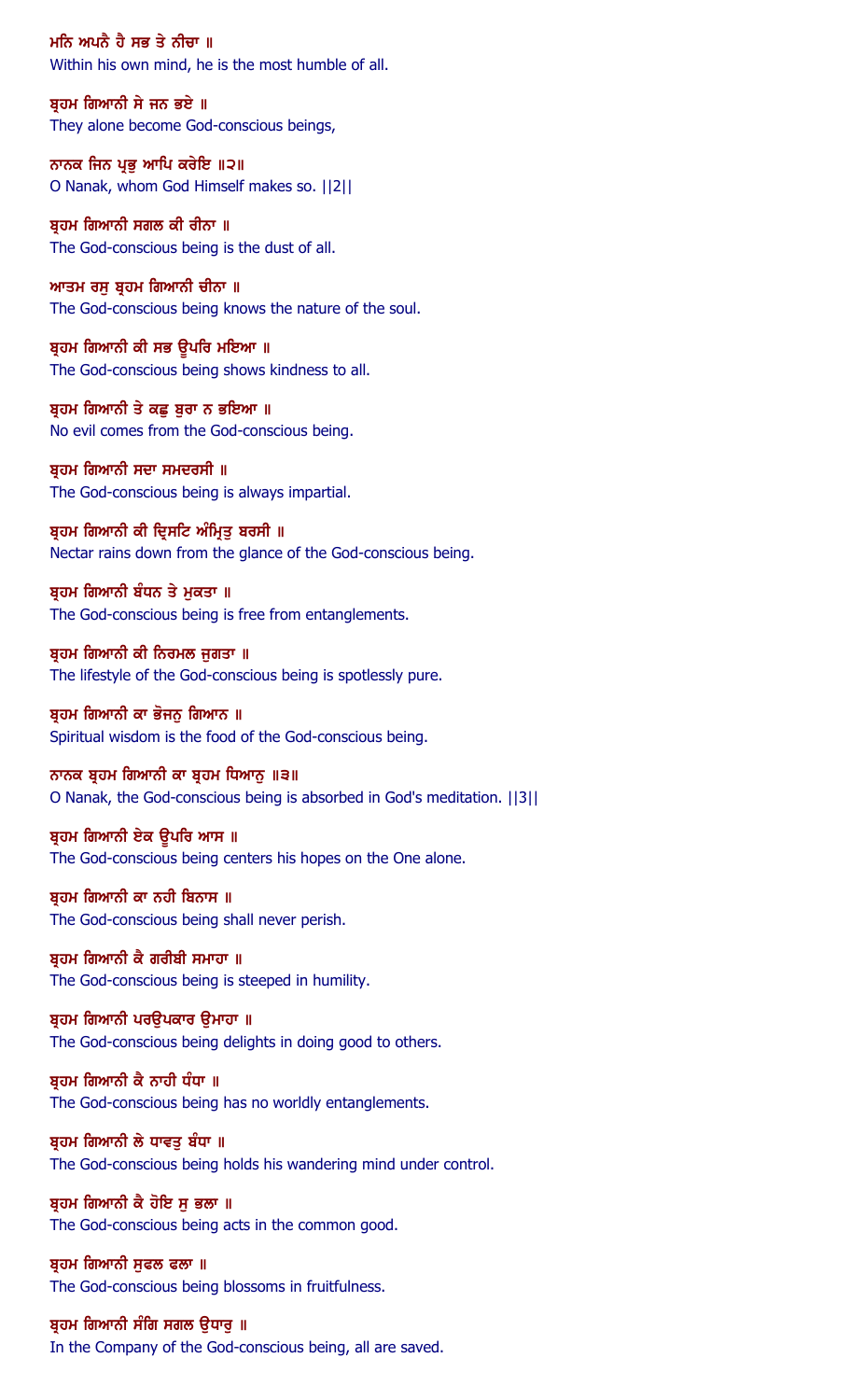ਮਨਿ ਅਪਨੈ ਹੈ ਸਭ ਤੇ ਨੀਚਾ ॥
Within his own mind, he is the most humble of all.

ਬ੍ਰਹਮ ਗਿਆਨੀ ਸੇ ਜਨ ਭਏ ॥
They alone become God-conscious beings,

ਨਾਨਕ ਜਿਨ ਪ੍ਰਭੁ ਆਪਿ ਕਰੇਇ ॥੨॥
O Nanak, whom God Himself makes so. ||2||

ਬ੍ਰਹਮ ਗਿਆਨੀ ਸਗਲ ਕੀ ਰੀਨਾ ॥
The God-conscious being is the dust of all.

ਆਤਮ ਰਸੁ ਬ੍ਰਹਮ ਗਿਆਨੀ ਚੀਨਾ ॥
The God-conscious being knows the nature of the soul.

ਬ੍ਰਹਮ ਗਿਆਨੀ ਕੀ ਸਭ ਊਪਰਿ ਮਇਆ ॥
The God-conscious being shows kindness to all.

ਬ੍ਰਹਮ ਗਿਆਨੀ ਤੇ ਕਛੁ ਬੁਰਾ ਨ ਭਇਆ ॥
No evil comes from the God-conscious being.

ਬ੍ਰਹਮ ਗਿਆਨੀ ਸਦਾ ਸਮਦਰਸੀ ॥
The God-conscious being is always impartial.

ਬ੍ਰਹਮ ਗਿਆਨੀ ਕੀ ਦ੍ਰਿਸਟਿ ਅੰਮ੍ਰਿਤੁ ਬਰਸੀ ॥
Nectar rains down from the glance of the God-conscious being.

ਬ੍ਰਹਮ ਗਿਆਨੀ ਬੰਧਨ ਤੇ ਮੁਕਤਾ ॥
The God-conscious being is free from entanglements.

ਬ੍ਰਹਮ ਗਿਆਨੀ ਕੀ ਨਿਰਮਲ ਜੁਗਤਾ ॥
The lifestyle of the God-conscious being is spotlessly pure.

ਬ੍ਰਹਮ ਗਿਆਨੀ ਕਾ ਭੋਜਨੁ ਗਿਆਨ ॥
Spiritual wisdom is the food of the God-conscious being.

ਨਾਨਕ ਬ੍ਰਹਮ ਗਿਆਨੀ ਕਾ ਬ੍ਰਹਮ ਧਿਆਨੁ ॥੩॥
O Nanak, the God-conscious being is absorbed in God's meditation. ||3||

ਬ੍ਰਹਮ ਗਿਆਨੀ ਏਕ ਊਪਰਿ ਆਸ ॥
The God-conscious being centers his hopes on the One alone.

ਬ੍ਰਹਮ ਗਿਆਨੀ ਕਾ ਨਹੀ ਬਿਨਾਸ ॥
The God-conscious being shall never perish.

ਬ੍ਰਹਮ ਗਿਆਨੀ ਕੈ ਗਰੀਬੀ ਸਮਾਹਾ ॥
The God-conscious being is steeped in humility.

ਬ੍ਰਹਮ ਗਿਆਨੀ ਪਰਉਪਕਾਰ ਉਮਾਹਾ ॥
The God-conscious being delights in doing good to others.

ਬ੍ਰਹਮ ਗਿਆਨੀ ਕੈ ਨਾਹੀ ਧੰਧਾ ॥
The God-conscious being has no worldly entanglements.

ਬ੍ਰਹਮ ਗਿਆਨੀ ਲੇ ਧਾਵਤੁ ਬੰਧਾ ॥
The God-conscious being holds his wandering mind under control.

ਬ੍ਰਹਮ ਗਿਆਨੀ ਕੈ ਹੋਇ ਸੁ ਭਲਾ ॥
The God-conscious being acts in the common good.

ਬ੍ਰਹਮ ਗਿਆਨੀ ਸੁਫਲ ਫਲਾ ॥
The God-conscious being blossoms in fruitfulness.

ਬ੍ਰਹਮ ਗਿਆਨੀ ਸੰਗਿ ਸਗਲ ਉਧਾਰੁ ॥
In the Company of the God-conscious being, all are saved.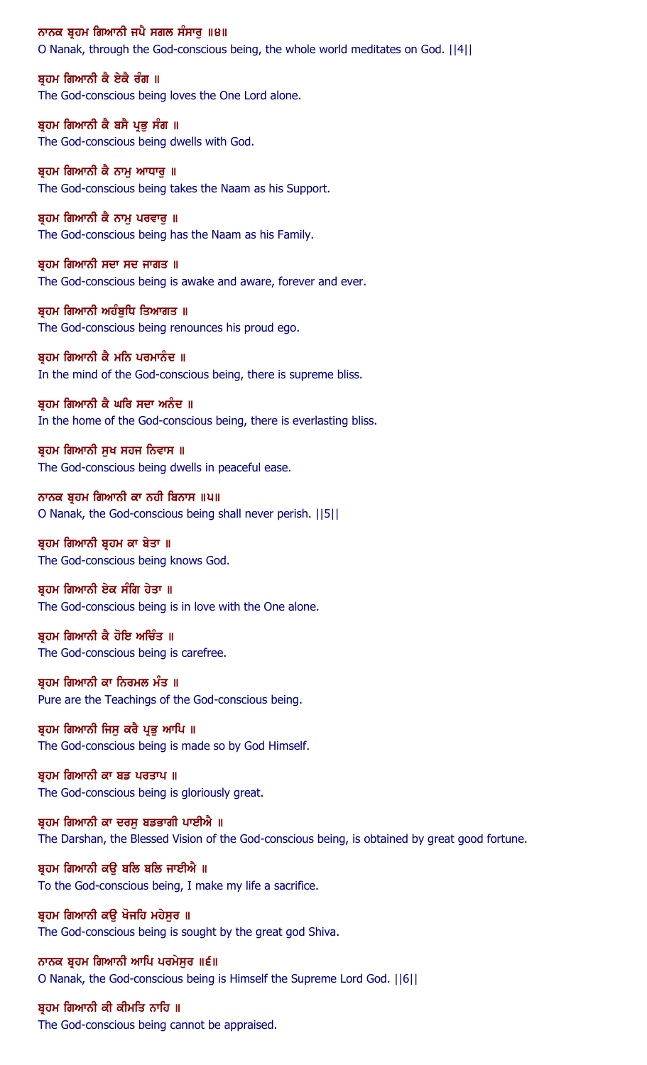ਨਾਨਕ ਬ੍ਰਹਮ ਗਿਆਨੀ ਜਪੈ ਸਗਲ ਸੰਸਾਰੁ ॥੪॥
O Nanak, through the God-conscious being, the whole world meditates on God. ||4||

ਬ੍ਰਹਮ ਗਿਆਨੀ ਕੈ ਏਕੈ ਰੰਗ ॥
The God-conscious being loves the One Lord alone.

ਬ੍ਰਹਮ ਗਿਆਨੀ ਕੈ ਬਸੈ ਪ੍ਰਭੁ ਸੰਗ ॥
The God-conscious being dwells with God.

ਬ੍ਰਹਮ ਗਿਆਨੀ ਕੈ ਨਾਮੁ ਆਧਾਰੁ ॥
The God-conscious being takes the Naam as his Support.

ਬ੍ਰਹਮ ਗਿਆਨੀ ਕੈ ਨਾਮੁ ਪਰਵਾਰੁ ॥
The God-conscious being has the Naam as his Family.

ਬ੍ਰਹਮ ਗਿਆਨੀ ਸਦਾ ਸਦ ਜਾਗਤ ॥
The God-conscious being is awake and aware, forever and ever.

ਬ੍ਰਹਮ ਗਿਆਨੀ ਅਹੰਬੁਧਿ ਤਿਆਗਤ ॥
The God-conscious being renounces his proud ego.

ਬ੍ਰਹਮ ਗਿਆਨੀ ਕੈ ਮਨਿ ਪਰਮਾਨੰਦ ॥
In the mind of the God-conscious being, there is supreme bliss.

ਬ੍ਰਹਮ ਗਿਆਨੀ ਕੈ ਘਰਿ ਸਦਾ ਅਨੰਦ ॥
In the home of the God-conscious being, there is everlasting bliss.

ਬ੍ਰਹਮ ਗਿਆਨੀ ਸੁਖ ਸਹਜ ਨਿਵਾਸ ॥
The God-conscious being dwells in peaceful ease.

ਨਾਨਕ ਬ੍ਰਹਮ ਗਿਆਨੀ ਕਾ ਨਹੀ ਬਿਨਾਸ ॥੫॥
O Nanak, the God-conscious being shall never perish. ||5||

ਬ੍ਰਹਮ ਗਿਆਨੀ ਬ੍ਰਹਮ ਕਾ ਬੇਤਾ ॥
The God-conscious being knows God.

ਬ੍ਰਹਮ ਗਿਆਨੀ ਏਕ ਸੰਗਿ ਹੇਤਾ ॥
The God-conscious being is in love with the One alone.

ਬ੍ਰਹਮ ਗਿਆਨੀ ਕੈ ਹੋਇ ਅਚਿੰਤ ॥
The God-conscious being is carefree.

ਬ੍ਰਹਮ ਗਿਆਨੀ ਕਾ ਨਿਰਮਲ ਮੰਤ ॥
Pure are the Teachings of the God-conscious being.

ਬ੍ਰਹਮ ਗਿਆਨੀ ਜਿਸੁ ਕਰੈ ਪ੍ਰਭੁ ਆਪਿ ॥
The God-conscious being is made so by God Himself.

ਬ੍ਰਹਮ ਗਿਆਨੀ ਕਾ ਬਡ ਪਰਤਾਪ ॥
The God-conscious being is gloriously great.

ਬ੍ਰਹਮ ਗਿਆਨੀ ਕਾ ਦਰਸੁ ਬਡਭਾਗੀ ਪਾਈਐ ॥
The Darshan, the Blessed Vision of the God-conscious being, is obtained by great good fortune.

ਬ੍ਰਹਮ ਗਿਆਨੀ ਕਉ ਬਲਿ ਬਲਿ ਜਾਈਐ ॥
To the God-conscious being, I make my life a sacrifice.

ਬ੍ਰਹਮ ਗਿਆਨੀ ਕਉ ਖੋਜਹਿ ਮਹੇਸੁਰ ॥
The God-conscious being is sought by the great god Shiva.

ਨਾਨਕ ਬ੍ਰਹਮ ਗਿਆਨੀ ਆਪਿ ਪਰਮੇਸੁਰ ॥੬॥
O Nanak, the God-conscious being is Himself the Supreme Lord God. ||6||

ਬ੍ਰਹਮ ਗਿਆਨੀ ਕੀ ਕੀਮਤਿ ਨਾਹਿ ॥
The God-conscious being cannot be appraised.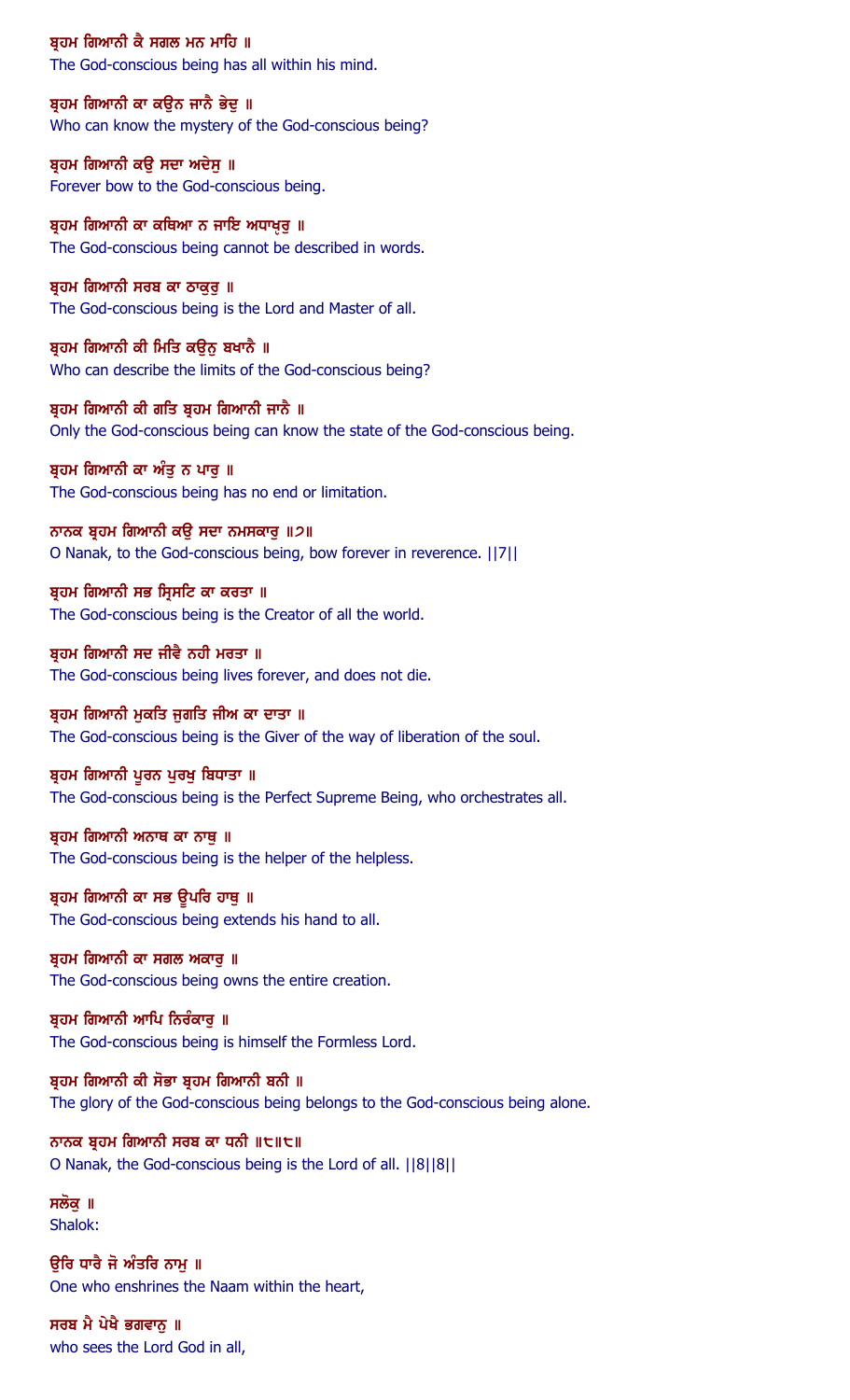ਬ੍ਰਹਮ ਗਿਆਨੀ ਕੈ ਸਗਲ ਮਨ ਮਾਹਿ ॥
The God-conscious being has all within his mind.

ਬ੍ਰਹਮ ਗਿਆਨੀ ਕਾ ਕਉਨ ਜਾਨੈ ਭੇਦੁ ॥
Who can know the mystery of the God-conscious being?

ਬ੍ਰਹਮ ਗਿਆਨੀ ਕਉ ਸਦਾ ਅਦੇਸੁ ॥
Forever bow to the God-conscious being.

ਬ੍ਰਹਮ ਗਿਆਨੀ ਕਾ ਕਥਿਆ ਨ ਜਾਇ ਅਧਾਖ੍ਯ਼ਰੁ ॥
The God-conscious being cannot be described in words.

ਬ੍ਰਹਮ ਗਿਆਨੀ ਸਰਬ ਕਾ ਠਾਕੁਰੁ ॥
The God-conscious being is the Lord and Master of all.

ਬ੍ਰਹਮ ਗਿਆਨੀ ਕੀ ਮਿਤਿ ਕਉਨੁ ਬਖਾਨੈ ॥
Who can describe the limits of the God-conscious being?

ਬ੍ਰਹਮ ਗਿਆਨੀ ਕੀ ਗਤਿ ਬ੍ਰਹਮ ਗਿਆਨੀ ਜਾਨੈ ॥
Only the God-conscious being can know the state of the God-conscious being.

ਬ੍ਰਹਮ ਗਿਆਨੀ ਕਾ ਅੰਤੁ ਨ ਪਾਰੁ ॥
The God-conscious being has no end or limitation.

ਨਾਨਕ ਬ੍ਰਹਮ ਗਿਆਨੀ ਕਉ ਸਦਾ ਨਮਸਕਾਰੁ ॥੭॥
O Nanak, to the God-conscious being, bow forever in reverence. ||7||

ਬ੍ਰਹਮ ਗਿਆਨੀ ਸਭ ਸ੍ਰਿਸਟਿ ਕਾ ਕਰਤਾ ॥
The God-conscious being is the Creator of all the world.

ਬ੍ਰਹਮ ਗਿਆਨੀ ਸਦ ਜੀਵੈ ਨਹੀ ਮਰਤਾ ॥
The God-conscious being lives forever, and does not die.

ਬ੍ਰਹਮ ਗਿਆਨੀ ਮੁਕਤਿ ਜੁਗਤਿ ਜੀਅ ਕਾ ਦਾਤਾ ॥
The God-conscious being is the Giver of the way of liberation of the soul.

ਬ੍ਰਹਮ ਗਿਆਨੀ ਪੂਰਨ ਪੁਰਖੁ ਬਿਧਾਤਾ ॥
The God-conscious being is the Perfect Supreme Being, who orchestrates all.

ਬ੍ਰਹਮ ਗਿਆਨੀ ਅਨਾਥ ਕਾ ਨਾਥੁ ॥
The God-conscious being is the helper of the helpless.

ਬ੍ਰਹਮ ਗਿਆਨੀ ਕਾ ਸਭ ਊਪਰਿ ਹਾਥੁ ॥
The God-conscious being extends his hand to all.

ਬ੍ਰਹਮ ਗਿਆਨੀ ਕਾ ਸਗਲ ਅਕਾਰੁ ॥
The God-conscious being owns the entire creation.

ਬ੍ਰਹਮ ਗਿਆਨੀ ਆਪਿ ਨਿਰੰਕਾਰੁ ॥
The God-conscious being is himself the Formless Lord.

ਬ੍ਰਹਮ ਗਿਆਨੀ ਕੀ ਸੋਭਾ ਬ੍ਰਹਮ ਗਿਆਨੀ ਬਨੀ ॥
The glory of the God-conscious being belongs to the God-conscious being alone.

ਨਾਨਕ ਬ੍ਰਹਮ ਗਿਆਨੀ ਸਰਬ ਕਾ ਧਨੀ ॥੮॥੮॥
O Nanak, the God-conscious being is the Lord of all. ||8||8||

ਸਲੋਕੁ ॥
Shalok:

ਉਰਿ ਧਾਰੈ ਜੋ ਅੰਤਰਿ ਨਾਮੁ ॥
One who enshrines the Naam within the heart,

ਸਰਬ ਮੈ ਪੇਖੈ ਭਗਵਾਨੁ ॥
who sees the Lord God in all,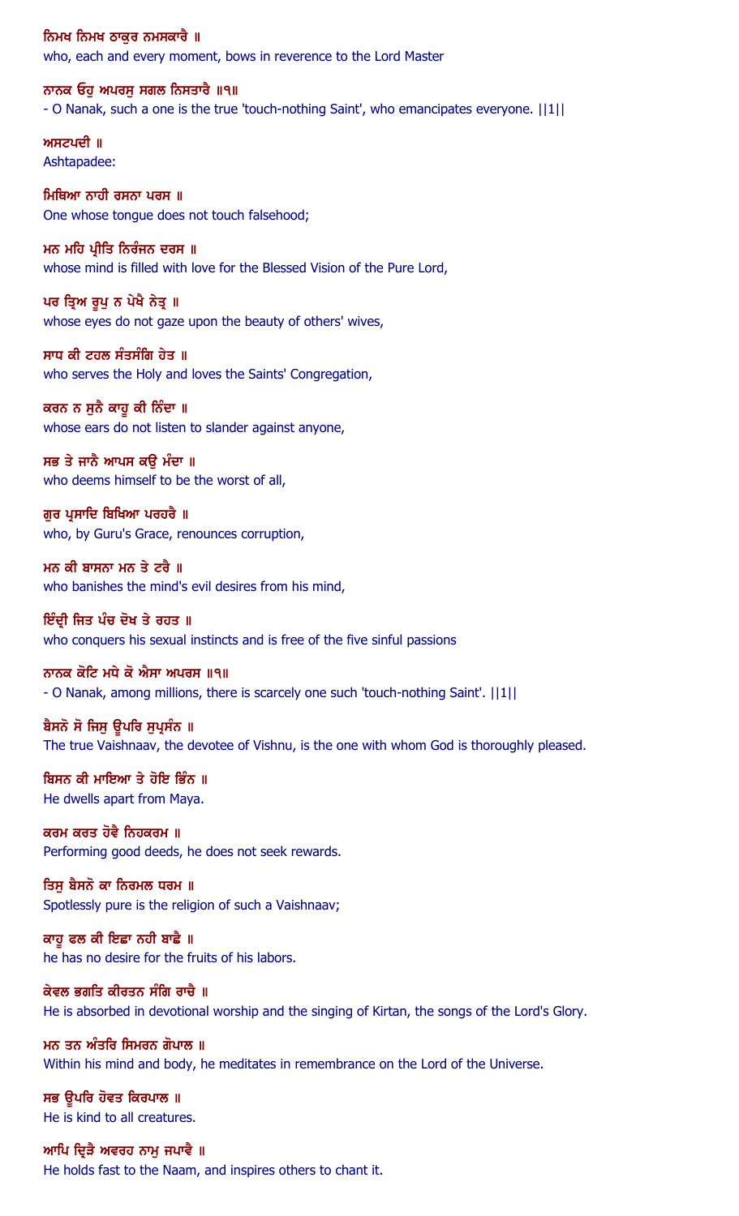ਨਿਮਖ ਨਿਮਖ ਠਾਕੁਰ ਨਮਸਕਾਰੈ ॥
who, each and every moment, bows in reverence to the Lord Master

ਨਾਨਕ ਓਹੁ ਅਪਰਸੁ ਸਗਲ ਨਿਸਤਾਰੈ ॥੧॥
- O Nanak, such a one is the true 'touch-nothing Saint', who emancipates everyone. ||1||

ਅਸਟਪਦੀ ॥
Ashtapadee:

ਮਿਥਿਆ ਨਾਹੀ ਰਸਨਾ ਪਰਸ ॥
One whose tongue does not touch falsehood;

ਮਨ ਮਹਿ ਪ੍ਰੀਤਿ ਨਿਰੰਜਨ ਦਰਸ ॥
whose mind is filled with love for the Blessed Vision of the Pure Lord,

ਪਰ ਤ੍ਰਿਅ ਰੂਪੁ ਨ ਪੇਖੈ ਨੇਤ੍ਰ ॥
whose eyes do not gaze upon the beauty of others' wives,

ਸਾਧ ਕੀ ਟਹਲ ਸੰਤਸੰਗਿ ਹੇਤ ॥
who serves the Holy and loves the Saints' Congregation,

ਕਰਨ ਨ ਸੁਨੈ ਕਾਹੂ ਕੀ ਨਿੰਦਾ ॥
whose ears do not listen to slander against anyone,

ਸਭ ਤੇ ਜਾਨੈ ਆਪਸ ਕਉ ਮੰਦਾ ॥
who deems himself to be the worst of all,

ਗੁਰ ਪ੍ਰਸਾਦਿ ਬਿਖਿਆ ਪਰਹਰੈ ॥
who, by Guru's Grace, renounces corruption,

ਮਨ ਕੀ ਬਾਸਨਾ ਮਨ ਤੇ ਟਰੈ ॥
who banishes the mind's evil desires from his mind,

ਇੰਦ੍ਰੀ ਜਿਤ ਪੰਚ ਦੋਖ ਤੇ ਰਹਤ ॥
who conquers his sexual instincts and is free of the five sinful passions

ਨਾਨਕ ਕੋਟਿ ਮਧੇ ਕੋ ਐਸਾ ਅਪਰਸ ॥੧॥
- O Nanak, among millions, there is scarcely one such 'touch-nothing Saint'. ||1||

ਬੈਸਨੋ ਸੋ ਜਿਸੁ ਊਪਰਿ ਸੁਪ੍ਰਸੰਨ ॥
The true Vaishnaav, the devotee of Vishnu, is the one with whom God is thoroughly pleased.

ਬਿਸਨ ਕੀ ਮਾਇਆ ਤੇ ਹੋਇ ਭਿੰਨ ॥
He dwells apart from Maya.

ਕਰਮ ਕਰਤ ਹੋਵੈ ਨਿਹਕਰਮ ॥
Performing good deeds, he does not seek rewards.

ਤਿਸੁ ਬੈਸਨੋ ਕਾ ਨਿਰਮਲ ਧਰਮ ॥
Spotlessly pure is the religion of such a Vaishnaav;

ਕਾਹੂ ਫਲ ਕੀ ਇਛਾ ਨਹੀ ਬਾਛੈ ॥
he has no desire for the fruits of his labors.

ਕੇਵਲ ਭਗਤਿ ਕੀਰਤਨ ਸੰਗਿ ਰਾਚੈ ॥
He is absorbed in devotional worship and the singing of Kirtan, the songs of the Lord's Glory.

ਮਨ ਤਨ ਅੰਤਰਿ ਸਿਮਰਨ ਗੋਪਾਲ ॥
Within his mind and body, he meditates in remembrance on the Lord of the Universe.

ਸਭ ਊਪਰਿ ਹੋਵਤ ਕਿਰਪਾਲ ॥
He is kind to all creatures.

ਆਪਿ ਦ੍ਰਿੜੈ ਅਵਰਹ ਨਾਮੁ ਜਪਾਵੈ ॥
He holds fast to the Naam, and inspires others to chant it.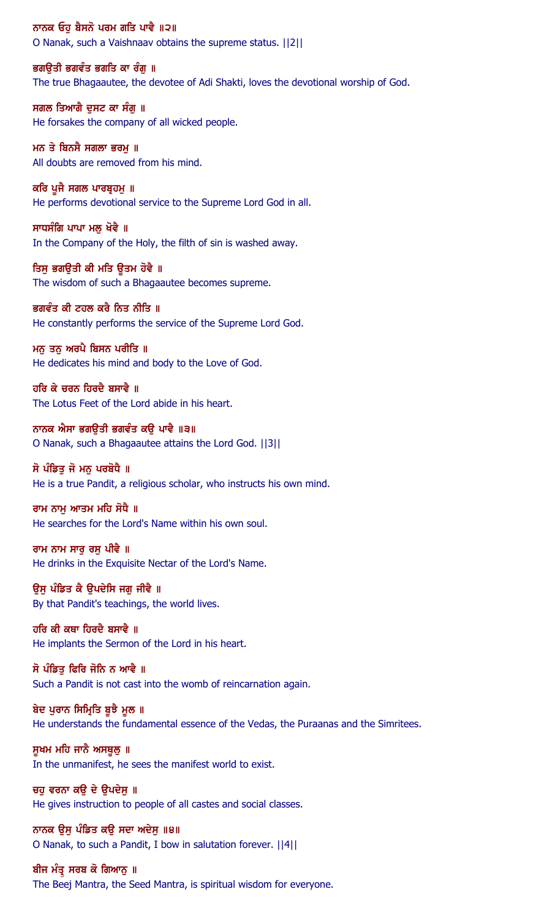ਨਾਨਕ ਓਹੁ ਬੈਸਨੋ ਪਰਮ ਗਤਿ ਪਾਵੈ ॥੨॥
O Nanak, such a Vaishnaav obtains the supreme status. ||2||

ਭਗਉਤੀ ਭਗਵੰਤ ਭਗਤਿ ਕਾ ਰੰਗੁ ॥
The true Bhagaautee, the devotee of Adi Shakti, loves the devotional worship of God.

ਸਗਲ ਤਿਆਗੈ ਦੁਸਟ ਕਾ ਸੰਗੁ ॥
He forsakes the company of all wicked people.

ਮਨ ਤੇ ਬਿਨਸੈ ਸਗਲਾ ਭਰਮੁ ॥
All doubts are removed from his mind.

ਕਰਿ ਪੂਜੈ ਸਗਲ ਪਾਰਬ੍ਰਹਮੁ ॥
He performs devotional service to the Supreme Lord God in all.

ਸਾਧਸੰਗਿ ਪਾਪਾ ਮਲੁ ਖੋਵੈ ॥
In the Company of the Holy, the filth of sin is washed away.

ਤਿਸੁ ਭਗਉਤੀ ਕੀ ਮਤਿ ਊਤਮ ਹੋਵੈ ॥
The wisdom of such a Bhagaautee becomes supreme.

ਭਗਵੰਤ ਕੀ ਟਹਲ ਕਰੈ ਨਿਤ ਨੀਤਿ ॥
He constantly performs the service of the Supreme Lord God.

ਮਨੁ ਤਨੁ ਅਰਪੈ ਬਿਸਨ ਪਰੀਤਿ ॥
He dedicates his mind and body to the Love of God.

ਹਰਿ ਕੇ ਚਰਨ ਹਿਰਦੈ ਬਸਾਵੈ ॥
The Lotus Feet of the Lord abide in his heart.

ਨਾਨਕ ਐਸਾ ਭਗਉਤੀ ਭਗਵੰਤ ਕਉ ਪਾਵੈ ॥੩॥
O Nanak, such a Bhagaautee attains the Lord God. ||3||

ਸੋ ਪੰਡਿਤੁ ਜੋ ਮਨੁ ਪਰਬੋਧੈ ॥
He is a true Pandit, a religious scholar, who instructs his own mind.

ਰਾਮ ਨਾਮੁ ਆਤਮ ਮਹਿ ਸੋਧੈ ॥
He searches for the Lord's Name within his own soul.

ਰਾਮ ਨਾਮ ਸਾਰੁ ਰਸੁ ਪੀਵੈ ॥
He drinks in the Exquisite Nectar of the Lord's Name.

ਉਸੁ ਪੰਡਿਤ ਕੈ ਉਪਦੇਸਿ ਜਗੁ ਜੀਵੈ ॥
By that Pandit's teachings, the world lives.

ਹਰਿ ਕੀ ਕਥਾ ਹਿਰਦੈ ਬਸਾਵੈ ॥
He implants the Sermon of the Lord in his heart.

ਸੋ ਪੰਡਿਤੁ ਫਿਰਿ ਜੋਨਿ ਨ ਆਵੈ ॥
Such a Pandit is not cast into the womb of reincarnation again.

ਬੇਦ ਪੁਰਾਨ ਸਿਮ੍ਰਿਤਿ ਬੂਝੈ ਮੂਲ ॥
He understands the fundamental essence of the Vedas, the Puraanas and the Simritees.

ਸੂਖਮ ਮਹਿ ਜਾਨੈ ਅਸਥੂਲੁ ॥
In the unmanifest, he sees the manifest world to exist.

ਚਹੁ ਵਰਨਾ ਕਉ ਦੇ ਉਪਦੇਸੁ ॥
He gives instruction to people of all castes and social classes.

ਨਾਨਕ ਉਸੁ ਪੰਡਿਤ ਕਉ ਸਦਾ ਅਦੇਸੁ ॥੪॥
O Nanak, to such a Pandit, I bow in salutation forever. ||4||

ਬੀਜ ਮੰਤ੍ਰੁ ਸਰਬ ਕੋ ਗਿਆਨੁ ॥
The Beej Mantra, the Seed Mantra, is spiritual wisdom for everyone.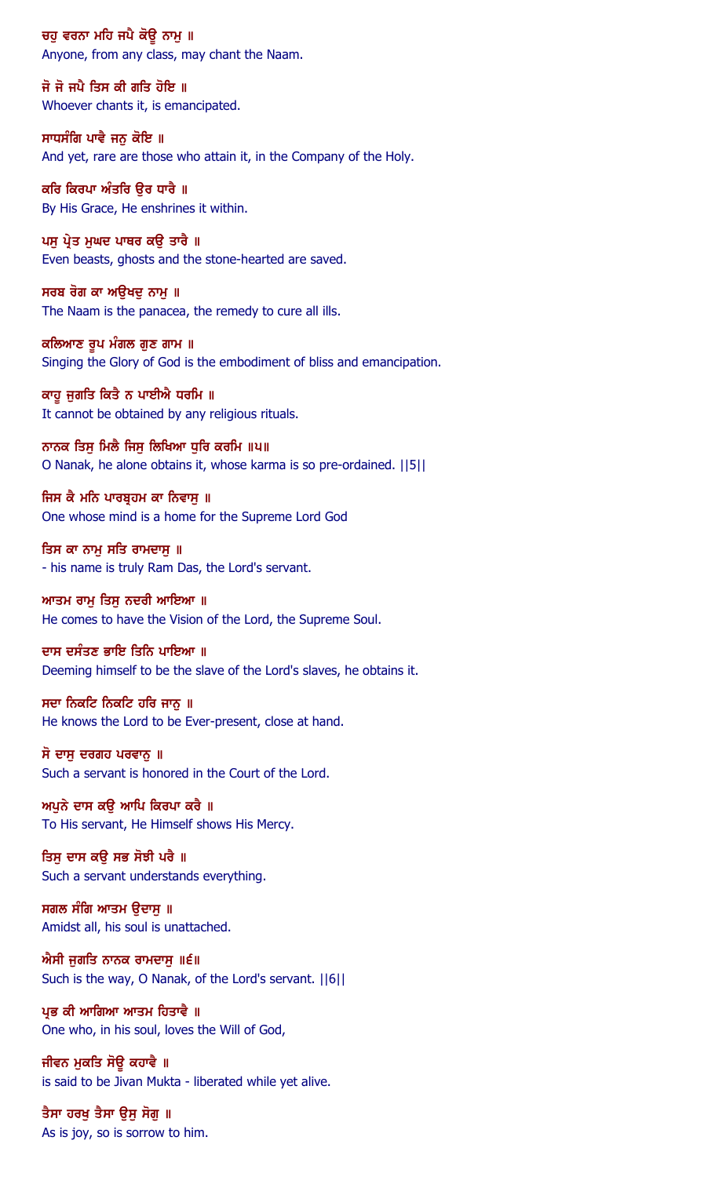ਚਹੁ ਵਰਨਾ ਮਹਿ ਜਪੈ ਕੋਊ ਨਾਮੁ ॥

Anyone, from any class, may chant the Naam.

ਜੋ ਜੋ ਜਪੈ ਤਿਸ ਕੀ ਗਤਿ ਹੋਇ ॥

Whoever chants it, is emancipated.

ਸਾਧਸੰਗਿ ਪਾਵੈ ਜਨੁ ਕੋਇ ॥

And yet, rare are those who attain it, in the Company of the Holy.

ਕਰਿ ਕਿਰਪਾ ਅੰਤਰਿ ਉਰ ਧਾਰੈ ॥

By His Grace, He enshrines it within.

ਪਸੁ ਪ੍ਰੇਤ ਮੁਘਦ ਪਾਥਰ ਕਉ ਤਾਰੈ ॥

Even beasts, ghosts and the stone-hearted are saved.

ਸਰਬ ਰੋਗ ਕਾ ਅਉਖਦੁ ਨਾਮੁ ॥

The Naam is the panacea, the remedy to cure all ills.

ਕਲਿਆਣ ਰੂਪ ਮੰਗਲ ਗੁਣ ਗਾਮ ॥

Singing the Glory of God is the embodiment of bliss and emancipation.

ਕਾਹੂ ਜੁਗਤਿ ਕਿਤੈ ਨ ਪਾਈਐ ਧਰਮਿ ॥

It cannot be obtained by any religious rituals.

ਨਾਨਕ ਤਿਸੁ ਮਿਲੈ ਜਿਸੁ ਲਿਖਿਆ ਧੁਰਿ ਕਰਮਿ ॥੫॥

O Nanak, he alone obtains it, whose karma is so pre-ordained. ||5||

ਜਿਸ ਕੈ ਮਨਿ ਪਾਰਬ੍ਰਹਮ ਕਾ ਨਿਵਾਸੁ ॥

One whose mind is a home for the Supreme Lord God

ਤਿਸ ਕਾ ਨਾਮੁ ਸਤਿ ਰਾਮਦਾਸੁ ॥

- his name is truly Ram Das, the Lord's servant.

ਆਤਮ ਰਾਮੁ ਤਿਸੁ ਨਦਰੀ ਆਇਆ ॥

He comes to have the Vision of the Lord, the Supreme Soul.

ਦਾਸ ਦਸੰਤਣ ਭਾਇ ਤਿਨਿ ਪਾਇਆ ॥

Deeming himself to be the slave of the Lord's slaves, he obtains it.

ਸਦਾ ਨਿਕਟਿ ਨਿਕਟਿ ਹਰਿ ਜਾਨੁ ॥

He knows the Lord to be Ever-present, close at hand.

ਸੋ ਦਾਸੁ ਦਰਗਹ ਪਰਵਾਨੁ ॥

Such a servant is honored in the Court of the Lord.

ਅਪੁਨੇ ਦਾਸ ਕਉ ਆਪਿ ਕਿਰਪਾ ਕਰੈ ॥

To His servant, He Himself shows His Mercy.

ਤਿਸੁ ਦਾਸ ਕਉ ਸਭ ਸੋਝੀ ਪਰੈ ॥

Such a servant understands everything.

ਸਗਲ ਸੰਗਿ ਆਤਮ ਉਦਾਸੁ ॥

Amidst all, his soul is unattached.

ਐਸੀ ਜੁਗਤਿ ਨਾਨਕ ਰਾਮਦਾਸੁ ॥੬॥

Such is the way, O Nanak, of the Lord's servant. ||6||

ਪ੍ਰਭ ਕੀ ਆਗਿਆ ਆਤਮ ਹਿਤਾਵੈ ॥

One who, in his soul, loves the Will of God,

ਜੀਵਨ ਮੁਕਤਿ ਸੋਊ ਕਹਾਵੈ ॥

is said to be Jivan Mukta - liberated while yet alive.

ਤੈਸਾ ਹਰਖੁ ਤੈਸਾ ਉਸੁ ਸੋਗੁ ॥

As is joy, so is sorrow to him.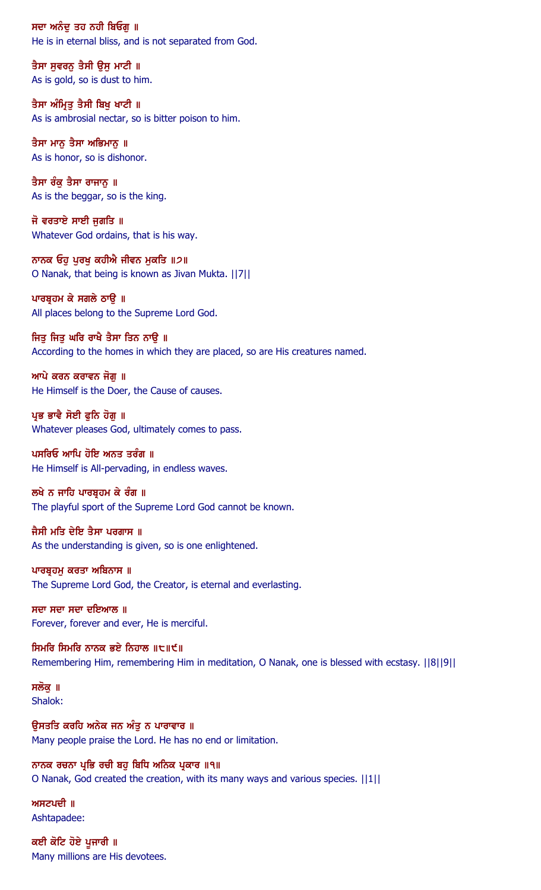ਸਦਾ ਅਨੰਦੁ ਤਹ ਨਹੀ ਬਿਓਗੁ ॥
He is in eternal bliss, and is not separated from God.

ਤੈਸਾ ਸੁਵਰਨੁ ਤੈਸੀ ਉਸੁ ਮਾਟੀ ॥
As is gold, so is dust to him.

ਤੈਸਾ ਅੰਮ੍ਰਿਤੁ ਤੈਸੀ ਬਿਖੁ ਖਾਟੀ ॥
As is ambrosial nectar, so is bitter poison to him.

ਤੈਸਾ ਮਾਨੁ ਤੈਸਾ ਅਭਿਮਾਨੁ ॥
As is honor, so is dishonor.

ਤੈਸਾ ਰੰਕੁ ਤੈਸਾ ਰਾਜਾਨੁ ॥
As is the beggar, so is the king.

ਜੋ ਵਰਤਾਏ ਸਾਈ ਜੁਗਤਿ ॥
Whatever God ordains, that is his way.

ਨਾਨਕ ਓਹੁ ਪੁਰਖੁ ਕਹੀਐ ਜੀਵਨ ਮੁਕਤਿ ॥੭॥
O Nanak, that being is known as Jivan Mukta. ||7||

ਪਾਰਬ੍ਰਹਮ ਕੇ ਸਗਲੇ ਠਾਉ ॥
All places belong to the Supreme Lord God.

ਜਿਤੁ ਜਿਤੁ ਘਰਿ ਰਾਖੈ ਤੈਸਾ ਤਿਨ ਨਾਉ ॥
According to the homes in which they are placed, so are His creatures named.

ਆਪੇ ਕਰਨ ਕਰਾਵਨ ਜੋਗੁ ॥
He Himself is the Doer, the Cause of causes.

ਪ੍ਰਭ ਭਾਵੈ ਸੋਈ ਫੁਨਿ ਹੋਗੁ ॥
Whatever pleases God, ultimately comes to pass.

ਪਸਰਿਓ ਆਪਿ ਹੋਇ ਅਨਤ ਤਰੰਗ ॥
He Himself is All-pervading, in endless waves.

ਲਖੇ ਨ ਜਾਹਿ ਪਾਰਬ੍ਰਹਮ ਕੇ ਰੰਗ ॥
The playful sport of the Supreme Lord God cannot be known.

ਜੈਸੀ ਮਤਿ ਦੇਇ ਤੈਸਾ ਪਰਗਾਸ ॥
As the understanding is given, so is one enlightened.

ਪਾਰਬ੍ਰਹਮੁ ਕਰਤਾ ਅਬਿਨਾਸ ॥
The Supreme Lord God, the Creator, is eternal and everlasting.

ਸਦਾ ਸਦਾ ਸਦਾ ਦਇਆਲ ॥
Forever, forever and ever, He is merciful.

ਸਿਮਰਿ ਸਿਮਰਿ ਨਾਨਕ ਭਏ ਨਿਹਾਲ ॥੮॥੯॥
Remembering Him, remembering Him in meditation, O Nanak, one is blessed with ecstasy. ||8||9||

ਸਲੋਕੁ ॥
Shalok:

ਉਸਤਤਿ ਕਰਹਿ ਅਨੇਕ ਜਨ ਅੰਤੁ ਨ ਪਾਰਾਵਾਰ ॥
Many people praise the Lord. He has no end or limitation.

ਨਾਨਕ ਰਚਨਾ ਪ੍ਰਭਿ ਰਚੀ ਬਹੁ ਬਿਧਿ ਅਨਿਕ ਪ੍ਰਕਾਰ ॥੧॥
O Nanak, God created the creation, with its many ways and various species. ||1||

ਅਸਟਪਦੀ ॥
Ashtapadee:

ਕਈ ਕੋਟਿ ਹੋਏ ਪੂਜਾਰੀ ॥
Many millions are His devotees.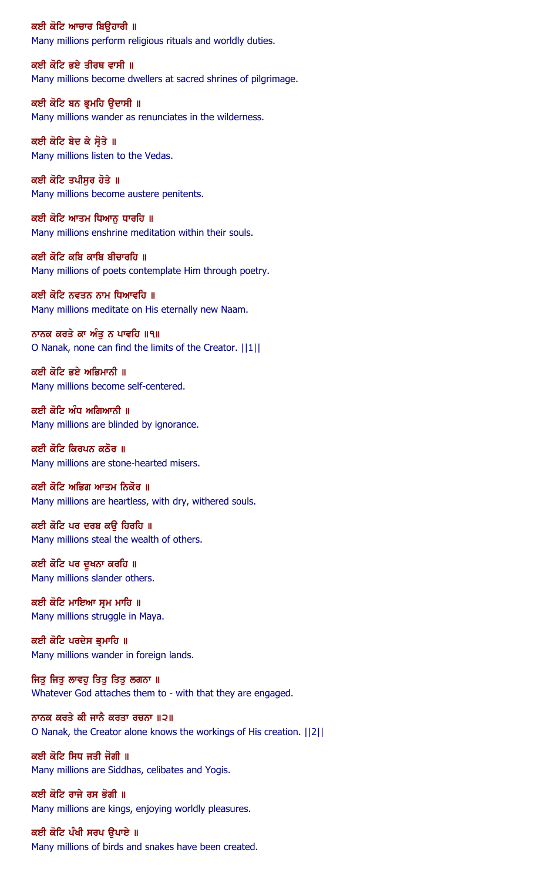ਕਈ ਕੋਟਿ ਆਚਾਰ ਬਿਉਹਾਰੀ ॥
Many millions perform religious rituals and worldly duties.

ਕਈ ਕੋਟਿ ਭਏ ਤੀਰਥ ਵਾਸੀ ॥
Many millions become dwellers at sacred shrines of pilgrimage.

ਕਈ ਕੋਟਿ ਬਨ ਭ੍ਰਮਹਿ ਉਦਾਸੀ ॥
Many millions wander as renunciates in the wilderness.

ਕਈ ਕੋਟਿ ਬੇਦ ਕੇ ਸ੍ਰੋਤੇ ॥
Many millions listen to the Vedas.

ਕਈ ਕੋਟਿ ਤਪੀਸੁਰ ਹੋਤੇ ॥
Many millions become austere penitents.

ਕਈ ਕੋਟਿ ਆਤਮ ਧਿਆਨੁ ਧਾਰਹਿ ॥
Many millions enshrine meditation within their souls.

ਕਈ ਕੋਟਿ ਕਬਿ ਕਾਬਿ ਬੀਚਾਰਹਿ ॥
Many millions of poets contemplate Him through poetry.

ਕਈ ਕੋਟਿ ਨਵਤਨ ਨਾਮ ਧਿਆਵਹਿ ॥
Many millions meditate on His eternally new Naam.

ਨਾਨਕ ਕਰਤੇ ਕਾ ਅੰਤੁ ਨ ਪਾਵਹਿ ॥੧॥
O Nanak, none can find the limits of the Creator. ||1||

ਕਈ ਕੋਟਿ ਭਏ ਅਭਿਮਾਨੀ ॥
Many millions become self-centered.

ਕਈ ਕੋਟਿ ਅੰਧ ਅਗਿਆਨੀ ॥
Many millions are blinded by ignorance.

ਕਈ ਕੋਟਿ ਕਿਰਪਨ ਕਠੋਰ ॥
Many millions are stone-hearted misers.

ਕਈ ਕੋਟਿ ਅਭਿਗ ਆਤਮ ਨਿਕੋਰ ॥
Many millions are heartless, with dry, withered souls.

ਕਈ ਕੋਟਿ ਪਰ ਦਰਬ ਕਉ ਹਿਰਹਿ ॥
Many millions steal the wealth of others.

ਕਈ ਕੋਟਿ ਪਰ ਦੂਖਨਾ ਕਰਹਿ ॥
Many millions slander others.

ਕਈ ਕੋਟਿ ਮਾਇਆ ਸ੍ਰਮ ਮਾਹਿ ॥
Many millions struggle in Maya.

ਕਈ ਕੋਟਿ ਪਰਦੇਸ ਭ੍ਰਮਾਹਿ ॥
Many millions wander in foreign lands.

ਜਿਤੁ ਜਿਤੁ ਲਾਵਹੁ ਤਿਤੁ ਤਿਤੁ ਲਗਨਾ ॥
Whatever God attaches them to - with that they are engaged.

ਨਾਨਕ ਕਰਤੇ ਕੀ ਜਾਨੈ ਕਰਤਾ ਰਚਨਾ ॥੨॥
O Nanak, the Creator alone knows the workings of His creation. ||2||

ਕਈ ਕੋਟਿ ਸਿਧ ਜਤੀ ਜੋਗੀ ॥
Many millions are Siddhas, celibates and Yogis.

ਕਈ ਕੋਟਿ ਰਾਜੇ ਰਸ ਭੋਗੀ ॥
Many millions are kings, enjoying worldly pleasures.

ਕਈ ਕੋਟਿ ਪੰਖੀ ਸਰਪ ਉਪਾਏ ॥
Many millions of birds and snakes have been created.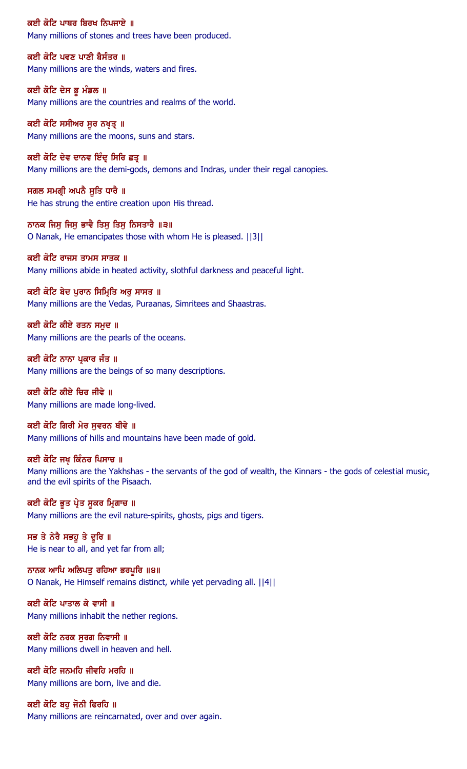ਕਈ ਕੋਟਿ ਪਾਥਰ ਬਿਰਖ ਨਿਪਜਾਏ ॥

Many millions of stones and trees have been produced.

ਕਈ ਕੋਟਿ ਪਵਣ ਪਾਣੀ ਬੈਸੰਤਰ ॥

Many millions are the winds, waters and fires.

ਕਈ ਕੋਟਿ ਦੇਸ ਭੂ ਮੰਡਲ ॥

Many millions are the countries and realms of the world.

ਕਈ ਕੋਟਿ ਸਸੀਅਰ ਸੂਰ ਨਖ੍ਯ੍ਰ ॥

Many millions are the moons, suns and stars.

ਕਈ ਕੋਟਿ ਦੇਵ ਦਾਨਵ ਇੰਦ੍ਰ ਸਿਰਿ ਛਤ੍ਰ ॥

Many millions are the demi-gods, demons and Indras, under their regal canopies.

ਸਗਲ ਸਮਗ੍ਰੀ ਅਪਨੈ ਸੂਤਿ ਧਾਰੈ ॥

He has strung the entire creation upon His thread.

ਨਾਨਕ ਜਿਸੁ ਜਿਸੁ ਭਾਵੈ ਤਿਸੁ ਤਿਸੁ ਨਿਸਤਾਰੈ ॥੩॥

O Nanak, He emancipates those with whom He is pleased. ||3||

ਕਈ ਕੋਟਿ ਰਾਜਸ ਤਾਮਸ ਸਾਤਕ ॥

Many millions abide in heated activity, slothful darkness and peaceful light.

ਕਈ ਕੋਟਿ ਬੇਦ ਪੁਰਾਨ ਸਿਮ੍ਰਿਤਿ ਅਰੁ ਸਾਸਤ ॥

Many millions are the Vedas, Puraanas, Simritees and Shaastras.

ਕਈ ਕੋਟਿ ਕੀਏ ਰਤਨ ਸਮੁਦ ॥

Many millions are the pearls of the oceans.

ਕਈ ਕੋਟਿ ਨਾਨਾ ਪ੍ਰਕਾਰ ਜੰਤ ॥

Many millions are the beings of so many descriptions.

ਕਈ ਕੋਟਿ ਕੀਏ ਚਿਰ ਜੀਵੇ ॥

Many millions are made long-lived.

ਕਈ ਕੋਟਿ ਗਿਰੀ ਮੇਰ ਸੁਵਰਨ ਥੀਵੇ ॥

Many millions of hills and mountains have been made of gold.

ਕਈ ਕੋਟਿ ਜਖ੍ਯ੍ਰ ਕਿੰਨਰ ਪਿਸਾਚ ॥

Many millions are the Yakhshas - the servants of the god of wealth, the Kinnars - the gods of celestial music, and the evil spirits of the Pisaach.

ਕਈ ਕੋਟਿ ਭੂਤ ਪ੍ਰੇਤ ਸੂਕਰ ਮ੍ਰਿਗਾਚ ॥

Many millions are the evil nature-spirits, ghosts, pigs and tigers.

ਸਭ ਤੇ ਨੇਰੈ ਸਭਹੂ ਤੇ ਦੂਰਿ ॥

He is near to all, and yet far from all;

ਨਾਨਕ ਆਪਿ ਅਲਿਪਤੁ ਰਹਿਆ ਭਰਪੂਰਿ ॥੪॥

O Nanak, He Himself remains distinct, while yet pervading all. ||4||

ਕਈ ਕੋਟਿ ਪਾਤਾਲ ਕੇ ਵਾਸੀ ॥

Many millions inhabit the nether regions.

ਕਈ ਕੋਟਿ ਨਰਕ ਸੁਰਗ ਨਿਵਾਸੀ ॥

Many millions dwell in heaven and hell.

ਕਈ ਕੋਟਿ ਜਨਮਹਿ ਜੀਵਹਿ ਮਰਹਿ ॥

Many millions are born, live and die.

ਕਈ ਕੋਟਿ ਬਹੁ ਜੋਨੀ ਫਿਰਹਿ ॥

Many millions are reincarnated, over and over again.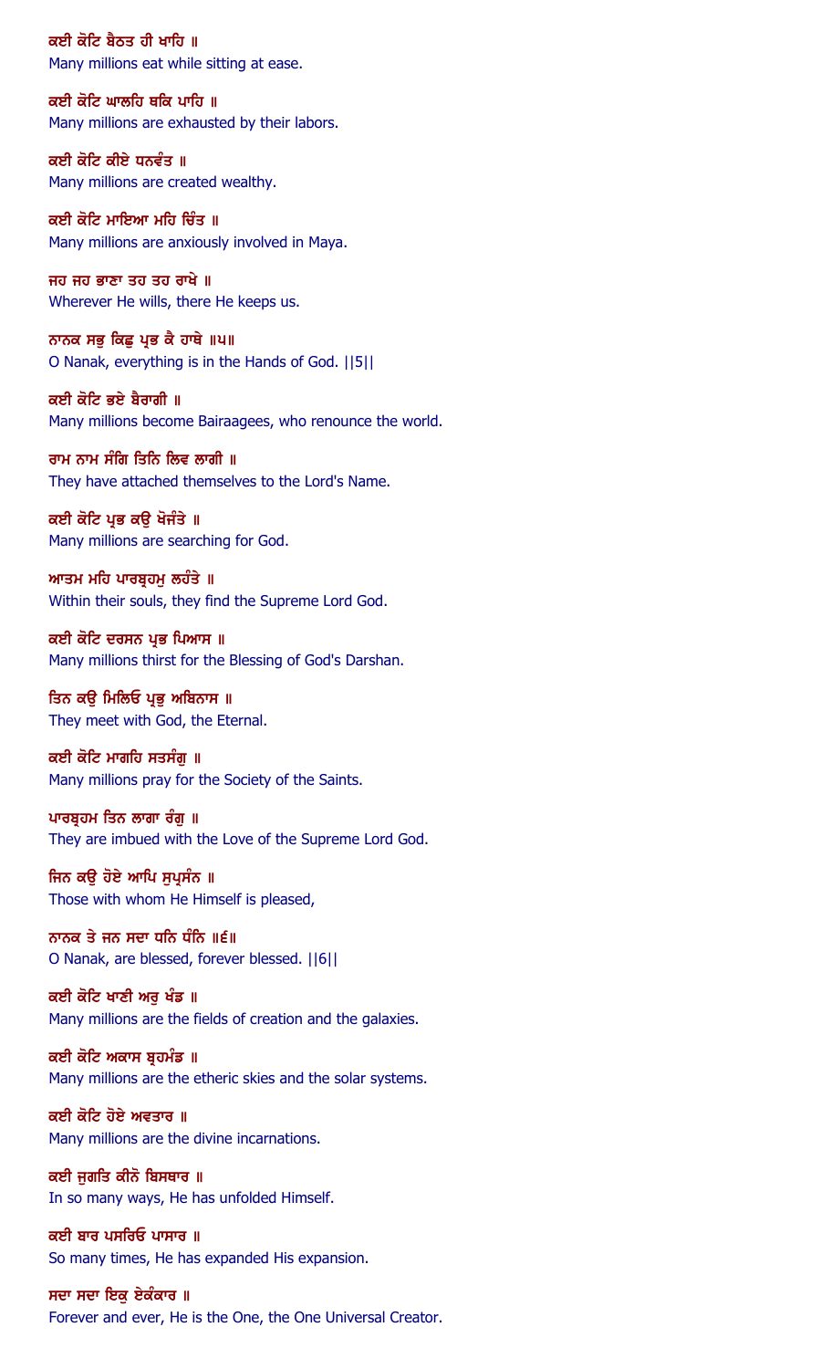ਕਈ ਕੋਟਿ ਬੈਠਤ ਹੀ ਖਾਹਿ ॥

Many millions eat while sitting at ease.

ਕਈ ਕੋਟਿ ਘਾਲਹਿ ਥਕਿ ਪਾਹਿ ॥

Many millions are exhausted by their labors.

ਕਈ ਕੋਟਿ ਕੀਏ ਧਨਵੰਤ ॥

Many millions are created wealthy.

ਕਈ ਕੋਟਿ ਮਾਇਆ ਮਹਿ ਚਿੰਤ ॥

Many millions are anxiously involved in Maya.

ਜਹ ਜਹ ਭਾਣਾ ਤਹ ਤਹ ਰਾਖੇ ॥

Wherever He wills, there He keeps us.

ਨਾਨਕ ਸਭੁ ਕਿਛੁ ਪ੍ਰਭ ਕੈ ਹਾਥੇ ॥੫॥

O Nanak, everything is in the Hands of God. ||5||

ਕਈ ਕੋਟਿ ਭਏ ਬੈਰਾਗੀ ॥

Many millions become Bairaagees, who renounce the world.

ਰਾਮ ਨਾਮ ਸੰਗਿ ਤਿਨਿ ਲਿਵ ਲਾਗੀ ॥

They have attached themselves to the Lord's Name.

ਕਈ ਕੋਟਿ ਪ੍ਰਭ ਕਉ ਖੋਜੰਤੇ ॥

Many millions are searching for God.

ਆਤਮ ਮਹਿ ਪਾਰਬ੍ਰਹਮੁ ਲਹੰਤੇ ॥

Within their souls, they find the Supreme Lord God.

ਕਈ ਕੋਟਿ ਦਰਸਨ ਪ੍ਰਭ ਪਿਆਸ ॥

Many millions thirst for the Blessing of God's Darshan.

ਤਿਨ ਕਉ ਮਿਲਿਓ ਪ੍ਰਭੁ ਅਬਿਨਾਸ ॥

They meet with God, the Eternal.

ਕਈ ਕੋਟਿ ਮਾਗਹਿ ਸਤਸੰਗੁ ॥

Many millions pray for the Society of the Saints.

ਪਾਰਬ੍ਰਹਮ ਤਿਨ ਲਾਗਾ ਰੰਗੁ ॥

They are imbued with the Love of the Supreme Lord God.

ਜਿਨ ਕਉ ਹੋਏ ਆਪਿ ਸੁਪ੍ਰਸੰਨ ॥

Those with whom He Himself is pleased,

ਨਾਨਕ ਤੇ ਜਨ ਸਦਾ ਧਨਿ ਧੰਨਿ ॥੬॥

O Nanak, are blessed, forever blessed. ||6||

ਕਈ ਕੋਟਿ ਖਾਣੀ ਅਰੁ ਖੰਡ ॥

Many millions are the fields of creation and the galaxies.

ਕਈ ਕੋਟਿ ਅਕਾਸ ਬ੍ਰਹਮੰਡ ॥

Many millions are the etheric skies and the solar systems.

ਕਈ ਕੋਟਿ ਹੋਏ ਅਵਤਾਰ ॥

Many millions are the divine incarnations.

ਕਈ ਜੁਗਤਿ ਕੀਨੋ ਬਿਸਥਾਰ ॥

In so many ways, He has unfolded Himself.

ਕਈ ਬਾਰ ਪਸਰਿਓ ਪਾਸਾਰ ॥

So many times, He has expanded His expansion.

ਸਦਾ ਸਦਾ ਇਕੁ ਏਕੰਕਾਰ ॥

Forever and ever, He is the One, the One Universal Creator.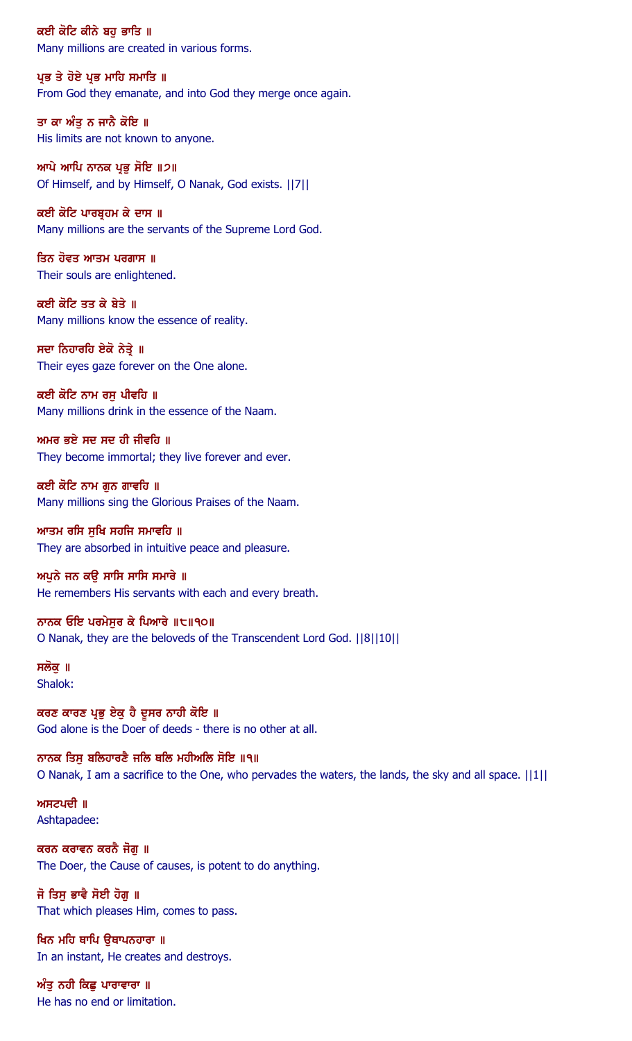ਕਈ ਕੋਟਿ ਕੀਨੇ ਬਹੁ ਭਾਤਿ ॥
Many millions are created in various forms.

ਪ੍ਰਭ ਤੇ ਹੋਏ ਪ੍ਰਭ ਮਾਹਿ ਸਮਾਤਿ ॥
From God they emanate, and into God they merge once again.

ਤਾ ਕਾ ਅੰਤੁ ਨ ਜਾਨੈ ਕੋਇ ॥
His limits are not known to anyone.

ਆਪੇ ਆਪਿ ਨਾਨਕ ਪ੍ਰਭੁ ਸੋਇ ॥੭॥
Of Himself, and by Himself, O Nanak, God exists. ||7||

ਕਈ ਕੋਟਿ ਪਾਰਬ੍ਰਹਮ ਕੇ ਦਾਸ ॥
Many millions are the servants of the Supreme Lord God.

ਤਿਨ ਹੋਵਤ ਆਤਮ ਪਰਗਾਸ ॥
Their souls are enlightened.

ਕਈ ਕੋਟਿ ਤਤ ਕੇ ਬੇਤੇ ॥
Many millions know the essence of reality.

ਸਦਾ ਨਿਹਾਰਹਿ ਏਕੋ ਨੇਤ੍ਰੇ ॥
Their eyes gaze forever on the One alone.

ਕਈ ਕੋਟਿ ਨਾਮ ਰਸੁ ਪੀਵਹਿ ॥
Many millions drink in the essence of the Naam.

ਅਮਰ ਭਏ ਸਦ ਸਦ ਹੀ ਜੀਵਹਿ ॥
They become immortal; they live forever and ever.

ਕਈ ਕੋਟਿ ਨਾਮ ਗੁਨ ਗਾਵਹਿ ॥
Many millions sing the Glorious Praises of the Naam.

ਆਤਮ ਰਸਿ ਸੁਖਿ ਸਹਜਿ ਸਮਾਵਹਿ ॥
They are absorbed in intuitive peace and pleasure.

ਅਪੁਨੇ ਜਨ ਕਉ ਸਾਸਿ ਸਾਸਿ ਸਮਾਰੇ ॥
He remembers His servants with each and every breath.

ਨਾਨਕ ਓਇ ਪਰਮੇਸੁਰ ਕੇ ਪਿਆਰੇ ॥੮॥੧੦॥
O Nanak, they are the beloveds of the Transcendent Lord God. ||8||10||

ਸਲੋਕੁ ॥
Shalok:

ਕਰਣ ਕਾਰਣ ਪ੍ਰਭੁ ਏਕੁ ਹੈ ਦੂਸਰ ਨਾਹੀ ਕੋਇ ॥
God alone is the Doer of deeds - there is no other at all.

ਨਾਨਕ ਤਿਸੁ ਬਲਿਹਾਰਣੈ ਜਲਿ ਥਲਿ ਮਹੀਅਲਿ ਸੋਇ ॥੧॥
O Nanak, I am a sacrifice to the One, who pervades the waters, the lands, the sky and all space. ||1||

ਅਸਟਪਦੀ ॥
Ashtapadee:

ਕਰਨ ਕਰਾਵਨ ਕਰਨੈ ਜੋਗੁ ॥
The Doer, the Cause of causes, is potent to do anything.

ਜੋ ਤਿਸੁ ਭਾਵੈ ਸੋਈ ਹੋਗੁ ॥
That which pleases Him, comes to pass.

ਖਿਨ ਮਹਿ ਥਾਪਿ ਉਥਾਪਨਹਾਰਾ ॥
In an instant, He creates and destroys.

ਅੰਤੁ ਨਹੀ ਕਿਛੁ ਪਾਰਾਵਾਰਾ ॥
He has no end or limitation.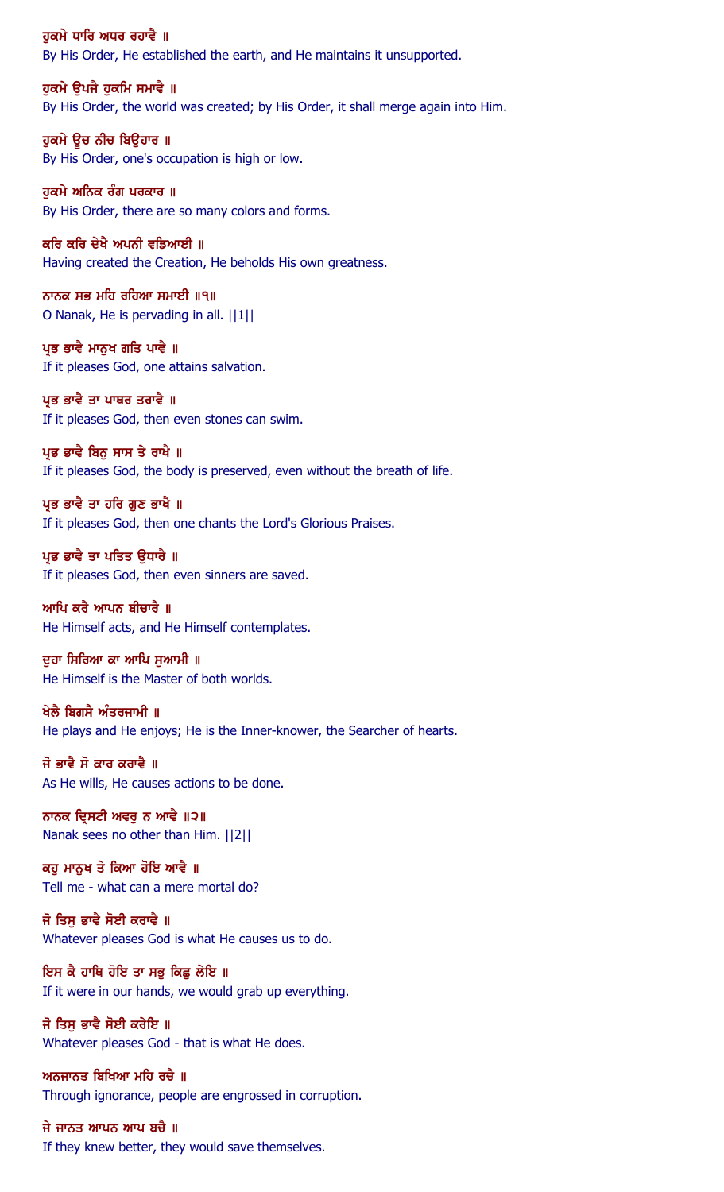ਹੁਕਮੇ ਧਾਰਿ ਅਧਰ ਰਹਾਵੈ ॥
By His Order, He established the earth, and He maintains it unsupported.

ਹੁਕਮੇ ਉਪਜੈ ਹੁਕਮਿ ਸਮਾਵੈ ॥
By His Order, the world was created; by His Order, it shall merge again into Him.

ਹੁਕਮੇ ਊਚ ਨੀਚ ਬਿਉਹਾਰ ॥
By His Order, one's occupation is high or low.

ਹੁਕਮੇ ਅਨਿਕ ਰੰਗ ਪਰਕਾਰ ॥
By His Order, there are so many colors and forms.

ਕਰਿ ਕਰਿ ਦੇਖੈ ਅਪਨੀ ਵਡਿਆਈ ॥
Having created the Creation, He beholds His own greatness.

ਨਾਨਕ ਸਭ ਮਹਿ ਰਹਿਆ ਸਮਾਈ ॥੧॥
O Nanak, He is pervading in all. ||1||

ਪ੍ਰਭ ਭਾਵੈ ਮਾਨੁਖ ਗਤਿ ਪਾਵੈ ॥
If it pleases God, one attains salvation.

ਪ੍ਰਭ ਭਾਵੈ ਤਾ ਪਾਥਰ ਤਰਾਵੈ ॥
If it pleases God, then even stones can swim.

ਪ੍ਰਭ ਭਾਵੈ ਬਿਨੁ ਸਾਸ ਤੇ ਰਾਖੈ ॥
If it pleases God, the body is preserved, even without the breath of life.

ਪ੍ਰਭ ਭਾਵੈ ਤਾ ਹਰਿ ਗੁਣ ਭਾਖੈ ॥
If it pleases God, then one chants the Lord's Glorious Praises.

ਪ੍ਰਭ ਭਾਵੈ ਤਾ ਪਤਿਤ ਉਧਾਰੈ ॥
If it pleases God, then even sinners are saved.

ਆਪਿ ਕਰੈ ਆਪਨ ਬੀਚਾਰੈ ॥
He Himself acts, and He Himself contemplates.

ਦੁਹਾ ਸਿਰਿਆ ਕਾ ਆਪਿ ਸੁਆਮੀ ॥
He Himself is the Master of both worlds.

ਖੇਲੈ ਬਿਗਸੈ ਅੰਤਰਜਾਮੀ ॥
He plays and He enjoys; He is the Inner-knower, the Searcher of hearts.

ਜੋ ਭਾਵੈ ਸੋ ਕਾਰ ਕਰਾਵੈ ॥
As He wills, He causes actions to be done.

ਨਾਨਕ ਦ੍ਰਿਸਟੀ ਅਵਰੁ ਨ ਆਵੈ ॥੨॥
Nanak sees no other than Him. ||2||

ਕਹੁ ਮਾਨੁਖ ਤੇ ਕਿਆ ਹੋਇ ਆਵੈ ॥
Tell me - what can a mere mortal do?

ਜੋ ਤਿਸੁ ਭਾਵੈ ਸੋਈ ਕਰਾਵੈ ॥
Whatever pleases God is what He causes us to do.

ਇਸ ਕੈ ਹਾਥਿ ਹੋਇ ਤਾ ਸਭੁ ਕਿਛੁ ਲੇਇ ॥
If it were in our hands, we would grab up everything.

ਜੋ ਤਿਸੁ ਭਾਵੈ ਸੋਈ ਕਰੇਇ ॥
Whatever pleases God - that is what He does.

ਅਨਜਾਨਤ ਬਿਖਿਆ ਮਹਿ ਰਚੈ ॥
Through ignorance, people are engrossed in corruption.

ਜੇ ਜਾਨਤ ਆਪਨ ਆਪ ਬਚੈ ॥
If they knew better, they would save themselves.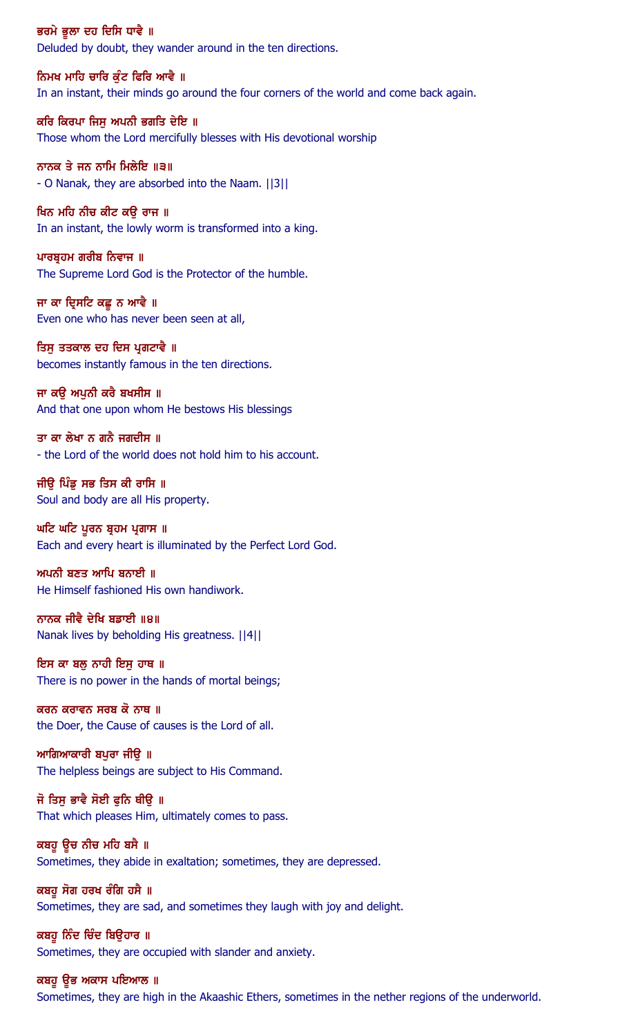ਭਰਮੇ ਭੂਲਾ ਦਹ ਦਿਸਿ ਧਾਵੈ ॥
Deluded by doubt, they wander around in the ten directions.

ਨਿਮਖ ਮਾਹਿ ਚਾਰਿ ਕੁੰਟ ਫਿਰਿ ਆਵੈ ॥
In an instant, their minds go around the four corners of the world and come back again.

ਕਰਿ ਕਿਰਪਾ ਜਿਸੁ ਅਪਨੀ ਭਗਤਿ ਦੇਇ ॥
Those whom the Lord mercifully blesses with His devotional worship

ਨਾਨਕ ਤੇ ਜਨ ਨਾਮਿ ਮਿਲੇਇ ॥੩॥
- O Nanak, they are absorbed into the Naam. ||3||

ਖਿਨ ਮਹਿ ਨੀਚ ਕੀਟ ਕਉ ਰਾਜ ॥
In an instant, the lowly worm is transformed into a king.

ਪਾਰਬ੍ਰਹਮ ਗਰੀਬ ਨਿਵਾਜ ॥
The Supreme Lord God is the Protector of the humble.

ਜਾ ਕਾ ਦ੍ਰਿਸਟਿ ਕਛੂ ਨ ਆਵੈ ॥
Even one who has never been seen at all,

ਤਿਸੁ ਤਤਕਾਲ ਦਹ ਦਿਸ ਪ੍ਰਗਟਾਵੈ ॥
becomes instantly famous in the ten directions.

ਜਾ ਕਉ ਅਪੁਨੀ ਕਰੈ ਬਖਸੀਸ ॥
And that one upon whom He bestows His blessings

ਤਾ ਕਾ ਲੇਖਾ ਨ ਗਨੈ ਜਗਦੀਸ ॥
- the Lord of the world does not hold him to his account.

ਜੀਉ ਪਿੰਡੁ ਸਭ ਤਿਸ ਕੀ ਰਾਸਿ ॥
Soul and body are all His property.

ਘਟਿ ਘਟਿ ਪੂਰਨ ਬ੍ਰਹਮ ਪ੍ਰਗਾਸ ॥
Each and every heart is illuminated by the Perfect Lord God.

ਅਪਨੀ ਬਣਤ ਆਪਿ ਬਨਾਈ ॥
He Himself fashioned His own handiwork.

ਨਾਨਕ ਜੀਵੈ ਦੇਖਿ ਬਡਾਈ ॥੪॥
Nanak lives by beholding His greatness. ||4||

ਇਸ ਕਾ ਬਲੁ ਨਾਹੀ ਇਸੁ ਹਾਥ ॥
There is no power in the hands of mortal beings;

ਕਰਨ ਕਰਾਵਨ ਸਰਬ ਕੋ ਨਾਥ ॥
the Doer, the Cause of causes is the Lord of all.

ਆਗਿਆਕਾਰੀ ਬਪੁਰਾ ਜੀਉ ॥
The helpless beings are subject to His Command.

ਜੋ ਤਿਸੁ ਭਾਵੈ ਸੋਈ ਫੁਨਿ ਥੀਉ ॥
That which pleases Him, ultimately comes to pass.

ਕਬਹੂ ਊਚ ਨੀਚ ਮਹਿ ਬਸੈ ॥
Sometimes, they abide in exaltation; sometimes, they are depressed.

ਕਬਹੂ ਸੋਗ ਹਰਖ ਰੰਗਿ ਹਸੈ ॥
Sometimes, they are sad, and sometimes they laugh with joy and delight.

ਕਬਹੂ ਨਿੰਦ ਚਿੰਦ ਬਿਉਹਾਰ ॥
Sometimes, they are occupied with slander and anxiety.

ਕਬਹੂ ਊਭ ਅਕਾਸ ਪਇਆਲ ॥
Sometimes, they are high in the Akaashic Ethers, sometimes in the nether regions of the underworld.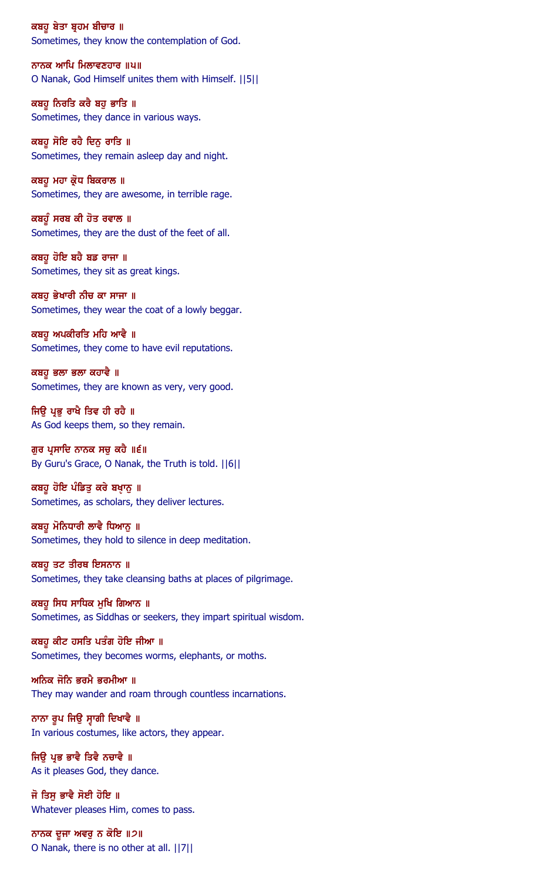ਕਬਹੂ ਬੇਤਾ ਬ੍ਰਹਮ ਬੀਚਾਰ ॥
Sometimes, they know the contemplation of God.

ਨਾਨਕ ਆਪਿ ਮਿਲਾਵਣਹਾਰ ॥੫॥
O Nanak, God Himself unites them with Himself. ||5||

ਕਬਹੂ ਨਿਰਤਿ ਕਰੈ ਬਹੁ ਭਾਤਿ ॥
Sometimes, they dance in various ways.

ਕਬਹੂ ਸੋਇ ਰਹੈ ਦਿਨੁ ਰਾਤਿ ॥
Sometimes, they remain asleep day and night.

ਕਬਹੂ ਮਹਾ ਕ੍ਰੋਧ ਬਿਕਰਾਲ ॥
Sometimes, they are awesome, in terrible rage.

ਕਬਹੂੰ ਸਰਬ ਕੀ ਹੋਤ ਰਵਾਲ ॥
Sometimes, they are the dust of the feet of all.

ਕਬਹੂ ਹੋਇ ਬਹੈ ਬਡ ਰਾਜਾ ॥
Sometimes, they sit as great kings.

ਕਬਹੂ ਭੇਖਾਰੀ ਨੀਚ ਕਾ ਸਾਜਾ ॥
Sometimes, they wear the coat of a lowly beggar.

ਕਬਹੂ ਅਪਕੀਰਤਿ ਮਹਿ ਆਵੈ ॥
Sometimes, they come to have evil reputations.

ਕਬਹੂ ਭਲਾ ਭਲਾ ਕਹਾਵੈ ॥
Sometimes, they are known as very, very good.

ਜਿਉ ਪ੍ਰਭੁ ਰਾਖੈ ਤਿਵ ਹੀ ਰਹੈ ॥
As God keeps them, so they remain.

ਗੁਰ ਪ੍ਰਸਾਦਿ ਨਾਨਕ ਸਚੁ ਕਹੈ ॥੬॥
By Guru's Grace, O Nanak, the Truth is told. ||6||

ਕਬਹੂ ਹੋਇ ਪੰਡਿਤੁ ਕਰੇ ਬਖ੍ਯ੍ਯਾਨੁ ॥
Sometimes, as scholars, they deliver lectures.

ਕਬਹੂ ਮੋਨਿਧਾਰੀ ਲਾਵੈ ਧਿਆਨੁ ॥
Sometimes, they hold to silence in deep meditation.

ਕਬਹੂ ਤਟ ਤੀਰਥ ਇਸਨਾਨ ॥
Sometimes, they take cleansing baths at places of pilgrimage.

ਕਬਹੂ ਸਿਧ ਸਾਧਿਕ ਮੁਖਿ ਗਿਆਨ ॥
Sometimes, as Siddhas or seekers, they impart spiritual wisdom.

ਕਬਹੂ ਕੀਟ ਹਸਤਿ ਪਤੰਗ ਹੋਇ ਜੀਆ ॥
Sometimes, they becomes worms, elephants, or moths.

ਅਨਿਕ ਜੋਨਿ ਭਰਮੈ ਭਰਮੀਆ ॥
They may wander and roam through countless incarnations.

ਨਾਨਾ ਰੂਪ ਜਿਉ ਸ੍ਵਾਗੀ ਦਿਖਾਵੈ ॥
In various costumes, like actors, they appear.

ਜਿਉ ਪ੍ਰਭ ਭਾਵੈ ਤਿਵੈ ਨਚਾਵੈ ॥
As it pleases God, they dance.

ਜੋ ਤਿਸੁ ਭਾਵੈ ਸੋਈ ਹੋਇ ॥
Whatever pleases Him, comes to pass.

ਨਾਨਕ ਦੂਜਾ ਅਵਰੁ ਨ ਕੋਇ ॥੭॥
O Nanak, there is no other at all. ||7||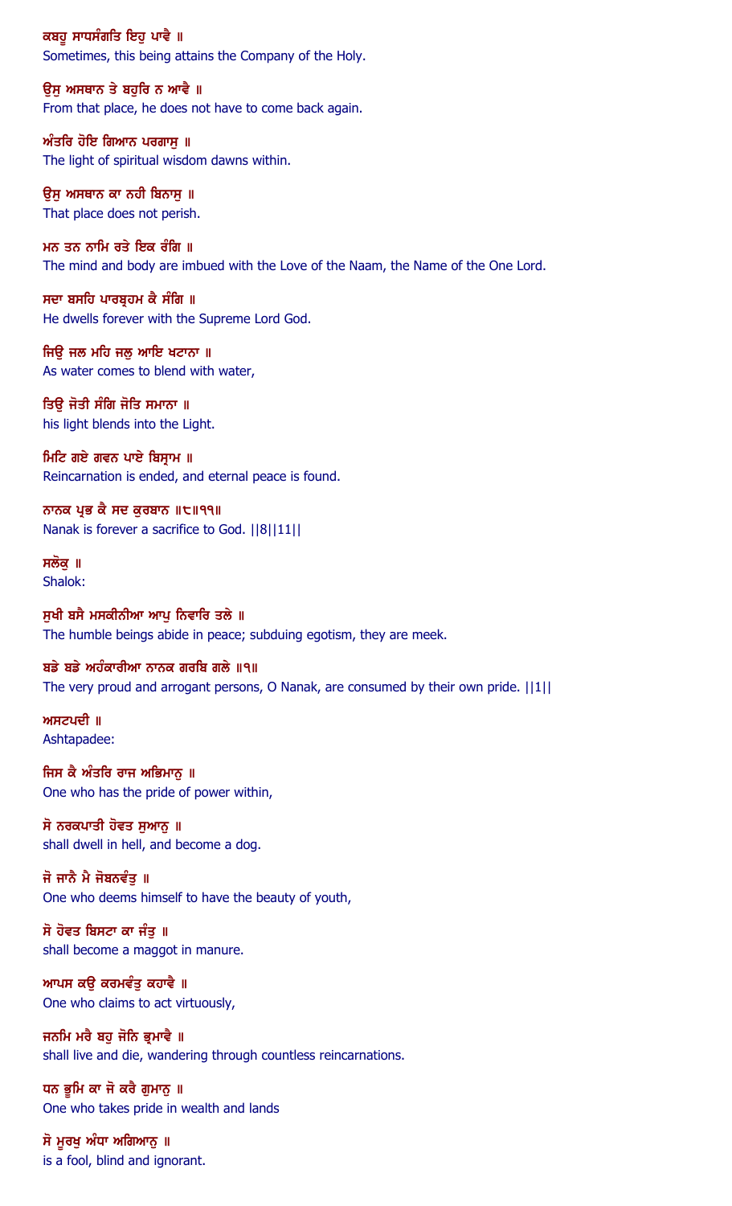ਕਬਹੂ ਸਾਧਸੰਗਤਿ ਇਹੁ ਪਾਵੈ ॥

Sometimes, this being attains the Company of the Holy.

ਉਸੁ ਅਸਥਾਨ ਤੇ ਬਹੁਰਿ ਨ ਆਵੈ ॥

From that place, he does not have to come back again.

ਅੰਤਰਿ ਹੋਇ ਗਿਆਨ ਪਰਗਾਸੁ ॥

The light of spiritual wisdom dawns within.

ਉਸੁ ਅਸਥਾਨ ਕਾ ਨਹੀ ਬਿਨਾਸੁ ॥

That place does not perish.

ਮਨ ਤਨ ਨਾਮਿ ਰਤੇ ਇਕ ਰੰਗਿ ॥

The mind and body are imbued with the Love of the Naam, the Name of the One Lord.

ਸਦਾ ਬਸਹਿ ਪਾਰਬ੍ਰਹਮ ਕੈ ਸੰਗਿ ॥

He dwells forever with the Supreme Lord God.

ਜਿਉ ਜਲ ਮਹਿ ਜਲੁ ਆਇ ਖਟਾਨਾ ॥

As water comes to blend with water,

ਤਿਉ ਜੋਤੀ ਸੰਗਿ ਜੋਤਿ ਸਮਾਨਾ ॥

his light blends into the Light.

ਮਿਟਿ ਗਏ ਗਵਨ ਪਾਏ ਬਿਸ੍ਰਾਮ ॥

Reincarnation is ended, and eternal peace is found.

ਨਾਨਕ ਪ੍ਰਭ ਕੈ ਸਦ ਕੁਰਬਾਨ ॥੮॥੧੧॥

Nanak is forever a sacrifice to God. ||8||11||

ਸਲੋਕੁ ॥

Shalok:

ਸੁਖੀ ਬਸੈ ਮਸਕੀਨੀਆ ਆਪੁ ਨਿਵਾਰਿ ਤਲੇ ॥

The humble beings abide in peace; subduing egotism, they are meek.

ਬਡੇ ਬਡੇ ਅਹੰਕਾਰੀਆ ਨਾਨਕ ਗਰਬਿ ਗਲੇ ॥੧॥

The very proud and arrogant persons, O Nanak, are consumed by their own pride. ||1||

ਅਸਟਪਦੀ ॥

Ashtapadee:

ਜਿਸ ਕੈ ਅੰਤਰਿ ਰਾਜ ਅਭਿਮਾਨੁ ॥

One who has the pride of power within,

ਸੋ ਨਰਕਪਾਤੀ ਹੋਵਤ ਸੁਆਨੁ ॥

shall dwell in hell, and become a dog.

ਜੋ ਜਾਨੈ ਮੈ ਜੋਬਨਵੰਤੁ ॥

One who deems himself to have the beauty of youth,

ਸੋ ਹੋਵਤ ਬਿਸਟਾ ਕਾ ਜੰਤੁ ॥

shall become a maggot in manure.

ਆਪਸ ਕਉ ਕਰਮਵੰਤੁ ਕਹਾਵੈ ॥

One who claims to act virtuously,

ਜਨਮਿ ਮਰੈ ਬਹੁ ਜੋਨਿ ਭ੍ਰਮਾਵੈ ॥

shall live and die, wandering through countless reincarnations.

ਧਨ ਭੂਮਿ ਕਾ ਜੋ ਕਰੈ ਗੁਮਾਨੁ ॥

One who takes pride in wealth and lands

ਸੋ ਮੂਰਖੁ ਅੰਧਾ ਅਗਿਆਨੁ ॥

is a fool, blind and ignorant.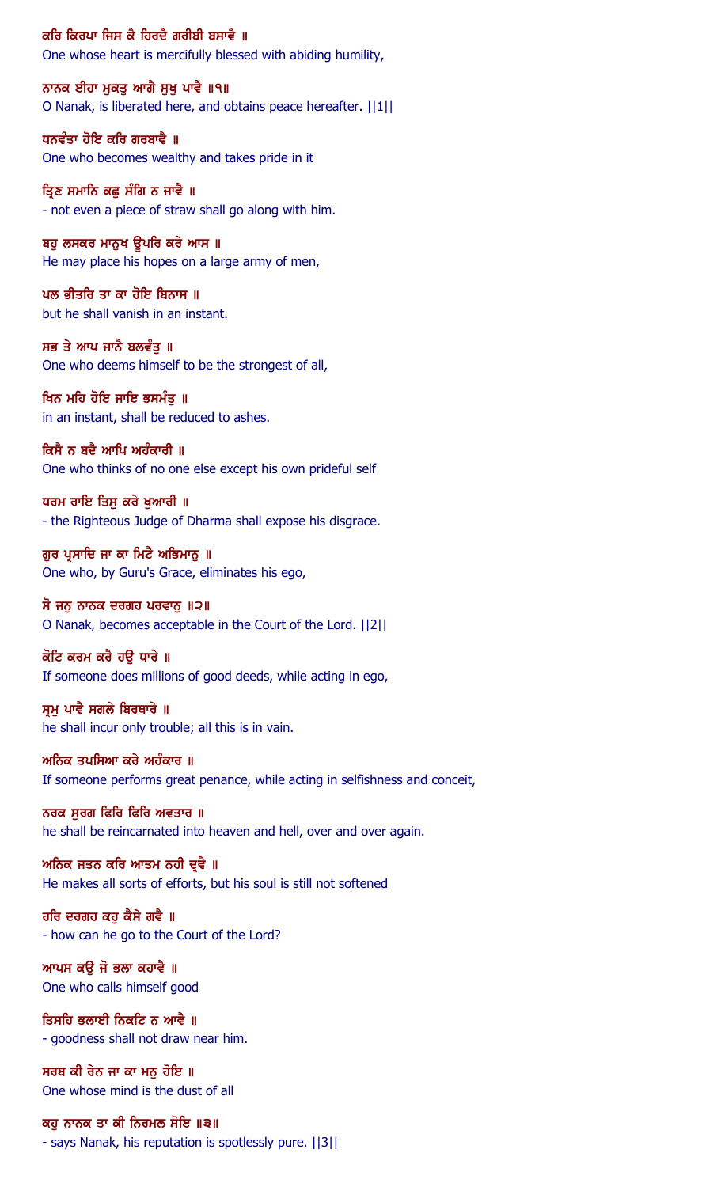ਕਰਿ ਕਿਰਪਾ ਜਿਸ ਕੈ ਹਿਰਦੈ ਗਰੀਬੀ ਬਸਾਵੈ ॥
One whose heart is mercifully blessed with abiding humility,

ਨਾਨਕ ਈਹਾ ਮੁਕਤੁ ਆਗੈ ਸੁਖੁ ਪਾਵੈ ॥੧॥
O Nanak, is liberated here, and obtains peace hereafter. ||1||

ਧਨਵੰਤਾ ਹੋਇ ਕਰਿ ਗਰਬਾਵੈ ॥
One who becomes wealthy and takes pride in it

ਤ੍ਰਿਣ ਸਮਾਨਿ ਕਛੁ ਸੰਗਿ ਨ ਜਾਵੈ ॥
- not even a piece of straw shall go along with him.

ਬਹੁ ਲਸਕਰ ਮਾਨੁਖ ਊਪਰਿ ਕਰੇ ਆਸ ॥
He may place his hopes on a large army of men,

ਪਲ ਭੀਤਰਿ ਤਾ ਕਾ ਹੋਇ ਬਿਨਾਸ ॥
but he shall vanish in an instant.

ਸਭ ਤੇ ਆਪ ਜਾਨੈ ਬਲਵੰਤੁ ॥
One who deems himself to be the strongest of all,

ਖਿਨ ਮਹਿ ਹੋਇ ਜਾਇ ਭਸਮੰਤੁ ॥
in an instant, shall be reduced to ashes.

ਕਿਸੈ ਨ ਬਦੈ ਆਪਿ ਅਹੰਕਾਰੀ ॥
One who thinks of no one else except his own prideful self

ਧਰਮ ਰਾਇ ਤਿਸੁ ਕਰੇ ਖੁਆਰੀ ॥
- the Righteous Judge of Dharma shall expose his disgrace.

ਗੁਰ ਪ੍ਰਸਾਦਿ ਜਾ ਕਾ ਮਿਟੈ ਅਭਿਮਾਨੁ ॥
One who, by Guru's Grace, eliminates his ego,

ਸੋ ਜਨੁ ਨਾਨਕ ਦਰਗਹ ਪਰਵਾਨੁ ॥੨॥
O Nanak, becomes acceptable in the Court of the Lord. ||2||

ਕੋਟਿ ਕਰਮ ਕਰੈ ਹਉ ਧਾਰੇ ॥
If someone does millions of good deeds, while acting in ego,

ਸ੍ਰਮੁ ਪਾਵੈ ਸਗਲੇ ਬਿਰਥਾਰੇ ॥
he shall incur only trouble; all this is in vain.

ਅਨਿਕ ਤਪਸਿਆ ਕਰੇ ਅਹੰਕਾਰ ॥
If someone performs great penance, while acting in selfishness and conceit,

ਨਰਕ ਸੁਰਗ ਫਿਰਿ ਫਿਰਿ ਅਵਤਾਰ ॥
he shall be reincarnated into heaven and hell, over and over again.

ਅਨਿਕ ਜਤਨ ਕਰਿ ਆਤਮ ਨਹੀ ਦ੍ਰਵੈ ॥
He makes all sorts of efforts, but his soul is still not softened

ਹਰਿ ਦਰਗਹ ਕਹੁ ਕੈਸੇ ਗਵੈ ॥
- how can he go to the Court of the Lord?

ਆਪਸ ਕਉ ਜੋ ਭਲਾ ਕਹਾਵੈ ॥
One who calls himself good

ਤਿਸਹਿ ਭਲਾਈ ਨਿਕਟਿ ਨ ਆਵੈ ॥
- goodness shall not draw near him.

ਸਰਬ ਕੀ ਰੇਨ ਜਾ ਕਾ ਮਨੁ ਹੋਇ ॥
One whose mind is the dust of all

ਕਹੁ ਨਾਨਕ ਤਾ ਕੀ ਨਿਰਮਲ ਸੋਇ ॥੩॥
- says Nanak, his reputation is spotlessly pure. ||3||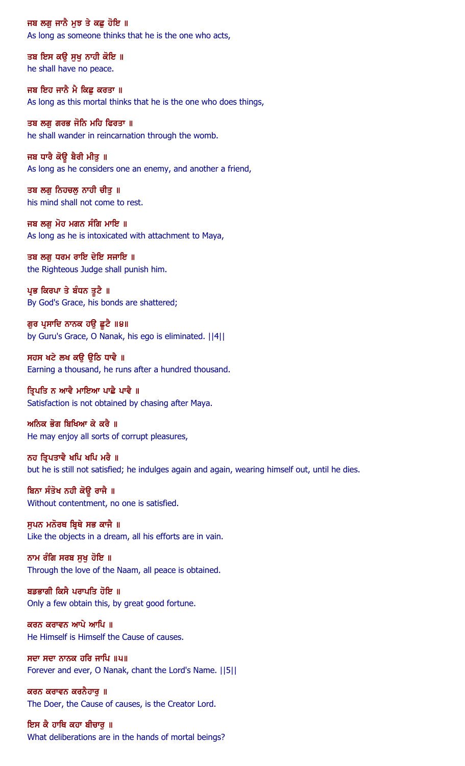ਜਬ ਲਗੁ ਜਾਨੈ ਮੁਝ ਤੇ ਕਛੁ ਹੋਇ ॥
As long as someone thinks that he is the one who acts,

ਤਬ ਇਸ ਕਉ ਸੁਖੁ ਨਾਹੀ ਕੋਇ ॥
he shall have no peace.

ਜਬ ਇਹ ਜਾਨੈ ਮੈ ਕਿਛੁ ਕਰਤਾ ॥
As long as this mortal thinks that he is the one who does things,

ਤਬ ਲਗੁ ਗਰਭ ਜੋਨਿ ਮਹਿ ਫਿਰਤਾ ॥
he shall wander in reincarnation through the womb.

ਜਬ ਧਾਰੈ ਕੋਊ ਬੈਰੀ ਮੀਤੁ ॥
As long as he considers one an enemy, and another a friend,

ਤਬ ਲਗੁ ਨਿਹਚਲੁ ਨਾਹੀ ਚੀਤੁ ॥
his mind shall not come to rest.

ਜਬ ਲਗੁ ਮੋਹ ਮਗਨ ਸੰਗਿ ਮਾਇ ॥
As long as he is intoxicated with attachment to Maya,

ਤਬ ਲਗੁ ਧਰਮ ਰਾਇ ਦੇਇ ਸਜਾਇ ॥
the Righteous Judge shall punish him.

ਪ੍ਰਭ ਕਿਰਪਾ ਤੇ ਬੰਧਨ ਤੂਟੈ ॥
By God's Grace, his bonds are shattered;

ਗੁਰ ਪ੍ਰਸਾਦਿ ਨਾਨਕ ਹਉ ਛੂਟੈ ॥੪॥
by Guru's Grace, O Nanak, his ego is eliminated. ||4||

ਸਹਸ ਖਟੇ ਲਖ ਕਉ ਉਠਿ ਧਾਵੈ ॥
Earning a thousand, he runs after a hundred thousand.

ਤ੍ਰਿਪਤਿ ਨ ਆਵੈ ਮਾਇਆ ਪਾਛੈ ਪਾਵੈ ॥
Satisfaction is not obtained by chasing after Maya.

ਅਨਿਕ ਭੋਗ ਬਿਖਿਆ ਕੇ ਕਰੈ ॥
He may enjoy all sorts of corrupt pleasures,

ਨਹ ਤ੍ਰਿਪਤਾਵੈ ਖਪਿ ਖਪਿ ਮਰੈ ॥
but he is still not satisfied; he indulges again and again, wearing himself out, until he dies.

ਬਿਨਾ ਸੰਤੋਖ ਨਹੀ ਕੋਊ ਰਾਜੈ ॥
Without contentment, no one is satisfied.

ਸੁਪਨ ਮਨੋਰਥ ਬ੍ਰਿਥੇ ਸਭ ਕਾਜੈ ॥
Like the objects in a dream, all his efforts are in vain.

ਨਾਮ ਰੰਗਿ ਸਰਬ ਸੁਖੁ ਹੋਇ ॥
Through the love of the Naam, all peace is obtained.

ਬਡਭਾਗੀ ਕਿਸੈ ਪਰਾਪਤਿ ਹੋਇ ॥
Only a few obtain this, by great good fortune.

ਕਰਨ ਕਰਾਵਨ ਆਪੇ ਆਪਿ ॥
He Himself is Himself the Cause of causes.

ਸਦਾ ਸਦਾ ਨਾਨਕ ਹਰਿ ਜਾਪਿ ॥੫॥
Forever and ever, O Nanak, chant the Lord's Name. ||5||

ਕਰਨ ਕਰਾਵਨ ਕਰਨੈਹਾਰੁ ॥
The Doer, the Cause of causes, is the Creator Lord.

ਇਸ ਕੈ ਹਾਥਿ ਕਹਾ ਬੀਚਾਰੁ ॥
What deliberations are in the hands of mortal beings?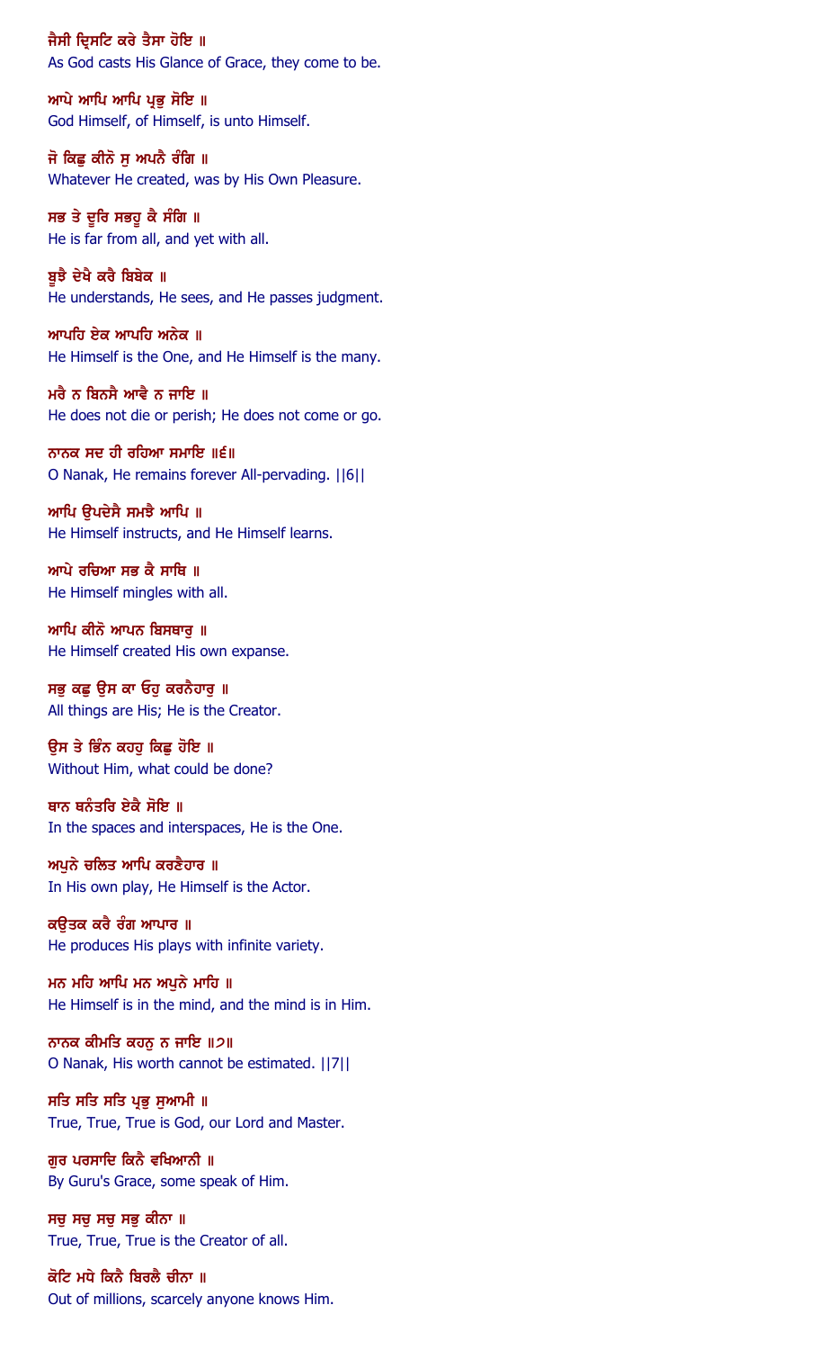ਜੈਸੀ ਦ੍ਰਿਸਟਿ ਕਰੇ ਤੈਸਾ ਹੋਇ ॥
As God casts His Glance of Grace, they come to be.

ਆਪੇ ਆਪਿ ਆਪਿ ਪ੍ਰਭੁ ਸੋਇ ॥
God Himself, of Himself, is unto Himself.

ਜੋ ਕਿਛੁ ਕੀਨੋ ਸੁ ਅਪਨੈ ਰੰਗਿ ॥
Whatever He created, was by His Own Pleasure.

ਸਭ ਤੇ ਦੂਰਿ ਸਭਹੂ ਕੈ ਸੰਗਿ ॥
He is far from all, and yet with all.

ਬੂਝੈ ਦੇਖੈ ਕਰੈ ਬਿਬੇਕ ॥
He understands, He sees, and He passes judgment.

ਆਪਹਿ ਏਕ ਆਪਹਿ ਅਨੇਕ ॥
He Himself is the One, and He Himself is the many.

ਮਰੈ ਨ ਬਿਨਸੈ ਆਵੈ ਨ ਜਾਇ ॥
He does not die or perish; He does not come or go.

ਨਾਨਕ ਸਦ ਹੀ ਰਹਿਆ ਸਮਾਇ ॥੬॥
O Nanak, He remains forever All-pervading. ||6||

ਆਪਿ ਉਪਦੇਸੈ ਸਮਝੈ ਆਪਿ ॥
He Himself instructs, and He Himself learns.

ਆਪੇ ਰਚਿਆ ਸਭ ਕੈ ਸਾਥਿ ॥
He Himself mingles with all.

ਆਪਿ ਕੀਨੋ ਆਪਨ ਬਿਸਥਾਰੁ ॥
He Himself created His own expanse.

ਸਭੁ ਕਛੁ ਉਸ ਕਾ ਓਹੁ ਕਰਨੈਹਾਰੁ ॥
All things are His; He is the Creator.

ਉਸ ਤੇ ਭਿੰਨ ਕਹਹੁ ਕਿਛੁ ਹੋਇ ॥
Without Him, what could be done?

ਥਾਨ ਥਨੰਤਰਿ ਏਕੈ ਸੋਇ ॥
In the spaces and interspaces, He is the One.

ਅਪੁਨੇ ਚਲਿਤ ਆਪਿ ਕਰਣੈਹਾਰ ॥
In His own play, He Himself is the Actor.

ਕਉਤਕ ਕਰੈ ਰੰਗ ਆਪਾਰ ॥
He produces His plays with infinite variety.

ਮਨ ਮਹਿ ਆਪਿ ਮਨ ਅਪੁਨੇ ਮਾਹਿ ॥
He Himself is in the mind, and the mind is in Him.

ਨਾਨਕ ਕੀਮਤਿ ਕਹਨੁ ਨ ਜਾਇ ॥੭॥
O Nanak, His worth cannot be estimated. ||7||

ਸਤਿ ਸਤਿ ਸਤਿ ਪ੍ਰਭੁ ਸੁਆਮੀ ॥
True, True, True is God, our Lord and Master.

ਗੁਰ ਪਰਸਾਦਿ ਕਿਨੈ ਵਖਿਆਨੀ ॥
By Guru's Grace, some speak of Him.

ਸਚੁ ਸਚੁ ਸਚੁ ਸਭੁ ਕੀਨਾ ॥
True, True, True is the Creator of all.

ਕੋਟਿ ਮਧੇ ਕਿਨੈ ਬਿਰਲੈ ਚੀਨਾ ॥
Out of millions, scarcely anyone knows Him.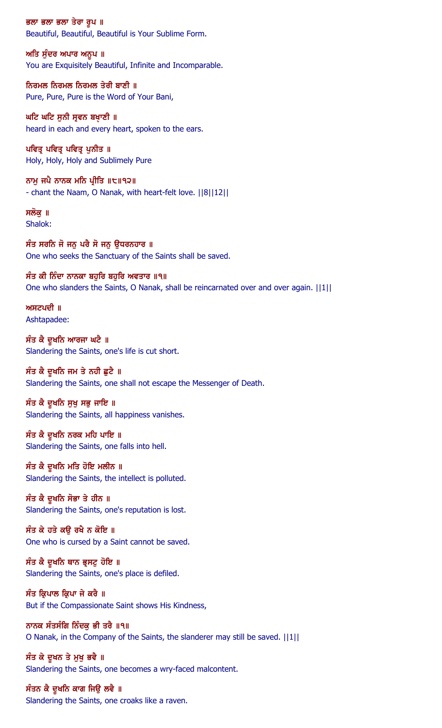ਭਲਾ ਭਲਾ ਭਲਾ ਤੇਰਾ ਰੂਪ ॥
Beautiful, Beautiful, Beautiful is Your Sublime Form.

ਅਤਿ ਸੁੰਦਰ ਅਪਾਰ ਅਨੂਪ ॥
You are Exquisitely Beautiful, Infinite and Incomparable.

ਨਿਰਮਲ ਨਿਰਮਲ ਨਿਰਮਲ ਤੇਰੀ ਬਾਣੀ ॥
Pure, Pure, Pure is the Word of Your Bani,

ਘਟਿ ਘਟਿ ਸੁਨੀ ਸ੍ਰਵਨ ਬਖ੍ਯ਼ਾਣੀ ॥
heard in each and every heart, spoken to the ears.

ਪਵਿਤ੍ਰ ਪਵਿਤ੍ਰ ਪਵਿਤ੍ਰ ਪੁਨੀਤ ॥
Holy, Holy, Holy and Sublimely Pure

ਨਾਮੁ ਜਪੈ ਨਾਨਕ ਮਨਿ ਪ੍ਰੀਤਿ ॥੮॥੧੨॥
- chant the Naam, O Nanak, with heart-felt love. ||8||12||

ਸਲੋਕੁ ॥
Shalok:

ਸੰਤ ਸਰਨਿ ਜੋ ਜਨੁ ਪਰੈ ਸੋ ਜਨੁ ਉਧਰਨਹਾਰ ॥
One who seeks the Sanctuary of the Saints shall be saved.

ਸੰਤ ਕੀ ਨਿੰਦਾ ਨਾਨਕਾ ਬਹੁਰਿ ਬਹੁਰਿ ਅਵਤਾਰ ॥੧॥
One who slanders the Saints, O Nanak, shall be reincarnated over and over again. ||1||

ਅਸਟਪਦੀ ॥
Ashtapadee:

ਸੰਤ ਕੈ ਦੂਖਨਿ ਆਰਜਾ ਘਟੈ ॥
Slandering the Saints, one's life is cut short.

ਸੰਤ ਕੈ ਦੂਖਨਿ ਜਮ ਤੇ ਨਹੀ ਛੁਟੈ ॥
Slandering the Saints, one shall not escape the Messenger of Death.

ਸੰਤ ਕੈ ਦੂਖਨਿ ਸੁਖੁ ਸਭੁ ਜਾਇ ॥
Slandering the Saints, all happiness vanishes.

ਸੰਤ ਕੈ ਦੂਖਨਿ ਨਰਕ ਮਹਿ ਪਾਇ ॥
Slandering the Saints, one falls into hell.

ਸੰਤ ਕੈ ਦੂਖਨਿ ਮਤਿ ਹੋਇ ਮਲੀਨ ॥
Slandering the Saints, the intellect is polluted.

ਸੰਤ ਕੈ ਦੂਖਨਿ ਸੋਭਾ ਤੇ ਹੀਨ ॥
Slandering the Saints, one's reputation is lost.

ਸੰਤ ਕੇ ਹਤੇ ਕਉ ਰਖੈ ਨ ਕੋਇ ॥
One who is cursed by a Saint cannot be saved.

ਸੰਤ ਕੈ ਦੂਖਨਿ ਥਾਨ ਭ੍ਰਸਟੁ ਹੋਇ ॥
Slandering the Saints, one's place is defiled.

ਸੰਤ ਕ੍ਰਿਪਾਲ ਕ੍ਰਿਪਾ ਜੇ ਕਰੈ ॥
But if the Compassionate Saint shows His Kindness,

ਨਾਨਕ ਸੰਤਸੰਗਿ ਨਿੰਦਕੁ ਭੀ ਤਰੈ ॥੧॥
O Nanak, in the Company of the Saints, the slanderer may still be saved. ||1||

ਸੰਤ ਕੇ ਦੂਖਨ ਤੇ ਮੁਖੁ ਭਵੈ ॥
Slandering the Saints, one becomes a wry-faced malcontent.

ਸੰਤਨ ਕੈ ਦੂਖਨਿ ਕਾਗ ਜਿਉ ਲਵੈ ॥
Slandering the Saints, one croaks like a raven.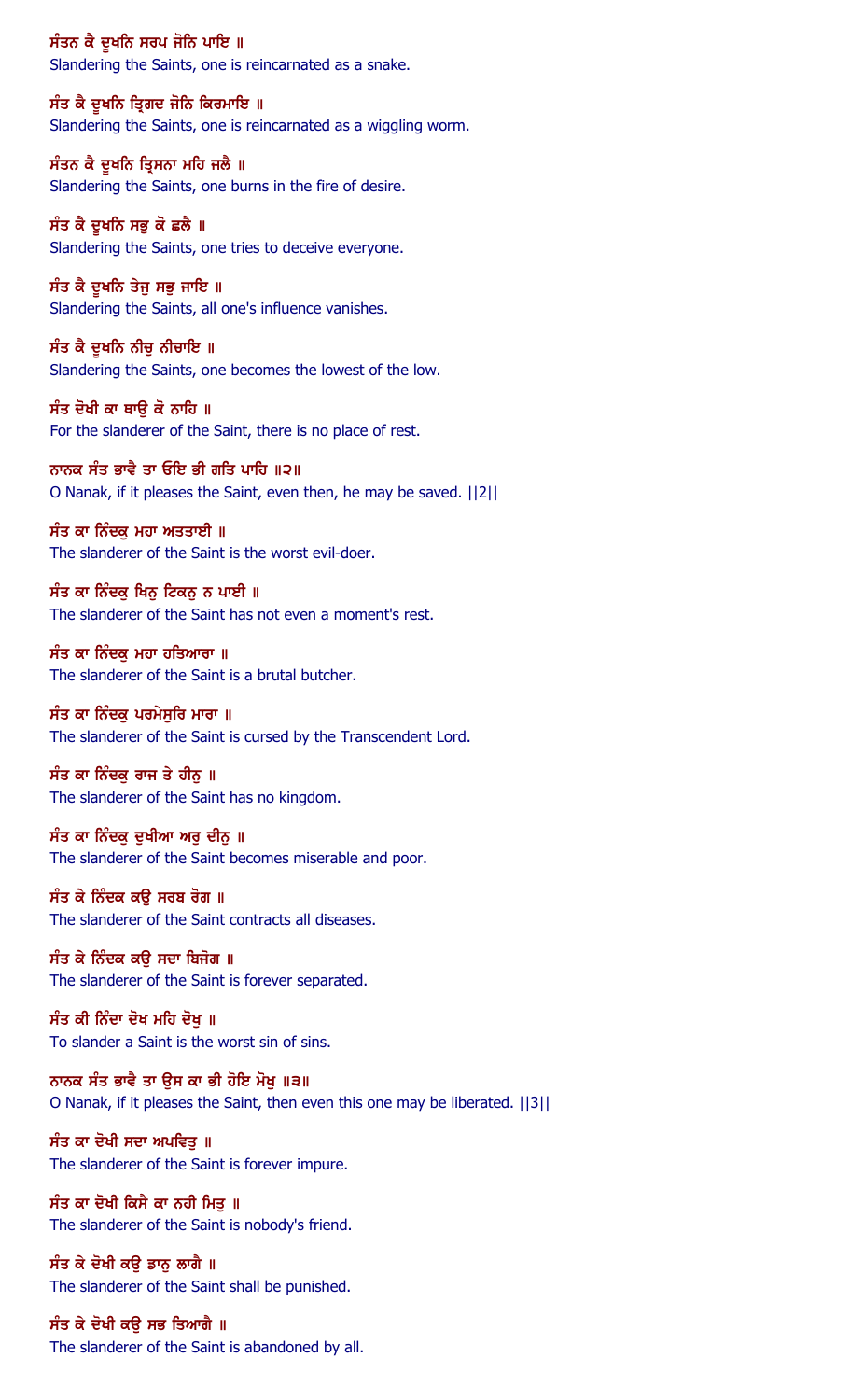ਸੰਤਨ ਕੈ ਦੂਖਨਿ ਸਰਪ ਜੋਨਿ ਪਾਇ ॥

Slandering the Saints, one is reincarnated as a snake.

ਸੰਤ ਕੈ ਦੂਖਨਿ ਤ੍ਰਿਗਦ ਜੋਨਿ ਕਿਰਮਾਇ ॥

Slandering the Saints, one is reincarnated as a wiggling worm.

ਸੰਤਨ ਕੈ ਦੂਖਨਿ ਤ੍ਰਿਸਨਾ ਮਹਿ ਜਲੈ ॥

Slandering the Saints, one burns in the fire of desire.

ਸੰਤ ਕੈ ਦੂਖਨਿ ਸਭੁ ਕੋ ਛਲੈ ॥

Slandering the Saints, one tries to deceive everyone.

ਸੰਤ ਕੈ ਦੂਖਨਿ ਤੇਜੁ ਸਭੁ ਜਾਇ ॥

Slandering the Saints, all one's influence vanishes.

ਸੰਤ ਕੈ ਦੂਖਨਿ ਨੀਚੁ ਨੀਚਾਇ ॥

Slandering the Saints, one becomes the lowest of the low.

ਸੰਤ ਦੋਖੀ ਕਾ ਥਾਉ ਕੋ ਨਾਹਿ ॥

For the slanderer of the Saint, there is no place of rest.

ਨਾਨਕ ਸੰਤ ਭਾਵੈ ਤਾ ਓਇ ਭੀ ਗਤਿ ਪਾਹਿ ॥੨॥

O Nanak, if it pleases the Saint, even then, he may be saved. ||2||

ਸੰਤ ਕਾ ਨਿੰਦਕੁ ਮਹਾ ਅਤਤਾਈ ॥

The slanderer of the Saint is the worst evil-doer.

ਸੰਤ ਕਾ ਨਿੰਦਕੁ ਖਿਨੁ ਟਿਕਨੁ ਨ ਪਾਈ ॥

The slanderer of the Saint has not even a moment's rest.

ਸੰਤ ਕਾ ਨਿੰਦਕੁ ਮਹਾ ਹਤਿਆਰਾ ॥

The slanderer of the Saint is a brutal butcher.

ਸੰਤ ਕਾ ਨਿੰਦਕੁ ਪਰਮੇਸੁਰਿ ਮਾਰਾ ॥

The slanderer of the Saint is cursed by the Transcendent Lord.

ਸੰਤ ਕਾ ਨਿੰਦਕੁ ਰਾਜ ਤੇ ਹੀਨੁ ॥

The slanderer of the Saint has no kingdom.

ਸੰਤ ਕਾ ਨਿੰਦਕੁ ਦੁਖੀਆ ਅਰੁ ਦੀਨੁ ॥

The slanderer of the Saint becomes miserable and poor.

ਸੰਤ ਕੇ ਨਿੰਦਕ ਕਉ ਸਰਬ ਰੋਗ ॥

The slanderer of the Saint contracts all diseases.

ਸੰਤ ਕੇ ਨਿੰਦਕ ਕਉ ਸਦਾ ਬਿਜੋਗ ॥

The slanderer of the Saint is forever separated.

ਸੰਤ ਕੀ ਨਿੰਦਾ ਦੋਖ ਮਹਿ ਦੋਖੁ ॥

To slander a Saint is the worst sin of sins.

ਨਾਨਕ ਸੰਤ ਭਾਵੈ ਤਾ ਉਸ ਕਾ ਭੀ ਹੋਇ ਮੋਖੁ ॥੩॥

O Nanak, if it pleases the Saint, then even this one may be liberated. ||3||

ਸੰਤ ਕਾ ਦੋਖੀ ਸਦਾ ਅਪਵਿਤੁ ॥

The slanderer of the Saint is forever impure.

ਸੰਤ ਕਾ ਦੋਖੀ ਕਿਸੈ ਕਾ ਨਹੀ ਮਿਤੁ ॥

The slanderer of the Saint is nobody's friend.

ਸੰਤ ਕੇ ਦੋਖੀ ਕਉ ਡਾਨੁ ਲਾਗੈ ॥

The slanderer of the Saint shall be punished.

ਸੰਤ ਕੇ ਦੋਖੀ ਕਉ ਸਭ ਤਿਆਗੈ ॥

The slanderer of the Saint is abandoned by all.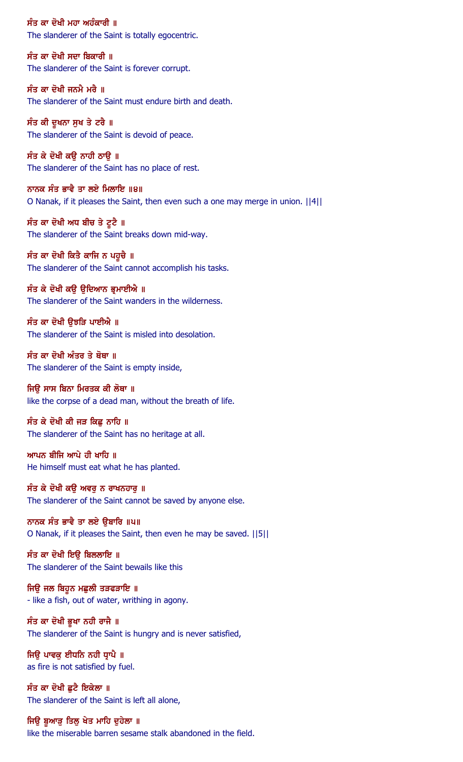ਸੰਤ ਕਾ ਦੋਖੀ ਮਹਾ ਅਹੰਕਾਰੀ ॥
The slanderer of the Saint is totally egocentric.

ਸੰਤ ਕਾ ਦੋਖੀ ਸਦਾ ਬਿਕਾਰੀ ॥
The slanderer of the Saint is forever corrupt.

ਸੰਤ ਕਾ ਦੋਖੀ ਜਨਮੈ ਮਰੈ ॥
The slanderer of the Saint must endure birth and death.

ਸੰਤ ਕੀ ਦੂਖਨਾ ਸੁਖ ਤੇ ਟਰੈ ॥
The slanderer of the Saint is devoid of peace.

ਸੰਤ ਕੇ ਦੋਖੀ ਕਉ ਨਾਹੀ ਠਾਉ ॥
The slanderer of the Saint has no place of rest.

ਨਾਨਕ ਸੰਤ ਭਾਵੈ ਤਾ ਲਏ ਮਿਲਾਇ ॥੪॥
O Nanak, if it pleases the Saint, then even such a one may merge in union. ||4||

ਸੰਤ ਕਾ ਦੋਖੀ ਅਧ ਬੀਚ ਤੇ ਟੂਟੈ ॥
The slanderer of the Saint breaks down mid-way.

ਸੰਤ ਕਾ ਦੋਖੀ ਕਿਤੈ ਕਾਜਿ ਨ ਪਹੂਚੈ ॥
The slanderer of the Saint cannot accomplish his tasks.

ਸੰਤ ਕੇ ਦੋਖੀ ਕਉ ਉਦਿਆਨ ਭ੍ਰਮਾਈਐ ॥
The slanderer of the Saint wanders in the wilderness.

ਸੰਤ ਕਾ ਦੋਖੀ ਉਝੜਿ ਪਾਈਐ ॥
The slanderer of the Saint is misled into desolation.

ਸੰਤ ਕਾ ਦੋਖੀ ਅੰਤਰ ਤੇ ਥੋਥਾ ॥
The slanderer of the Saint is empty inside,

ਜਿਉ ਸਾਸ ਬਿਨਾ ਮਿਰਤਕ ਕੀ ਲੋਥਾ ॥
like the corpse of a dead man, without the breath of life.

ਸੰਤ ਕੇ ਦੋਖੀ ਕੀ ਜੜ ਕਿਛੁ ਨਾਹਿ ॥
The slanderer of the Saint has no heritage at all.

ਆਪਨ ਬੀਜਿ ਆਪੇ ਹੀ ਖਾਹਿ ॥
He himself must eat what he has planted.

ਸੰਤ ਕੇ ਦੋਖੀ ਕਉ ਅਵਰੁ ਨ ਰਾਖਨਹਾਰੁ ॥
The slanderer of the Saint cannot be saved by anyone else.

ਨਾਨਕ ਸੰਤ ਭਾਵੈ ਤਾ ਲਏ ਉਬਾਰਿ ॥੫॥
O Nanak, if it pleases the Saint, then even he may be saved. ||5||

ਸੰਤ ਕਾ ਦੋਖੀ ਇਉ ਬਿਲਲਾਇ ॥
The slanderer of the Saint bewails like this

ਜਿਉ ਜਲ ਬਿਹੂਨ ਮਛੁਲੀ ਤੜਫੜਾਇ ॥
- like a fish, out of water, writhing in agony.

ਸੰਤ ਕਾ ਦੋਖੀ ਭੂਖਾ ਨਹੀ ਰਾਜੈ ॥
The slanderer of the Saint is hungry and is never satisfied,

ਜਿਉ ਪਾਵਕੁ ਈਧਨਿ ਨਹੀ ਧ੍ਰਾਪੈ ॥
as fire is not satisfied by fuel.

ਸੰਤ ਕਾ ਦੋਖੀ ਛੁਟੈ ਇਕੇਲਾ ॥
The slanderer of the Saint is left all alone,

ਜਿਉ ਬੂਆੜੁ ਤਿਲੁ ਖੇਤ ਮਾਹਿ ਦੁਹੇਲਾ ॥
like the miserable barren sesame stalk abandoned in the field.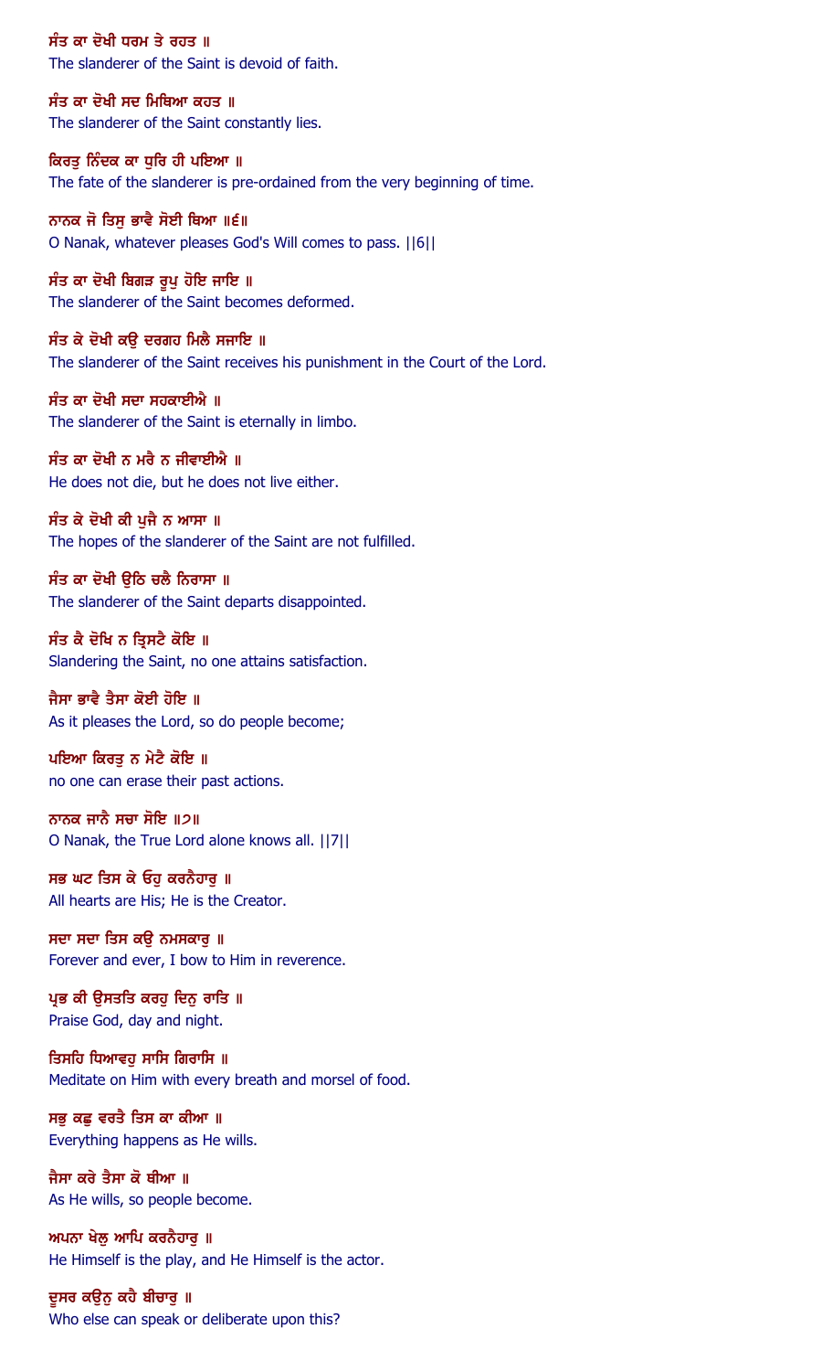ਸੰਤ ਕਾ ਦੋਖੀ ਧਰਮ ਤੇ ਰਹਤ ॥
The slanderer of the Saint is devoid of faith.

ਸੰਤ ਕਾ ਦੋਖੀ ਸਦ ਮਿਥਿਆ ਕਹਤ ॥
The slanderer of the Saint constantly lies.

ਕਿਰਤੁ ਨਿੰਦਕ ਕਾ ਧੁਰਿ ਹੀ ਪਇਆ ॥
The fate of the slanderer is pre-ordained from the very beginning of time.

ਨਾਨਕ ਜੋ ਤਿਸੁ ਭਾਵੈ ਸੋਈ ਥਿਆ ॥੬॥
O Nanak, whatever pleases God's Will comes to pass. ||6||

ਸੰਤ ਕਾ ਦੋਖੀ ਬਿਗੜ ਰੂਪੁ ਹੋਇ ਜਾਇ ॥
The slanderer of the Saint becomes deformed.

ਸੰਤ ਕੇ ਦੋਖੀ ਕਉ ਦਰਗਹ ਮਿਲੈ ਸਜਾਇ ॥
The slanderer of the Saint receives his punishment in the Court of the Lord.

ਸੰਤ ਕਾ ਦੋਖੀ ਸਦਾ ਸਹਕਾਈਐ ॥
The slanderer of the Saint is eternally in limbo.

ਸੰਤ ਕਾ ਦੋਖੀ ਨ ਮਰੈ ਨ ਜੀਵਾਈਐ ॥
He does not die, but he does not live either.

ਸੰਤ ਕੇ ਦੋਖੀ ਕੀ ਪੁਜੈ ਨ ਆਸਾ ॥
The hopes of the slanderer of the Saint are not fulfilled.

ਸੰਤ ਕਾ ਦੋਖੀ ਉਠਿ ਚਲੈ ਨਿਰਾਸਾ ॥
The slanderer of the Saint departs disappointed.

ਸੰਤ ਕੈ ਦੋਖਿ ਨ ਤ੍ਰਿਸਟੈ ਕੋਇ ॥
Slandering the Saint, no one attains satisfaction.

ਜੈਸਾ ਭਾਵੈ ਤੈਸਾ ਕੋਈ ਹੋਇ ॥
As it pleases the Lord, so do people become;

ਪਇਆ ਕਿਰਤੁ ਨ ਮੇਟੈ ਕੋਇ ॥
no one can erase their past actions.

ਨਾਨਕ ਜਾਨੈ ਸਚਾ ਸੋਇ ॥੭॥
O Nanak, the True Lord alone knows all. ||7||

ਸਭ ਘਟ ਤਿਸ ਕੇ ਓਹੁ ਕਰਨੈਹਾਰੁ ॥
All hearts are His; He is the Creator.

ਸਦਾ ਸਦਾ ਤਿਸ ਕਉ ਨਮਸਕਾਰੁ ॥
Forever and ever, I bow to Him in reverence.

ਪ੍ਰਭ ਕੀ ਉਸਤਤਿ ਕਰਹੁ ਦਿਨੁ ਰਾਤਿ ॥
Praise God, day and night.

ਤਿਸਹਿ ਧਿਆਵਹੁ ਸਾਸਿ ਗਿਰਾਸਿ ॥
Meditate on Him with every breath and morsel of food.

ਸਭੁ ਕਛੁ ਵਰਤੈ ਤਿਸ ਕਾ ਕੀਆ ॥
Everything happens as He wills.

ਜੈਸਾ ਕਰੇ ਤੈਸਾ ਕੋ ਥੀਆ ॥
As He wills, so people become.

ਅਪਨਾ ਖੇਲੁ ਆਪਿ ਕਰਨੈਹਾਰੁ ॥
He Himself is the play, and He Himself is the actor.

ਦੂਸਰ ਕਉਨੁ ਕਹੈ ਬੀਚਾਰੁ ॥
Who else can speak or deliberate upon this?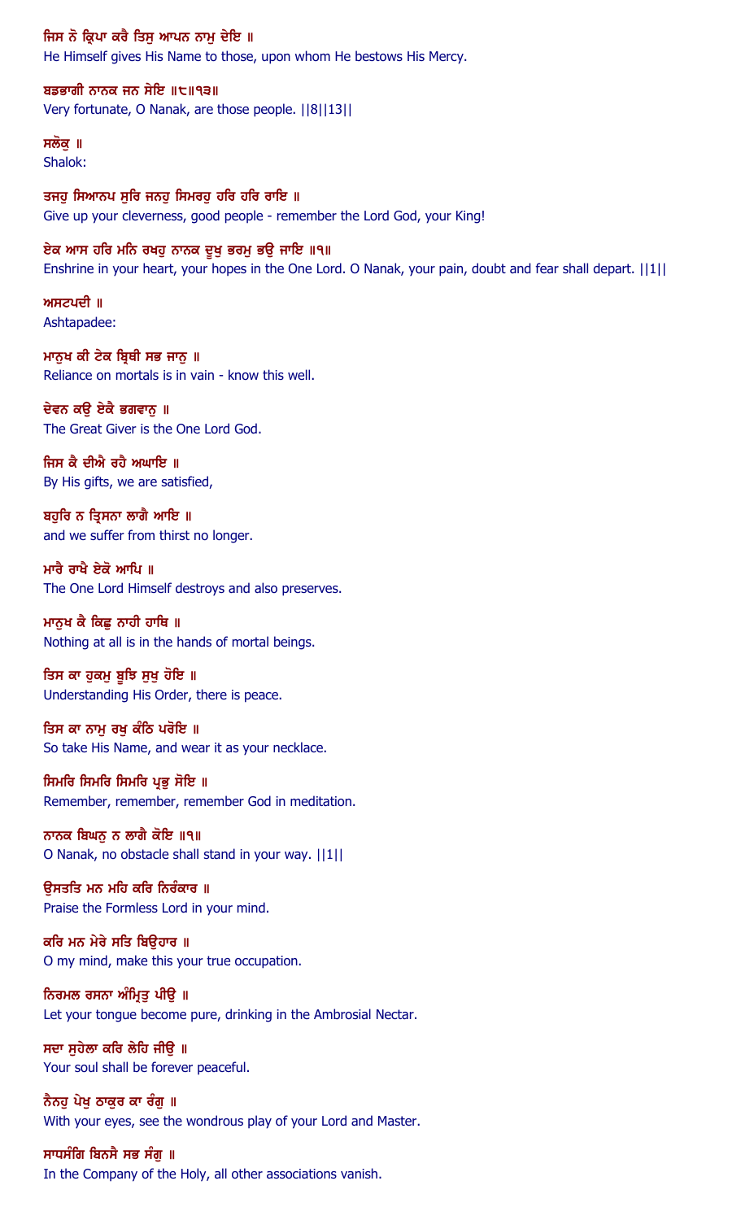ਜਿਸ ਨੋ ਕ੍ਰਿਪਾ ਕਰੈ ਤਿਸੁ ਆਪਨ ਨਾਮੁ ਦੇਇ ॥

He Himself gives His Name to those, upon whom He bestows His Mercy.

ਬਡਭਾਗੀ ਨਾਨਕ ਜਨ ਸੇਇ ॥੮॥੧੩॥

Very fortunate, O Nanak, are those people. ||8||13||

ਸਲੋਕੁ ॥

Shalok:

ਤਜਹੁ ਸਿਆਨਪ ਸੁਰਿ ਜਨਹੁ ਸਿਮਰਹੁ ਹਰਿ ਹਰਿ ਰਾਇ ॥

Give up your cleverness, good people - remember the Lord God, your King!

ਏਕ ਆਸ ਹਰਿ ਮਨਿ ਰਖਹੁ ਨਾਨਕ ਦੂਖੁ ਭਰਮੁ ਭਉ ਜਾਇ ॥੧॥

Enshrine in your heart, your hopes in the One Lord. O Nanak, your pain, doubt and fear shall depart. ||1||

ਅਸਟਪਦੀ ॥

Ashtapadee:

ਮਾਨੁਖ ਕੀ ਟੇਕ ਬ੍ਰਿਥੀ ਸਭ ਜਾਨੁ ॥

Reliance on mortals is in vain - know this well.

ਦੇਵਨ ਕਉ ਏਕੈ ਭਗਵਾਨੁ ॥

The Great Giver is the One Lord God.

ਜਿਸ ਕੈ ਦੀਐ ਰਹੈ ਅਘਾਇ ॥

By His gifts, we are satisfied,

ਬਹੁਰਿ ਨ ਤ੍ਰਿਸਨਾ ਲਾਗੈ ਆਇ ॥

and we suffer from thirst no longer.

ਮਾਰੈ ਰਾਖੈ ਏਕੋ ਆਪਿ ॥

The One Lord Himself destroys and also preserves.

ਮਾਨੁਖ ਕੈ ਕਿਛੁ ਨਾਹੀ ਹਾਥਿ ॥

Nothing at all is in the hands of mortal beings.

ਤਿਸ ਕਾ ਹੁਕਮੁ ਬੂਝਿ ਸੁਖੁ ਹੋਇ ॥

Understanding His Order, there is peace.

ਤਿਸ ਕਾ ਨਾਮੁ ਰਖੁ ਕੰਠਿ ਪਰੋਇ ॥

So take His Name, and wear it as your necklace.

ਸਿਮਰਿ ਸਿਮਰਿ ਸਿਮਰਿ ਪ੍ਰਭੁ ਸੋਇ ॥

Remember, remember, remember God in meditation.

ਨਾਨਕ ਬਿਘਨੁ ਨ ਲਾਗੈ ਕੋਇ ॥੧॥

O Nanak, no obstacle shall stand in your way. ||1||

ਉਸਤਤਿ ਮਨ ਮਹਿ ਕਰਿ ਨਿਰੰਕਾਰ ॥

Praise the Formless Lord in your mind.

ਕਰਿ ਮਨ ਮੇਰੇ ਸਤਿ ਬਿਉਹਾਰ ॥

O my mind, make this your true occupation.

ਨਿਰਮਲ ਰਸਨਾ ਅੰਮ੍ਰਿਤੁ ਪੀਉ ॥

Let your tongue become pure, drinking in the Ambrosial Nectar.

ਸਦਾ ਸੁਹੇਲਾ ਕਰਿ ਲੇਹਿ ਜੀਉ ॥

Your soul shall be forever peaceful.

ਨੈਨਹੁ ਪੇਖੁ ਠਾਕੁਰ ਕਾ ਰੰਗੁ ॥

With your eyes, see the wondrous play of your Lord and Master.

ਸਾਧਸੰਗਿ ਬਿਨਸੈ ਸਭ ਸੰਗੁ ॥

In the Company of the Holy, all other associations vanish.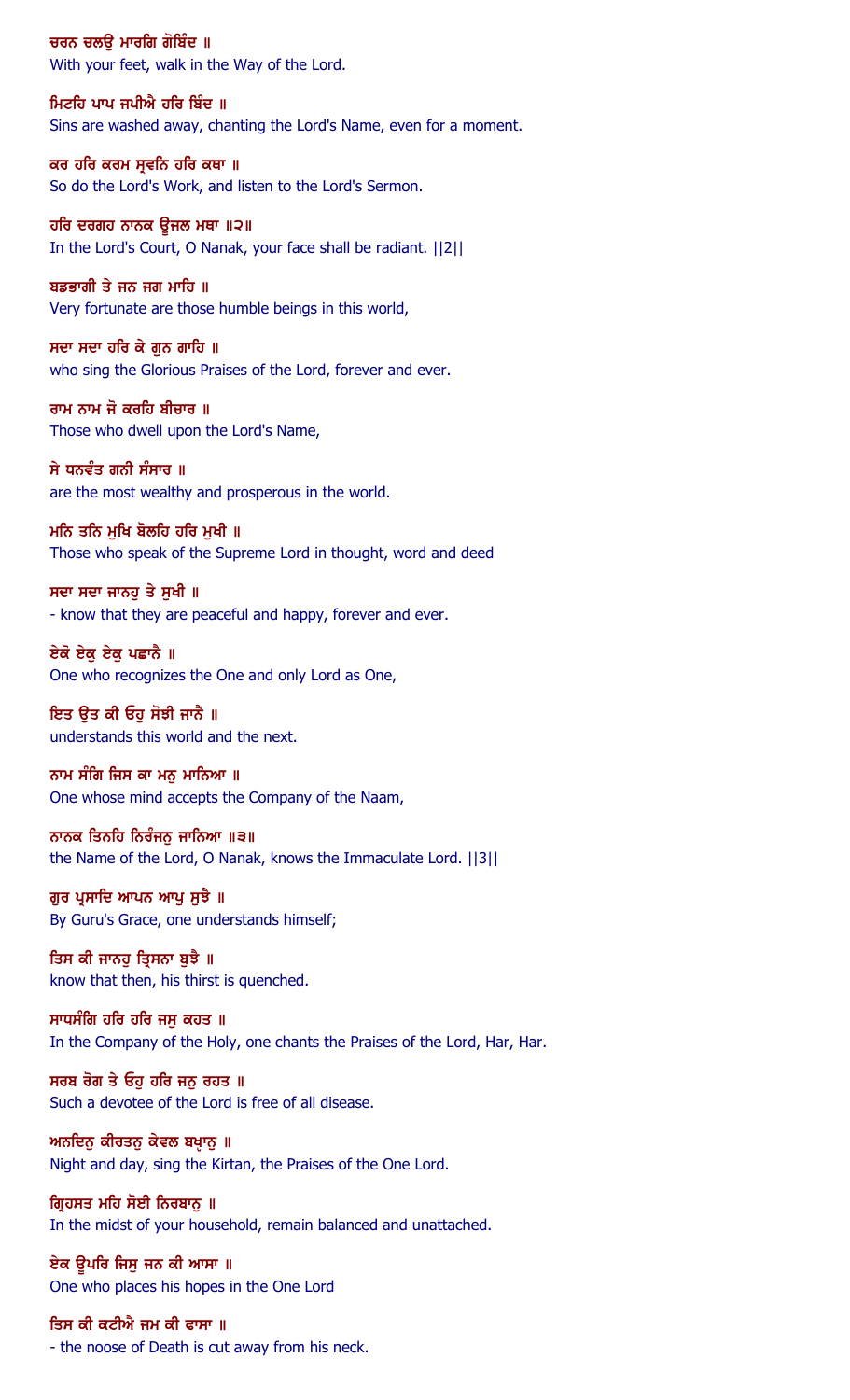ਚਰਨ ਚਲਉ ਮਾਰਗਿ ਗੋਬਿੰਦ ॥
With your feet, walk in the Way of the Lord.

ਮਿਟਹਿ ਪਾਪ ਜਪੀਐ ਹਰਿ ਬਿੰਦ ॥
Sins are washed away, chanting the Lord's Name, even for a moment.

ਕਰ ਹਰਿ ਕਰਮ ਸ੍ਰਵਨਿ ਹਰਿ ਕਥਾ ॥
So do the Lord's Work, and listen to the Lord's Sermon.

ਹਰਿ ਦਰਗਹ ਨਾਨਕ ਊਜਲ ਮਥਾ ॥੨॥
In the Lord's Court, O Nanak, your face shall be radiant. ||2||

ਬਡਭਾਗੀ ਤੇ ਜਨ ਜਗ ਮਾਹਿ ॥
Very fortunate are those humble beings in this world,

ਸਦਾ ਸਦਾ ਹਰਿ ਕੇ ਗੁਨ ਗਾਹਿ ॥
who sing the Glorious Praises of the Lord, forever and ever.

ਰਾਮ ਨਾਮ ਜੋ ਕਰਹਿ ਬੀਚਾਰ ॥
Those who dwell upon the Lord's Name,

ਸੇ ਧਨਵੰਤ ਗਨੀ ਸੰਸਾਰ ॥
are the most wealthy and prosperous in the world.

ਮਨਿ ਤਨਿ ਮੁਖਿ ਬੋਲਹਿ ਹਰਿ ਮੁਖੀ ॥
Those who speak of the Supreme Lord in thought, word and deed

ਸਦਾ ਸਦਾ ਜਾਨਹੁ ਤੇ ਸੁਖੀ ॥
- know that they are peaceful and happy, forever and ever.

ਏਕੋ ਏਕੁ ਏਕੁ ਪਛਾਨੈ ॥
One who recognizes the One and only Lord as One,

ਇਤ ਉਤ ਕੀ ਓਹੁ ਸੋਝੀ ਜਾਨੈ ॥
understands this world and the next.

ਨਾਮ ਸੰਗਿ ਜਿਸ ਕਾ ਮਨੁ ਮਾਨਿਆ ॥
One whose mind accepts the Company of the Naam,

ਨਾਨਕ ਤਿਨਹਿ ਨਿਰੰਜਨੁ ਜਾਨਿਆ ॥੩॥
the Name of the Lord, O Nanak, knows the Immaculate Lord. ||3||

ਗੁਰ ਪ੍ਰਸਾਦਿ ਆਪਨ ਆਪੁ ਸੁਝੈ ॥
By Guru's Grace, one understands himself;

ਤਿਸ ਕੀ ਜਾਨਹੁ ਤ੍ਰਿਸਨਾ ਬੁਝੈ ॥
know that then, his thirst is quenched.

ਸਾਧਸੰਗਿ ਹਰਿ ਹਰਿ ਜਸੁ ਕਹਤ ॥
In the Company of the Holy, one chants the Praises of the Lord, Har, Har.

ਸਰਬ ਰੋਗ ਤੇ ਓਹੁ ਹਰਿ ਜਨੁ ਰਹਤ ॥
Such a devotee of the Lord is free of all disease.

ਅਨਦਿਨੁ ਕੀਰਤਨੁ ਕੇਵਲ ਬਖ੍ਯ਼ਾਨੁ ॥
Night and day, sing the Kirtan, the Praises of the One Lord.

ਗ੍ਰਿਹਸਤ ਮਹਿ ਸੋਈ ਨਿਰਬਾਨੁ ॥
In the midst of your household, remain balanced and unattached.

ਏਕ ਊਪਰਿ ਜਿਸੁ ਜਨ ਕੀ ਆਸਾ ॥
One who places his hopes in the One Lord

ਤਿਸ ਕੀ ਕਟੀਐ ਜਮ ਕੀ ਫਾਸਾ ॥
- the noose of Death is cut away from his neck.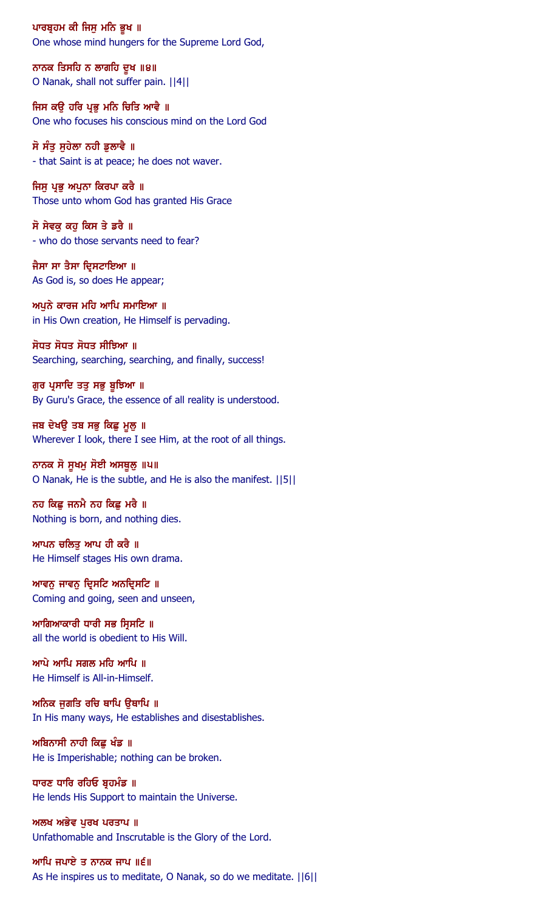ਪਾਰਬ੍ਰਹਮ ਕੀ ਜਿਸੁ ਮਨਿ ਭੂਖ ॥
One whose mind hungers for the Supreme Lord God,

ਨਾਨਕ ਤਿਸਹਿ ਨ ਲਾਗਹਿ ਦੂਖ ॥੪॥
O Nanak, shall not suffer pain. ||4||

ਜਿਸ ਕਉ ਹਰਿ ਪ੍ਰਭੁ ਮਨਿ ਚਿਤਿ ਆਵੈ ॥
One who focuses his conscious mind on the Lord God

ਸੋ ਸੰਤੁ ਸੁਹੇਲਾ ਨਹੀ ਡੁਲਾਵੈ ॥
- that Saint is at peace; he does not waver.

ਜਿਸੁ ਪ੍ਰਭੁ ਅਪੁਨਾ ਕਿਰਪਾ ਕਰੈ ॥
Those unto whom God has granted His Grace

ਸੋ ਸੇਵਕੁ ਕਹੁ ਕਿਸ ਤੇ ਡਰੈ ॥
- who do those servants need to fear?

ਜੈਸਾ ਸਾ ਤੈਸਾ ਦ੍ਰਿਸਟਾਇਆ ॥
As God is, so does He appear;

ਅਪੁਨੇ ਕਾਰਜ ਮਹਿ ਆਪਿ ਸਮਾਇਆ ॥
in His Own creation, He Himself is pervading.

ਸੋਧਤ ਸੋਧਤ ਸੋਧਤ ਸੀਝਿਆ ॥
Searching, searching, searching, and finally, success!

ਗੁਰ ਪ੍ਰਸਾਦਿ ਤਤੁ ਸਭੁ ਬੂਝਿਆ ॥
By Guru's Grace, the essence of all reality is understood.

ਜਬ ਦੇਖਉ ਤਬ ਸਭੁ ਕਿਛੁ ਮੂਲੁ ॥
Wherever I look, there I see Him, at the root of all things.

ਨਾਨਕ ਸੋ ਸੂਖਮੁ ਸੋਈ ਅਸਥੂਲੁ ॥੫॥
O Nanak, He is the subtle, and He is also the manifest. ||5||

ਨਹ ਕਿਛੁ ਜਨਮੈ ਨਹ ਕਿਛੁ ਮਰੈ ॥
Nothing is born, and nothing dies.

ਆਪਨ ਚਲਿਤੁ ਆਪ ਹੀ ਕਰੈ ॥
He Himself stages His own drama.

ਆਵਨੁ ਜਾਵਨੁ ਦ੍ਰਿਸਟਿ ਅਨਦ੍ਰਿਸਟਿ ॥
Coming and going, seen and unseen,

ਆਗਿਆਕਾਰੀ ਧਾਰੀ ਸਭ ਸ੍ਰਿਸਟਿ ॥
all the world is obedient to His Will.

ਆਪੇ ਆਪਿ ਸਗਲ ਮਹਿ ਆਪਿ ॥
He Himself is All-in-Himself.

ਅਨਿਕ ਜੁਗਤਿ ਰਚਿ ਥਾਪਿ ਉਥਾਪਿ ॥
In His many ways, He establishes and disestablishes.

ਅਬਿਨਾਸੀ ਨਾਹੀ ਕਿਛੁ ਖੰਡ ॥
He is Imperishable; nothing can be broken.

ਧਾਰਣ ਧਾਰਿ ਰਹਿਓ ਬ੍ਰਹਮੰਡ ॥
He lends His Support to maintain the Universe.

ਅਲਖ ਅਭੇਵ ਪੁਰਖ ਪਰਤਾਪ ॥
Unfathomable and Inscrutable is the Glory of the Lord.

ਆਪਿ ਜਪਾਏ ਤ ਨਾਨਕ ਜਾਪ ॥੬॥
As He inspires us to meditate, O Nanak, so do we meditate. ||6||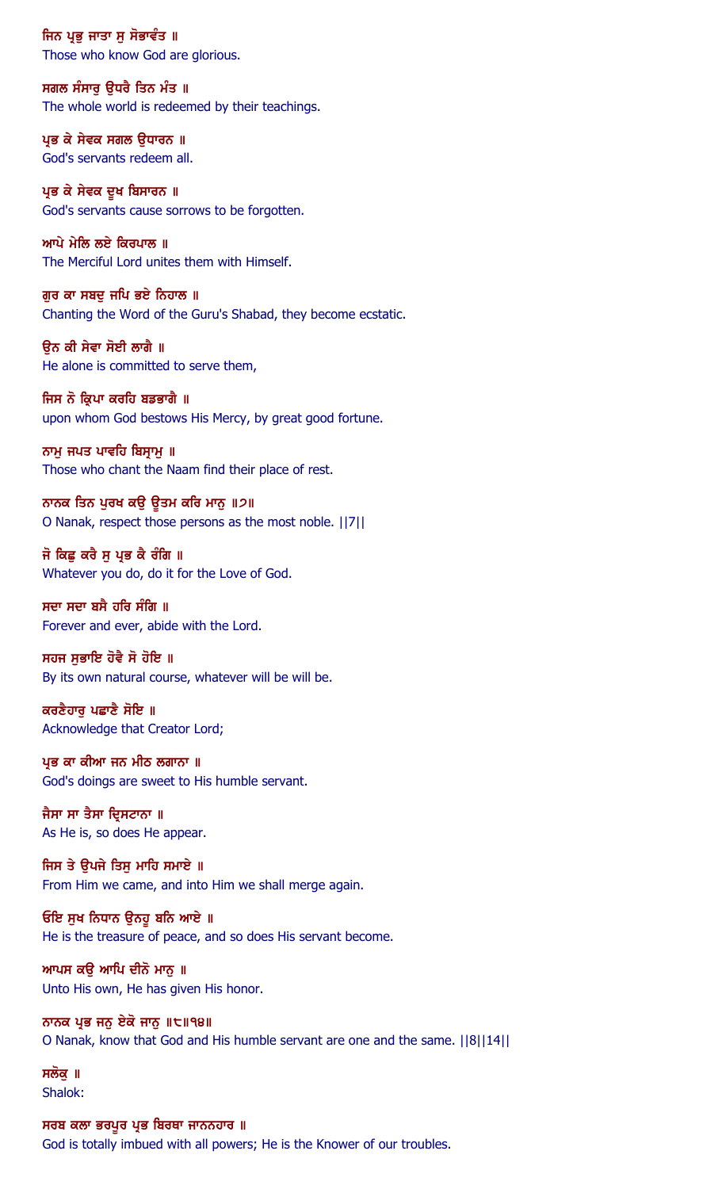ਜਿਨ ਪ੍ਰਭੁ ਜਾਤਾ ਸੁ ਸੋਭਾਵੰਤ ॥
Those who know God are glorious.

ਸਗਲ ਸੰਸਾਰੁ ਉਧਰੈ ਤਿਨ ਮੰਤ ॥
The whole world is redeemed by their teachings.

ਪ੍ਰਭ ਕੇ ਸੇਵਕ ਸਗਲ ਉਧਾਰਨ ॥
God's servants redeem all.

ਪ੍ਰਭ ਕੇ ਸੇਵਕ ਦੂਖ ਬਿਸਾਰਨ ॥
God's servants cause sorrows to be forgotten.

ਆਪੇ ਮੇਲਿ ਲਏ ਕਿਰਪਾਲ ॥
The Merciful Lord unites them with Himself.

ਗੁਰ ਕਾ ਸਬਦੁ ਜਪਿ ਭਏ ਨਿਹਾਲ ॥
Chanting the Word of the Guru's Shabad, they become ecstatic.

ਉਨ ਕੀ ਸੇਵਾ ਸੋਈ ਲਾਗੈ ॥
He alone is committed to serve them,

ਜਿਸ ਨੋ ਕ੍ਰਿਪਾ ਕਰਹਿ ਬਡਭਾਗੈ ॥
upon whom God bestows His Mercy, by great good fortune.

ਨਾਮੁ ਜਪਤ ਪਾਵਹਿ ਬਿਸ੍ਰਾਮੁ ॥
Those who chant the Naam find their place of rest.

ਨਾਨਕ ਤਿਨ ਪੁਰਖ ਕਉ ਊਤਮ ਕਰਿ ਮਾਨੁ ॥੭॥
O Nanak, respect those persons as the most noble. ||7||

ਜੋ ਕਿਛੁ ਕਰੈ ਸੁ ਪ੍ਰਭ ਕੈ ਰੰਗਿ ॥
Whatever you do, do it for the Love of God.

ਸਦਾ ਸਦਾ ਬਸੈ ਹਰਿ ਸੰਗਿ ॥
Forever and ever, abide with the Lord.

ਸਹਜ ਸੁਭਾਇ ਹੋਵੈ ਸੋ ਹੋਇ ॥
By its own natural course, whatever will be will be.

ਕਰਣੈਹਾਰੁ ਪਛਾਣੈ ਸੋਇ ॥
Acknowledge that Creator Lord;

ਪ੍ਰਭ ਕਾ ਕੀਆ ਜਨ ਮੀਠ ਲਗਾਨਾ ॥
God's doings are sweet to His humble servant.

ਜੈਸਾ ਸਾ ਤੈਸਾ ਦ੍ਰਿਸਟਾਨਾ ॥
As He is, so does He appear.

ਜਿਸ ਤੇ ਉਪਜੇ ਤਿਸੁ ਮਾਹਿ ਸਮਾਏ ॥
From Him we came, and into Him we shall merge again.

ਓਇ ਸੁਖ ਨਿਧਾਨ ਉਨਹੂ ਬਨਿ ਆਏ ॥
He is the treasure of peace, and so does His servant become.

ਆਪਸ ਕਉ ਆਪਿ ਦੀਨੋ ਮਾਨੁ ॥
Unto His own, He has given His honor.

ਨਾਨਕ ਪ੍ਰਭ ਜਨੁ ਏਕੋ ਜਾਨੁ ॥੮॥੧੪॥
O Nanak, know that God and His humble servant are one and the same. ||8||14||

ਸਲੋਕੁ ॥
Shalok:

ਸਰਬ ਕਲਾ ਭਰਪੂਰ ਪ੍ਰਭ ਬਿਰਥਾ ਜਾਨਨਹਾਰ ॥
God is totally imbued with all powers; He is the Knower of our troubles.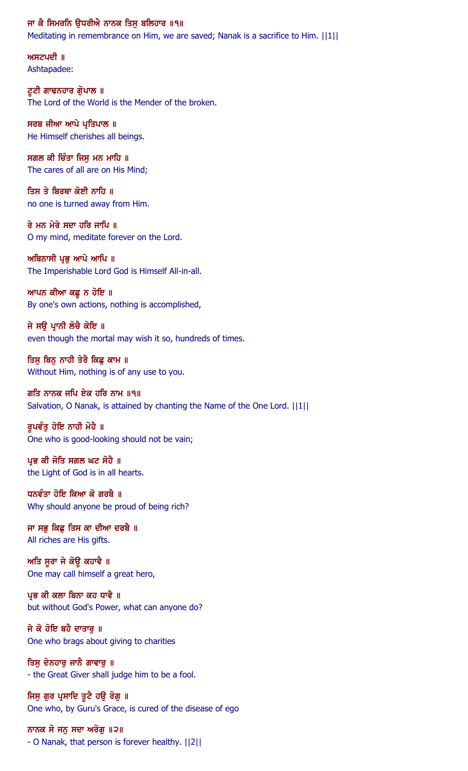ਜਾ ਕੈ ਸਿਮਰਨਿ ਉਧਰੀਐ ਨਾਨਕ ਤਿਸੁ ਬਲਿਹਾਰ ॥੧॥
Meditating in remembrance on Him, we are saved; Nanak is a sacrifice to Him. ||1||

ਅਸਟਪਦੀ ॥
Ashtapadee:

ਟੂਟੀ ਗਾਢਨਹਾਰ ਗੋੁਪਾਲ ॥
The Lord of the World is the Mender of the broken.

ਸਰਬ ਜੀਆ ਆਪੇ ਪ੍ਰਤਿਪਾਲ ॥
He Himself cherishes all beings.

ਸਗਲ ਕੀ ਚਿੰਤਾ ਜਿਸੁ ਮਨ ਮਾਹਿ ॥
The cares of all are on His Mind;

ਤਿਸ ਤੇ ਬਿਰਥਾ ਕੋਈ ਨਾਹਿ ॥
no one is turned away from Him.

ਰੇ ਮਨ ਮੇਰੇ ਸਦਾ ਹਰਿ ਜਾਪਿ ॥
O my mind, meditate forever on the Lord.

ਅਬਿਨਾਸੀ ਪ੍ਰਭੁ ਆਪੇ ਆਪਿ ॥
The Imperishable Lord God is Himself All-in-all.

ਆਪਨ ਕੀਆ ਕਛੂ ਨ ਹੋਇ ॥
By one's own actions, nothing is accomplished,

ਜੇ ਸਉ ਪ੍ਰਾਨੀ ਲੋਚੈ ਕੋਇ ॥
even though the mortal may wish it so, hundreds of times.

ਤਿਸੁ ਬਿਨੁ ਨਾਹੀ ਤੇਰੈ ਕਿਛੁ ਕਾਮ ॥
Without Him, nothing is of any use to you.

ਗਤਿ ਨਾਨਕ ਜਪਿ ਏਕ ਹਰਿ ਨਾਮ ॥੧॥
Salvation, O Nanak, is attained by chanting the Name of the One Lord. ||1||

ਰੂਪਵੰਤੁ ਹੋਇ ਨਾਹੀ ਮੋਹੈ ॥
One who is good-looking should not be vain;

ਪ੍ਰਭ ਕੀ ਜੋਤਿ ਸਗਲ ਘਟ ਸੋਹੈ ॥
the Light of God is in all hearts.

ਧਨਵੰਤਾ ਹੋਇ ਕਿਆ ਕੋ ਗਰਬੈ ॥
Why should anyone be proud of being rich?

ਜਾ ਸਭੁ ਕਿਛੁ ਤਿਸ ਕਾ ਦੀਆ ਦਰਬੈ ॥
All riches are His gifts.

ਅਤਿ ਸੂਰਾ ਜੇ ਕੋਊ ਕਹਾਵੈ ॥
One may call himself a great hero,

ਪ੍ਰਭ ਕੀ ਕਲਾ ਬਿਨਾ ਕਹ ਧਾਵੈ ॥
but without God's Power, what can anyone do?

ਜੇ ਕੋ ਹੋਇ ਬਹੈ ਦਾਤਾਰੁ ॥
One who brags about giving to charities

ਤਿਸੁ ਦੇਨਹਾਰੁ ਜਾਨੈ ਗਾਵਾਰੁ ॥
- the Great Giver shall judge him to be a fool.

ਜਿਸੁ ਗੁਰ ਪ੍ਰਸਾਦਿ ਤੂਟੈ ਹਉ ਰੋਗੁ ॥
One who, by Guru's Grace, is cured of the disease of ego

ਨਾਨਕ ਸੋ ਜਨੁ ਸਦਾ ਅਰੋਗੁ ॥੨॥
- O Nanak, that person is forever healthy. ||2||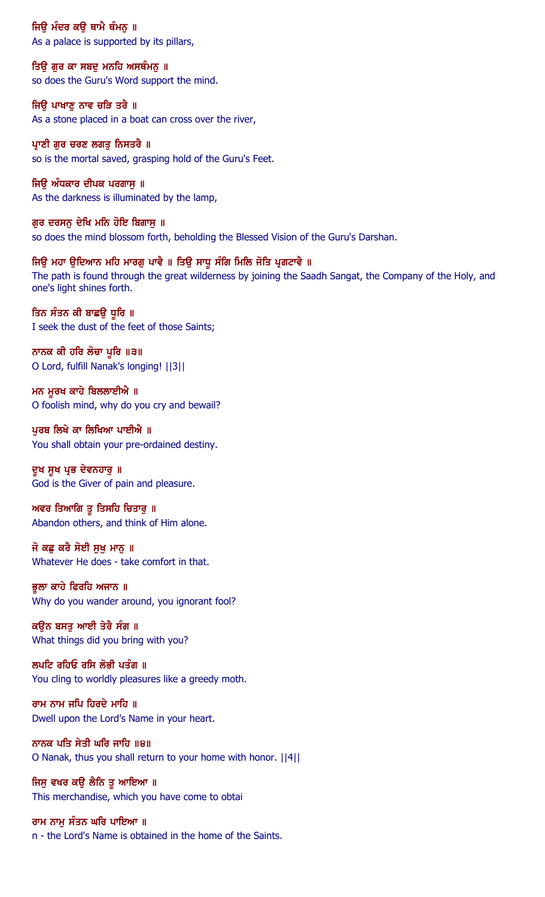ਜਿਉ ਮੰਦਰ ਕਉ ਥਾਮੈ ਥੰਮਨੁ ॥
As a palace is supported by its pillars,

ਤਿਉ ਗੁਰ ਕਾ ਸਬਦੁ ਮਨਹਿ ਅਸਥੰਮਨੁ ॥
so does the Guru's Word support the mind.

ਜਿਉ ਪਾਖਾਣੁ ਨਾਵ ਚੜਿ ਤਰੈ ॥
As a stone placed in a boat can cross over the river,

ਪ੍ਰਾਣੀ ਗੁਰ ਚਰਣ ਲਗਤੁ ਨਿਸਤਰੈ ॥
so is the mortal saved, grasping hold of the Guru's Feet.

ਜਿਉ ਅੰਧਕਾਰ ਦੀਪਕ ਪਰਗਾਸੁ ॥
As the darkness is illuminated by the lamp,

ਗੁਰ ਦਰਸਨੁ ਦੇਖਿ ਮਨਿ ਹੋਇ ਬਿਗਾਸੁ ॥
so does the mind blossom forth, beholding the Blessed Vision of the Guru's Darshan.

ਜਿਉ ਮਹਾ ਉਦਿਆਨ ਮਹਿ ਮਾਰਗੁ ਪਾਵੈ ॥ ਤਿਉ ਸਾਧੂ ਸੰਗਿ ਮਿਲਿ ਜੋਤਿ ਪ੍ਰਗਟਾਵੈ ॥
The path is found through the great wilderness by joining the Saadh Sangat, the Company of the Holy, and one's light shines forth.

ਤਿਨ ਸੰਤਨ ਕੀ ਬਾਛਉ ਧੂਰਿ ॥
I seek the dust of the feet of those Saints;

ਨਾਨਕ ਕੀ ਹਰਿ ਲੋਚਾ ਪੂਰਿ ॥੩॥
O Lord, fulfill Nanak's longing! ||3||

ਮਨ ਮੂਰਖ ਕਾਹੇ ਬਿਲਲਾਈਐ ॥
O foolish mind, why do you cry and bewail?

ਪੁਰਬ ਲਿਖੇ ਕਾ ਲਿਖਿਆ ਪਾਈਐ ॥
You shall obtain your pre-ordained destiny.

ਦੂਖ ਸੂਖ ਪ੍ਰਭ ਦੇਵਨਹਾਰੁ ॥
God is the Giver of pain and pleasure.

ਅਵਰ ਤਿਆਗਿ ਤੂ ਤਿਸਹਿ ਚਿਤਾਰੁ ॥
Abandon others, and think of Him alone.

ਜੋ ਕਛੁ ਕਰੈ ਸੋਈ ਸੁਖੁ ਮਾਨੁ ॥
Whatever He does - take comfort in that.

ਭੂਲਾ ਕਾਹੇ ਫਿਰਹਿ ਅਜਾਨ ॥
Why do you wander around, you ignorant fool?

ਕਉਨ ਬਸਤੁ ਆਈ ਤੇਰੈ ਸੰਗ ॥
What things did you bring with you?

ਲਪਟਿ ਰਹਿਓ ਰਸਿ ਲੋਭੀ ਪਤੰਗ ॥
You cling to worldly pleasures like a greedy moth.

ਰਾਮ ਨਾਮ ਜਪਿ ਹਿਰਦੇ ਮਾਹਿ ॥
Dwell upon the Lord's Name in your heart.

ਨਾਨਕ ਪਤਿ ਸੇਤੀ ਘਰਿ ਜਾਹਿ ॥੪॥
O Nanak, thus you shall return to your home with honor. ||4||

ਜਿਸੁ ਵਖਰ ਕਉ ਲੈਨਿ ਤੂ ਆਇਆ ॥
This merchandise, which you have come to obtai

ਰਾਮ ਨਾਮੁ ਸੰਤਨ ਘਰਿ ਪਾਇਆ ॥
n - the Lord's Name is obtained in the home of the Saints.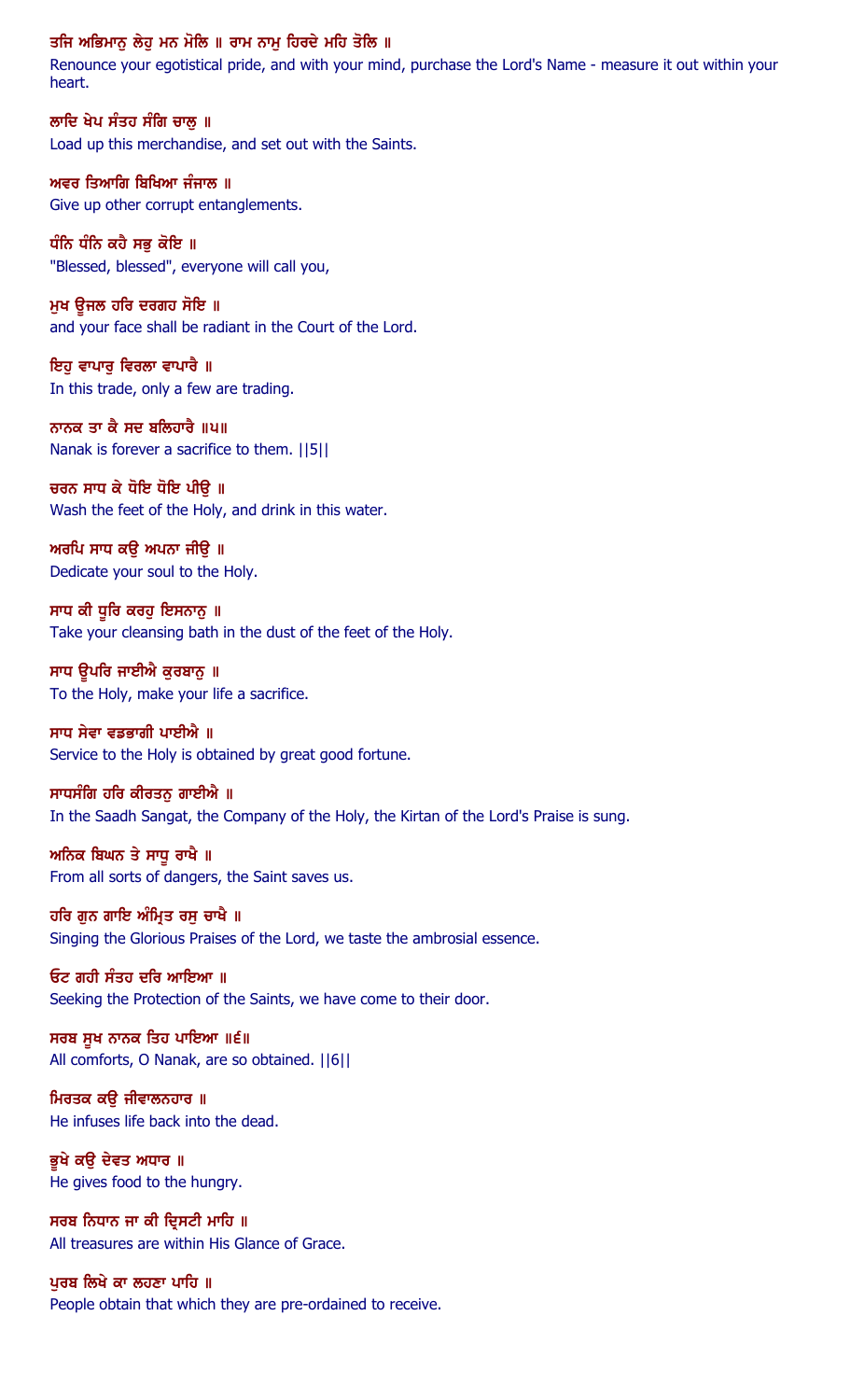ਤਜਿ ਅਭਿਮਾਨੁ ਲੇਹੁ ਮਨ ਮੋਲਿ ॥ ਰਾਮ ਨਾਮੁ ਹਿਰਦੇ ਮਹਿ ਤੋਲਿ ॥

Renounce your egotistical pride, and with your mind, purchase the Lord's Name - measure it out within your heart.

ਲਾਦਿ ਖੇਪ ਸੰਤਹ ਸੰਗਿ ਚਾਲੁ ॥

Load up this merchandise, and set out with the Saints.

ਅਵਰ ਤਿਆਗਿ ਬਿਖਿਆ ਜੰਜਾਲ ॥

Give up other corrupt entanglements.

ਧੰਨਿ ਧੰਨਿ ਕਹੈ ਸਭੁ ਕੋਇ ॥

"Blessed, blessed", everyone will call you,

ਮੁਖ ਊਜਲ ਹਰਿ ਦਰਗਹ ਸੋਇ ॥

and your face shall be radiant in the Court of the Lord.

ਇਹੁ ਵਾਪਾਰੁ ਵਿਰਲਾ ਵਾਪਾਰੈ ॥

In this trade, only a few are trading.

ਨਾਨਕ ਤਾ ਕੈ ਸਦ ਬਲਿਹਾਰੈ ॥੫॥

Nanak is forever a sacrifice to them. ||5||

ਚਰਨ ਸਾਧ ਕੇ ਧੋਇ ਧੋਇ ਪੀਉ ॥

Wash the feet of the Holy, and drink in this water.

ਅਰਪਿ ਸਾਧ ਕਉ ਅਪਨਾ ਜੀਉ ॥

Dedicate your soul to the Holy.

ਸਾਧ ਕੀ ਧੂਰਿ ਕਰਹੁ ਇਸਨਾਨੁ ॥

Take your cleansing bath in the dust of the feet of the Holy.

ਸਾਧ ਊਪਰਿ ਜਾਈਐ ਕੁਰਬਾਨੁ ॥

To the Holy, make your life a sacrifice.

ਸਾਧ ਸੇਵਾ ਵਡਭਾਗੀ ਪਾਈਐ ॥

Service to the Holy is obtained by great good fortune.

ਸਾਧਸੰਗਿ ਹਰਿ ਕੀਰਤਨੁ ਗਾਈਐ ॥

In the Saadh Sangat, the Company of the Holy, the Kirtan of the Lord's Praise is sung.

ਅਨਿਕ ਬਿਘਨ ਤੇ ਸਾਧੂ ਰਾਖੈ ॥

From all sorts of dangers, the Saint saves us.

ਹਰਿ ਗੁਨ ਗਾਇ ਅੰਮ੍ਰਿਤ ਰਸੁ ਚਾਖੈ ॥

Singing the Glorious Praises of the Lord, we taste the ambrosial essence.

ਓਟ ਗਹੀ ਸੰਤਹ ਦਰਿ ਆਇਆ ॥

Seeking the Protection of the Saints, we have come to their door.

ਸਰਬ ਸੂਖ ਨਾਨਕ ਤਿਹ ਪਾਇਆ ॥੬॥

All comforts, O Nanak, are so obtained. ||6||

ਮਿਰਤਕ ਕਉ ਜੀਵਾਲਨਹਾਰ ॥

He infuses life back into the dead.

ਭੂਖੇ ਕਉ ਦੇਵਤ ਅਧਾਰ ॥

He gives food to the hungry.

ਸਰਬ ਨਿਧਾਨ ਜਾ ਕੀ ਦ੍ਰਿਸਟੀ ਮਾਹਿ ॥

All treasures are within His Glance of Grace.

ਪੁਰਬ ਲਿਖੇ ਕਾ ਲਹਣਾ ਪਾਹਿ ॥

People obtain that which they are pre-ordained to receive.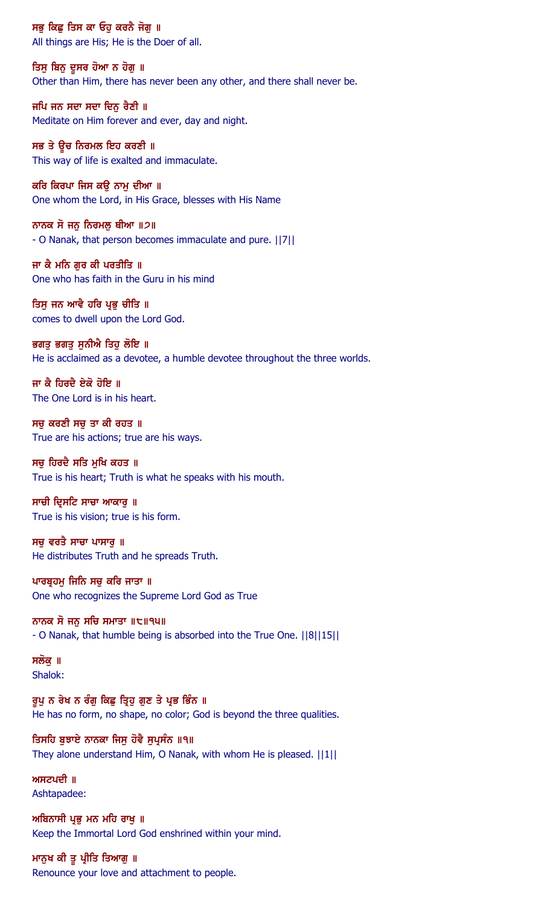ਸਭੁ ਕਿਛੁ ਤਿਸ ਕਾ ਓਹੁ ਕਰਨੈ ਜੋਗੁ ॥
All things are His; He is the Doer of all.

ਤਿਸੁ ਬਿਨੁ ਦੂਸਰ ਹੋਆ ਨ ਹੋਗੁ ॥
Other than Him, there has never been any other, and there shall never be.

ਜਪਿ ਜਨ ਸਦਾ ਸਦਾ ਦਿਨੁ ਰੈਣੀ ॥
Meditate on Him forever and ever, day and night.

ਸਭ ਤੇ ਊਚ ਨਿਰਮਲ ਇਹ ਕਰਣੀ ॥
This way of life is exalted and immaculate.

ਕਰਿ ਕਿਰਪਾ ਜਿਸ ਕਉ ਨਾਮੁ ਦੀਆ ॥
One whom the Lord, in His Grace, blesses with His Name

ਨਾਨਕ ਸੋ ਜਨੁ ਨਿਰਮਲੁ ਥੀਆ ॥੭॥
- O Nanak, that person becomes immaculate and pure. ||7||

ਜਾ ਕੈ ਮਨਿ ਗੁਰ ਕੀ ਪਰਤੀਤਿ ॥
One who has faith in the Guru in his mind

ਤਿਸੁ ਜਨ ਆਵੈ ਹਰਿ ਪ੍ਰਭੁ ਚੀਤਿ ॥
comes to dwell upon the Lord God.

ਭਗਤੁ ਭਗਤੁ ਸੁਨੀਐ ਤਿਹੁ ਲੋਇ ॥
He is acclaimed as a devotee, a humble devotee throughout the three worlds.

ਜਾ ਕੈ ਹਿਰਦੈ ਏਕੋ ਹੋਇ ॥
The One Lord is in his heart.

ਸਚੁ ਕਰਣੀ ਸਚੁ ਤਾ ਕੀ ਰਹਤ ॥
True are his actions; true are his ways.

ਸਚੁ ਹਿਰਦੈ ਸਤਿ ਮੁਖਿ ਕਹਤ ॥
True is his heart; Truth is what he speaks with his mouth.

ਸਾਚੀ ਦ੍ਰਿਸਟਿ ਸਾਚਾ ਆਕਾਰੁ ॥
True is his vision; true is his form.

ਸਚੁ ਵਰਤੈ ਸਾਚਾ ਪਾਸਾਰੁ ॥
He distributes Truth and he spreads Truth.

ਪਾਰਬ੍ਰਹਮੁ ਜਿਨਿ ਸਚੁ ਕਰਿ ਜਾਤਾ ॥
One who recognizes the Supreme Lord God as True

ਨਾਨਕ ਸੋ ਜਨੁ ਸਚਿ ਸਮਾਤਾ ॥੮॥੧੫॥
- O Nanak, that humble being is absorbed into the True One. ||8||15||

ਸਲੋਕੁ ॥
Shalok:

ਰੂਪੁ ਨ ਰੇਖ ਨ ਰੰਗੁ ਕਿਛੁ ਤ੍ਰਿਹੁ ਗੁਣ ਤੇ ਪ੍ਰਭ ਭਿੰਨ ॥
He has no form, no shape, no color; God is beyond the three qualities.

ਤਿਸਹਿ ਬੁਝਾਏ ਨਾਨਕਾ ਜਿਸੁ ਹੋਵੈ ਸੁਪ੍ਰਸੰਨ ॥੧॥
They alone understand Him, O Nanak, with whom He is pleased. ||1||

ਅਸਟਪਦੀ ॥
Ashtapadee:

ਅਬਿਨਾਸੀ ਪ੍ਰਭੁ ਮਨ ਮਹਿ ਰਾਖੁ ॥
Keep the Immortal Lord God enshrined within your mind.

ਮਾਨੁਖ ਕੀ ਤੂ ਪ੍ਰੀਤਿ ਤਿਆਗੁ ॥
Renounce your love and attachment to people.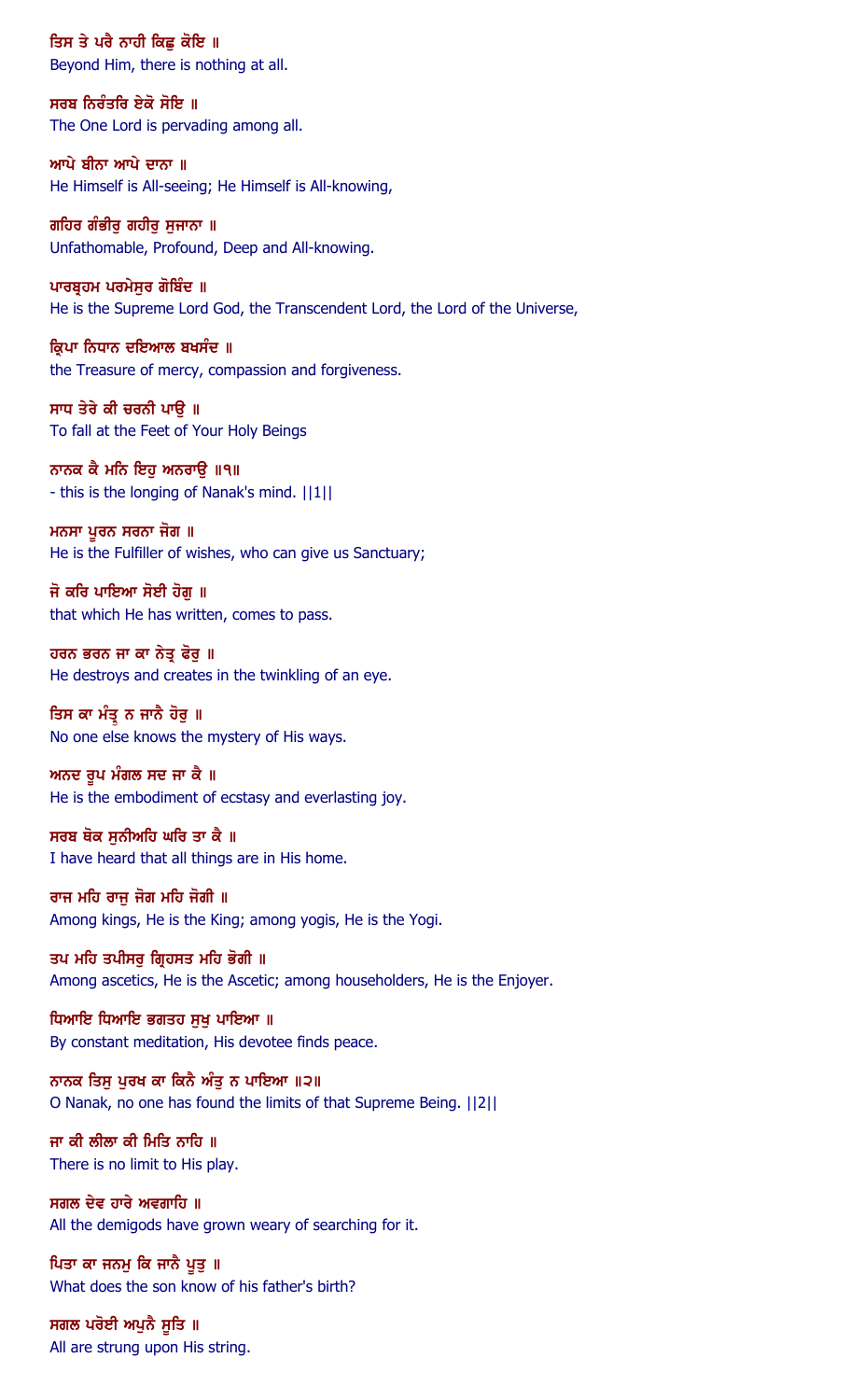ਤਿਸ ਤੇ ਪਰੈ ਨਾਹੀ ਕਿਛੁ ਕੋਇ ॥
Beyond Him, there is nothing at all.

ਸਰਬ ਨਿਰੰਤਰਿ ਏਕੋ ਸੋਇ ॥
The One Lord is pervading among all.

ਆਪੇ ਬੀਨਾ ਆਪੇ ਦਾਨਾ ॥
He Himself is All-seeing; He Himself is All-knowing,

ਗਹਿਰ ਗੰਭੀਰੁ ਗਹੀਰੁ ਸੁਜਾਨਾ ॥
Unfathomable, Profound, Deep and All-knowing.

ਪਾਰਬ੍ਰਹਮ ਪਰਮੇਸੁਰ ਗੋਬਿੰਦ ॥
He is the Supreme Lord God, the Transcendent Lord, the Lord of the Universe,

ਕ੍ਰਿਪਾ ਨਿਧਾਨ ਦਇਆਲ ਬਖਸੰਦ ॥
the Treasure of mercy, compassion and forgiveness.

ਸਾਧ ਤੇਰੇ ਕੀ ਚਰਨੀ ਪਾਉ ॥
To fall at the Feet of Your Holy Beings

ਨਾਨਕ ਕੈ ਮਨਿ ਇਹੁ ਅਨਰਾਉ ॥੧॥
- this is the longing of Nanak's mind. ||1||

ਮਨਸਾ ਪੂਰਨ ਸਰਨਾ ਜੋਗ ॥
He is the Fulfiller of wishes, who can give us Sanctuary;

ਜੋ ਕਰਿ ਪਾਇਆ ਸੋਈ ਹੋਗੁ ॥
that which He has written, comes to pass.

ਹਰਨ ਭਰਨ ਜਾ ਕਾ ਨੇਤ੍ਰ ਫੋਰੁ ॥
He destroys and creates in the twinkling of an eye.

ਤਿਸ ਕਾ ਮੰਤ੍ਰੁ ਨ ਜਾਨੈ ਹੋਰੁ ॥
No one else knows the mystery of His ways.

ਅਨਦ ਰੂਪ ਮੰਗਲ ਸਦ ਜਾ ਕੈ ॥
He is the embodiment of ecstasy and everlasting joy.

ਸਰਬ ਥੋਕ ਸੁਨੀਅਹਿ ਘਰਿ ਤਾ ਕੈ ॥
I have heard that all things are in His home.

ਰਾਜ ਮਹਿ ਰਾਜੁ ਜੋਗ ਮਹਿ ਜੋਗੀ ॥
Among kings, He is the King; among yogis, He is the Yogi.

ਤਪ ਮਹਿ ਤਪੀਸਰੁ ਗ੍ਰਿਹਸਤ ਮਹਿ ਭੋਗੀ ॥
Among ascetics, He is the Ascetic; among householders, He is the Enjoyer.

ਧਿਆਇ ਧਿਆਇ ਭਗਤਹ ਸੁਖੁ ਪਾਇਆ ॥
By constant meditation, His devotee finds peace.

ਨਾਨਕ ਤਿਸੁ ਪੁਰਖ ਕਾ ਕਿਨੈ ਅੰਤੁ ਨ ਪਾਇਆ ॥੨॥
O Nanak, no one has found the limits of that Supreme Being. ||2||

ਜਾ ਕੀ ਲੀਲਾ ਕੀ ਮਿਤਿ ਨਾਹਿ ॥
There is no limit to His play.

ਸਗਲ ਦੇਵ ਹਾਰੇ ਅਵਗਾਹਿ ॥
All the demigods have grown weary of searching for it.

ਪਿਤਾ ਕਾ ਜਨਮੁ ਕਿ ਜਾਨੈ ਪੂਤੁ ॥
What does the son know of his father's birth?

ਸਗਲ ਪਰੋਈ ਅਪੁਨੈ ਸੂਤਿ ॥
All are strung upon His string.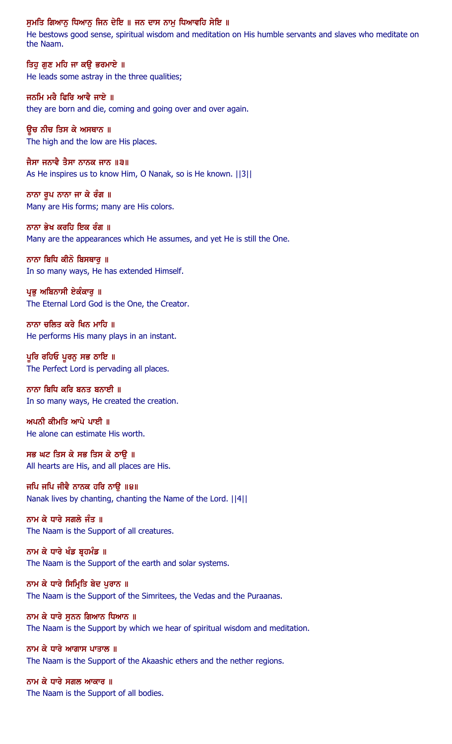ਸੁਮਤਿ ਗਿਆਨੁ ਧਿਆਨੁ ਜਿਨ ਦੇਇ ॥ ਜਨ ਦਾਸ ਨਾਮੁ ਧਿਆਵਹਿ ਸੇਇ ॥

He bestows good sense, spiritual wisdom and meditation on His humble servants and slaves who meditate on the Naam.

ਤਿਹੁ ਗੁਣ ਮਹਿ ਜਾ ਕਉ ਭਰਮਾਏ ॥

He leads some astray in the three qualities;

ਜਨਮਿ ਮਰੈ ਫਿਰਿ ਆਵੈ ਜਾਏ ॥

they are born and die, coming and going over and over again.

ਊਚ ਨੀਚ ਤਿਸ ਕੇ ਅਸਥਾਨ ॥

The high and the low are His places.

ਜੈਸਾ ਜਨਾਵੈ ਤੈਸਾ ਨਾਨਕ ਜਾਨ ॥੩॥

As He inspires us to know Him, O Nanak, so is He known. ||3||

ਨਾਨਾ ਰੂਪ ਨਾਨਾ ਜਾ ਕੇ ਰੰਗ ॥

Many are His forms; many are His colors.

ਨਾਨਾ ਭੇਖ ਕਰਹਿ ਇਕ ਰੰਗ ॥

Many are the appearances which He assumes, and yet He is still the One.

ਨਾਨਾ ਬਿਧਿ ਕੀਨੋ ਬਿਸਥਾਰੁ ॥

In so many ways, He has extended Himself.

ਪ੍ਰਭੁ ਅਬਿਨਾਸੀ ਏਕੰਕਾਰੁ ॥

The Eternal Lord God is the One, the Creator.

ਨਾਨਾ ਚਲਿਤ ਕਰੇ ਖਿਨ ਮਾਹਿ ॥

He performs His many plays in an instant.

ਪੂਰਿ ਰਹਿਓ ਪੂਰਨੁ ਸਭ ਠਾਇ ॥

The Perfect Lord is pervading all places.

ਨਾਨਾ ਬਿਧਿ ਕਰਿ ਬਨਤ ਬਨਾਈ ॥

In so many ways, He created the creation.

ਅਪਨੀ ਕੀਮਤਿ ਆਪੇ ਪਾਈ ॥

He alone can estimate His worth.

ਸਭ ਘਟ ਤਿਸ ਕੇ ਸਭ ਤਿਸ ਕੇ ਠਾਉ ॥

All hearts are His, and all places are His.

ਜਪਿ ਜਪਿ ਜੀਵੈ ਨਾਨਕ ਹਰਿ ਨਾਉ ॥੪॥

Nanak lives by chanting, chanting the Name of the Lord. ||4||

ਨਾਮ ਕੇ ਧਾਰੇ ਸਗਲੇ ਜੰਤ ॥

The Naam is the Support of all creatures.

ਨਾਮ ਕੇ ਧਾਰੇ ਖੰਡ ਬ੍ਰਹਮੰਡ ॥

The Naam is the Support of the earth and solar systems.

ਨਾਮ ਕੇ ਧਾਰੇ ਸਿਮ੍ਰਿਤਿ ਬੇਦ ਪੁਰਾਨ ॥

The Naam is the Support of the Simritees, the Vedas and the Puraanas.

ਨਾਮ ਕੇ ਧਾਰੇ ਸੁਨਨ ਗਿਆਨ ਧਿਆਨ ॥

The Naam is the Support by which we hear of spiritual wisdom and meditation.

ਨਾਮ ਕੇ ਧਾਰੇ ਆਗਾਸ ਪਾਤਾਲ ॥

The Naam is the Support of the Akaashic ethers and the nether regions.

ਨਾਮ ਕੇ ਧਾਰੇ ਸਗਲ ਆਕਾਰ ॥

The Naam is the Support of all bodies.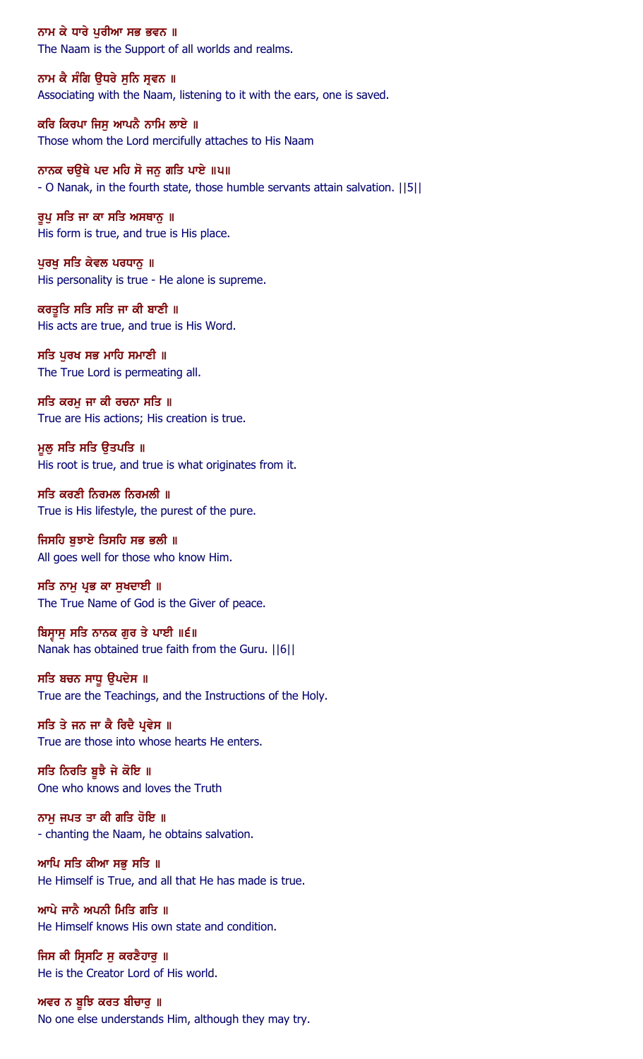ਨਾਮ ਕੇ ਧਾਰੇ ਪੁਰੀਆ ਸਭ ਭਵਨ ॥

The Naam is the Support of all worlds and realms.

ਨਾਮ ਕੈ ਸੰਗਿ ਉਧਰੇ ਸੁਨਿ ਸ੍ਰਵਨ ॥

Associating with the Naam, listening to it with the ears, one is saved.

ਕਰਿ ਕਿਰਪਾ ਜਿਸੁ ਆਪਨੈ ਨਾਮਿ ਲਾਏ ॥

Those whom the Lord mercifully attaches to His Naam

ਨਾਨਕ ਚਉਥੇ ਪਦ ਮਹਿ ਸੋ ਜਨੁ ਗਤਿ ਪਾਏ ॥੫॥

- O Nanak, in the fourth state, those humble servants attain salvation. ||5||

ਰੂਪੁ ਸਤਿ ਜਾ ਕਾ ਸਤਿ ਅਸਥਾਨੁ ॥

His form is true, and true is His place.

ਪੁਰਖੁ ਸਤਿ ਕੇਵਲ ਪਰਧਾਨੁ ॥

His personality is true - He alone is supreme.

ਕਰਤੂਤਿ ਸਤਿ ਸਤਿ ਜਾ ਕੀ ਬਾਣੀ ॥

His acts are true, and true is His Word.

ਸਤਿ ਪੁਰਖ ਸਭ ਮਾਹਿ ਸਮਾਣੀ ॥

The True Lord is permeating all.

ਸਤਿ ਕਰਮੁ ਜਾ ਕੀ ਰਚਨਾ ਸਤਿ ॥

True are His actions; His creation is true.

ਮੂਲੁ ਸਤਿ ਸਤਿ ਉਤਪਤਿ ॥

His root is true, and true is what originates from it.

ਸਤਿ ਕਰਣੀ ਨਿਰਮਲ ਨਿਰਮਲੀ ॥

True is His lifestyle, the purest of the pure.

ਜਿਸਹਿ ਬੁਝਾਏ ਤਿਸਹਿ ਸਭ ਭਲੀ ॥

All goes well for those who know Him.

ਸਤਿ ਨਾਮੁ ਪ੍ਰਭ ਕਾ ਸੁਖਦਾਈ ॥

The True Name of God is the Giver of peace.

ਬਿਸ੍ਵਾਸੁ ਸਤਿ ਨਾਨਕ ਗੁਰ ਤੇ ਪਾਈ ॥੬॥

Nanak has obtained true faith from the Guru. ||6||

ਸਤਿ ਬਚਨ ਸਾਧੂ ਉਪਦੇਸ ॥

True are the Teachings, and the Instructions of the Holy.

ਸਤਿ ਤੇ ਜਨ ਜਾ ਕੈ ਰਿਦੈ ਪ੍ਰਵੇਸ ॥

True are those into whose hearts He enters.

ਸਤਿ ਨਿਰਤਿ ਬੂਝੈ ਜੇ ਕੋਇ ॥

One who knows and loves the Truth

ਨਾਮੁ ਜਪਤ ਤਾ ਕੀ ਗਤਿ ਹੋਇ ॥

- chanting the Naam, he obtains salvation.

ਆਪਿ ਸਤਿ ਕੀਆ ਸਭੁ ਸਤਿ ॥

He Himself is True, and all that He has made is true.

ਆਪੇ ਜਾਨੈ ਅਪਨੀ ਮਿਤਿ ਗਤਿ ॥

He Himself knows His own state and condition.

ਜਿਸ ਕੀ ਸ੍ਰਿਸਟਿ ਸੁ ਕਰਣੈਹਾਰੁ ॥

He is the Creator Lord of His world.

ਅਵਰ ਨ ਬੂਝਿ ਕਰਤ ਬੀਚਾਰੁ ॥

No one else understands Him, although they may try.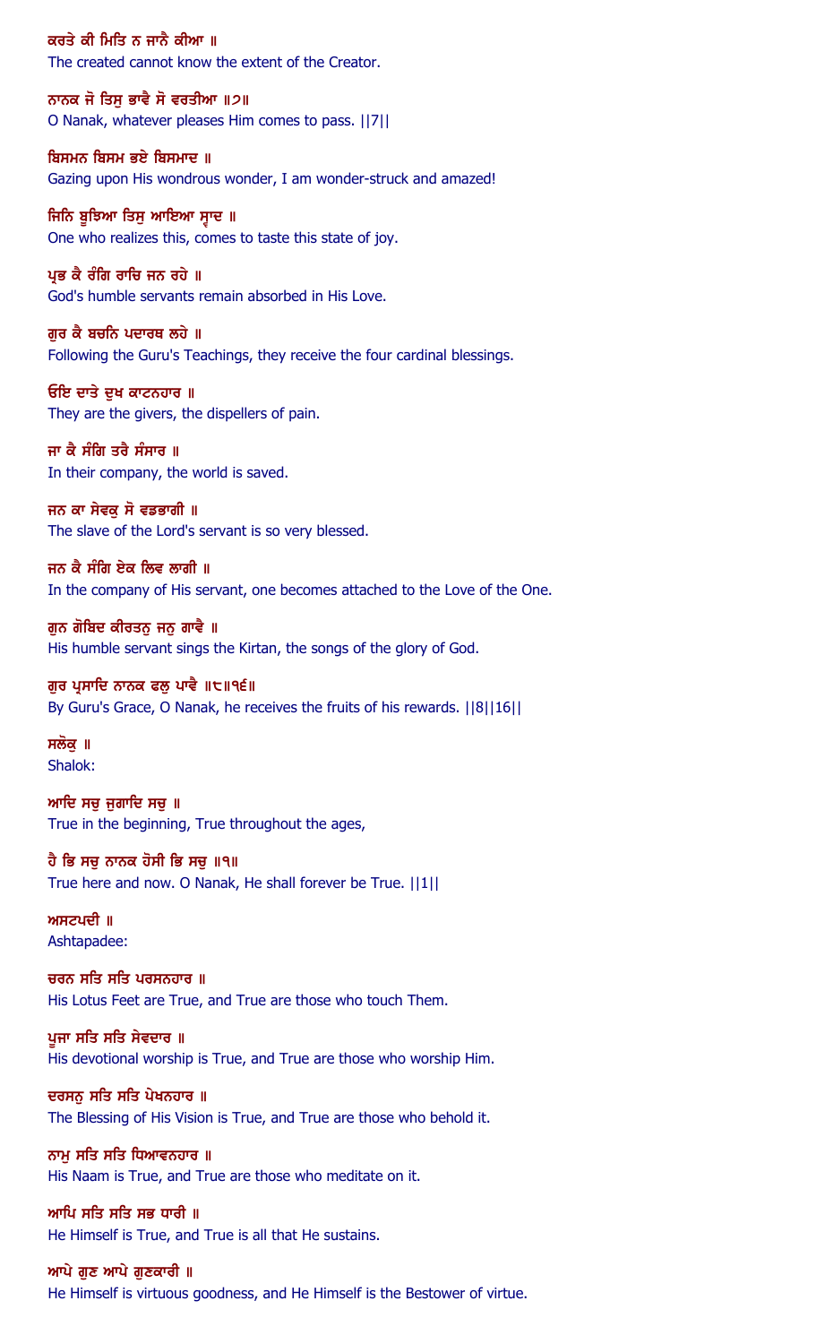ਕਰਤੇ ਕੀ ਮਿਤਿ ਨ ਜਾਨੈ ਕੀਆ ॥
The created cannot know the extent of the Creator.

ਨਾਨਕ ਜੋ ਤਿਸੁ ਭਾਵੈ ਸੋ ਵਰਤੀਆ ॥੭॥
O Nanak, whatever pleases Him comes to pass. ||7||

ਬਿਸਮਨ ਬਿਸਮ ਭਏ ਬਿਸਮਾਦ ॥
Gazing upon His wondrous wonder, I am wonder-struck and amazed!

ਜਿਨਿ ਬੂਝਿਆ ਤਿਸੁ ਆਇਆ ਸ੍ਵਾਦ ॥
One who realizes this, comes to taste this state of joy.

ਪ੍ਰਭ ਕੈ ਰੰਗਿ ਰਾਚਿ ਜਨ ਰਹੇ ॥
God's humble servants remain absorbed in His Love.

ਗੁਰ ਕੈ ਬਚਨਿ ਪਦਾਰਥ ਲਹੇ ॥
Following the Guru's Teachings, they receive the four cardinal blessings.

ਓਇ ਦਾਤੇ ਦੁਖ ਕਾਟਨਹਾਰ ॥
They are the givers, the dispellers of pain.

ਜਾ ਕੈ ਸੰਗਿ ਤਰੈ ਸੰਸਾਰ ॥
In their company, the world is saved.

ਜਨ ਕਾ ਸੇਵਕੁ ਸੋ ਵਡਭਾਗੀ ॥
The slave of the Lord's servant is so very blessed.

ਜਨ ਕੈ ਸੰਗਿ ਏਕ ਲਿਵ ਲਾਗੀ ॥
In the company of His servant, one becomes attached to the Love of the One.

ਗੁਨ ਗੋਬਿਦ ਕੀਰਤਨੁ ਜਨੁ ਗਾਵੈ ॥
His humble servant sings the Kirtan, the songs of the glory of God.

ਗੁਰ ਪ੍ਰਸਾਦਿ ਨਾਨਕ ਫਲੁ ਪਾਵੈ ॥੮॥੧੬॥
By Guru's Grace, O Nanak, he receives the fruits of his rewards. ||8||16||

ਸਲੋਕੁ ॥
Shalok:

ਆਦਿ ਸਚੁ ਜੁਗਾਦਿ ਸਚੁ ॥
True in the beginning, True throughout the ages,

ਹੈ ਭਿ ਸਚੁ ਨਾਨਕ ਹੋਸੀ ਭਿ ਸਚੁ ॥੧॥
True here and now. O Nanak, He shall forever be True. ||1||

ਅਸਟਪਦੀ ॥
Ashtapadee:

ਚਰਨ ਸਤਿ ਸਤਿ ਪਰਸਨਹਾਰ ॥
His Lotus Feet are True, and True are those who touch Them.

ਪੂਜਾ ਸਤਿ ਸਤਿ ਸੇਵਦਾਰ ॥
His devotional worship is True, and True are those who worship Him.

ਦਰਸਨੁ ਸਤਿ ਸਤਿ ਪੇਖਨਹਾਰ ॥
The Blessing of His Vision is True, and True are those who behold it.

ਨਾਮੁ ਸਤਿ ਸਤਿ ਧਿਆਵਨਹਾਰ ॥
His Naam is True, and True are those who meditate on it.

ਆਪਿ ਸਤਿ ਸਤਿ ਸਭ ਧਾਰੀ ॥
He Himself is True, and True is all that He sustains.

ਆਪੇ ਗੁਣ ਆਪੇ ਗੁਣਕਾਰੀ ॥
He Himself is virtuous goodness, and He Himself is the Bestower of virtue.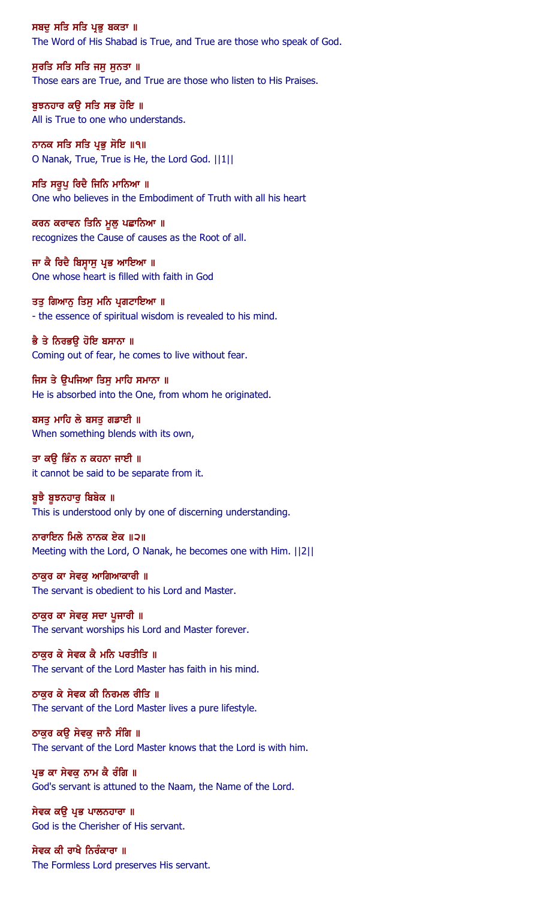ਸਬਦੁ ਸਤਿ ਸਤਿ ਪ੍ਰਭੁ ਬਕਤਾ ॥
The Word of His Shabad is True, and True are those who speak of God.

ਸੁਰਤਿ ਸਤਿ ਸਤਿ ਜਸੁ ਸੁਨਤਾ ॥
Those ears are True, and True are those who listen to His Praises.

ਬੁਝਨਹਾਰ ਕਉ ਸਤਿ ਸਭ ਹੋਇ ॥
All is True to one who understands.

ਨਾਨਕ ਸਤਿ ਸਤਿ ਪ੍ਰਭੁ ਸੋਇ ॥੧॥
O Nanak, True, True is He, the Lord God. ||1||

ਸਤਿ ਸਰੂਪੁ ਰਿਦੈ ਜਿਨਿ ਮਾਨਿਆ ॥
One who believes in the Embodiment of Truth with all his heart

ਕਰਨ ਕਰਾਵਨ ਤਿਨਿ ਮੂਲੁ ਪਛਾਨਿਆ ॥
recognizes the Cause of causes as the Root of all.

ਜਾ ਕੈ ਰਿਦੈ ਬਿਸ੍ਵਾਸੁ ਪ੍ਰਭ ਆਇਆ ॥
One whose heart is filled with faith in God

ਤਤੁ ਗਿਆਨੁ ਤਿਸੁ ਮਨਿ ਪ੍ਰਗਟਾਇਆ ॥
- the essence of spiritual wisdom is revealed to his mind.

ਭੈ ਤੇ ਨਿਰਭਉ ਹੋਇ ਬਸਾਨਾ ॥
Coming out of fear, he comes to live without fear.

ਜਿਸ ਤੇ ਉਪਜਿਆ ਤਿਸੁ ਮਾਹਿ ਸਮਾਨਾ ॥
He is absorbed into the One, from whom he originated.

ਬਸਤੁ ਮਾਹਿ ਲੇ ਬਸਤੁ ਗਡਾਈ ॥
When something blends with its own,

ਤਾ ਕਉ ਭਿੰਨ ਨ ਕਹਨਾ ਜਾਈ ॥
it cannot be said to be separate from it.

ਬੂਝੈ ਬੂਝਨਹਾਰੁ ਬਿਬੇਕ ॥
This is understood only by one of discerning understanding.

ਨਾਰਾਇਨ ਮਿਲੇ ਨਾਨਕ ਏਕ ॥੨॥
Meeting with the Lord, O Nanak, he becomes one with Him. ||2||

ਠਾਕੁਰ ਕਾ ਸੇਵਕੁ ਆਗਿਆਕਾਰੀ ॥
The servant is obedient to his Lord and Master.

ਠਾਕੁਰ ਕਾ ਸੇਵਕੁ ਸਦਾ ਪੂਜਾਰੀ ॥
The servant worships his Lord and Master forever.

ਠਾਕੁਰ ਕੇ ਸੇਵਕ ਕੈ ਮਨਿ ਪਰਤੀਤਿ ॥
The servant of the Lord Master has faith in his mind.

ਠਾਕੁਰ ਕੇ ਸੇਵਕ ਕੀ ਨਿਰਮਲ ਰੀਤਿ ॥
The servant of the Lord Master lives a pure lifestyle.

ਠਾਕੁਰ ਕਉ ਸੇਵਕੁ ਜਾਨੈ ਸੰਗਿ ॥
The servant of the Lord Master knows that the Lord is with him.

ਪ੍ਰਭ ਕਾ ਸੇਵਕੁ ਨਾਮ ਕੈ ਰੰਗਿ ॥
God's servant is attuned to the Naam, the Name of the Lord.

ਸੇਵਕ ਕਉ ਪ੍ਰਭ ਪਾਲਨਹਾਰਾ ॥
God is the Cherisher of His servant.

ਸੇਵਕ ਕੀ ਰਾਖੈ ਨਿਰੰਕਾਰਾ ॥
The Formless Lord preserves His servant.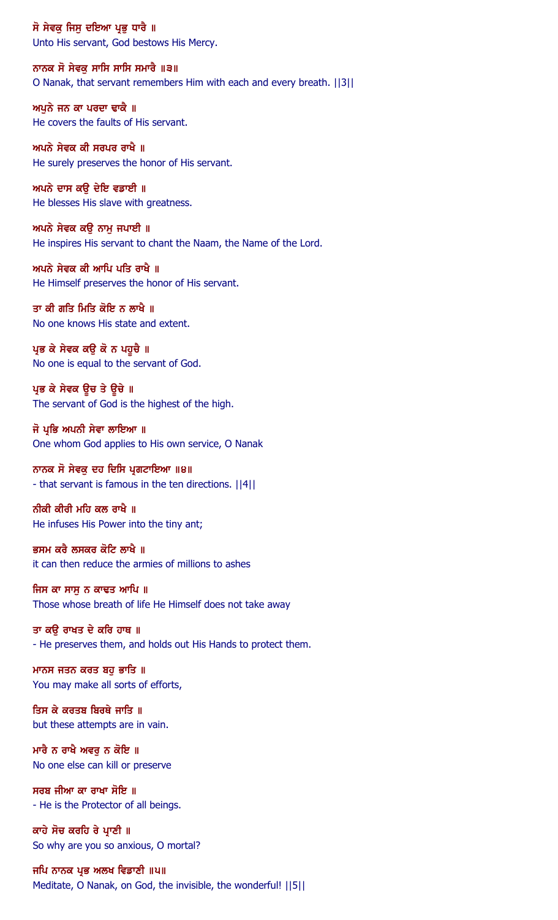ਸੋ ਸੇਵਕੁ ਜਿਸੁ ਦਇਆ ਪ੍ਰਭੁ ਧਾਰੈ ॥
Unto His servant, God bestows His Mercy.

ਨਾਨਕ ਸੋ ਸੇਵਕੁ ਸਾਸਿ ਸਾਸਿ ਸਮਾਰੈ ॥੩॥
O Nanak, that servant remembers Him with each and every breath. ||3||

ਅਪੁਨੇ ਜਨ ਕਾ ਪਰਦਾ ਢਾਕੈ ॥
He covers the faults of His servant.

ਅਪਨੇ ਸੇਵਕ ਕੀ ਸਰਪਰ ਰਾਖੈ ॥
He surely preserves the honor of His servant.

ਅਪਨੇ ਦਾਸ ਕਉ ਦੇਇ ਵਡਾਈ ॥
He blesses His slave with greatness.

ਅਪਨੇ ਸੇਵਕ ਕਉ ਨਾਮੁ ਜਪਾਈ ॥
He inspires His servant to chant the Naam, the Name of the Lord.

ਅਪਨੇ ਸੇਵਕ ਕੀ ਆਪਿ ਪਤਿ ਰਾਖੈ ॥
He Himself preserves the honor of His servant.

ਤਾ ਕੀ ਗਤਿ ਮਿਤਿ ਕੋਇ ਨ ਲਾਖੈ ॥
No one knows His state and extent.

ਪ੍ਰਭ ਕੇ ਸੇਵਕ ਕਉ ਕੋ ਨ ਪਹੂਚੈ ॥
No one is equal to the servant of God.

ਪ੍ਰਭ ਕੇ ਸੇਵਕ ਊਚ ਤੇ ਊਚੇ ॥
The servant of God is the highest of the high.

ਜੋ ਪ੍ਰਭਿ ਅਪਨੀ ਸੇਵਾ ਲਾਇਆ ॥
One whom God applies to His own service, O Nanak

ਨਾਨਕ ਸੋ ਸੇਵਕੁ ਦਹ ਦਿਸਿ ਪ੍ਰਗਟਾਇਆ ॥੪॥
- that servant is famous in the ten directions. ||4||

ਨੀਕੀ ਕੀਰੀ ਮਹਿ ਕਲ ਰਾਖੈ ॥
He infuses His Power into the tiny ant;

ਭਸਮ ਕਰੈ ਲਸਕਰ ਕੋਟਿ ਲਾਖੈ ॥
it can then reduce the armies of millions to ashes

ਜਿਸ ਕਾ ਸਾਸੁ ਨ ਕਾਢਤ ਆਪਿ ॥
Those whose breath of life He Himself does not take away

ਤਾ ਕਉ ਰਾਖਤ ਦੇ ਕਰਿ ਹਾਥ ॥
- He preserves them, and holds out His Hands to protect them.

ਮਾਨਸ ਜਤਨ ਕਰਤ ਬਹੁ ਭਾਤਿ ॥
You may make all sorts of efforts,

ਤਿਸ ਕੇ ਕਰਤਬ ਬਿਰਥੇ ਜਾਤਿ ॥
but these attempts are in vain.

ਮਾਰੈ ਨ ਰਾਖੈ ਅਵਰੁ ਨ ਕੋਇ ॥
No one else can kill or preserve

ਸਰਬ ਜੀਆ ਕਾ ਰਾਖਾ ਸੋਇ ॥
- He is the Protector of all beings.

ਕਾਹੇ ਸੋਚ ਕਰਹਿ ਰੇ ਪ੍ਰਾਣੀ ॥
So why are you so anxious, O mortal?

ਜਪਿ ਨਾਨਕ ਪ੍ਰਭ ਅਲਖ ਵਿਡਾਣੀ ॥੫॥
Meditate, O Nanak, on God, the invisible, the wonderful! ||5||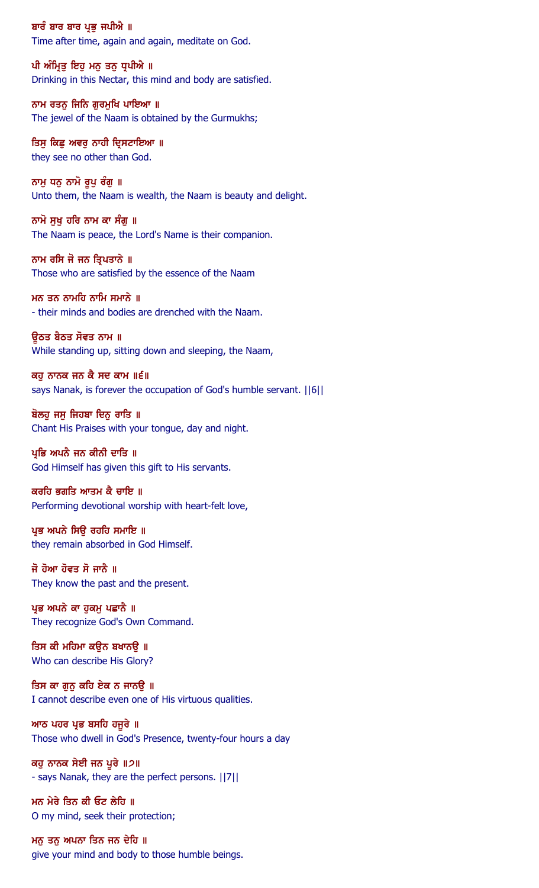ਬਾਰੰ ਬਾਰ ਬਾਰ ਪ੍ਰਭੁ ਜਪੀਐ ॥
Time after time, again and again, meditate on God.

ਪੀ ਅੰਮ੍ਰਿਤੁ ਇਹੁ ਮਨੁ ਤਨੁ ਧ੍ਰਪੀਐ ॥
Drinking in this Nectar, this mind and body are satisfied.

ਨਾਮ ਰਤਨੁ ਜਿਨਿ ਗੁਰਮੁਖਿ ਪਾਇਆ ॥
The jewel of the Naam is obtained by the Gurmukhs;

ਤਿਸੁ ਕਿਛੁ ਅਵਰੁ ਨਾਹੀ ਦ੍ਰਿਸਟਾਇਆ ॥
they see no other than God.

ਨਾਮੁ ਧਨੁ ਨਾਮੋ ਰੂਪੁ ਰੰਗੁ ॥
Unto them, the Naam is wealth, the Naam is beauty and delight.

ਨਾਮੋ ਸੁਖੁ ਹਰਿ ਨਾਮ ਕਾ ਸੰਗੁ ॥
The Naam is peace, the Lord's Name is their companion.

ਨਾਮ ਰਸਿ ਜੋ ਜਨ ਤ੍ਰਿਪਤਾਨੇ ॥
Those who are satisfied by the essence of the Naam

ਮਨ ਤਨ ਨਾਮਹਿ ਨਾਮਿ ਸਮਾਨੇ ॥
- their minds and bodies are drenched with the Naam.

ਊਠਤ ਬੈਠਤ ਸੋਵਤ ਨਾਮ ॥
While standing up, sitting down and sleeping, the Naam,

ਕਹੁ ਨਾਨਕ ਜਨ ਕੈ ਸਦ ਕਾਮ ॥੬॥
says Nanak, is forever the occupation of God's humble servant. ||6||

ਬੋਲਹੁ ਜਸੁ ਜਿਹਬਾ ਦਿਨੁ ਰਾਤਿ ॥
Chant His Praises with your tongue, day and night.

ਪ੍ਰਭਿ ਅਪਨੈ ਜਨ ਕੀਨੀ ਦਾਤਿ ॥
God Himself has given this gift to His servants.

ਕਰਹਿ ਭਗਤਿ ਆਤਮ ਕੈ ਚਾਇ ॥
Performing devotional worship with heart-felt love,

ਪ੍ਰਭ ਅਪਨੇ ਸਿਉ ਰਹਹਿ ਸਮਾਇ ॥
they remain absorbed in God Himself.

ਜੋ ਹੋਆ ਹੋਵਤ ਸੋ ਜਾਨੈ ॥
They know the past and the present.

ਪ੍ਰਭ ਅਪਨੇ ਕਾ ਹੁਕਮੁ ਪਛਾਨੈ ॥
They recognize God's Own Command.

ਤਿਸ ਕੀ ਮਹਿਮਾ ਕਉਨ ਬਖਾਨਉ ॥
Who can describe His Glory?

ਤਿਸ ਕਾ ਗੁਨੁ ਕਹਿ ਏਕ ਨ ਜਾਨਉ ॥
I cannot describe even one of His virtuous qualities.

ਆਠ ਪਹਰ ਪ੍ਰਭ ਬਸਹਿ ਹਜੂਰੇ ॥
Those who dwell in God's Presence, twenty-four hours a day

ਕਹੁ ਨਾਨਕ ਸੇਈ ਜਨ ਪੂਰੇ ॥੭॥
- says Nanak, they are the perfect persons. ||7||

ਮਨ ਮੇਰੇ ਤਿਨ ਕੀ ਓਟ ਲੇਹਿ ॥
O my mind, seek their protection;

ਮਨੁ ਤਨੁ ਅਪਨਾ ਤਿਨ ਜਨ ਦੇਹਿ ॥
give your mind and body to those humble beings.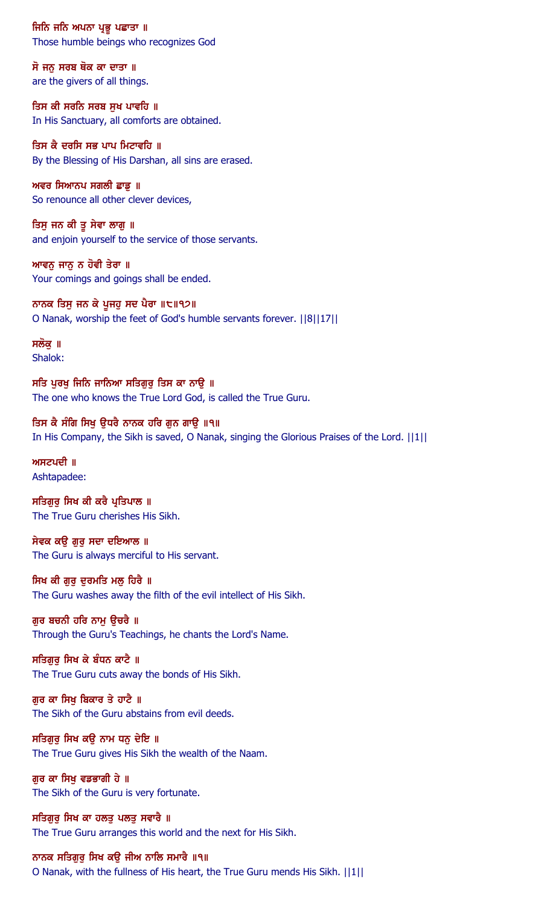ਜਿਨਿ ਜਨਿ ਅਪਨਾ ਪ੍ਰਭੂ ਪਛਾਤਾ ॥
Those humble beings who recognizes God

ਸੋ ਜਨੁ ਸਰਬ ਥੋਕ ਕਾ ਦਾਤਾ ॥
are the givers of all things.

ਤਿਸ ਕੀ ਸਰਨਿ ਸਰਬ ਸੁਖ ਪਾਵਹਿ ॥
In His Sanctuary, all comforts are obtained.

ਤਿਸ ਕੈ ਦਰਸਿ ਸਭ ਪਾਪ ਮਿਟਾਵਹਿ ॥
By the Blessing of His Darshan, all sins are erased.

ਅਵਰ ਸਿਆਨਪ ਸਗਲੀ ਛਾਡੁ ॥
So renounce all other clever devices,

ਤਿਸੁ ਜਨ ਕੀ ਤੂ ਸੇਵਾ ਲਾਗੁ ॥
and enjoin yourself to the service of those servants.

ਆਵਨੁ ਜਾਨੁ ਨ ਹੋਵੀ ਤੇਰਾ ॥
Your comings and goings shall be ended.

ਨਾਨਕ ਤਿਸੁ ਜਨ ਕੇ ਪੂਜਹੁ ਸਦ ਪੈਰਾ ॥੮॥੧੭॥
O Nanak, worship the feet of God's humble servants forever. ||8||17||

ਸਲੋਕੁ ॥
Shalok:

ਸਤਿ ਪੁਰਖੁ ਜਿਨਿ ਜਾਨਿਆ ਸਤਿਗੁਰੁ ਤਿਸ ਕਾ ਨਾਉ ॥
The one who knows the True Lord God, is called the True Guru.

ਤਿਸ ਕੈ ਸੰਗਿ ਸਿਖੁ ਉਧਰੈ ਨਾਨਕ ਹਰਿ ਗੁਨ ਗਾਉ ॥੧॥
In His Company, the Sikh is saved, O Nanak, singing the Glorious Praises of the Lord. ||1||

ਅਸਟਪਦੀ ॥
Ashtapadee:

ਸਤਿਗੁਰੁ ਸਿਖ ਕੀ ਕਰੈ ਪ੍ਰਤਿਪਾਲ ॥
The True Guru cherishes His Sikh.

ਸੇਵਕ ਕਉ ਗੁਰੁ ਸਦਾ ਦਇਆਲ ॥
The Guru is always merciful to His servant.

ਸਿਖ ਕੀ ਗੁਰੁ ਦੁਰਮਤਿ ਮਲੁ ਹਿਰੈ ॥
The Guru washes away the filth of the evil intellect of His Sikh.

ਗੁਰ ਬਚਨੀ ਹਰਿ ਨਾਮੁ ਉਚਰੈ ॥
Through the Guru's Teachings, he chants the Lord's Name.

ਸਤਿਗੁਰੁ ਸਿਖ ਕੇ ਬੰਧਨ ਕਾਟੈ ॥
The True Guru cuts away the bonds of His Sikh.

ਗੁਰ ਕਾ ਸਿਖੁ ਬਿਕਾਰ ਤੇ ਹਾਟੈ ॥
The Sikh of the Guru abstains from evil deeds.

ਸਤਿਗੁਰੁ ਸਿਖ ਕਉ ਨਾਮ ਧਨੁ ਦੇਇ ॥
The True Guru gives His Sikh the wealth of the Naam.

ਗੁਰ ਕਾ ਸਿਖੁ ਵਡਭਾਗੀ ਹੇ ॥
The Sikh of the Guru is very fortunate.

ਸਤਿਗੁਰੁ ਸਿਖ ਕਾ ਹਲਤੁ ਪਲਤੁ ਸਵਾਰੈ ॥
The True Guru arranges this world and the next for His Sikh.

ਨਾਨਕ ਸਤਿਗੁਰੁ ਸਿਖ ਕਉ ਜੀਅ ਨਾਲਿ ਸਮਾਰੈ ॥੧॥
O Nanak, with the fullness of His heart, the True Guru mends His Sikh. ||1||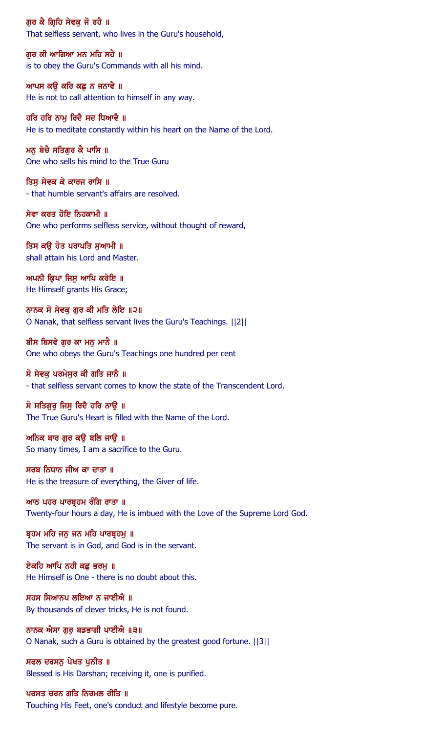ਗੁਰ ਕੈ ਗ੍ਰਿਹਿ ਸੇਵਕੁ ਜੋ ਰਹੈ ॥
That selfless servant, who lives in the Guru's household,

ਗੁਰ ਕੀ ਆਗਿਆ ਮਨ ਮਹਿ ਸਹੈ ॥
is to obey the Guru's Commands with all his mind.

ਆਪਸ ਕਉ ਕਰਿ ਕਛੁ ਨ ਜਨਾਵੈ ॥
He is not to call attention to himself in any way.

ਹਰਿ ਹਰਿ ਨਾਮੁ ਰਿਦੈ ਸਦ ਧਿਆਵੈ ॥
He is to meditate constantly within his heart on the Name of the Lord.

ਮਨੁ ਬੇਚੈ ਸਤਿਗੁਰ ਕੈ ਪਾਸਿ ॥
One who sells his mind to the True Guru

ਤਿਸੁ ਸੇਵਕ ਕੇ ਕਾਰਜ ਰਾਸਿ ॥
- that humble servant's affairs are resolved.

ਸੇਵਾ ਕਰਤ ਹੋਇ ਨਿਹਕਾਮੀ ॥
One who performs selfless service, without thought of reward,

ਤਿਸ ਕਉ ਹੋਤ ਪਰਾਪਤਿ ਸੁਆਮੀ ॥
shall attain his Lord and Master.

ਅਪਨੀ ਕ੍ਰਿਪਾ ਜਿਸੁ ਆਪਿ ਕਰੇਇ ॥
He Himself grants His Grace;

ਨਾਨਕ ਸੋ ਸੇਵਕੁ ਗੁਰ ਕੀ ਮਤਿ ਲੇਇ ॥੨॥
O Nanak, that selfless servant lives the Guru's Teachings. ||2||

ਬੀਸ ਬਿਸਵੇ ਗੁਰ ਕਾ ਮਨੁ ਮਾਨੈ ॥
One who obeys the Guru's Teachings one hundred per cent

ਸੋ ਸੇਵਕੁ ਪਰਮੇਸੁਰ ਕੀ ਗਤਿ ਜਾਨੈ ॥
- that selfless servant comes to know the state of the Transcendent Lord.

ਸੋ ਸਤਿਗੁਰੁ ਜਿਸੁ ਰਿਦੈ ਹਰਿ ਨਾਉ ॥
The True Guru's Heart is filled with the Name of the Lord.

ਅਨਿਕ ਬਾਰ ਗੁਰ ਕਉ ਬਲਿ ਜਾਉ ॥
So many times, I am a sacrifice to the Guru.

ਸਰਬ ਨਿਧਾਨ ਜੀਅ ਕਾ ਦਾਤਾ ॥
He is the treasure of everything, the Giver of life.

ਆਠ ਪਹਰ ਪਾਰਬ੍ਰਹਮ ਰੰਗਿ ਰਾਤਾ ॥
Twenty-four hours a day, He is imbued with the Love of the Supreme Lord God.

ਬ੍ਰਹਮ ਮਹਿ ਜਨੁ ਜਨ ਮਹਿ ਪਾਰਬ੍ਰਹਮੁ ॥
The servant is in God, and God is in the servant.

ਏਕਹਿ ਆਪਿ ਨਹੀ ਕਛੁ ਭਰਮੁ ॥
He Himself is One - there is no doubt about this.

ਸਹਸ ਸਿਆਨਪ ਲਇਆ ਨ ਜਾਈਐ ॥
By thousands of clever tricks, He is not found.

ਨਾਨਕ ਐਸਾ ਗੁਰੁ ਬਡਭਾਗੀ ਪਾਈਐ ॥੩॥
O Nanak, such a Guru is obtained by the greatest good fortune. ||3||

ਸਫਲ ਦਰਸਨੁ ਪੇਖਤ ਪੁਨੀਤ ॥
Blessed is His Darshan; receiving it, one is purified.

ਪਰਸਤ ਚਰਨ ਗਤਿ ਨਿਰਮਲ ਰੀਤਿ ॥
Touching His Feet, one's conduct and lifestyle become pure.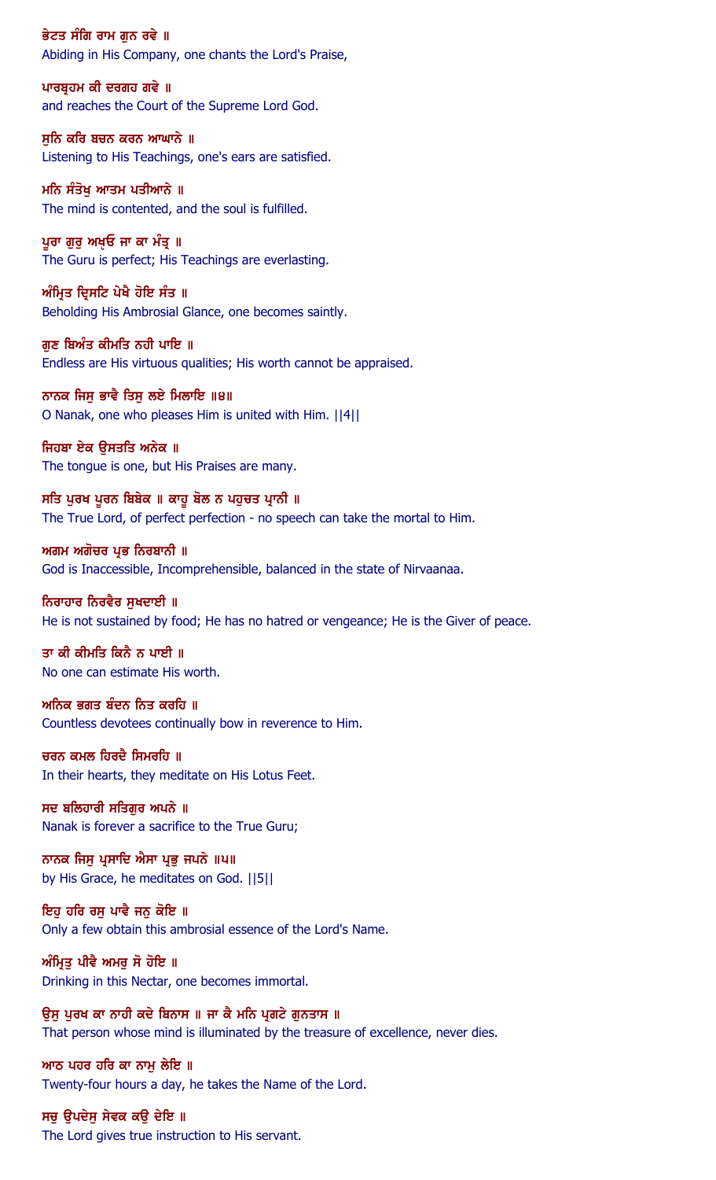ਭੇਟਤ ਸੰਗਿ ਰਾਮ ਗੁਨ ਰਵੇ ॥
Abiding in His Company, one chants the Lord's Praise,

ਪਾਰਬ੍ਰਹਮ ਕੀ ਦਰਗਹ ਗਵੇ ॥
and reaches the Court of the Supreme Lord God.

ਸੁਨਿ ਕਰਿ ਬਚਨ ਕਰਨ ਆਘਾਨੇ ॥
Listening to His Teachings, one's ears are satisfied.

ਮਨਿ ਸੰਤੋਖੁ ਆਤਮ ਪਤੀਆਨੇ ॥
The mind is contented, and the soul is fulfilled.

ਪੂਰਾ ਗੁਰੁ ਅਖੵਓ ਜਾ ਕਾ ਮੰਤ੍ਰ ॥
The Guru is perfect; His Teachings are everlasting.

ਅੰਮ੍ਰਿਤ ਦ੍ਰਿਸਟਿ ਪੇਖੈ ਹੋਇ ਸੰਤ ॥
Beholding His Ambrosial Glance, one becomes saintly.

ਗੁਣ ਬਿਅੰਤ ਕੀਮਤਿ ਨਹੀ ਪਾਇ ॥
Endless are His virtuous qualities; His worth cannot be appraised.

ਨਾਨਕ ਜਿਸੁ ਭਾਵੈ ਤਿਸੁ ਲਏ ਮਿਲਾਇ ॥੪॥
O Nanak, one who pleases Him is united with Him. ||4||

ਜਿਹਬਾ ਏਕ ਉਸਤਤਿ ਅਨੇਕ ॥
The tongue is one, but His Praises are many.

ਸਤਿ ਪੁਰਖ ਪੂਰਨ ਬਿਬੇਕ ॥ ਕਾਹੂ ਬੋਲ ਨ ਪਹੁਚਤ ਪ੍ਰਾਨੀ ॥
The True Lord, of perfect perfection - no speech can take the mortal to Him.

ਅਗਮ ਅਗੋਚਰ ਪ੍ਰਭ ਨਿਰਬਾਨੀ ॥
God is Inaccessible, Incomprehensible, balanced in the state of Nirvaanaa.

ਨਿਰਾਹਾਰ ਨਿਰਵੈਰ ਸੁਖਦਾਈ ॥
He is not sustained by food; He has no hatred or vengeance; He is the Giver of peace.

ਤਾ ਕੀ ਕੀਮਤਿ ਕਿਨੈ ਨ ਪਾਈ ॥
No one can estimate His worth.

ਅਨਿਕ ਭਗਤ ਬੰਦਨ ਨਿਤ ਕਰਹਿ ॥
Countless devotees continually bow in reverence to Him.

ਚਰਨ ਕਮਲ ਹਿਰਦੈ ਸਿਮਰਹਿ ॥
In their hearts, they meditate on His Lotus Feet.

ਸਦ ਬਲਿਹਾਰੀ ਸਤਿਗੁਰ ਅਪਨੇ ॥
Nanak is forever a sacrifice to the True Guru;

ਨਾਨਕ ਜਿਸੁ ਪ੍ਰਸਾਦਿ ਐਸਾ ਪ੍ਰਭੁ ਜਪਨੇ ॥੫॥
by His Grace, he meditates on God. ||5||

ਇਹੁ ਹਰਿ ਰਸੁ ਪਾਵੈ ਜਨੁ ਕੋਇ ॥
Only a few obtain this ambrosial essence of the Lord's Name.

ਅੰਮ੍ਰਿਤੁ ਪੀਵੈ ਅਮਰੁ ਸੋ ਹੋਇ ॥
Drinking in this Nectar, one becomes immortal.

ਉਸੁ ਪੁਰਖ ਕਾ ਨਾਹੀ ਕਦੇ ਬਿਨਾਸ ॥ ਜਾ ਕੈ ਮਨਿ ਪ੍ਰਗਟੇ ਗੁਨਤਾਸ ॥
That person whose mind is illuminated by the treasure of excellence, never dies.

ਆਠ ਪਹਰ ਹਰਿ ਕਾ ਨਾਮੁ ਲੇਇ ॥
Twenty-four hours a day, he takes the Name of the Lord.

ਸਚੁ ਉਪਦੇਸੁ ਸੇਵਕ ਕਉ ਦੇਇ ॥
The Lord gives true instruction to His servant.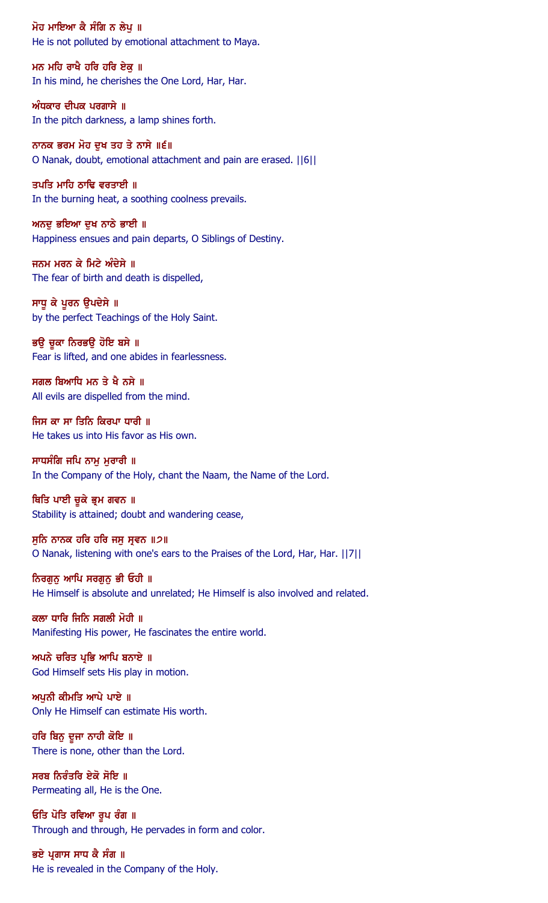ਮੋਹ ਮਾਇਆ ਕੈ ਸੰਗਿ ਨ ਲੇਪੁ ॥
He is not polluted by emotional attachment to Maya.

ਮਨ ਮਹਿ ਰਾਖੈ ਹਰਿ ਹਰਿ ਏਕੁ ॥
In his mind, he cherishes the One Lord, Har, Har.

ਅੰਧਕਾਰ ਦੀਪਕ ਪਰਗਾਸੇ ॥
In the pitch darkness, a lamp shines forth.

ਨਾਨਕ ਭਰਮ ਮੋਹ ਦੁਖ ਤਹ ਤੇ ਨਾਸੇ ॥੬॥
O Nanak, doubt, emotional attachment and pain are erased. ||6||

ਤਪਤਿ ਮਾਹਿ ਠਾਢਿ ਵਰਤਾਈ ॥
In the burning heat, a soothing coolness prevails.

ਅਨਦੁ ਭਇਆ ਦੁਖ ਨਾਠੇ ਭਾਈ ॥
Happiness ensues and pain departs, O Siblings of Destiny.

ਜਨਮ ਮਰਨ ਕੇ ਮਿਟੇ ਅੰਦੇਸੇ ॥
The fear of birth and death is dispelled,

ਸਾਧੂ ਕੇ ਪੂਰਨ ਉਪਦੇਸੇ ॥
by the perfect Teachings of the Holy Saint.

ਭਉ ਚੂਕਾ ਨਿਰਭਉ ਹੋਇ ਬਸੇ ॥
Fear is lifted, and one abides in fearlessness.

ਸਗਲ ਬਿਆਧਿ ਮਨ ਤੇ ਖੈ ਨਸੇ ॥
All evils are dispelled from the mind.

ਜਿਸ ਕਾ ਸਾ ਤਿਨਿ ਕਿਰਪਾ ਧਾਰੀ ॥
He takes us into His favor as His own.

ਸਾਧਸੰਗਿ ਜਪਿ ਨਾਮੁ ਮੁਰਾਰੀ ॥
In the Company of the Holy, chant the Naam, the Name of the Lord.

ਥਿਤਿ ਪਾਈ ਚੂਕੇ ਭ੍ਰਮ ਗਵਨ ॥
Stability is attained; doubt and wandering cease,

ਸੁਨਿ ਨਾਨਕ ਹਰਿ ਹਰਿ ਜਸੁ ਸ੍ਰਵਨ ॥੭॥
O Nanak, listening with one's ears to the Praises of the Lord, Har, Har. ||7||

ਨਿਰਗੁਨੁ ਆਪਿ ਸਰਗੁਨੁ ਭੀ ਓਹੀ ॥
He Himself is absolute and unrelated; He Himself is also involved and related.

ਕਲਾ ਧਾਰਿ ਜਿਨਿ ਸਗਲੀ ਮੋਹੀ ॥
Manifesting His power, He fascinates the entire world.

ਅਪਨੇ ਚਰਿਤ ਪ੍ਰਭਿ ਆਪਿ ਬਨਾਏ ॥
God Himself sets His play in motion.

ਅਪੁਨੀ ਕੀਮਤਿ ਆਪੇ ਪਾਏ ॥
Only He Himself can estimate His worth.

ਹਰਿ ਬਿਨੁ ਦੂਜਾ ਨਾਹੀ ਕੋਇ ॥
There is none, other than the Lord.

ਸਰਬ ਨਿਰੰਤਰਿ ਏਕੋ ਸੋਇ ॥
Permeating all, He is the One.

ਓਤਿ ਪੋਤਿ ਰਵਿਆ ਰੂਪ ਰੰਗ ॥
Through and through, He pervades in form and color.

ਭਏ ਪ੍ਰਗਾਸ ਸਾਧ ਕੈ ਸੰਗ ॥
He is revealed in the Company of the Holy.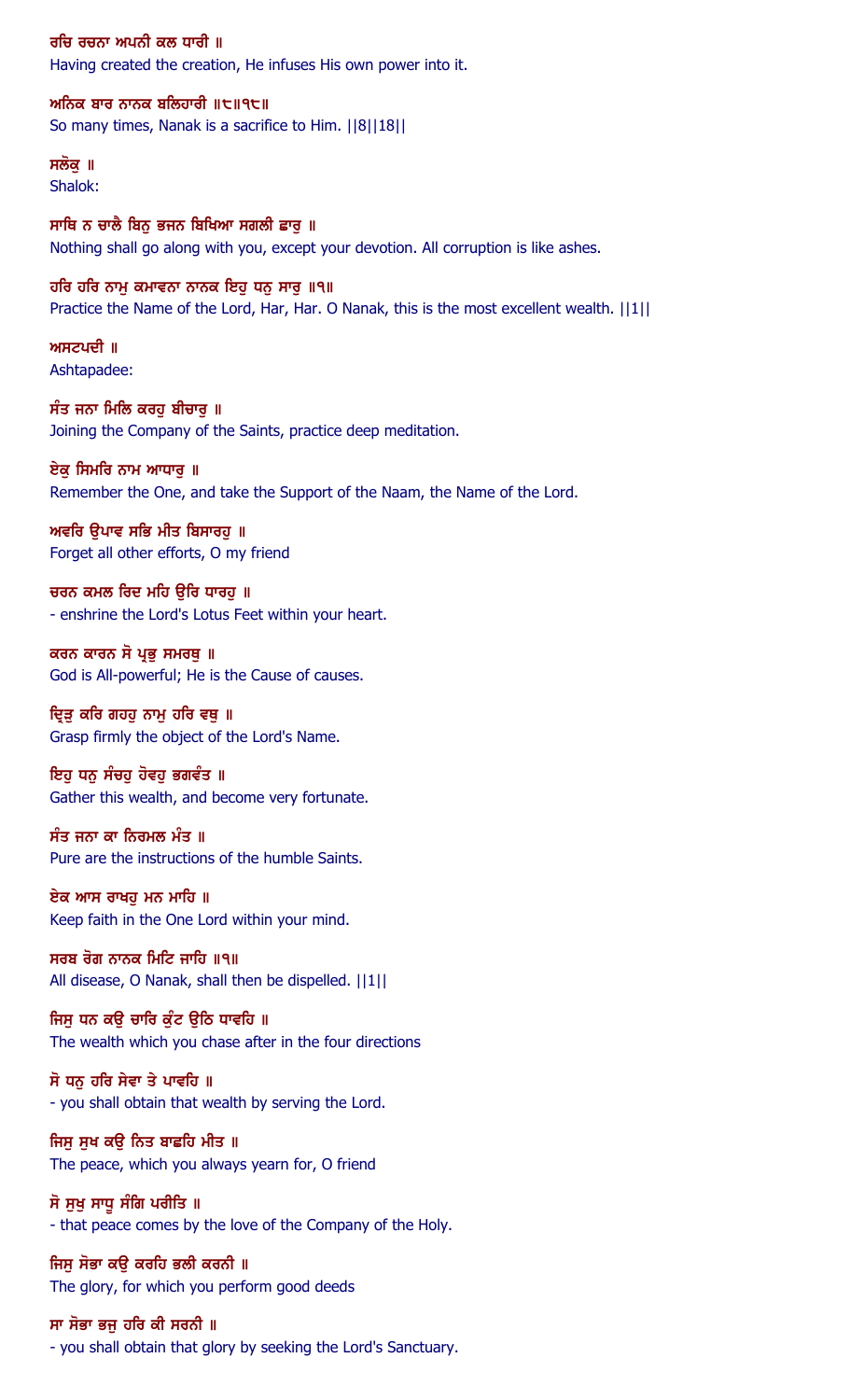ਰਚਿ ਰਚਨਾ ਅਪਨੀ ਕਲ ਧਾਰੀ ॥
Having created the creation, He infuses His own power into it.

ਅਨਿਕ ਬਾਰ ਨਾਨਕ ਬਲਿਹਾਰੀ ॥੮॥੧੮॥
So many times, Nanak is a sacrifice to Him. ||8||18||

ਸਲੋਕੁ ॥
Shalok:

ਸਾਥਿ ਨ ਚਾਲੈ ਬਿਨੁ ਭਜਨ ਬਿਖਿਆ ਸਗਲੀ ਛਾਰੁ ॥
Nothing shall go along with you, except your devotion. All corruption is like ashes.

ਹਰਿ ਹਰਿ ਨਾਮੁ ਕਮਾਵਨਾ ਨਾਨਕ ਇਹੁ ਧਨੁ ਸਾਰੁ ॥੧॥
Practice the Name of the Lord, Har, Har. O Nanak, this is the most excellent wealth. ||1||

ਅਸਟਪਦੀ ॥
Ashtapadee:

ਸੰਤ ਜਨਾ ਮਿਲਿ ਕਰਹੁ ਬੀਚਾਰੁ ॥
Joining the Company of the Saints, practice deep meditation.

ਏਕੁ ਸਿਮਰਿ ਨਾਮ ਆਧਾਰੁ ॥
Remember the One, and take the Support of the Naam, the Name of the Lord.

ਅਵਰਿ ਉਪਾਵ ਸਭਿ ਮੀਤ ਬਿਸਾਰਹੁ ॥
Forget all other efforts, O my friend

ਚਰਨ ਕਮਲ ਰਿਦ ਮਹਿ ਉਰਿ ਧਾਰਹੁ ॥
- enshrine the Lord's Lotus Feet within your heart.

ਕਰਨ ਕਾਰਨ ਸੋ ਪ੍ਰਭੁ ਸਮਰਥੁ ॥
God is All-powerful; He is the Cause of causes.

ਦ੍ਰਿੜੁ ਕਰਿ ਗਹਹੁ ਨਾਮੁ ਹਰਿ ਵਥੁ ॥
Grasp firmly the object of the Lord's Name.

ਇਹੁ ਧਨੁ ਸੰਚਹੁ ਹੋਵਹੁ ਭਗਵੰਤ ॥
Gather this wealth, and become very fortunate.

ਸੰਤ ਜਨਾ ਕਾ ਨਿਰਮਲ ਮੰਤ ॥
Pure are the instructions of the humble Saints.

ਏਕ ਆਸ ਰਾਖਹੁ ਮਨ ਮਾਹਿ ॥
Keep faith in the One Lord within your mind.

ਸਰਬ ਰੋਗ ਨਾਨਕ ਮਿਟਿ ਜਾਹਿ ॥੧॥
All disease, O Nanak, shall then be dispelled. ||1||

ਜਿਸੁ ਧਨ ਕਉ ਚਾਰਿ ਕੁੰਟ ਉਠਿ ਧਾਵਹਿ ॥
The wealth which you chase after in the four directions

ਸੋ ਧਨੁ ਹਰਿ ਸੇਵਾ ਤੇ ਪਾਵਹਿ ॥
- you shall obtain that wealth by serving the Lord.

ਜਿਸੁ ਸੁਖ ਕਉ ਨਿਤ ਬਾਛਹਿ ਮੀਤ ॥
The peace, which you always yearn for, O friend

ਸੋ ਸੁਖੁ ਸਾਧੂ ਸੰਗਿ ਪਰੀਤਿ ॥
- that peace comes by the love of the Company of the Holy.

ਜਿਸੁ ਸੋਭਾ ਕਉ ਕਰਹਿ ਭਲੀ ਕਰਨੀ ॥
The glory, for which you perform good deeds

ਸਾ ਸੋਭਾ ਭਜੁ ਹਰਿ ਕੀ ਸਰਨੀ ॥
- you shall obtain that glory by seeking the Lord's Sanctuary.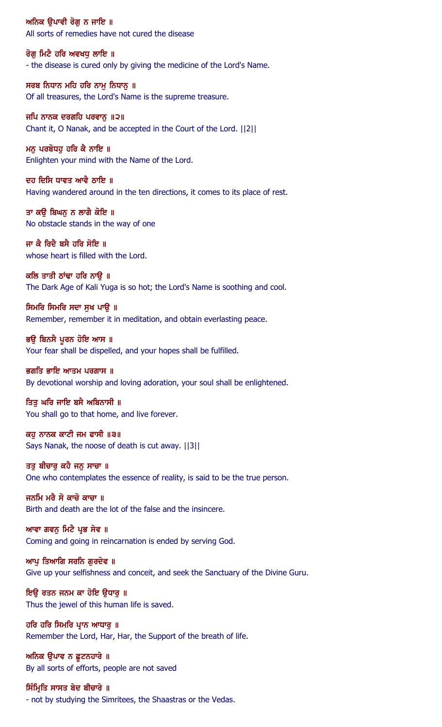ਅਨਿਕ ਉਪਾਵੀ ਰੋਗੁ ਨ ਜਾਇ ॥

All sorts of remedies have not cured the disease

ਰੋਗੁ ਮਿਟੈ ਹਰਿ ਅਵਖਧੁ ਲਾਇ ॥

- the disease is cured only by giving the medicine of the Lord's Name.

ਸਰਬ ਨਿਧਾਨ ਮਹਿ ਹਰਿ ਨਾਮੁ ਨਿਧਾਨੁ ॥

Of all treasures, the Lord's Name is the supreme treasure.

ਜਪਿ ਨਾਨਕ ਦਰਗਹਿ ਪਰਵਾਨੁ ॥੨॥

Chant it, O Nanak, and be accepted in the Court of the Lord. ||2||

ਮਨੁ ਪਰਬੋਧਹੁ ਹਰਿ ਕੈ ਨਾਇ ॥

Enlighten your mind with the Name of the Lord.

ਦਹ ਦਿਸਿ ਧਾਵਤ ਆਵੈ ਠਾਇ ॥

Having wandered around in the ten directions, it comes to its place of rest.

ਤਾ ਕਉ ਬਿਘਨੁ ਨ ਲਾਗੈ ਕੋਇ ॥

No obstacle stands in the way of one

ਜਾ ਕੈ ਰਿਦੈ ਬਸੈ ਹਰਿ ਸੋਇ ॥

whose heart is filled with the Lord.

ਕਲਿ ਤਾਤੀ ਠਾਂਢਾ ਹਰਿ ਨਾਉ ॥

The Dark Age of Kali Yuga is so hot; the Lord's Name is soothing and cool.

ਸਿਮਰਿ ਸਿਮਰਿ ਸਦਾ ਸੁਖ ਪਾਉ ॥

Remember, remember it in meditation, and obtain everlasting peace.

ਭਉ ਬਿਨਸੈ ਪੂਰਨ ਹੋਇ ਆਸ ॥

Your fear shall be dispelled, and your hopes shall be fulfilled.

ਭਗਤਿ ਭਾਇ ਆਤਮ ਪਰਗਾਸ ॥

By devotional worship and loving adoration, your soul shall be enlightened.

ਤਿਤੁ ਘਰਿ ਜਾਇ ਬਸੈ ਅਬਿਨਾਸੀ ॥

You shall go to that home, and live forever.

ਕਹੁ ਨਾਨਕ ਕਾਟੀ ਜਮ ਫਾਸੀ ॥੩॥

Says Nanak, the noose of death is cut away. ||3||

ਤਤੁ ਬੀਚਾਰੁ ਕਹੈ ਜਨੁ ਸਾਚਾ ॥

One who contemplates the essence of reality, is said to be the true person.

ਜਨਮਿ ਮਰੈ ਸੋ ਕਾਚੋ ਕਾਚਾ ॥

Birth and death are the lot of the false and the insincere.

ਆਵਾ ਗਵਨੁ ਮਿਟੈ ਪ੍ਰਭ ਸੇਵ ॥

Coming and going in reincarnation is ended by serving God.

ਆਪੁ ਤਿਆਗਿ ਸਰਨਿ ਗੁਰਦੇਵ ॥

Give up your selfishness and conceit, and seek the Sanctuary of the Divine Guru.

ਇਉ ਰਤਨ ਜਨਮ ਕਾ ਹੋਇ ਉਧਾਰੁ ॥

Thus the jewel of this human life is saved.

ਹਰਿ ਹਰਿ ਸਿਮਰਿ ਪ੍ਰਾਨ ਆਧਾਰੁ ॥

Remember the Lord, Har, Har, the Support of the breath of life.

ਅਨਿਕ ਉਪਾਵ ਨ ਛੂਟਨਹਾਰੇ ॥

By all sorts of efforts, people are not saved

ਸਿੰਮ੍ਰਿਤਿ ਸਾਸਤ ਬੇਦ ਬੀਚਾਰੇ ॥

- not by studying the Simritees, the Shaastras or the Vedas.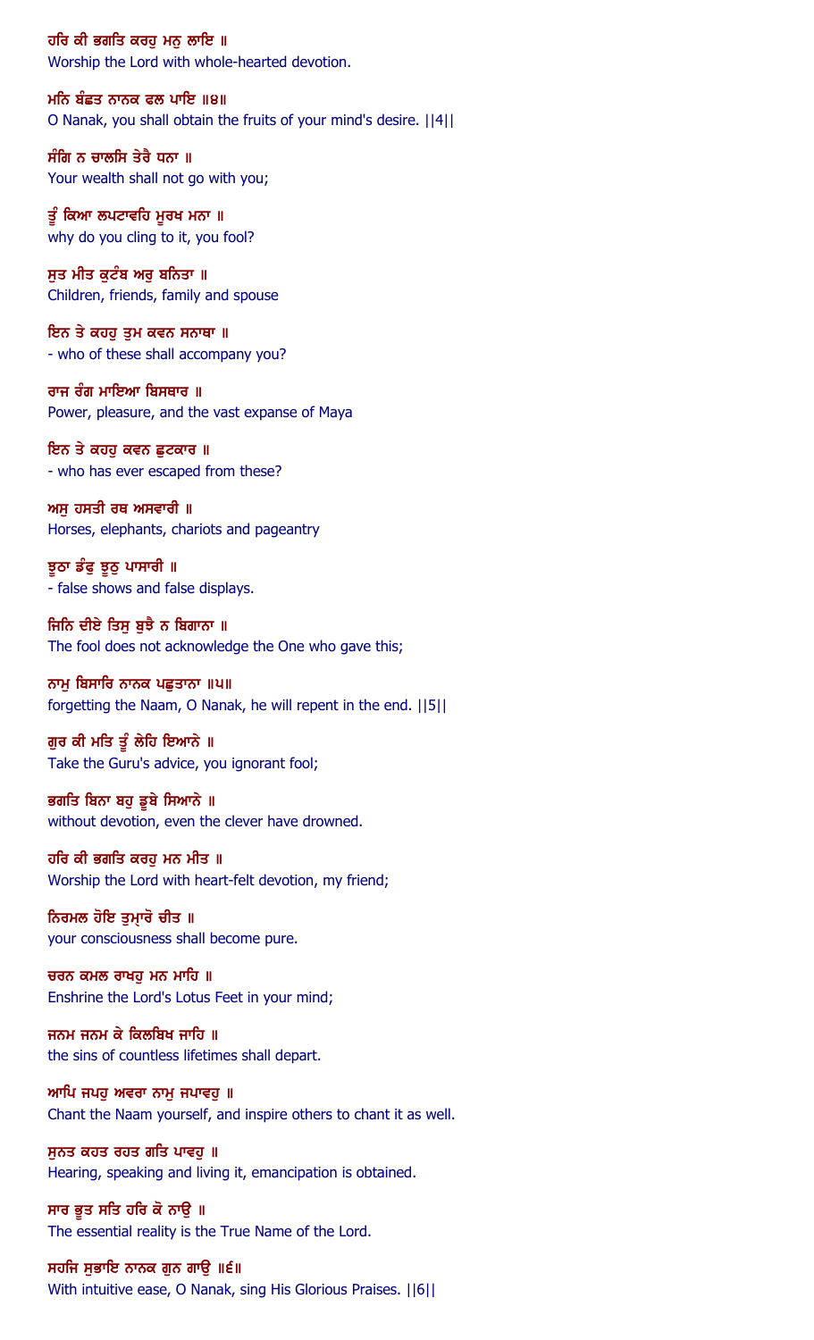ਹਰਿ ਕੀ ਭਗਤਿ ਕਰਹੁ ਮਨੁ ਲਾਇ ॥
Worship the Lord with whole-hearted devotion.

ਮਨਿ ਬੰਛਤ ਨਾਨਕ ਫਲ ਪਾਇ ॥੪॥
O Nanak, you shall obtain the fruits of your mind's desire. ||4||

ਸੰਗਿ ਨ ਚਾਲਸਿ ਤੇਰੈ ਧਨਾ ॥
Your wealth shall not go with you;

ਤੂੰ ਕਿਆ ਲਪਟਾਵਹਿ ਮੂਰਖ ਮਨਾ ॥
why do you cling to it, you fool?

ਸੁਤ ਮੀਤ ਕੁਟੰਬ ਅਰੁ ਬਨਿਤਾ ॥
Children, friends, family and spouse

ਇਨ ਤੇ ਕਹਹੁ ਤੁਮ ਕਵਨ ਸਨਾਥਾ ॥
- who of these shall accompany you?

ਰਾਜ ਰੰਗ ਮਾਇਆ ਬਿਸਥਾਰ ॥
Power, pleasure, and the vast expanse of Maya

ਇਨ ਤੇ ਕਹਹੁ ਕਵਨ ਛੁਟਕਾਰ ॥
- who has ever escaped from these?

ਅਸੁ ਹਸਤੀ ਰਥ ਅਸਵਾਰੀ ॥
Horses, elephants, chariots and pageantry

ਝੂਠਾ ਡੰਫੁ ਝੂਠੁ ਪਾਸਾਰੀ ॥
- false shows and false displays.

ਜਿਨਿ ਦੀਏ ਤਿਸੁ ਬੁਝੈ ਨ ਬਿਗਾਨਾ ॥
The fool does not acknowledge the One who gave this;

ਨਾਮੁ ਬਿਸਾਰਿ ਨਾਨਕ ਪਛੁਤਾਨਾ ॥੫॥
forgetting the Naam, O Nanak, he will repent in the end. ||5||

ਗੁਰ ਕੀ ਮਤਿ ਤੂੰ ਲੇਹਿ ਇਆਨੇ ॥
Take the Guru's advice, you ignorant fool;

ਭਗਤਿ ਬਿਨਾ ਬਹੁ ਡੂਬੇ ਸਿਆਨੇ ॥
without devotion, even the clever have drowned.

ਹਰਿ ਕੀ ਭਗਤਿ ਕਰਹੁ ਮਨ ਮੀਤ ॥
Worship the Lord with heart-felt devotion, my friend;

ਨਿਰਮਲ ਹੋਇ ਤੁਮ੍ਹਾਰੋ ਚੀਤ ॥
your consciousness shall become pure.

ਚਰਨ ਕਮਲ ਰਾਖਹੁ ਮਨ ਮਾਹਿ ॥
Enshrine the Lord's Lotus Feet in your mind;

ਜਨਮ ਜਨਮ ਕੇ ਕਿਲਬਿਖ ਜਾਹਿ ॥
the sins of countless lifetimes shall depart.

ਆਪਿ ਜਪਹੁ ਅਵਰਾ ਨਾਮੁ ਜਪਾਵਹੁ ॥
Chant the Naam yourself, and inspire others to chant it as well.

ਸੁਨਤ ਕਹਤ ਰਹਤ ਗਤਿ ਪਾਵਹੁ ॥
Hearing, speaking and living it, emancipation is obtained.

ਸਾਰ ਭੂਤ ਸਤਿ ਹਰਿ ਕੋ ਨਾਉ ॥
The essential reality is the True Name of the Lord.

ਸਹਜਿ ਸੁਭਾਇ ਨਾਨਕ ਗੁਨ ਗਾਉ ॥੬॥
With intuitive ease, O Nanak, sing His Glorious Praises. ||6||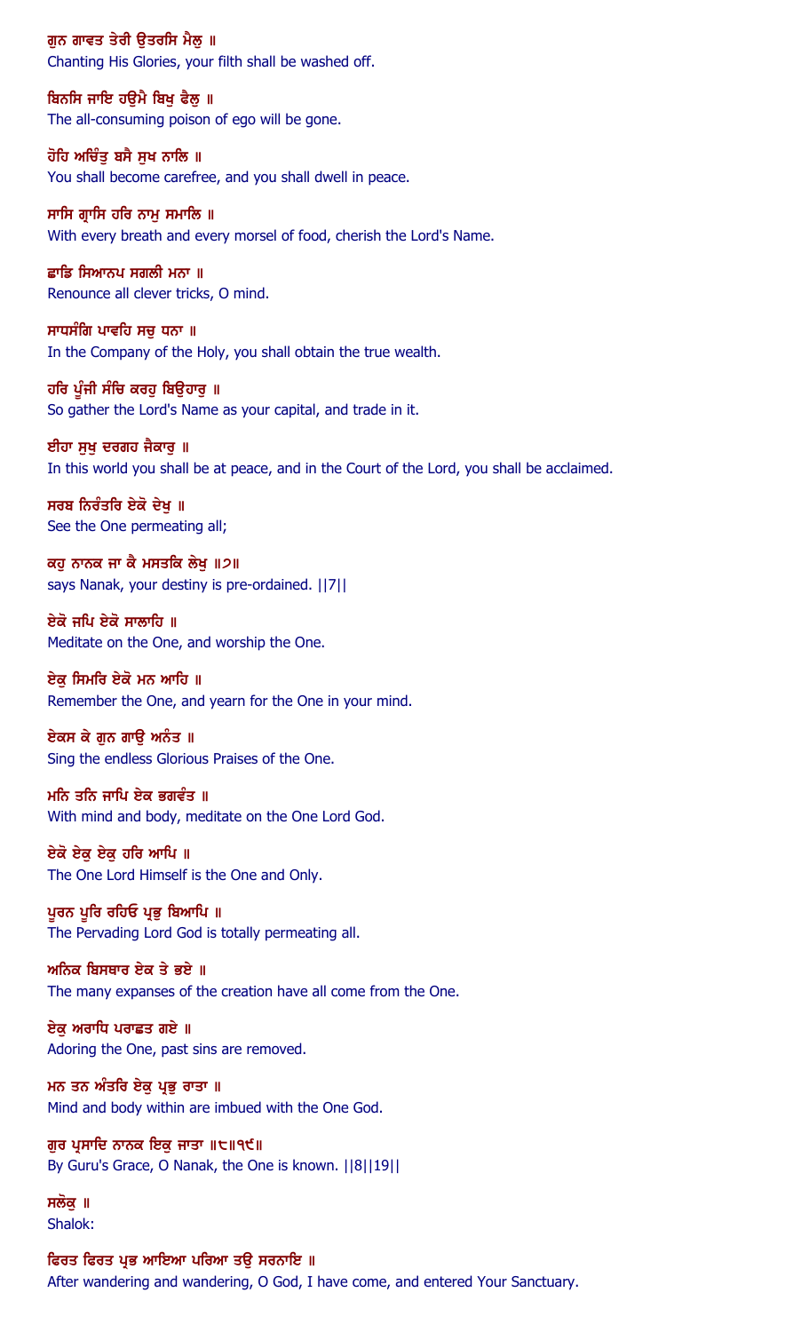ਗੁਨ ਗਾਵਤ ਤੇਰੀ ਉਤਰਸਿ ਮੈਲੁ ॥
Chanting His Glories, your filth shall be washed off.

ਬਿਨਸਿ ਜਾਇ ਹਉਮੈ ਬਿਖੁ ਫੈਲੁ ॥
The all-consuming poison of ego will be gone.

ਹੋਹਿ ਅਚਿੰਤੁ ਬਸੈ ਸੁਖ ਨਾਲਿ ॥
You shall become carefree, and you shall dwell in peace.

ਸਾਸਿ ਗ੍ਰਾਸਿ ਹਰਿ ਨਾਮੁ ਸਮਾਲਿ ॥
With every breath and every morsel of food, cherish the Lord's Name.

ਛਾਡਿ ਸਿਆਨਪ ਸਗਲੀ ਮਨਾ ॥
Renounce all clever tricks, O mind.

ਸਾਧਸੰਗਿ ਪਾਵਹਿ ਸਚੁ ਧਨਾ ॥
In the Company of the Holy, you shall obtain the true wealth.

ਹਰਿ ਪੂੰਜੀ ਸੰਚਿ ਕਰਹੁ ਬਿਉਹਾਰੁ ॥
So gather the Lord's Name as your capital, and trade in it.

ਈਹਾ ਸੁਖੁ ਦਰਗਹ ਜੈਕਾਰੁ ॥
In this world you shall be at peace, and in the Court of the Lord, you shall be acclaimed.

ਸਰਬ ਨਿਰੰਤਰਿ ਏਕੋ ਦੇਖੁ ॥
See the One permeating all;

ਕਹੁ ਨਾਨਕ ਜਾ ਕੈ ਮਸਤਕਿ ਲੇਖੁ ॥੭॥
says Nanak, your destiny is pre-ordained. ||7||

ਏਕੋ ਜਪਿ ਏਕੋ ਸਾਲਾਹਿ ॥
Meditate on the One, and worship the One.

ਏਕੁ ਸਿਮਰਿ ਏਕੋ ਮਨ ਆਹਿ ॥
Remember the One, and yearn for the One in your mind.

ਏਕਸ ਕੇ ਗੁਨ ਗਾਉ ਅਨੰਤ ॥
Sing the endless Glorious Praises of the One.

ਮਨਿ ਤਨਿ ਜਾਪਿ ਏਕ ਭਗਵੰਤ ॥
With mind and body, meditate on the One Lord God.

ਏਕੋ ਏਕੁ ਏਕੁ ਹਰਿ ਆਪਿ ॥
The One Lord Himself is the One and Only.

ਪੂਰਨ ਪੂਰਿ ਰਹਿਓ ਪ੍ਰਭੁ ਬਿਆਪਿ ॥
The Pervading Lord God is totally permeating all.

ਅਨਿਕ ਬਿਸਥਾਰ ਏਕ ਤੇ ਭਏ ॥
The many expanses of the creation have all come from the One.

ਏਕੁ ਅਰਾਧਿ ਪਰਾਛਤ ਗਏ ॥
Adoring the One, past sins are removed.

ਮਨ ਤਨ ਅੰਤਰਿ ਏਕੁ ਪ੍ਰਭੁ ਰਾਤਾ ॥
Mind and body within are imbued with the One God.

ਗੁਰ ਪ੍ਰਸਾਦਿ ਨਾਨਕ ਇਕੁ ਜਾਤਾ ॥੮॥੧੯॥
By Guru's Grace, O Nanak, the One is known. ||8||19||

ਸਲੋਕੁ ॥
Shalok:

ਫਿਰਤ ਫਿਰਤ ਪ੍ਰਭ ਆਇਆ ਪਰਿਆ ਤਉ ਸਰਨਾਇ ॥
After wandering and wandering, O God, I have come, and entered Your Sanctuary.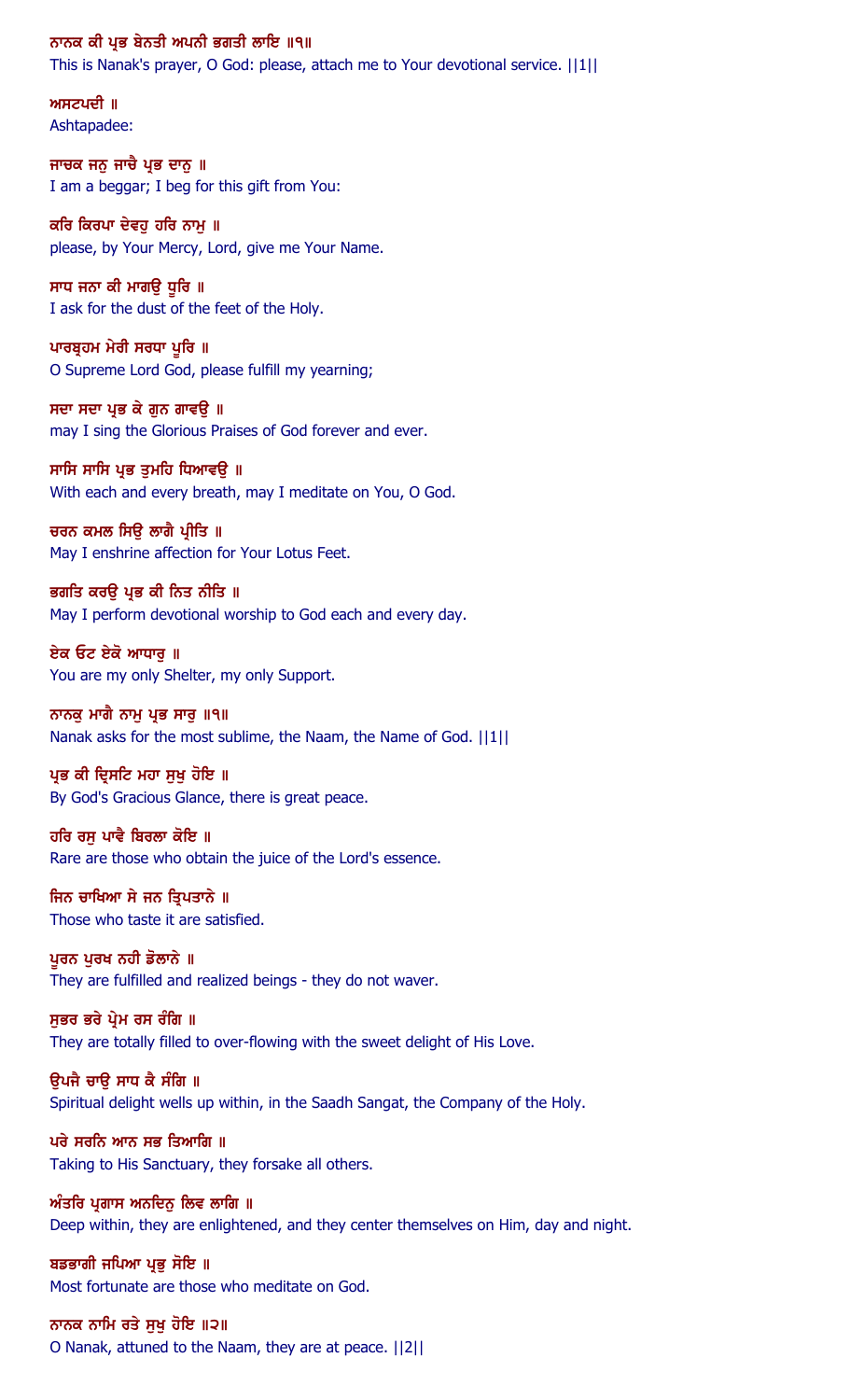ਨਾਨਕ ਕੀ ਪ੍ਰਭ ਬੇਨਤੀ ਅਪਨੀ ਭਗਤੀ ਲਾਇ ॥੧॥
This is Nanak's prayer, O God: please, attach me to Your devotional service. ||1||

ਅਸਟਪਦੀ ॥
Ashtapadee:

ਜਾਚਕ ਜਨੁ ਜਾਚੈ ਪ੍ਰਭ ਦਾਨੁ ॥
I am a beggar; I beg for this gift from You:

ਕਰਿ ਕਿਰਪਾ ਦੇਵਹੁ ਹਰਿ ਨਾਮੁ ॥
please, by Your Mercy, Lord, give me Your Name.

ਸਾਧ ਜਨਾ ਕੀ ਮਾਗਉ ਧੂਰਿ ॥
I ask for the dust of the feet of the Holy.

ਪਾਰਬ੍ਰਹਮ ਮੇਰੀ ਸਰਧਾ ਪੂਰਿ ॥
O Supreme Lord God, please fulfill my yearning;

ਸਦਾ ਸਦਾ ਪ੍ਰਭ ਕੇ ਗੁਨ ਗਾਵਉ ॥
may I sing the Glorious Praises of God forever and ever.

ਸਾਸਿ ਸਾਸਿ ਪ੍ਰਭ ਤੁਮਹਿ ਧਿਆਵਉ ॥
With each and every breath, may I meditate on You, O God.

ਚਰਨ ਕਮਲ ਸਿਉ ਲਾਗੈ ਪ੍ਰੀਤਿ ॥
May I enshrine affection for Your Lotus Feet.

ਭਗਤਿ ਕਰਉ ਪ੍ਰਭ ਕੀ ਨਿਤ ਨੀਤਿ ॥
May I perform devotional worship to God each and every day.

ਏਕ ਓਟ ਏਕੋ ਆਧਾਰੁ ॥
You are my only Shelter, my only Support.

ਨਾਨਕੁ ਮਾਗੈ ਨਾਮੁ ਪ੍ਰਭ ਸਾਰੁ ॥੧॥
Nanak asks for the most sublime, the Naam, the Name of God. ||1||

ਪ੍ਰਭ ਕੀ ਦ੍ਰਿਸਟਿ ਮਹਾ ਸੁਖੁ ਹੋਇ ॥
By God's Gracious Glance, there is great peace.

ਹਰਿ ਰਸੁ ਪਾਵੈ ਬਿਰਲਾ ਕੋਇ ॥
Rare are those who obtain the juice of the Lord's essence.

ਜਿਨ ਚਾਖਿਆ ਸੇ ਜਨ ਤ੍ਰਿਪਤਾਨੇ ॥
Those who taste it are satisfied.

ਪੂਰਨ ਪੁਰਖ ਨਹੀ ਡੋਲਾਨੇ ॥
They are fulfilled and realized beings - they do not waver.

ਸੁਭਰ ਭਰੇ ਪ੍ਰੇਮ ਰਸ ਰੰਗਿ ॥
They are totally filled to over-flowing with the sweet delight of His Love.

ਉਪਜੈ ਚਾਉ ਸਾਧ ਕੈ ਸੰਗਿ ॥
Spiritual delight wells up within, in the Saadh Sangat, the Company of the Holy.

ਪਰੇ ਸਰਨਿ ਆਨ ਸਭ ਤਿਆਗਿ ॥
Taking to His Sanctuary, they forsake all others.

ਅੰਤਰਿ ਪ੍ਰਗਾਸ ਅਨਦਿਨੁ ਲਿਵ ਲਾਗਿ ॥
Deep within, they are enlightened, and they center themselves on Him, day and night.

ਬਡਭਾਗੀ ਜਪਿਆ ਪ੍ਰਭੁ ਸੋਇ ॥
Most fortunate are those who meditate on God.

ਨਾਨਕ ਨਾਮਿ ਰਤੇ ਸੁਖੁ ਹੋਇ ॥੨॥
O Nanak, attuned to the Naam, they are at peace. ||2||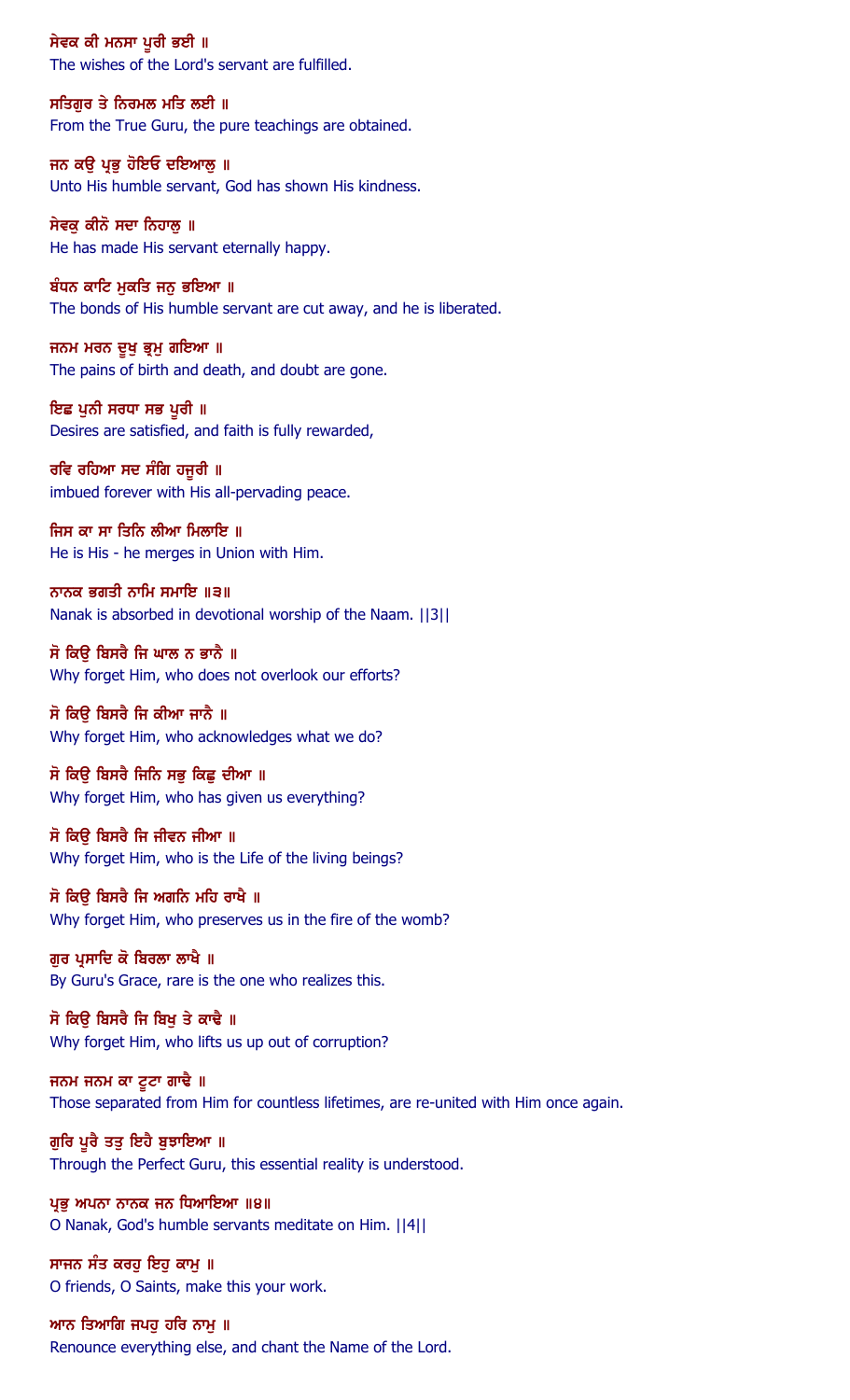ਸੇਵਕ ਕੀ ਮਨਸਾ ਪੂਰੀ ਭਈ ॥
The wishes of the Lord's servant are fulfilled.

ਸਤਿਗੁਰ ਤੇ ਨਿਰਮਲ ਮਤਿ ਲਈ ॥
From the True Guru, the pure teachings are obtained.

ਜਨ ਕਉ ਪ੍ਰਭੁ ਹੋਇਓ ਦਇਆਲੁ ॥
Unto His humble servant, God has shown His kindness.

ਸੇਵਕੁ ਕੀਨੋ ਸਦਾ ਨਿਹਾਲੁ ॥
He has made His servant eternally happy.

ਬੰਧਨ ਕਾਟਿ ਮੁਕਤਿ ਜਨੁ ਭਇਆ ॥
The bonds of His humble servant are cut away, and he is liberated.

ਜਨਮ ਮਰਨ ਦੂਖੁ ਭ੍ਰਮੁ ਗਇਆ ॥
The pains of birth and death, and doubt are gone.

ਇਛ ਪੁਨੀ ਸਰਧਾ ਸਭ ਪੂਰੀ ॥
Desires are satisfied, and faith is fully rewarded,

ਰਵਿ ਰਹਿਆ ਸਦ ਸੰਗਿ ਹਜੂਰੀ ॥
imbued forever with His all-pervading peace.

ਜਿਸ ਕਾ ਸਾ ਤਿਨਿ ਲੀਆ ਮਿਲਾਇ ॥
He is His - he merges in Union with Him.

ਨਾਨਕ ਭਗਤੀ ਨਾਮਿ ਸਮਾਇ ॥੩॥
Nanak is absorbed in devotional worship of the Naam. ||3||

ਸੋ ਕਿਉ ਬਿਸਰੈ ਜਿ ਘਾਲ ਨ ਭਾਨੈ ॥
Why forget Him, who does not overlook our efforts?

ਸੋ ਕਿਉ ਬਿਸਰੈ ਜਿ ਕੀਆ ਜਾਨੈ ॥
Why forget Him, who acknowledges what we do?

ਸੋ ਕਿਉ ਬਿਸਰੈ ਜਿਨਿ ਸਭੁ ਕਿਛੁ ਦੀਆ ॥
Why forget Him, who has given us everything?

ਸੋ ਕਿਉ ਬਿਸਰੈ ਜਿ ਜੀਵਨ ਜੀਆ ॥
Why forget Him, who is the Life of the living beings?

ਸੋ ਕਿਉ ਬਿਸਰੈ ਜਿ ਅਗਨਿ ਮਹਿ ਰਾਖੈ ॥
Why forget Him, who preserves us in the fire of the womb?

ਗੁਰ ਪ੍ਰਸਾਦਿ ਕੋ ਬਿਰਲਾ ਲਾਖੈ ॥
By Guru's Grace, rare is the one who realizes this.

ਸੋ ਕਿਉ ਬਿਸਰੈ ਜਿ ਬਿਖੁ ਤੇ ਕਾਢੈ ॥
Why forget Him, who lifts us up out of corruption?

ਜਨਮ ਜਨਮ ਕਾ ਟੂਟਾ ਗਾਢੈ ॥
Those separated from Him for countless lifetimes, are re-united with Him once again.

ਗੁਰਿ ਪੂਰੈ ਤਤੁ ਇਹੈ ਬੁਝਾਇਆ ॥
Through the Perfect Guru, this essential reality is understood.

ਪ੍ਰਭੁ ਅਪਨਾ ਨਾਨਕ ਜਨ ਧਿਆਇਆ ॥੪॥
O Nanak, God's humble servants meditate on Him. ||4||

ਸਾਜਨ ਸੰਤ ਕਰਹੁ ਇਹੁ ਕਾਮੁ ॥
O friends, O Saints, make this your work.

ਆਨ ਤਿਆਗਿ ਜਪਹੁ ਹਰਿ ਨਾਮੁ ॥
Renounce everything else, and chant the Name of the Lord.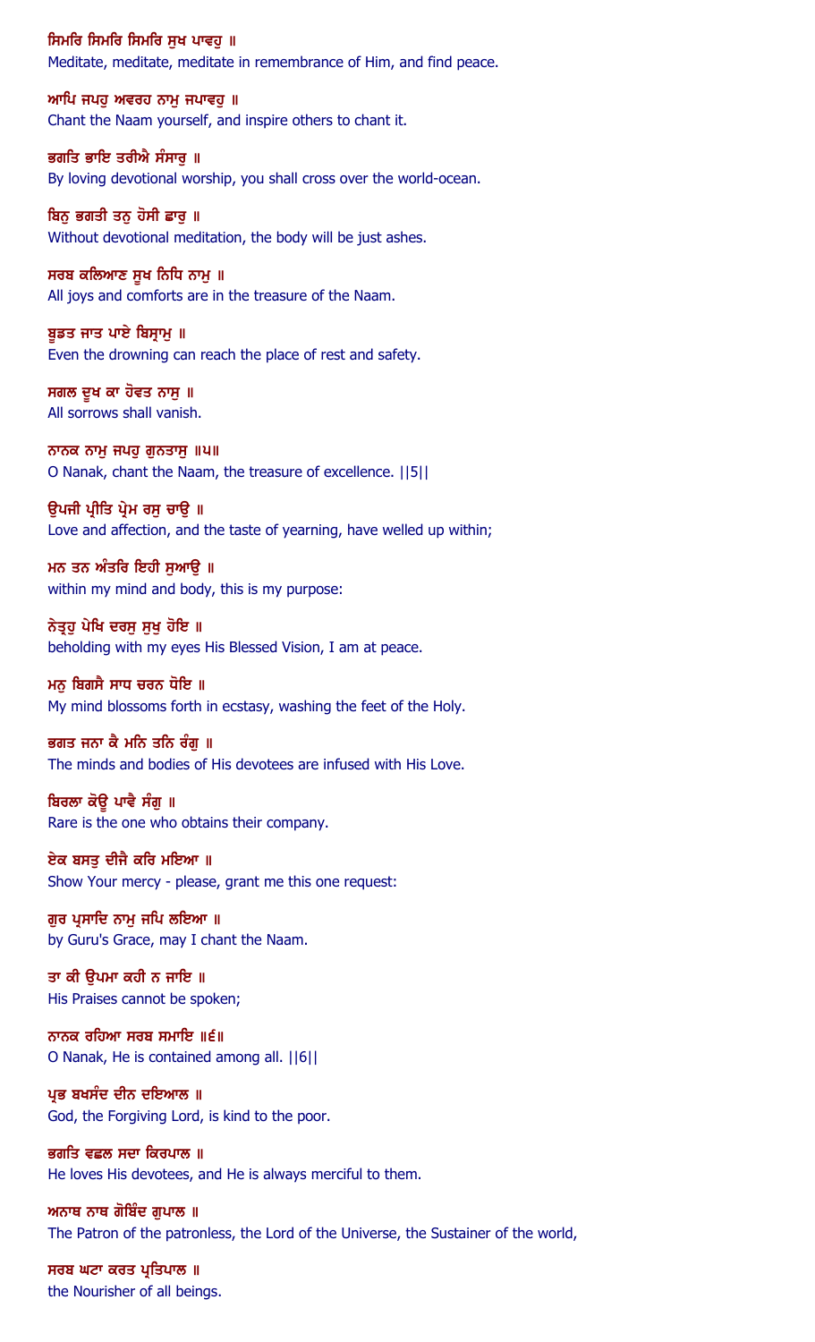ਸਿਮਰਿ ਸਿਮਰਿ ਸਿਮਰਿ ਸੁਖ ਪਾਵਹੁ ॥
Meditate, meditate, meditate in remembrance of Him, and find peace.

ਆਪਿ ਜਪਹੁ ਅਵਰਹ ਨਾਮੁ ਜਪਾਵਹੁ ॥
Chant the Naam yourself, and inspire others to chant it.

ਭਗਤਿ ਭਾਇ ਤਰੀਐ ਸੰਸਾਰੁ ॥
By loving devotional worship, you shall cross over the world-ocean.

ਬਿਨੁ ਭਗਤੀ ਤਨੁ ਹੋਸੀ ਛਾਰੁ ॥
Without devotional meditation, the body will be just ashes.

ਸਰਬ ਕਲਿਆਣ ਸੂਖ ਨਿਧਿ ਨਾਮੁ ॥
All joys and comforts are in the treasure of the Naam.

ਬੂਡਤ ਜਾਤ ਪਾਏ ਬਿਸ੍ਰਾਮੁ ॥
Even the drowning can reach the place of rest and safety.

ਸਗਲ ਦੂਖ ਕਾ ਹੋਵਤ ਨਾਸੁ ॥
All sorrows shall vanish.

ਨਾਨਕ ਨਾਮੁ ਜਪਹੁ ਗੁਨਤਾਸੁ ॥੫॥
O Nanak, chant the Naam, the treasure of excellence. ||5||

ਉਪਜੀ ਪ੍ਰੀਤਿ ਪ੍ਰੇਮ ਰਸੁ ਚਾਉ ॥
Love and affection, and the taste of yearning, have welled up within;

ਮਨ ਤਨ ਅੰਤਰਿ ਇਹੀ ਸੁਆਉ ॥
within my mind and body, this is my purpose:

ਨੇਤ੍ਰਹੁ ਪੇਖਿ ਦਰਸੁ ਸੁਖੁ ਹੋਇ ॥
beholding with my eyes His Blessed Vision, I am at peace.

ਮਨੁ ਬਿਗਸੈ ਸਾਧ ਚਰਨ ਧੋਇ ॥
My mind blossoms forth in ecstasy, washing the feet of the Holy.

ਭਗਤ ਜਨਾ ਕੈ ਮਨਿ ਤਨਿ ਰੰਗੁ ॥
The minds and bodies of His devotees are infused with His Love.

ਬਿਰਲਾ ਕੋਊ ਪਾਵੈ ਸੰਗੁ ॥
Rare is the one who obtains their company.

ਏਕ ਬਸਤੁ ਦੀਜੈ ਕਰਿ ਮਇਆ ॥
Show Your mercy - please, grant me this one request:

ਗੁਰ ਪ੍ਰਸਾਦਿ ਨਾਮੁ ਜਪਿ ਲਇਆ ॥
by Guru's Grace, may I chant the Naam.

ਤਾ ਕੀ ਉਪਮਾ ਕਹੀ ਨ ਜਾਇ ॥
His Praises cannot be spoken;

ਨਾਨਕ ਰਹਿਆ ਸਰਬ ਸਮਾਇ ॥੬॥
O Nanak, He is contained among all. ||6||

ਪ੍ਰਭ ਬਖਸੰਦ ਦੀਨ ਦਇਆਲ ॥
God, the Forgiving Lord, is kind to the poor.

ਭਗਤਿ ਵਛਲ ਸਦਾ ਕਿਰਪਾਲ ॥
He loves His devotees, and He is always merciful to them.

ਅਨਾਥ ਨਾਥ ਗੋਬਿੰਦ ਗੁਪਾਲ ॥
The Patron of the patronless, the Lord of the Universe, the Sustainer of the world,

ਸਰਬ ਘਟਾ ਕਰਤ ਪ੍ਰਤਿਪਾਲ ॥
the Nourisher of all beings.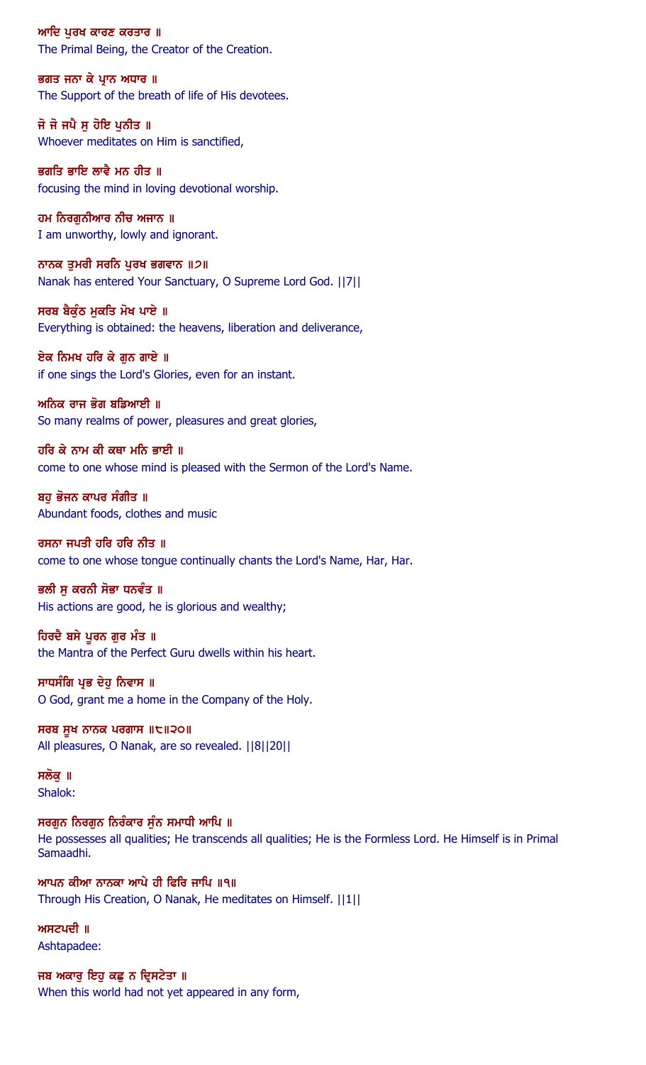ਆਦਿ ਪੁਰਖ ਕਾਰਣ ਕਰਤਾਰ ॥
The Primal Being, the Creator of the Creation.

ਭਗਤ ਜਨਾ ਕੇ ਪ੍ਰਾਨ ਅਧਾਰ ॥
The Support of the breath of life of His devotees.

ਜੋ ਜੋ ਜਪੈ ਸੁ ਹੋਇ ਪੁਨੀਤ ॥
Whoever meditates on Him is sanctified,

ਭਗਤਿ ਭਾਇ ਲਾਵੈ ਮਨ ਹੀਤ ॥
focusing the mind in loving devotional worship.

ਹਮ ਨਿਰਗੁਨੀਆਰ ਨੀਚ ਅਜਾਨ ॥
I am unworthy, lowly and ignorant.

ਨਾਨਕ ਤੁਮਰੀ ਸਰਨਿ ਪੁਰਖ ਭਗਵਾਨ ॥੭॥
Nanak has entered Your Sanctuary, O Supreme Lord God. ||7||

ਸਰਬ ਬੈਕੁੰਠ ਮੁਕਤਿ ਮੋਖ ਪਾਏ ॥
Everything is obtained: the heavens, liberation and deliverance,

ਏਕ ਨਿਮਖ ਹਰਿ ਕੇ ਗੁਨ ਗਾਏ ॥
if one sings the Lord's Glories, even for an instant.

ਅਨਿਕ ਰਾਜ ਭੋਗ ਬਡਿਆਈ ॥
So many realms of power, pleasures and great glories,

ਹਰਿ ਕੇ ਨਾਮ ਕੀ ਕਥਾ ਮਨਿ ਭਾਈ ॥
come to one whose mind is pleased with the Sermon of the Lord's Name.

ਬਹੁ ਭੋਜਨ ਕਾਪਰ ਸੰਗੀਤ ॥
Abundant foods, clothes and music

ਰਸਨਾ ਜਪਤੀ ਹਰਿ ਹਰਿ ਨੀਤ ॥
come to one whose tongue continually chants the Lord's Name, Har, Har.

ਭਲੀ ਸੁ ਕਰਨੀ ਸੋਭਾ ਧਨਵੰਤ ॥
His actions are good, he is glorious and wealthy;

ਹਿਰਦੈ ਬਸੇ ਪੂਰਨ ਗੁਰ ਮੰਤ ॥
the Mantra of the Perfect Guru dwells within his heart.

ਸਾਧਸੰਗਿ ਪ੍ਰਭ ਦੇਹੁ ਨਿਵਾਸ ॥
O God, grant me a home in the Company of the Holy.

ਸਰਬ ਸੂਖ ਨਾਨਕ ਪਰਗਾਸ ॥੮॥੨੦॥
All pleasures, O Nanak, are so revealed. ||8||20||

ਸਲੋਕੁ ॥
Shalok:

ਸਰਗੁਨ ਨਿਰਗੁਨ ਨਿਰੰਕਾਰ ਸੁੰਨ ਸਮਾਧੀ ਆਪਿ ॥
He possesses all qualities; He transcends all qualities; He is the Formless Lord. He Himself is in Primal Samaadhi.

ਆਪਨ ਕੀਆ ਨਾਨਕਾ ਆਪੇ ਹੀ ਫਿਰਿ ਜਾਪਿ ॥੧॥
Through His Creation, O Nanak, He meditates on Himself. ||1||

ਅਸਟਪਦੀ ॥
Ashtapadee:

ਜਬ ਅਕਾਰੁ ਇਹੁ ਕਛੁ ਨ ਦ੍ਰਿਸਟੇਤਾ ॥
When this world had not yet appeared in any form,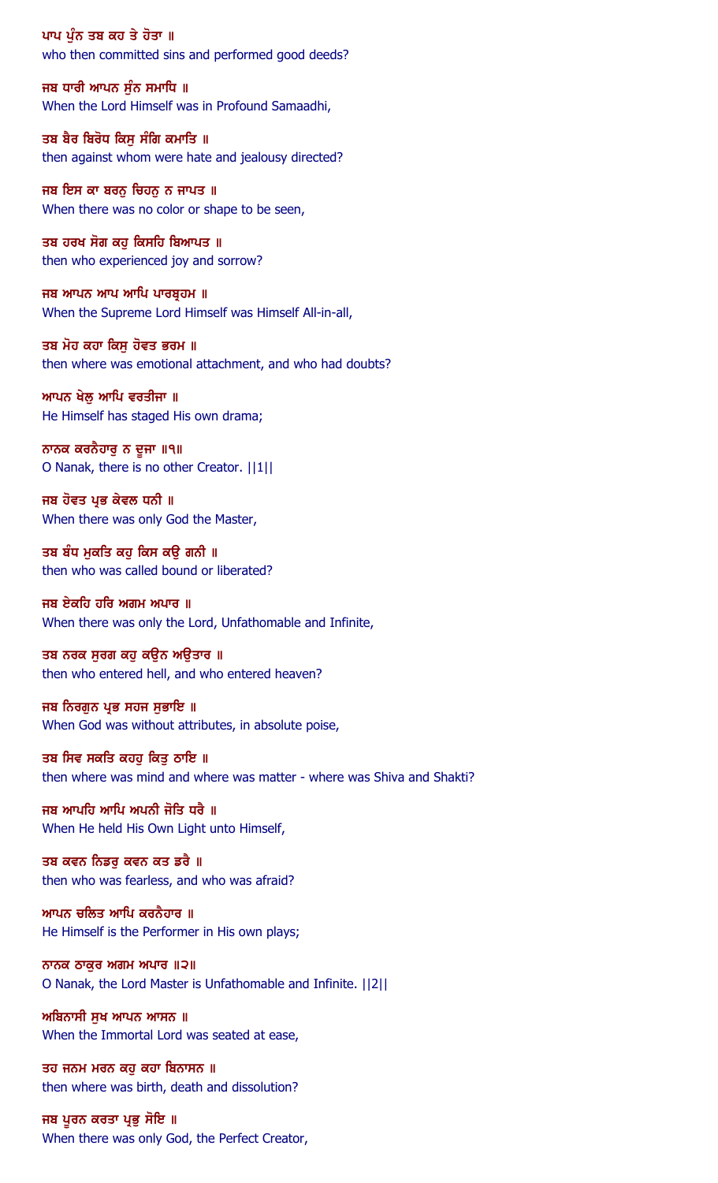ਪਾਪ ਪੁੰਨ ਤਬ ਕਹ ਤੇ ਹੋਤਾ ॥
who then committed sins and performed good deeds?

ਜਬ ਧਾਰੀ ਆਪਨ ਸੁੰਨ ਸਮਾਧਿ ॥
When the Lord Himself was in Profound Samaadhi,

ਤਬ ਬੈਰ ਬਿਰੋਧ ਕਿਸੁ ਸੰਗਿ ਕਮਾਤਿ ॥
then against whom were hate and jealousy directed?

ਜਬ ਇਸ ਕਾ ਬਰਨੁ ਚਿਹਨੁ ਨ ਜਾਪਤ ॥
When there was no color or shape to be seen,

ਤਬ ਹਰਖ ਸੋਗ ਕਹੁ ਕਿਸਹਿ ਬਿਆਪਤ ॥
then who experienced joy and sorrow?

ਜਬ ਆਪਨ ਆਪ ਆਪਿ ਪਾਰਬ੍ਰਹਮ ॥
When the Supreme Lord Himself was Himself All-in-all,

ਤਬ ਮੋਹ ਕਹਾ ਕਿਸੁ ਹੋਵਤ ਭਰਮ ॥
then where was emotional attachment, and who had doubts?

ਆਪਨ ਖੇਲੁ ਆਪਿ ਵਰਤੀਜਾ ॥
He Himself has staged His own drama;

ਨਾਨਕ ਕਰਨੈਹਾਰੁ ਨ ਦੂਜਾ ॥੧॥
O Nanak, there is no other Creator. ||1||

ਜਬ ਹੋਵਤ ਪ੍ਰਭ ਕੇਵਲ ਧਨੀ ॥
When there was only God the Master,

ਤਬ ਬੰਧ ਮੁਕਤਿ ਕਹੁ ਕਿਸ ਕਉ ਗਨੀ ॥
then who was called bound or liberated?

ਜਬ ਏਕਹਿ ਹਰਿ ਅਗਮ ਅਪਾਰ ॥
When there was only the Lord, Unfathomable and Infinite,

ਤਬ ਨਰਕ ਸੁਰਗ ਕਹੁ ਕਉਨ ਅਉਤਾਰ ॥
then who entered hell, and who entered heaven?

ਜਬ ਨਿਰਗੁਨ ਪ੍ਰਭ ਸਹਜ ਸੁਭਾਇ ॥
When God was without attributes, in absolute poise,

ਤਬ ਸਿਵ ਸਕਤਿ ਕਹਹੁ ਕਿਤੁ ਠਾਇ ॥
then where was mind and where was matter - where was Shiva and Shakti?

ਜਬ ਆਪਹਿ ਆਪਿ ਅਪਨੀ ਜੋਤਿ ਧਰੈ ॥
When He held His Own Light unto Himself,

ਤਬ ਕਵਨ ਨਿਡਰੁ ਕਵਨ ਕਤ ਡਰੈ ॥
then who was fearless, and who was afraid?

ਆਪਨ ਚਲਿਤ ਆਪਿ ਕਰਨੈਹਾਰ ॥
He Himself is the Performer in His own plays;

ਨਾਨਕ ਠਾਕੁਰ ਅਗਮ ਅਪਾਰ ॥੨॥
O Nanak, the Lord Master is Unfathomable and Infinite. ||2||

ਅਬਿਨਾਸੀ ਸੁਖ ਆਪਨ ਆਸਨ ॥
When the Immortal Lord was seated at ease,

ਤਹ ਜਨਮ ਮਰਨ ਕਹੁ ਕਹਾ ਬਿਨਾਸਨ ॥
then where was birth, death and dissolution?

ਜਬ ਪੂਰਨ ਕਰਤਾ ਪ੍ਰਭੁ ਸੋਇ ॥
When there was only God, the Perfect Creator,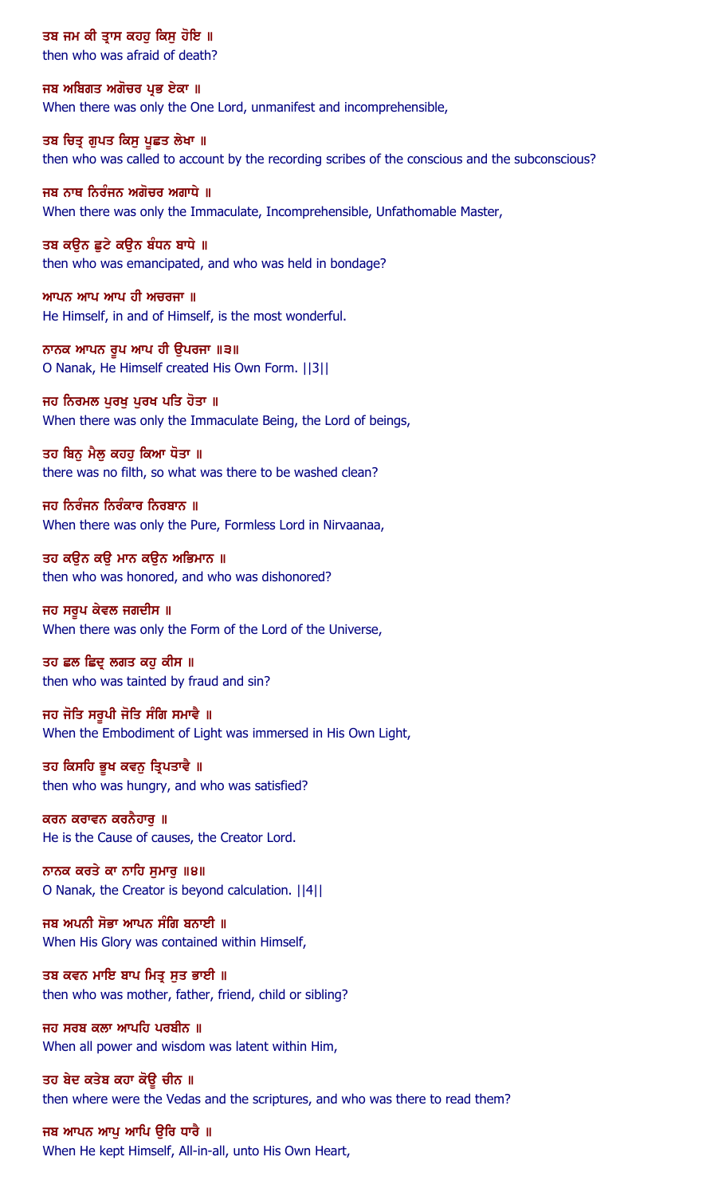ਤਬ ਜਮ ਕੀ ਤ੍ਰਾਸ ਕਹਹੁ ਕਿਸੁ ਹੋਇ ॥
then who was afraid of death?

ਜਬ ਅਬਿਗਤ ਅਗੋਚਰ ਪ੍ਰਭ ਏਕਾ ॥
When there was only the One Lord, unmanifest and incomprehensible,

ਤਬ ਚਿਤ੍ਰ ਗੁਪਤ ਕਿਸੁ ਪੂਛਤ ਲੇਖਾ ॥
then who was called to account by the recording scribes of the conscious and the subconscious?

ਜਬ ਨਾਥ ਨਿਰੰਜਨ ਅਗੋਚਰ ਅਗਾਧੇ ॥
When there was only the Immaculate, Incomprehensible, Unfathomable Master,

ਤਬ ਕਉਨ ਛੁਟੇ ਕਉਨ ਬੰਧਨ ਬਾਧੇ ॥
then who was emancipated, and who was held in bondage?

ਆਪਨ ਆਪ ਆਪ ਹੀ ਅਚਰਜਾ ॥
He Himself, in and of Himself, is the most wonderful.

ਨਾਨਕ ਆਪਨ ਰੂਪ ਆਪ ਹੀ ਉਪਰਜਾ ॥੩॥
O Nanak, He Himself created His Own Form. ||3||

ਜਹ ਨਿਰਮਲ ਪੁਰਖੁ ਪੁਰਖ ਪਤਿ ਹੋਤਾ ॥
When there was only the Immaculate Being, the Lord of beings,

ਤਹ ਬਿਨੁ ਮੈਲੁ ਕਹਹੁ ਕਿਆ ਧੋਤਾ ॥
there was no filth, so what was there to be washed clean?

ਜਹ ਨਿਰੰਜਨ ਨਿਰੰਕਾਰ ਨਿਰਬਾਨ ॥
When there was only the Pure, Formless Lord in Nirvaanaa,

ਤਹ ਕਉਨ ਕਉ ਮਾਨ ਕਉਨ ਅਭਿਮਾਨ ॥
then who was honored, and who was dishonored?

ਜਹ ਸਰੂਪ ਕੇਵਲ ਜਗਦੀਸ ॥
When there was only the Form of the Lord of the Universe,

ਤਹ ਛਲ ਛਿਦ੍ਰ ਲਗਤ ਕਹੁ ਕੀਸ ॥
then who was tainted by fraud and sin?

ਜਹ ਜੋਤਿ ਸਰੂਪੀ ਜੋਤਿ ਸੰਗਿ ਸਮਾਵੈ ॥
When the Embodiment of Light was immersed in His Own Light,

ਤਹ ਕਿਸਹਿ ਭੂਖ ਕਵਨੁ ਤ੍ਰਿਪਤਾਵੈ ॥
then who was hungry, and who was satisfied?

ਕਰਨ ਕਰਾਵਨ ਕਰਨੈਹਾਰੁ ॥
He is the Cause of causes, the Creator Lord.

ਨਾਨਕ ਕਰਤੇ ਕਾ ਨਾਹਿ ਸੁਮਾਰੁ ॥੪॥
O Nanak, the Creator is beyond calculation. ||4||

ਜਬ ਅਪਨੀ ਸੋਭਾ ਆਪਨ ਸੰਗਿ ਬਨਾਈ ॥
When His Glory was contained within Himself,

ਤਬ ਕਵਨ ਮਾਇ ਬਾਪ ਮਿਤ੍ਰ ਸੁਤ ਭਾਈ ॥
then who was mother, father, friend, child or sibling?

ਜਹ ਸਰਬ ਕਲਾ ਆਪਹਿ ਪਰਬੀਨ ॥
When all power and wisdom was latent within Him,

ਤਹ ਬੇਦ ਕਤੇਬ ਕਹਾ ਕੋਊ ਚੀਨ ॥
then where were the Vedas and the scriptures, and who was there to read them?

ਜਬ ਆਪਨ ਆਪੁ ਆਪਿ ਉਰਿ ਧਾਰੈ ॥
When He kept Himself, All-in-all, unto His Own Heart,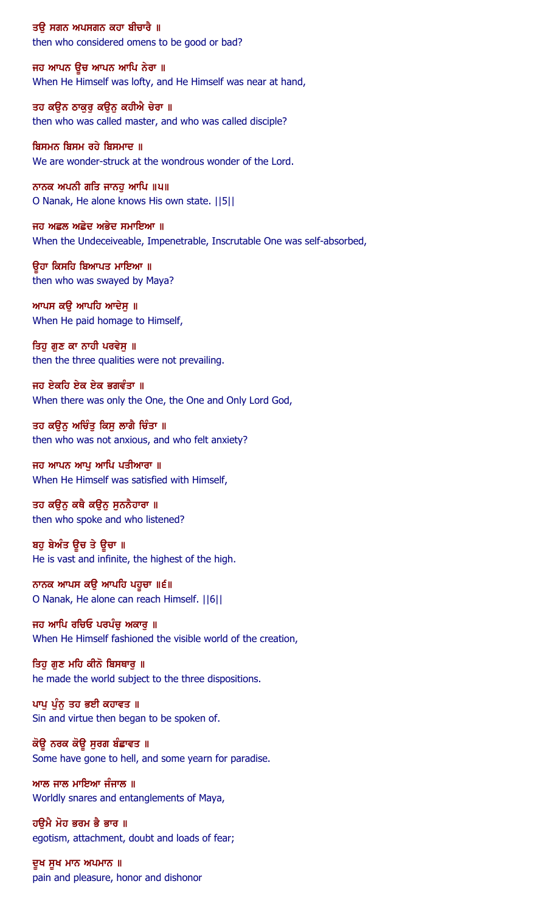ਤਉ ਸਗਨ ਅਪਸਗਨ ਕਹਾ ਬੀਚਾਰੈ ॥
then who considered omens to be good or bad?

ਜਹ ਆਪਨ ਊਚ ਆਪਨ ਆਪਿ ਨੇਰਾ ॥
When He Himself was lofty, and He Himself was near at hand,

ਤਹ ਕਉਨ ਠਾਕੁਰੁ ਕਉਨੁ ਕਹੀਐ ਚੇਰਾ ॥
then who was called master, and who was called disciple?

ਬਿਸਮਨ ਬਿਸਮ ਰਹੇ ਬਿਸਮਾਦ ॥
We are wonder-struck at the wondrous wonder of the Lord.

ਨਾਨਕ ਅਪਨੀ ਗਤਿ ਜਾਨਹੁ ਆਪਿ ॥੫॥
O Nanak, He alone knows His own state. ||5||

ਜਹ ਅਛਲ ਅਛੇਦ ਅਭੇਦ ਸਮਾਇਆ ॥
When the Undeceiveable, Impenetrable, Inscrutable One was self-absorbed,

ਊਹਾ ਕਿਸਹਿ ਬਿਆਪਤ ਮਾਇਆ ॥
then who was swayed by Maya?

ਆਪਸ ਕਉ ਆਪਹਿ ਆਦੇਸੁ ॥
When He paid homage to Himself,

ਤਿਹੁ ਗੁਣ ਕਾ ਨਾਹੀ ਪਰਵੇਸੁ ॥
then the three qualities were not prevailing.

ਜਹ ਏਕਹਿ ਏਕ ਏਕ ਭਗਵੰਤਾ ॥
When there was only the One, the One and Only Lord God,

ਤਹ ਕਉਨੁ ਅਚਿੰਤੁ ਕਿਸੁ ਲਾਗੈ ਚਿੰਤਾ ॥
then who was not anxious, and who felt anxiety?

ਜਹ ਆਪਨ ਆਪੁ ਆਪਿ ਪਤੀਆਰਾ ॥
When He Himself was satisfied with Himself,

ਤਹ ਕਉਨੁ ਕਥੈ ਕਉਨੁ ਸੁਨਨੈਹਾਰਾ ॥
then who spoke and who listened?

ਬਹੁ ਬੇਅੰਤ ਊਚ ਤੇ ਊਚਾ ॥
He is vast and infinite, the highest of the high.

ਨਾਨਕ ਆਪਸ ਕਉ ਆਪਹਿ ਪਹੂਚਾ ॥੬॥
O Nanak, He alone can reach Himself. ||6||

ਜਹ ਆਪਿ ਰਚਿਓ ਪਰਪੰਚੁ ਅਕਾਰੁ ॥
When He Himself fashioned the visible world of the creation,

ਤਿਹੁ ਗੁਣ ਮਹਿ ਕੀਨੋ ਬਿਸਥਾਰੁ ॥
he made the world subject to the three dispositions.

ਪਾਪੁ ਪੁੰਨੁ ਤਹ ਭਈ ਕਹਾਵਤ ॥
Sin and virtue then began to be spoken of.

ਕੋਊ ਨਰਕ ਕੋਊ ਸੁਰਗ ਬੰਛਾਵਤ ॥
Some have gone to hell, and some yearn for paradise.

ਆਲ ਜਾਲ ਮਾਇਆ ਜੰਜਾਲ ॥
Worldly snares and entanglements of Maya,

ਹਉਮੈ ਮੋਹ ਭਰਮ ਭੈ ਭਾਰ ॥
egotism, attachment, doubt and loads of fear;

ਦੂਖ ਸੂਖ ਮਾਨ ਅਪਮਾਨ ॥
pain and pleasure, honor and dishonor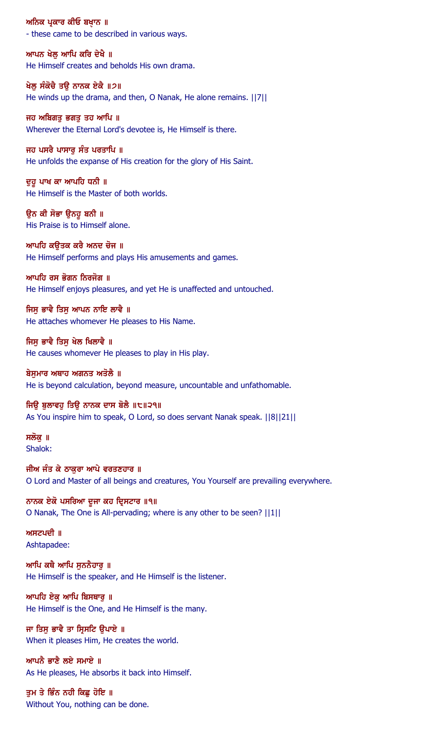ਅਨਿਕ ਪ੍ਰਕਾਰ ਕੀਓ ਬਖ੍ਯ੍ਯਾਨ ॥
- these came to be described in various ways.

ਆਪਨ ਖੇਲੁ ਆਪਿ ਕਰਿ ਦੇਖੈ ॥
He Himself creates and beholds His own drama.

ਖੇਲੁ ਸੰਕੋਚੈ ਤਉ ਨਾਨਕ ਏਕੈ ॥੭॥
He winds up the drama, and then, O Nanak, He alone remains. ||7||

ਜਹ ਅਬਿਗਤੁ ਭਗਤੁ ਤਹ ਆਪਿ ॥
Wherever the Eternal Lord's devotee is, He Himself is there.

ਜਹ ਪਸਰੈ ਪਾਸਾਰੁ ਸੰਤ ਪਰਤਾਪਿ ॥
He unfolds the expanse of His creation for the glory of His Saint.

ਦੁਹੂ ਪਾਖ ਕਾ ਆਪਹਿ ਧਨੀ ॥
He Himself is the Master of both worlds.

ਉਨ ਕੀ ਸੋਭਾ ਉਨਹੂ ਬਨੀ ॥
His Praise is to Himself alone.

ਆਪਹਿ ਕਉਤਕ ਕਰੈ ਅਨਦ ਚੋਜ ॥
He Himself performs and plays His amusements and games.

ਆਪਹਿ ਰਸ ਭੋਗਨ ਨਿਰਜੋਗ ॥
He Himself enjoys pleasures, and yet He is unaffected and untouched.

ਜਿਸੁ ਭਾਵੈ ਤਿਸੁ ਆਪਨ ਨਾਇ ਲਾਵੈ ॥
He attaches whomever He pleases to His Name.

ਜਿਸੁ ਭਾਵੈ ਤਿਸੁ ਖੇਲ ਖਿਲਾਵੈ ॥
He causes whomever He pleases to play in His play.

ਬੇਸੁਮਾਰ ਅਥਾਹ ਅਗਨਤ ਅਤੋਲੈ ॥
He is beyond calculation, beyond measure, uncountable and unfathomable.

ਜਿਉ ਬੁਲਾਵਹੁ ਤਿਉ ਨਾਨਕ ਦਾਸ ਬੋਲੈ ॥੮॥੨੧॥
As You inspire him to speak, O Lord, so does servant Nanak speak. ||8||21||

ਸਲੋਕੁ ॥
Shalok:

ਜੀਅ ਜੰਤ ਕੇ ਠਾਕੁਰਾ ਆਪੇ ਵਰਤਣਹਾਰ ॥
O Lord and Master of all beings and creatures, You Yourself are prevailing everywhere.

ਨਾਨਕ ਏਕੋ ਪਸਰਿਆ ਦੂਜਾ ਕਹ ਦ੍ਰਿਸਟਾਰ ॥੧॥
O Nanak, The One is All-pervading; where is any other to be seen? ||1||

ਅਸਟਪਦੀ ॥
Ashtapadee:

ਆਪਿ ਕਥੈ ਆਪਿ ਸੁਨਨੈਹਾਰੁ ॥
He Himself is the speaker, and He Himself is the listener.

ਆਪਹਿ ਏਕੁ ਆਪਿ ਬਿਸਥਾਰੁ ॥
He Himself is the One, and He Himself is the many.

ਜਾ ਤਿਸੁ ਭਾਵੈ ਤਾ ਸ੍ਰਿਸਟਿ ਉਪਾਏ ॥
When it pleases Him, He creates the world.

ਆਪਨੈ ਭਾਣੈ ਲਏ ਸਮਾਏ ॥
As He pleases, He absorbs it back into Himself.

ਤੁਮ ਤੇ ਭਿੰਨ ਨਹੀ ਕਿਛੁ ਹੋਇ ॥
Without You, nothing can be done.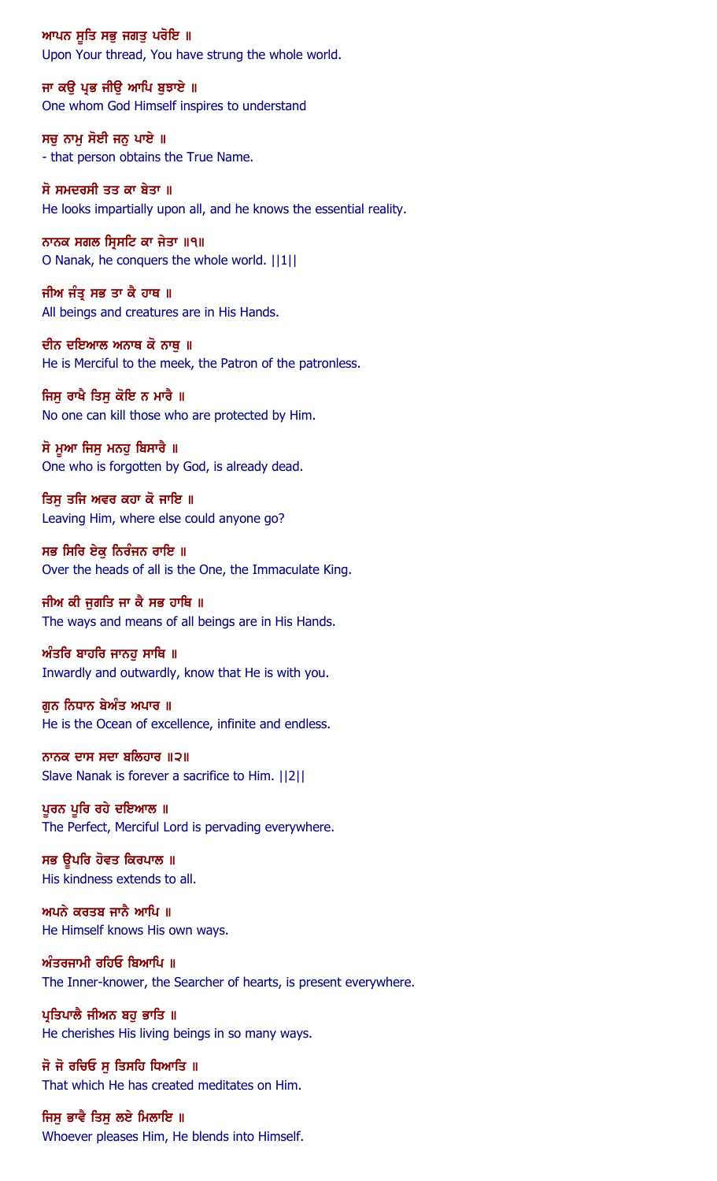ਆਪਨ ਸੂਤਿ ਸਭੁ ਜਗਤੁ ਪਰੋਇ ॥
Upon Your thread, You have strung the whole world.

ਜਾ ਕਉ ਪ੍ਰਭ ਜੀਉ ਆਪਿ ਬੁਝਾਏ ॥
One whom God Himself inspires to understand

ਸਚੁ ਨਾਮੁ ਸੋਈ ਜਨੁ ਪਾਏ ॥
- that person obtains the True Name.

ਸੋ ਸਮਦਰਸੀ ਤਤ ਕਾ ਬੇਤਾ ॥
He looks impartially upon all, and he knows the essential reality.

ਨਾਨਕ ਸਗਲ ਸ੍ਰਿਸਟਿ ਕਾ ਜੇਤਾ ॥੧॥
O Nanak, he conquers the whole world. ||1||

ਜੀਅ ਜੰਤ੍ਰ ਸਭ ਤਾ ਕੈ ਹਾਥ ॥
All beings and creatures are in His Hands.

ਦੀਨ ਦਇਆਲ ਅਨਾਥ ਕੋ ਨਾਥੁ ॥
He is Merciful to the meek, the Patron of the patronless.

ਜਿਸੁ ਰਾਖੈ ਤਿਸੁ ਕੋਇ ਨ ਮਾਰੈ ॥
No one can kill those who are protected by Him.

ਸੋ ਮੂਆ ਜਿਸੁ ਮਨਹੁ ਬਿਸਾਰੈ ॥
One who is forgotten by God, is already dead.

ਤਿਸੁ ਤਜਿ ਅਵਰ ਕਹਾ ਕੋ ਜਾਇ ॥
Leaving Him, where else could anyone go?

ਸਭ ਸਿਰਿ ਏਕੁ ਨਿਰੰਜਨ ਰਾਇ ॥
Over the heads of all is the One, the Immaculate King.

ਜੀਅ ਕੀ ਜੁਗਤਿ ਜਾ ਕੈ ਸਭ ਹਾਥਿ ॥
The ways and means of all beings are in His Hands.

ਅੰਤਰਿ ਬਾਹਰਿ ਜਾਨਹੁ ਸਾਥਿ ॥
Inwardly and outwardly, know that He is with you.

ਗੁਨ ਨਿਧਾਨ ਬੇਅੰਤ ਅਪਾਰ ॥
He is the Ocean of excellence, infinite and endless.

ਨਾਨਕ ਦਾਸ ਸਦਾ ਬਲਿਹਾਰ ॥੨॥
Slave Nanak is forever a sacrifice to Him. ||2||

ਪੂਰਨ ਪੂਰਿ ਰਹੇ ਦਇਆਲ ॥
The Perfect, Merciful Lord is pervading everywhere.

ਸਭ ਊਪਰਿ ਹੋਵਤ ਕਿਰਪਾਲ ॥
His kindness extends to all.

ਅਪਨੇ ਕਰਤਬ ਜਾਨੈ ਆਪਿ ॥
He Himself knows His own ways.

ਅੰਤਰਜਾਮੀ ਰਹਿਓ ਬਿਆਪਿ ॥
The Inner-knower, the Searcher of hearts, is present everywhere.

ਪ੍ਰਤਿਪਾਲੈ ਜੀਅਨ ਬਹੁ ਭਾਤਿ ॥
He cherishes His living beings in so many ways.

ਜੋ ਜੋ ਰਚਿਓ ਸੁ ਤਿਸਹਿ ਧਿਆਤਿ ॥
That which He has created meditates on Him.

ਜਿਸੁ ਭਾਵੈ ਤਿਸੁ ਲਏ ਮਿਲਾਇ ॥
Whoever pleases Him, He blends into Himself.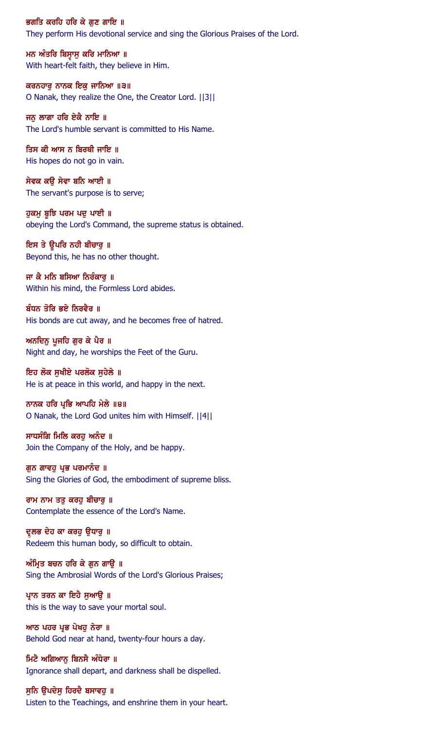ਭਗਤਿ ਕਰਹਿ ਹਰਿ ਕੇ ਗੁਣ ਗਾਇ ॥
They perform His devotional service and sing the Glorious Praises of the Lord.

ਮਨ ਅੰਤਰਿ ਬਿਸ੍ਵਾਸੁ ਕਰਿ ਮਾਨਿਆ ॥
With heart-felt faith, they believe in Him.

ਕਰਨਹਾਰੁ ਨਾਨਕ ਇਕੁ ਜਾਨਿਆ ॥੩॥
O Nanak, they realize the One, the Creator Lord. ||3||

ਜਨੁ ਲਾਗਾ ਹਰਿ ਏਕੈ ਨਾਇ ॥
The Lord's humble servant is committed to His Name.

ਤਿਸ ਕੀ ਆਸ ਨ ਬਿਰਥੀ ਜਾਇ ॥
His hopes do not go in vain.

ਸੇਵਕ ਕਉ ਸੇਵਾ ਬਨਿ ਆਈ ॥
The servant's purpose is to serve;

ਹੁਕਮੁ ਬੂਝਿ ਪਰਮ ਪਦੁ ਪਾਈ ॥
obeying the Lord's Command, the supreme status is obtained.

ਇਸ ਤੇ ਊਪਰਿ ਨਹੀ ਬੀਚਾਰੁ ॥
Beyond this, he has no other thought.

ਜਾ ਕੈ ਮਨਿ ਬਸਿਆ ਨਿਰੰਕਾਰੁ ॥
Within his mind, the Formless Lord abides.

ਬੰਧਨ ਤੋਰਿ ਭਏ ਨਿਰਵੈਰ ॥
His bonds are cut away, and he becomes free of hatred.

ਅਨਦਿਨੁ ਪੂਜਹਿ ਗੁਰ ਕੇ ਪੈਰ ॥
Night and day, he worships the Feet of the Guru.

ਇਹ ਲੋਕ ਸੁਖੀਏ ਪਰਲੋਕ ਸੁਹੇਲੇ ॥
He is at peace in this world, and happy in the next.

ਨਾਨਕ ਹਰਿ ਪ੍ਰਭਿ ਆਪਹਿ ਮੇਲੇ ॥੪॥
O Nanak, the Lord God unites him with Himself. ||4||

ਸਾਧਸੰਗਿ ਮਿਲਿ ਕਰਹੁ ਅਨੰਦ ॥
Join the Company of the Holy, and be happy.

ਗੁਨ ਗਾਵਹੁ ਪ੍ਰਭ ਪਰਮਾਨੰਦ ॥
Sing the Glories of God, the embodiment of supreme bliss.

ਰਾਮ ਨਾਮ ਤਤੁ ਕਰਹੁ ਬੀਚਾਰੁ ॥
Contemplate the essence of the Lord's Name.

ਦ੍ਰੁਲਭ ਦੇਹ ਕਾ ਕਰਹੁ ਉਧਾਰੁ ॥
Redeem this human body, so difficult to obtain.

ਅੰਮ੍ਰਿਤ ਬਚਨ ਹਰਿ ਕੇ ਗੁਨ ਗਾਉ ॥
Sing the Ambrosial Words of the Lord's Glorious Praises;

ਪ੍ਰਾਨ ਤਰਨ ਕਾ ਇਹੈ ਸੁਆਉ ॥
this is the way to save your mortal soul.

ਆਠ ਪਹਰ ਪ੍ਰਭ ਪੇਖਹੁ ਨੇਰਾ ॥
Behold God near at hand, twenty-four hours a day.

ਮਿਟੈ ਅਗਿਆਨੁ ਬਿਨਸੈ ਅੰਧੇਰਾ ॥
Ignorance shall depart, and darkness shall be dispelled.

ਸੁਨਿ ਉਪਦੇਸੁ ਹਿਰਦੈ ਬਸਾਵਹੁ ॥
Listen to the Teachings, and enshrine them in your heart.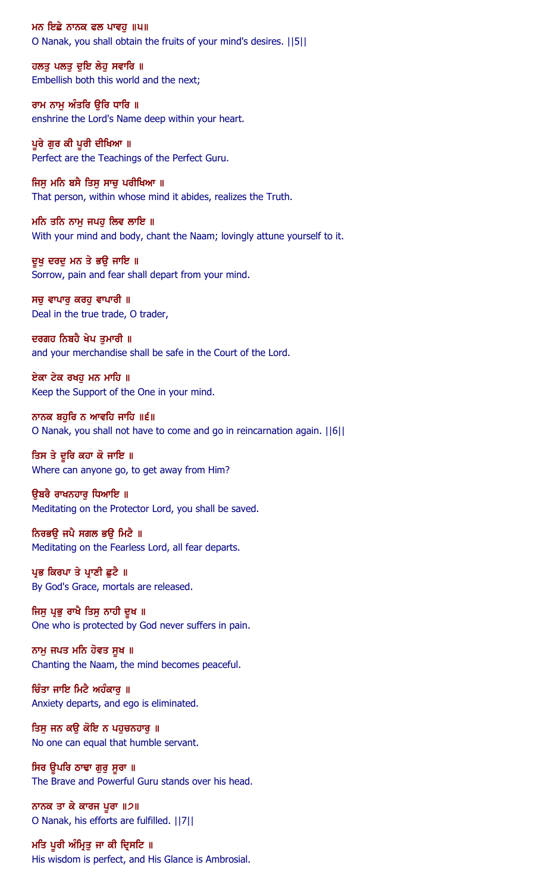ਮਨ ਇਛੇ ਨਾਨਕ ਫਲ ਪਾਵਹੁ ॥੫॥

O Nanak, you shall obtain the fruits of your mind's desires. ||5||

ਹਲਤੁ ਪਲਤੁ ਦੁਇ ਲੇਹੁ ਸਵਾਰਿ ॥

Embellish both this world and the next;

ਰਾਮ ਨਾਮੁ ਅੰਤਰਿ ਉਰਿ ਧਾਰਿ ॥

enshrine the Lord's Name deep within your heart.

ਪੂਰੇ ਗੁਰ ਕੀ ਪੂਰੀ ਦੀਖਿਆ ॥

Perfect are the Teachings of the Perfect Guru.

ਜਿਸੁ ਮਨਿ ਬਸੈ ਤਿਸੁ ਸਾਚੁ ਪਰੀਖਿਆ ॥

That person, within whose mind it abides, realizes the Truth.

ਮਨਿ ਤਨਿ ਨਾਮੁ ਜਪਹੁ ਲਿਵ ਲਾਇ ॥

With your mind and body, chant the Naam; lovingly attune yourself to it.

ਦੂਖੁ ਦਰਦੁ ਮਨ ਤੇ ਭਉ ਜਾਇ ॥

Sorrow, pain and fear shall depart from your mind.

ਸਚੁ ਵਾਪਾਰੁ ਕਰਹੁ ਵਾਪਾਰੀ ॥

Deal in the true trade, O trader,

ਦਰਗਹ ਨਿਬਹੈ ਖੇਪ ਤੁਮਾਰੀ ॥

and your merchandise shall be safe in the Court of the Lord.

ਏਕਾ ਟੇਕ ਰਖਹੁ ਮਨ ਮਾਹਿ ॥

Keep the Support of the One in your mind.

ਨਾਨਕ ਬਹੁਰਿ ਨ ਆਵਹਿ ਜਾਹਿ ॥੬॥

O Nanak, you shall not have to come and go in reincarnation again. ||6||

ਤਿਸ ਤੇ ਦੂਰਿ ਕਹਾ ਕੋ ਜਾਇ ॥

Where can anyone go, to get away from Him?

ਉਬਰੈ ਰਾਖਨਹਾਰੁ ਧਿਆਇ ॥

Meditating on the Protector Lord, you shall be saved.

ਨਿਰਭਉ ਜਪੈ ਸਗਲ ਭਉ ਮਿਟੈ ॥

Meditating on the Fearless Lord, all fear departs.

ਪ੍ਰਭ ਕਿਰਪਾ ਤੇ ਪ੍ਰਾਣੀ ਛੁਟੈ ॥

By God's Grace, mortals are released.

ਜਿਸੁ ਪ੍ਰਭੁ ਰਾਖੈ ਤਿਸੁ ਨਾਹੀ ਦੂਖ ॥

One who is protected by God never suffers in pain.

ਨਾਮੁ ਜਪਤ ਮਨਿ ਹੋਵਤ ਸੂਖ ॥

Chanting the Naam, the mind becomes peaceful.

ਚਿੰਤਾ ਜਾਇ ਮਿਟੈ ਅਹੰਕਾਰੁ ॥

Anxiety departs, and ego is eliminated.

ਤਿਸੁ ਜਨ ਕਉ ਕੋਇ ਨ ਪਹੁਚਨਹਾਰੁ ॥

No one can equal that humble servant.

ਸਿਰ ਊਪਰਿ ਠਾਢਾ ਗੁਰੁ ਸੂਰਾ ॥

The Brave and Powerful Guru stands over his head.

ਨਾਨਕ ਤਾ ਕੇ ਕਾਰਜ ਪੂਰਾ ॥੭॥

O Nanak, his efforts are fulfilled. ||7||

ਮਤਿ ਪੂਰੀ ਅੰਮ੍ਰਿਤੁ ਜਾ ਕੀ ਦ੍ਰਿਸਟਿ ॥

His wisdom is perfect, and His Glance is Ambrosial.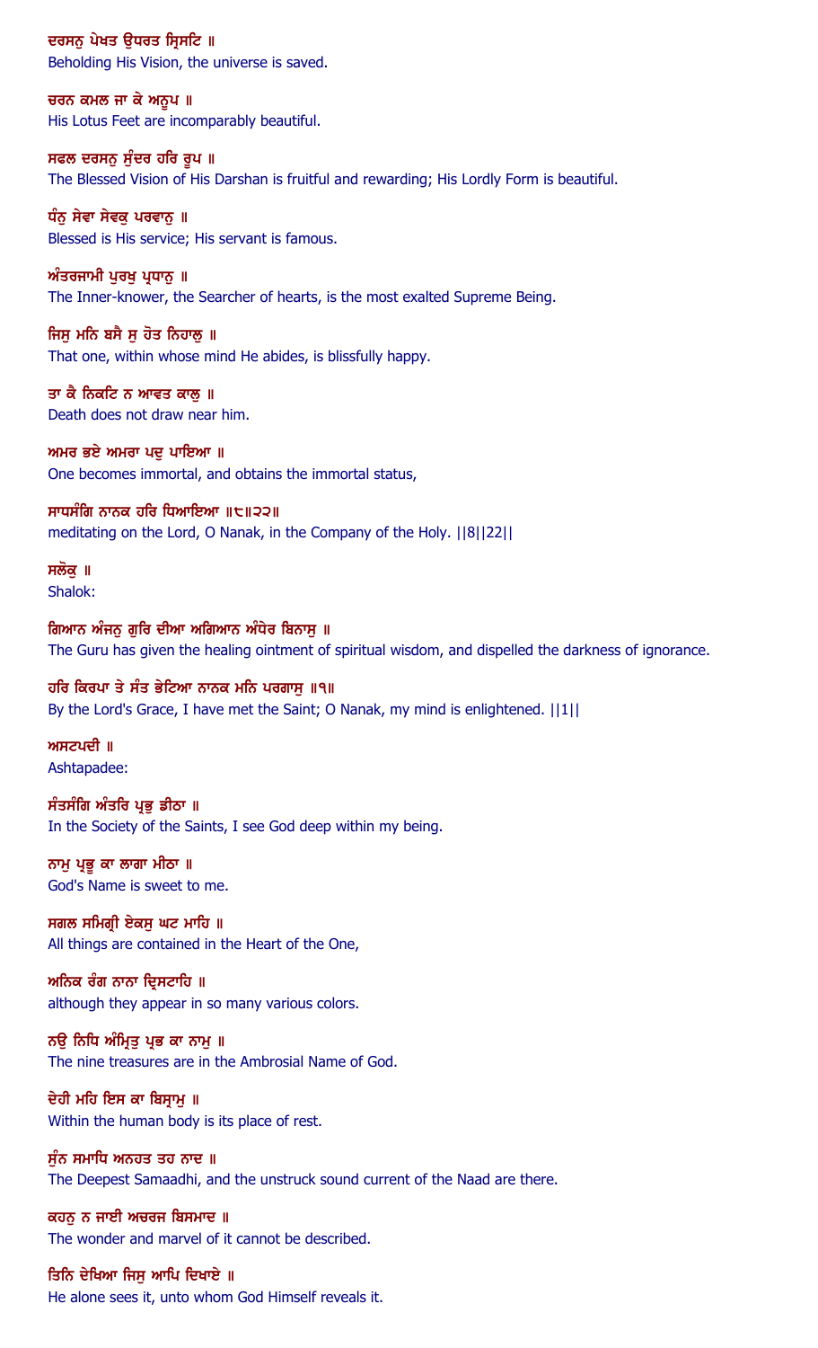ਦਰਸਨੁ ਪੇਖਤ ਉਧਰਤ ਸ੍ਰਿਸਟਿ ॥
Beholding His Vision, the universe is saved.

ਚਰਨ ਕਮਲ ਜਾ ਕੇ ਅਨੂਪ ॥
His Lotus Feet are incomparably beautiful.

ਸਫਲ ਦਰਸਨੁ ਸੁੰਦਰ ਹਰਿ ਰੂਪ ॥
The Blessed Vision of His Darshan is fruitful and rewarding; His Lordly Form is beautiful.

ਧੰਨੁ ਸੇਵਾ ਸੇਵਕੁ ਪਰਵਾਨੁ ॥
Blessed is His service; His servant is famous.

ਅੰਤਰਜਾਮੀ ਪੁਰਖੁ ਪ੍ਰਧਾਨੁ ॥
The Inner-knower, the Searcher of hearts, is the most exalted Supreme Being.

ਜਿਸੁ ਮਨਿ ਬਸੈ ਸੁ ਹੋਤ ਨਿਹਾਲੁ ॥
That one, within whose mind He abides, is blissfully happy.

ਤਾ ਕੈ ਨਿਕਟਿ ਨ ਆਵਤ ਕਾਲੁ ॥
Death does not draw near him.

ਅਮਰ ਭਏ ਅਮਰਾ ਪਦੁ ਪਾਇਆ ॥
One becomes immortal, and obtains the immortal status,

ਸਾਧਸੰਗਿ ਨਾਨਕ ਹਰਿ ਧਿਆਇਆ ॥੮॥੨੨॥
meditating on the Lord, O Nanak, in the Company of the Holy. ||8||22||

ਸਲੋਕੁ ॥
Shalok:

ਗਿਆਨ ਅੰਜਨੁ ਗੁਰਿ ਦੀਆ ਅਗਿਆਨ ਅੰਧੇਰ ਬਿਨਾਸੁ ॥
The Guru has given the healing ointment of spiritual wisdom, and dispelled the darkness of ignorance.

ਹਰਿ ਕਿਰਪਾ ਤੇ ਸੰਤ ਭੇਟਿਆ ਨਾਨਕ ਮਨਿ ਪਰਗਾਸੁ ॥੧॥
By the Lord's Grace, I have met the Saint; O Nanak, my mind is enlightened. ||1||

ਅਸਟਪਦੀ ॥
Ashtapadee:

ਸੰਤਸੰਗਿ ਅੰਤਰਿ ਪ੍ਰਭੁ ਡੀਠਾ ॥
In the Society of the Saints, I see God deep within my being.

ਨਾਮੁ ਪ੍ਰਭੂ ਕਾ ਲਾਗਾ ਮੀਠਾ ॥
God's Name is sweet to me.

ਸਗਲ ਸਮਿਗ੍ਰੀ ਏਕਸੁ ਘਟ ਮਾਹਿ ॥
All things are contained in the Heart of the One,

ਅਨਿਕ ਰੰਗ ਨਾਨਾ ਦ੍ਰਿਸਟਾਹਿ ॥
although they appear in so many various colors.

ਨਉ ਨਿਧਿ ਅੰਮ੍ਰਿਤੁ ਪ੍ਰਭ ਕਾ ਨਾਮੁ ॥
The nine treasures are in the Ambrosial Name of God.

ਦੇਹੀ ਮਹਿ ਇਸ ਕਾ ਬਿਸ੍ਰਾਮੁ ॥
Within the human body is its place of rest.

ਸੁੰਨ ਸਮਾਧਿ ਅਨਹਤ ਤਹ ਨਾਦ ॥
The Deepest Samaadhi, and the unstruck sound current of the Naad are there.

ਕਹਨੁ ਨ ਜਾਈ ਅਚਰਜ ਬਿਸਮਾਦ ॥
The wonder and marvel of it cannot be described.

ਤਿਨਿ ਦੇਖਿਆ ਜਿਸੁ ਆਪਿ ਦਿਖਾਏ ॥
He alone sees it, unto whom God Himself reveals it.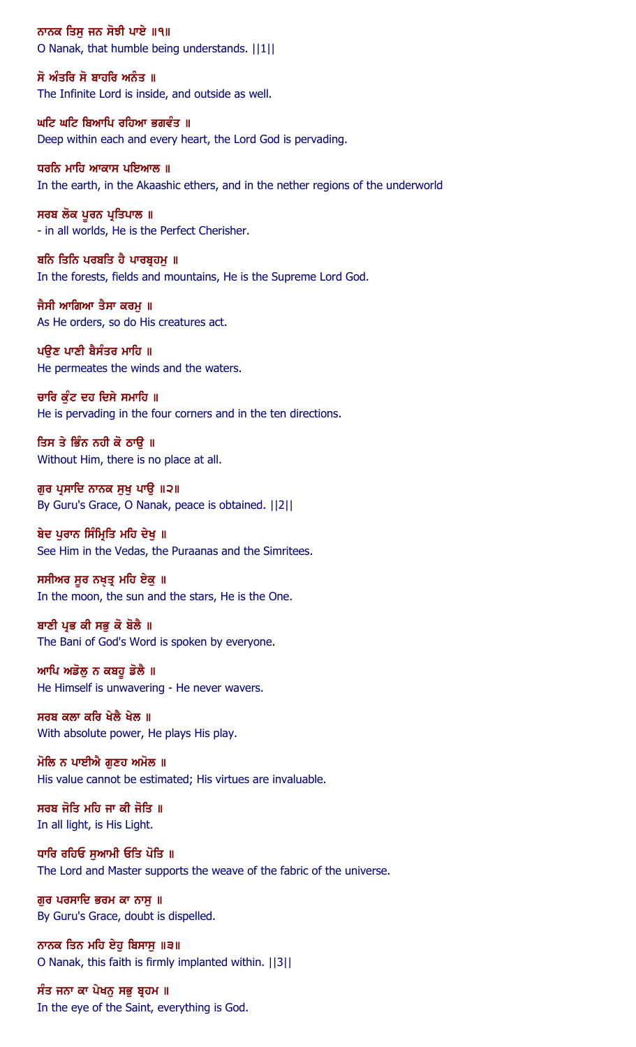ਨਾਨਕ ਤਿਸੁ ਜਨ ਸੋਝੀ ਪਾਏ ॥੧॥
O Nanak, that humble being understands. ||1||

ਸੋ ਅੰਤਰਿ ਸੋ ਬਾਹਰਿ ਅਨੰਤ ॥
The Infinite Lord is inside, and outside as well.

ਘਟਿ ਘਟਿ ਬਿਆਪਿ ਰਹਿਆ ਭਗਵੰਤ ॥
Deep within each and every heart, the Lord God is pervading.

ਧਰਨਿ ਮਾਹਿ ਆਕਾਸ ਪਇਆਲ ॥
In the earth, in the Akaashic ethers, and in the nether regions of the underworld

ਸਰਬ ਲੋਕ ਪੂਰਨ ਪ੍ਰਤਿਪਾਲ ॥
- in all worlds, He is the Perfect Cherisher.

ਬਨਿ ਤਿਨਿ ਪਰਬਤਿ ਹੈ ਪਾਰਬ੍ਰਹਮੁ ॥
In the forests, fields and mountains, He is the Supreme Lord God.

ਜੈਸੀ ਆਗਿਆ ਤੈਸਾ ਕਰਮੁ ॥
As He orders, so do His creatures act.

ਪਉਣ ਪਾਣੀ ਬੈਸੰਤਰ ਮਾਹਿ ॥
He permeates the winds and the waters.

ਚਾਰਿ ਕੁੰਟ ਦਹ ਦਿਸੇ ਸਮਾਹਿ ॥
He is pervading in the four corners and in the ten directions.

ਤਿਸ ਤੇ ਭਿੰਨ ਨਹੀ ਕੋ ਠਾਉ ॥
Without Him, there is no place at all.

ਗੁਰ ਪ੍ਰਸਾਦਿ ਨਾਨਕ ਸੁਖੁ ਪਾਉ ॥੨॥
By Guru's Grace, O Nanak, peace is obtained. ||2||

ਬੇਦ ਪੁਰਾਨ ਸਿੰਮ੍ਰਿਤਿ ਮਹਿ ਦੇਖੁ ॥
See Him in the Vedas, the Puraanas and the Simritees.

ਸਸੀਅਰ ਸੂਰ ਨਖ੍ਯ੍ਯਤ੍ਰ ਮਹਿ ਏਕੁ ॥
In the moon, the sun and the stars, He is the One.

ਬਾਣੀ ਪ੍ਰਭ ਕੀ ਸਭੁ ਕੋ ਬੋਲੈ ॥
The Bani of God's Word is spoken by everyone.

ਆਪਿ ਅਡੋਲੁ ਨ ਕਬਹੂ ਡੋਲੈ ॥
He Himself is unwavering - He never wavers.

ਸਰਬ ਕਲਾ ਕਰਿ ਖੇਲੈ ਖੇਲ ॥
With absolute power, He plays His play.

ਮੋਲਿ ਨ ਪਾਈਐ ਗੁਣਹ ਅਮੋਲ ॥
His value cannot be estimated; His virtues are invaluable.

ਸਰਬ ਜੋਤਿ ਮਹਿ ਜਾ ਕੀ ਜੋਤਿ ॥
In all light, is His Light.

ਧਾਰਿ ਰਹਿਓ ਸੁਆਮੀ ਓਤਿ ਪੋਤਿ ॥
The Lord and Master supports the weave of the fabric of the universe.

ਗੁਰ ਪਰਸਾਦਿ ਭਰਮ ਕਾ ਨਾਸੁ ॥
By Guru's Grace, doubt is dispelled.

ਨਾਨਕ ਤਿਨ ਮਹਿ ਏਹੁ ਬਿਸਾਸੁ ॥੩॥
O Nanak, this faith is firmly implanted within. ||3||

ਸੰਤ ਜਨਾ ਕਾ ਪੇਖਨੁ ਸਭੁ ਬ੍ਰਹਮ ॥
In the eye of the Saint, everything is God.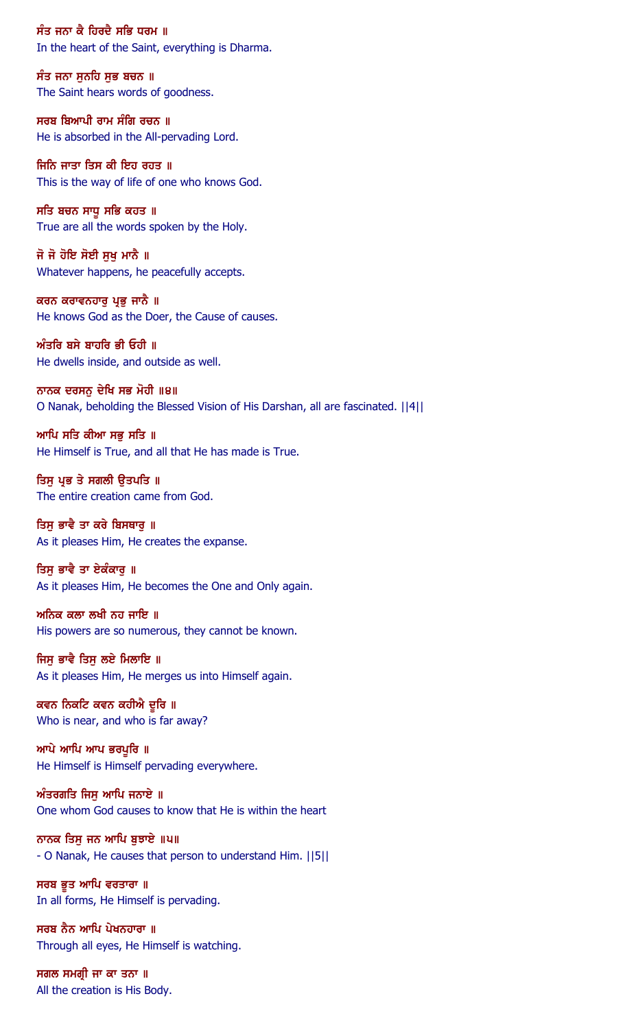ਸੰਤ ਜਨਾ ਕੈ ਹਿਰਦੈ ਸਭਿ ਧਰਮ ॥
In the heart of the Saint, everything is Dharma.

ਸੰਤ ਜਨਾ ਸੁਨਹਿ ਸੁਭ ਬਚਨ ॥
The Saint hears words of goodness.

ਸਰਬ ਬਿਆਪੀ ਰਾਮ ਸੰਗਿ ਰਚਨ ॥
He is absorbed in the All-pervading Lord.

ਜਿਨਿ ਜਾਤਾ ਤਿਸ ਕੀ ਇਹ ਰਹਤ ॥
This is the way of life of one who knows God.

ਸਤਿ ਬਚਨ ਸਾਧੂ ਸਭਿ ਕਹਤ ॥
True are all the words spoken by the Holy.

ਜੋ ਜੋ ਹੋਇ ਸੋਈ ਸੁਖੁ ਮਾਨੈ ॥
Whatever happens, he peacefully accepts.

ਕਰਨ ਕਰਾਵਨਹਾਰੁ ਪ੍ਰਭੁ ਜਾਨੈ ॥
He knows God as the Doer, the Cause of causes.

ਅੰਤਰਿ ਬਸੇ ਬਾਹਰਿ ਭੀ ਓਹੀ ॥
He dwells inside, and outside as well.

ਨਾਨਕ ਦਰਸਨੁ ਦੇਖਿ ਸਭ ਮੋਹੀ ॥੪॥
O Nanak, beholding the Blessed Vision of His Darshan, all are fascinated. ||4||

ਆਪਿ ਸਤਿ ਕੀਆ ਸਭੁ ਸਤਿ ॥
He Himself is True, and all that He has made is True.

ਤਿਸੁ ਪ੍ਰਭ ਤੇ ਸਗਲੀ ਉਤਪਤਿ ॥
The entire creation came from God.

ਤਿਸੁ ਭਾਵੈ ਤਾ ਕਰੇ ਬਿਸਥਾਰੁ ॥
As it pleases Him, He creates the expanse.

ਤਿਸੁ ਭਾਵੈ ਤਾ ਏਕੰਕਾਰੁ ॥
As it pleases Him, He becomes the One and Only again.

ਅਨਿਕ ਕਲਾ ਲਖੀ ਨਹ ਜਾਇ ॥
His powers are so numerous, they cannot be known.

ਜਿਸੁ ਭਾਵੈ ਤਿਸੁ ਲਏ ਮਿਲਾਇ ॥
As it pleases Him, He merges us into Himself again.

ਕਵਨ ਨਿਕਟਿ ਕਵਨ ਕਹੀਐ ਦੂਰਿ ॥
Who is near, and who is far away?

ਆਪੇ ਆਪਿ ਆਪ ਭਰਪੂਰਿ ॥
He Himself is Himself pervading everywhere.

ਅੰਤਰਗਤਿ ਜਿਸੁ ਆਪਿ ਜਨਾਏ ॥
One whom God causes to know that He is within the heart

ਨਾਨਕ ਤਿਸੁ ਜਨ ਆਪਿ ਬੁਝਾਏ ॥੫॥
- O Nanak, He causes that person to understand Him. ||5||

ਸਰਬ ਭੂਤ ਆਪਿ ਵਰਤਾਰਾ ॥
In all forms, He Himself is pervading.

ਸਰਬ ਨੈਨ ਆਪਿ ਪੇਖਨਹਾਰਾ ॥
Through all eyes, He Himself is watching.

ਸਗਲ ਸਮਗ੍ਰੀ ਜਾ ਕਾ ਤਨਾ ॥
All the creation is His Body.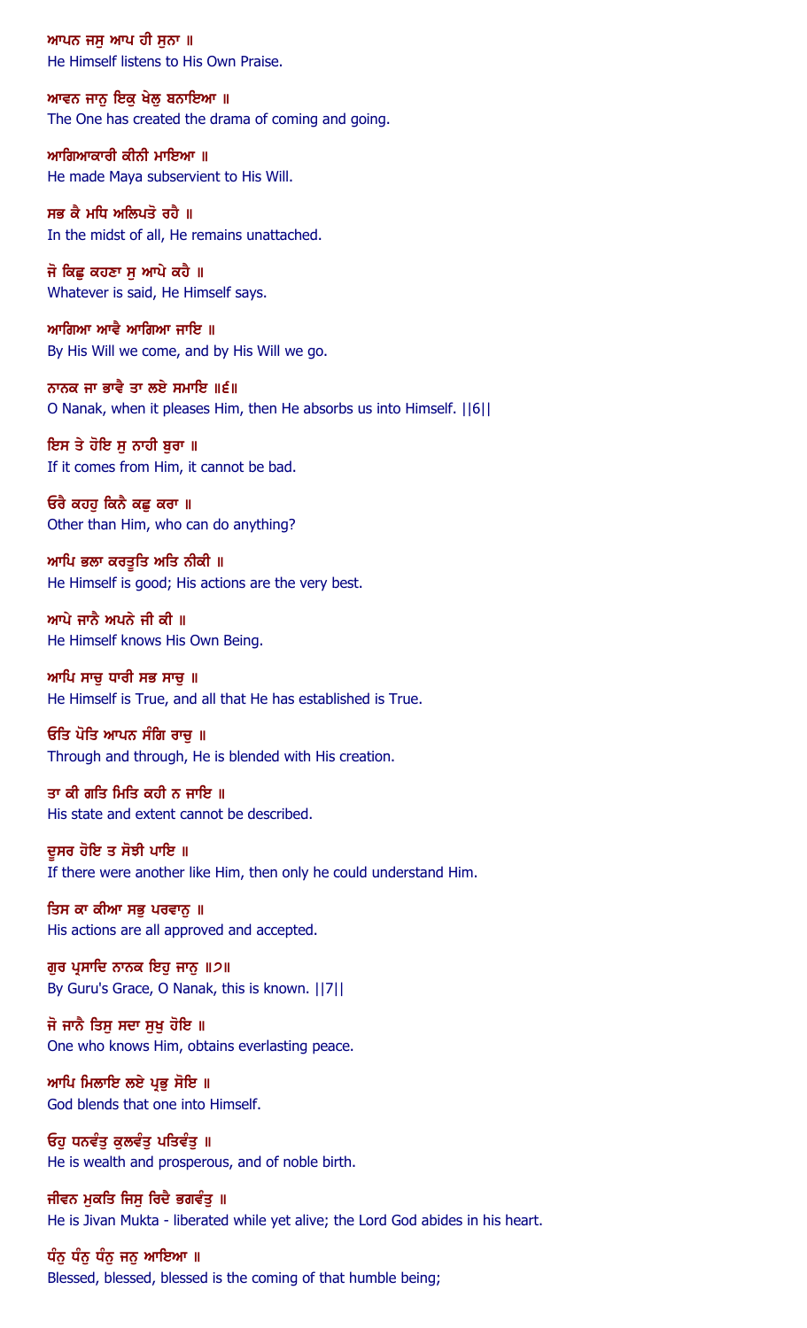ਆਪਨ ਜਸੁ ਆਪ ਹੀ ਸੁਨਾ ॥
He Himself listens to His Own Praise.

ਆਵਨ ਜਾਨੁ ਇਕੁ ਖੇਲੁ ਬਨਾਇਆ ॥
The One has created the drama of coming and going.

ਆਗਿਆਕਾਰੀ ਕੀਨੀ ਮਾਇਆ ॥
He made Maya subservient to His Will.

ਸਭ ਕੈ ਮਧਿ ਅਲਿਪਤੋ ਰਹੈ ॥
In the midst of all, He remains unattached.

ਜੋ ਕਿਛੁ ਕਹਣਾ ਸੁ ਆਪੇ ਕਹੈ ॥
Whatever is said, He Himself says.

ਆਗਿਆ ਆਵੈ ਆਗਿਆ ਜਾਇ ॥
By His Will we come, and by His Will we go.

ਨਾਨਕ ਜਾ ਭਾਵੈ ਤਾ ਲਏ ਸਮਾਇ ॥੬॥
O Nanak, when it pleases Him, then He absorbs us into Himself. ||6||

ਇਸ ਤੇ ਹੋਇ ਸੁ ਨਾਹੀ ਬੁਰਾ ॥
If it comes from Him, it cannot be bad.

ਓਰੈ ਕਹਹੁ ਕਿਨੈ ਕਛੁ ਕਰਾ ॥
Other than Him, who can do anything?

ਆਪਿ ਭਲਾ ਕਰਤੂਤਿ ਅਤਿ ਨੀਕੀ ॥
He Himself is good; His actions are the very best.

ਆਪੇ ਜਾਨੈ ਅਪਨੇ ਜੀ ਕੀ ॥
He Himself knows His Own Being.

ਆਪਿ ਸਾਚੁ ਧਾਰੀ ਸਭ ਸਾਚੁ ॥
He Himself is True, and all that He has established is True.

ਓਤਿ ਪੋਤਿ ਆਪਨ ਸੰਗਿ ਰਾਚੁ ॥
Through and through, He is blended with His creation.

ਤਾ ਕੀ ਗਤਿ ਮਿਤਿ ਕਹੀ ਨ ਜਾਇ ॥
His state and extent cannot be described.

ਦੂਸਰ ਹੋਇ ਤ ਸੋਝੀ ਪਾਇ ॥
If there were another like Him, then only he could understand Him.

ਤਿਸ ਕਾ ਕੀਆ ਸਭੁ ਪਰਵਾਨੁ ॥
His actions are all approved and accepted.

ਗੁਰ ਪ੍ਰਸਾਦਿ ਨਾਨਕ ਇਹੁ ਜਾਨੁ ॥੭॥
By Guru's Grace, O Nanak, this is known. ||7||

ਜੋ ਜਾਨੈ ਤਿਸੁ ਸਦਾ ਸੁਖੁ ਹੋਇ ॥
One who knows Him, obtains everlasting peace.

ਆਪਿ ਮਿਲਾਇ ਲਏ ਪ੍ਰਭੁ ਸੋਇ ॥
God blends that one into Himself.

ਓਹੁ ਧਨਵੰਤੁ ਕੁਲਵੰਤੁ ਪਤਿਵੰਤੁ ॥
He is wealth and prosperous, and of noble birth.

ਜੀਵਨ ਮੁਕਤਿ ਜਿਸੁ ਰਿਦੈ ਭਗਵੰਤੁ ॥
He is Jivan Mukta - liberated while yet alive; the Lord God abides in his heart.

ਧੰਨੁ ਧੰਨੁ ਧੰਨੁ ਜਨੁ ਆਇਆ ॥
Blessed, blessed, blessed is the coming of that humble being;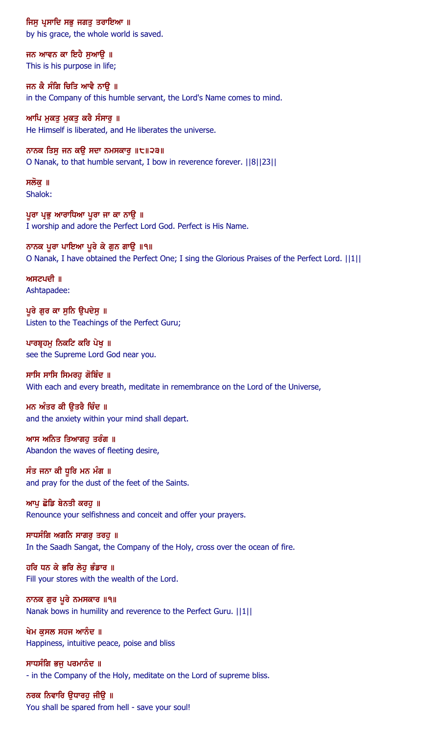ਜਿਸੁ ਪ੍ਰਸਾਦਿ ਸਭੁ ਜਗਤੁ ਤਰਾਇਆ ॥
by his grace, the whole world is saved.

ਜਨ ਆਵਨ ਕਾ ਇਹੈ ਸੁਆਉ ॥
This is his purpose in life;

ਜਨ ਕੈ ਸੰਗਿ ਚਿਤਿ ਆਵੈ ਨਾਉ ॥
in the Company of this humble servant, the Lord's Name comes to mind.

ਆਪਿ ਮੁਕਤੁ ਮੁਕਤੁ ਕਰੈ ਸੰਸਾਰੁ ॥
He Himself is liberated, and He liberates the universe.

ਨਾਨਕ ਤਿਸੁ ਜਨ ਕਉ ਸਦਾ ਨਮਸਕਾਰੁ ॥੮॥੨੩॥
O Nanak, to that humble servant, I bow in reverence forever. ||8||23||

ਸਲੋਕੁ ॥
Shalok:

ਪੂਰਾ ਪ੍ਰਭੁ ਆਰਾਧਿਆ ਪੂਰਾ ਜਾ ਕਾ ਨਾਉ ॥
I worship and adore the Perfect Lord God. Perfect is His Name.

ਨਾਨਕ ਪੂਰਾ ਪਾਇਆ ਪੂਰੇ ਕੇ ਗੁਨ ਗਾਉ ॥੧॥
O Nanak, I have obtained the Perfect One; I sing the Glorious Praises of the Perfect Lord. ||1||

ਅਸਟਪਦੀ ॥
Ashtapadee:

ਪੂਰੇ ਗੁਰ ਕਾ ਸੁਨਿ ਉਪਦੇਸੁ ॥
Listen to the Teachings of the Perfect Guru;

ਪਾਰਬ੍ਰਹਮੁ ਨਿਕਟਿ ਕਰਿ ਪੇਖੁ ॥
see the Supreme Lord God near you.

ਸਾਸਿ ਸਾਸਿ ਸਿਮਰਹੁ ਗੋਬਿੰਦ ॥
With each and every breath, meditate in remembrance on the Lord of the Universe,

ਮਨ ਅੰਤਰ ਕੀ ਉਤਰੈ ਚਿੰਦ ॥
and the anxiety within your mind shall depart.

ਆਸ ਅਨਿਤ ਤਿਆਗਹੁ ਤਰੰਗ ॥
Abandon the waves of fleeting desire,

ਸੰਤ ਜਨਾ ਕੀ ਧੂਰਿ ਮਨ ਮੰਗ ॥
and pray for the dust of the feet of the Saints.

ਆਪੁ ਛੋਡਿ ਬੇਨਤੀ ਕਰਹੁ ॥
Renounce your selfishness and conceit and offer your prayers.

ਸਾਧਸੰਗਿ ਅਗਨਿ ਸਾਗਰੁ ਤਰਹੁ ॥
In the Saadh Sangat, the Company of the Holy, cross over the ocean of fire.

ਹਰਿ ਧਨ ਕੇ ਭਰਿ ਲੇਹੁ ਭੰਡਾਰ ॥
Fill your stores with the wealth of the Lord.

ਨਾਨਕ ਗੁਰ ਪੂਰੇ ਨਮਸਕਾਰ ॥੧॥
Nanak bows in humility and reverence to the Perfect Guru. ||1||

ਖੇਮ ਕੁਸਲ ਸਹਜ ਆਨੰਦ ॥
Happiness, intuitive peace, poise and bliss

ਸਾਧਸੰਗਿ ਭਜੁ ਪਰਮਾਨੰਦ ॥
- in the Company of the Holy, meditate on the Lord of supreme bliss.

ਨਰਕ ਨਿਵਾਰਿ ਉਧਾਰਹੁ ਜੀਉ ॥
You shall be spared from hell - save your soul!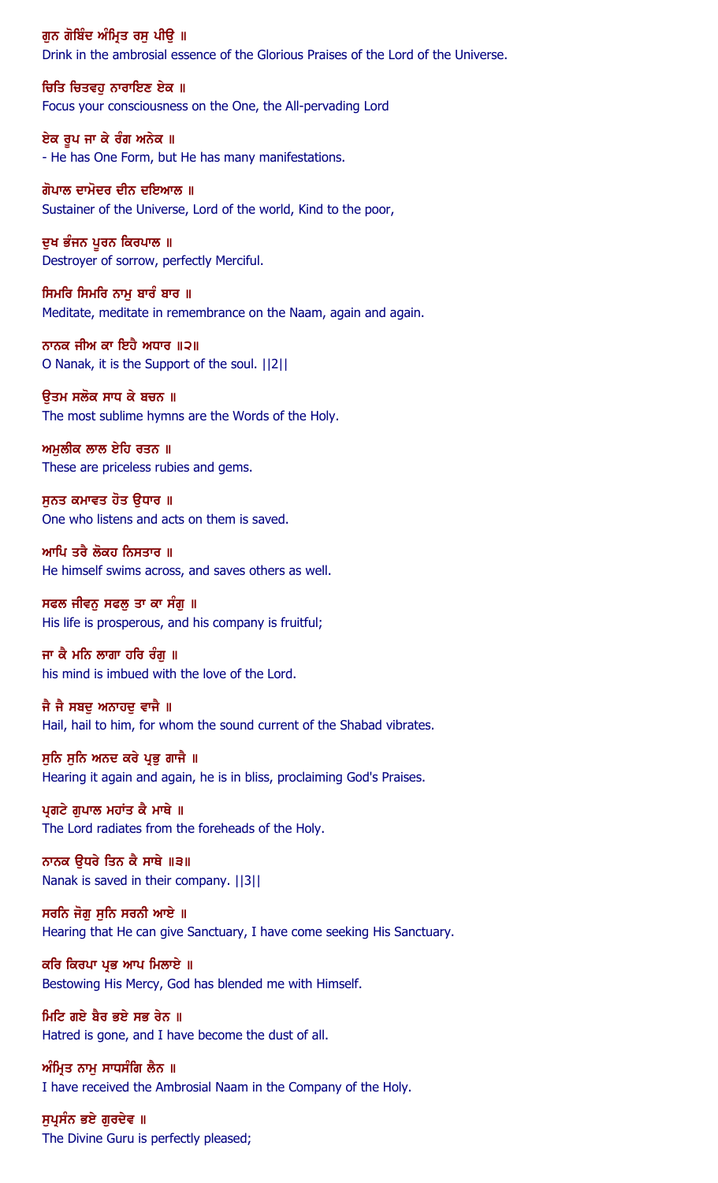ਗੁਨ ਗੋਬਿੰਦ ਅੰਮ੍ਰਿਤ ਰਸੁ ਪੀਉ ॥
Drink in the ambrosial essence of the Glorious Praises of the Lord of the Universe.

ਚਿਤਿ ਚਿਤਵਹੁ ਨਾਰਾਇਣ ਏਕ ॥
Focus your consciousness on the One, the All-pervading Lord

ਏਕ ਰੂਪ ਜਾ ਕੇ ਰੰਗ ਅਨੇਕ ॥
- He has One Form, but He has many manifestations.

ਗੋਪਾਲ ਦਾਮੋਦਰ ਦੀਨ ਦਇਆਲ ॥
Sustainer of the Universe, Lord of the world, Kind to the poor,

ਦੁਖ ਭੰਜਨ ਪੂਰਨ ਕਿਰਪਾਲ ॥
Destroyer of sorrow, perfectly Merciful.

ਸਿਮਰਿ ਸਿਮਰਿ ਨਾਮੁ ਬਾਰੰ ਬਾਰ ॥
Meditate, meditate in remembrance on the Naam, again and again.

ਨਾਨਕ ਜੀਅ ਕਾ ਇਹੈ ਅਧਾਰ ॥੨॥
O Nanak, it is the Support of the soul. ||2||

ਉਤਮ ਸਲੋਕ ਸਾਧ ਕੇ ਬਚਨ ॥
The most sublime hymns are the Words of the Holy.

ਅਮੁਲੀਕ ਲਾਲ ਏਹਿ ਰਤਨ ॥
These are priceless rubies and gems.

ਸੁਨਤ ਕਮਾਵਤ ਹੋਤ ਉਧਾਰ ॥
One who listens and acts on them is saved.

ਆਪਿ ਤਰੈ ਲੋਕਹ ਨਿਸਤਾਰ ॥
He himself swims across, and saves others as well.

ਸਫਲ ਜੀਵਨੁ ਸਫਲੁ ਤਾ ਕਾ ਸੰਗੁ ॥
His life is prosperous, and his company is fruitful;

ਜਾ ਕੈ ਮਨਿ ਲਾਗਾ ਹਰਿ ਰੰਗੁ ॥
his mind is imbued with the love of the Lord.

ਜੈ ਜੈ ਸਬਦੁ ਅਨਾਹਦੁ ਵਾਜੈ ॥
Hail, hail to him, for whom the sound current of the Shabad vibrates.

ਸੁਨਿ ਸੁਨਿ ਅਨਦ ਕਰੇ ਪ੍ਰਭੁ ਗਾਜੈ ॥
Hearing it again and again, he is in bliss, proclaiming God's Praises.

ਪ੍ਰਗਟੇ ਗੁਪਾਲ ਮਹਾਂਤ ਕੈ ਮਾਥੇ ॥
The Lord radiates from the foreheads of the Holy.

ਨਾਨਕ ਉਧਰੇ ਤਿਨ ਕੈ ਸਾਥੇ ॥੩॥
Nanak is saved in their company. ||3||

ਸਰਨਿ ਜੋਗੁ ਸੁਨਿ ਸਰਨੀ ਆਏ ॥
Hearing that He can give Sanctuary, I have come seeking His Sanctuary.

ਕਰਿ ਕਿਰਪਾ ਪ੍ਰਭ ਆਪ ਮਿਲਾਏ ॥
Bestowing His Mercy, God has blended me with Himself.

ਮਿਟਿ ਗਏ ਬੈਰ ਭਏ ਸਭ ਰੇਨ ॥
Hatred is gone, and I have become the dust of all.

ਅੰਮ੍ਰਿਤ ਨਾਮੁ ਸਾਧਸੰਗਿ ਲੈਨ ॥
I have received the Ambrosial Naam in the Company of the Holy.

ਸੁਪ੍ਰਸੰਨ ਭਏ ਗੁਰਦੇਵ ॥
The Divine Guru is perfectly pleased;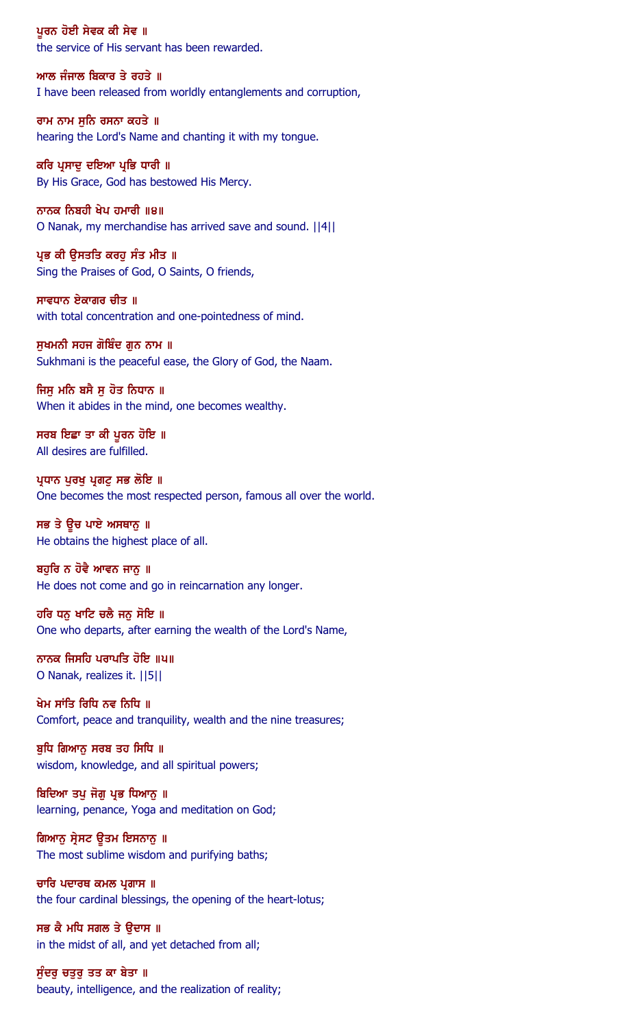ਪੂਰਨ ਹੋਈ ਸੇਵਕ ਕੀ ਸੇਵ ॥
the service of His servant has been rewarded.

ਆਲ ਜੰਜਾਲ ਬਿਕਾਰ ਤੇ ਰਹਤੇ ॥
I have been released from worldly entanglements and corruption,

ਰਾਮ ਨਾਮ ਸੁਨਿ ਰਸਨਾ ਕਹਤੇ ॥
hearing the Lord's Name and chanting it with my tongue.

ਕਰਿ ਪ੍ਰਸਾਦੁ ਦਇਆ ਪ੍ਰਭਿ ਧਾਰੀ ॥
By His Grace, God has bestowed His Mercy.

ਨਾਨਕ ਨਿਬਹੀ ਖੇਪ ਹਮਾਰੀ ॥੪॥
O Nanak, my merchandise has arrived save and sound. ||4||

ਪ੍ਰਭ ਕੀ ਉਸਤਤਿ ਕਰਹੁ ਸੰਤ ਮੀਤ ॥
Sing the Praises of God, O Saints, O friends,

ਸਾਵਧਾਨ ਏਕਾਗਰ ਚੀਤ ॥
with total concentration and one-pointedness of mind.

ਸੁਖਮਨੀ ਸਹਜ ਗੋਬਿੰਦ ਗੁਨ ਨਾਮ ॥
Sukhmani is the peaceful ease, the Glory of God, the Naam.

ਜਿਸੁ ਮਨਿ ਬਸੈ ਸੁ ਹੋਤ ਨਿਧਾਨ ॥
When it abides in the mind, one becomes wealthy.

ਸਰਬ ਇਛਾ ਤਾ ਕੀ ਪੂਰਨ ਹੋਇ ॥
All desires are fulfilled.

ਪ੍ਰਧਾਨ ਪੁਰਖੁ ਪ੍ਰਗਟੁ ਸਭ ਲੋਇ ॥
One becomes the most respected person, famous all over the world.

ਸਭ ਤੇ ਊਚ ਪਾਏ ਅਸਥਾਨੁ ॥
He obtains the highest place of all.

ਬਹੁਰਿ ਨ ਹੋਵੈ ਆਵਨ ਜਾਨੁ ॥
He does not come and go in reincarnation any longer.

ਹਰਿ ਧਨੁ ਖਾਟਿ ਚਲੈ ਜਨੁ ਸੋਇ ॥
One who departs, after earning the wealth of the Lord's Name,

ਨਾਨਕ ਜਿਸਹਿ ਪਰਾਪਤਿ ਹੋਇ ॥੫॥
O Nanak, realizes it. ||5||

ਖੇਮ ਸਾਂਤਿ ਰਿਧਿ ਨਵ ਨਿਧਿ ॥
Comfort, peace and tranquility, wealth and the nine treasures;

ਬੁਧਿ ਗਿਆਨੁ ਸਰਬ ਤਹ ਸਿਧਿ ॥
wisdom, knowledge, and all spiritual powers;

ਬਿਦਿਆ ਤਪੁ ਜੋਗੁ ਪ੍ਰਭ ਧਿਆਨੁ ॥
learning, penance, Yoga and meditation on God;

ਗਿਆਨੁ ਸ੍ਰੇਸਟ ਊਤਮ ਇਸਨਾਨੁ ॥
The most sublime wisdom and purifying baths;

ਚਾਰਿ ਪਦਾਰਥ ਕਮਲ ਪ੍ਰਗਾਸ ॥
the four cardinal blessings, the opening of the heart-lotus;

ਸਭ ਕੈ ਮਧਿ ਸਗਲ ਤੇ ਉਦਾਸ ॥
in the midst of all, and yet detached from all;

ਸੁੰਦਰੁ ਚਤੁਰੁ ਤਤ ਕਾ ਬੇਤਾ ॥
beauty, intelligence, and the realization of reality;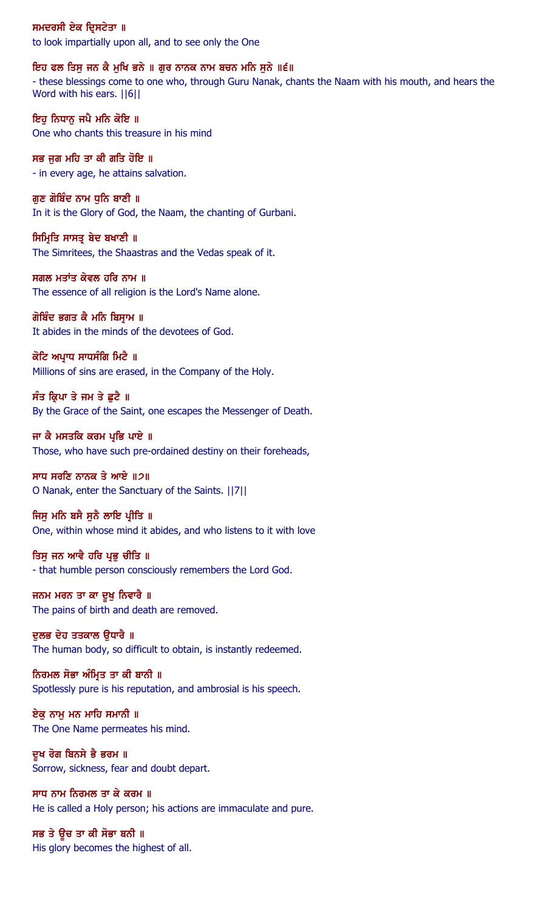ਸਮਦਰਸੀ ਏਕ ਦ੍ਰਿਸਟੇਤਾ ॥
to look impartially upon all, and to see only the One

ਇਹ ਫਲ ਤਿਸੁ ਜਨ ਕੈ ਮੁਖਿ ਭਨੇ ॥ ਗੁਰ ਨਾਨਕ ਨਾਮ ਬਚਨ ਮਨਿ ਸੁਨੇ ॥੬॥
- these blessings come to one who, through Guru Nanak, chants the Naam with his mouth, and hears the Word with his ears. ||6||

ਇਹੁ ਨਿਧਾਨੁ ਜਪੈ ਮਨਿ ਕੋਇ ॥
One who chants this treasure in his mind

ਸਭ ਜੁਗ ਮਹਿ ਤਾ ਕੀ ਗਤਿ ਹੋਇ ॥
- in every age, he attains salvation.

ਗੁਣ ਗੋਬਿੰਦ ਨਾਮ ਧੁਨਿ ਬਾਣੀ ॥
In it is the Glory of God, the Naam, the chanting of Gurbani.

ਸਿਮ੍ਰਿਤਿ ਸਾਸਤ੍ਰ ਬੇਦ ਬਖਾਣੀ ॥
The Simritees, the Shaastras and the Vedas speak of it.

ਸਗਲ ਮਤਾਂਤ ਕੇਵਲ ਹਰਿ ਨਾਮ ॥
The essence of all religion is the Lord's Name alone.

ਗੋਬਿੰਦ ਭਗਤ ਕੈ ਮਨਿ ਬਿਸ੍ਰਾਮ ॥
It abides in the minds of the devotees of God.

ਕੋਟਿ ਅਪ੍ਰਾਧ ਸਾਧਸੰਗਿ ਮਿਟੈ ॥
Millions of sins are erased, in the Company of the Holy.

ਸੰਤ ਕ੍ਰਿਪਾ ਤੇ ਜਮ ਤੇ ਛੁਟੈ ॥
By the Grace of the Saint, one escapes the Messenger of Death.

ਜਾ ਕੈ ਮਸਤਕਿ ਕਰਮ ਪ੍ਰਭਿ ਪਾਏ ॥
Those, who have such pre-ordained destiny on their foreheads,

ਸਾਧ ਸਰਣਿ ਨਾਨਕ ਤੇ ਆਏ ॥੭॥
O Nanak, enter the Sanctuary of the Saints. ||7||

ਜਿਸੁ ਮਨਿ ਬਸੈ ਸੁਨੈ ਲਾਇ ਪ੍ਰੀਤਿ ॥
One, within whose mind it abides, and who listens to it with love

ਤਿਸੁ ਜਨ ਆਵੈ ਹਰਿ ਪ੍ਰਭੁ ਚੀਤਿ ॥
- that humble person consciously remembers the Lord God.

ਜਨਮ ਮਰਨ ਤਾ ਕਾ ਦੂਖੁ ਨਿਵਾਰੈ ॥
The pains of birth and death are removed.

ਦੁਲਭ ਦੇਹ ਤਤਕਾਲ ਉਧਾਰੈ ॥
The human body, so difficult to obtain, is instantly redeemed.

ਨਿਰਮਲ ਸੋਭਾ ਅੰਮ੍ਰਿਤ ਤਾ ਕੀ ਬਾਨੀ ॥
Spotlessly pure is his reputation, and ambrosial is his speech.

ਏਕੁ ਨਾਮੁ ਮਨ ਮਾਹਿ ਸਮਾਨੀ ॥
The One Name permeates his mind.

ਦੂਖ ਰੋਗ ਬਿਨਸੇ ਭੈ ਭਰਮ ॥
Sorrow, sickness, fear and doubt depart.

ਸਾਧ ਨਾਮ ਨਿਰਮਲ ਤਾ ਕੇ ਕਰਮ ॥
He is called a Holy person; his actions are immaculate and pure.

ਸਭ ਤੇ ਊਚ ਤਾ ਕੀ ਸੋਭਾ ਬਨੀ ॥
His glory becomes the highest of all.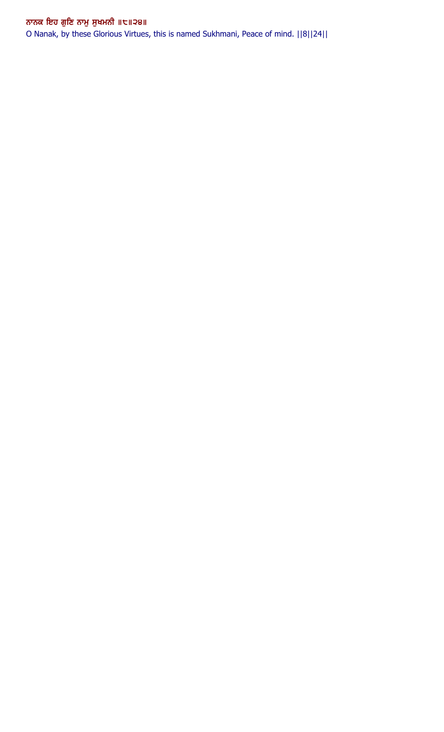ਨਾਨਕ ਇਹ ਗੁਣਿ ਨਾਮੁ ਸੁਖਮਨੀ ॥੮॥੨੪॥

O Nanak, by these Glorious Virtues, this is named Sukhmani, Peace of mind. ||8||24||